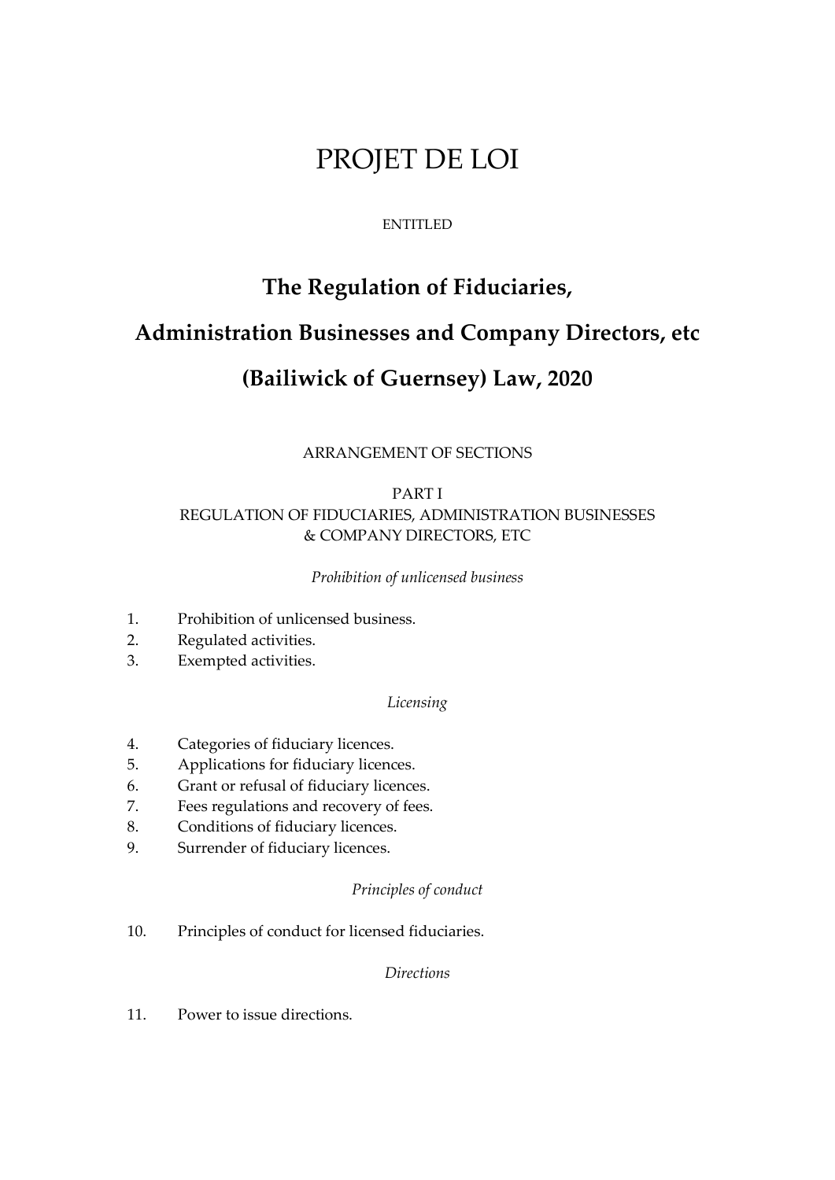# PROJET DE LOI

ENTITLED

## The Regulation of Fiduciaries, Administration Businesses and Company Directors, etc (Bailiwick of Guernsey) Law, 2020

ARRANGEMENT OF SECTIONS

PART I
REGULATION OF FIDUCIARIES, ADMINISTRATION BUSINESSES & COMPANY DIRECTORS, ETC

*Prohibition of unlicensed business*

1. Prohibition of unlicensed business.
2. Regulated activities.
3. Exempted activities.

*Licensing*

4. Categories of fiduciary licences.
5. Applications for fiduciary licences.
6. Grant or refusal of fiduciary licences.
7. Fees regulations and recovery of fees.
8. Conditions of fiduciary licences.
9. Surrender of fiduciary licences.

*Principles of conduct*

10. Principles of conduct for licensed fiduciaries.

*Directions*

11. Power to issue directions.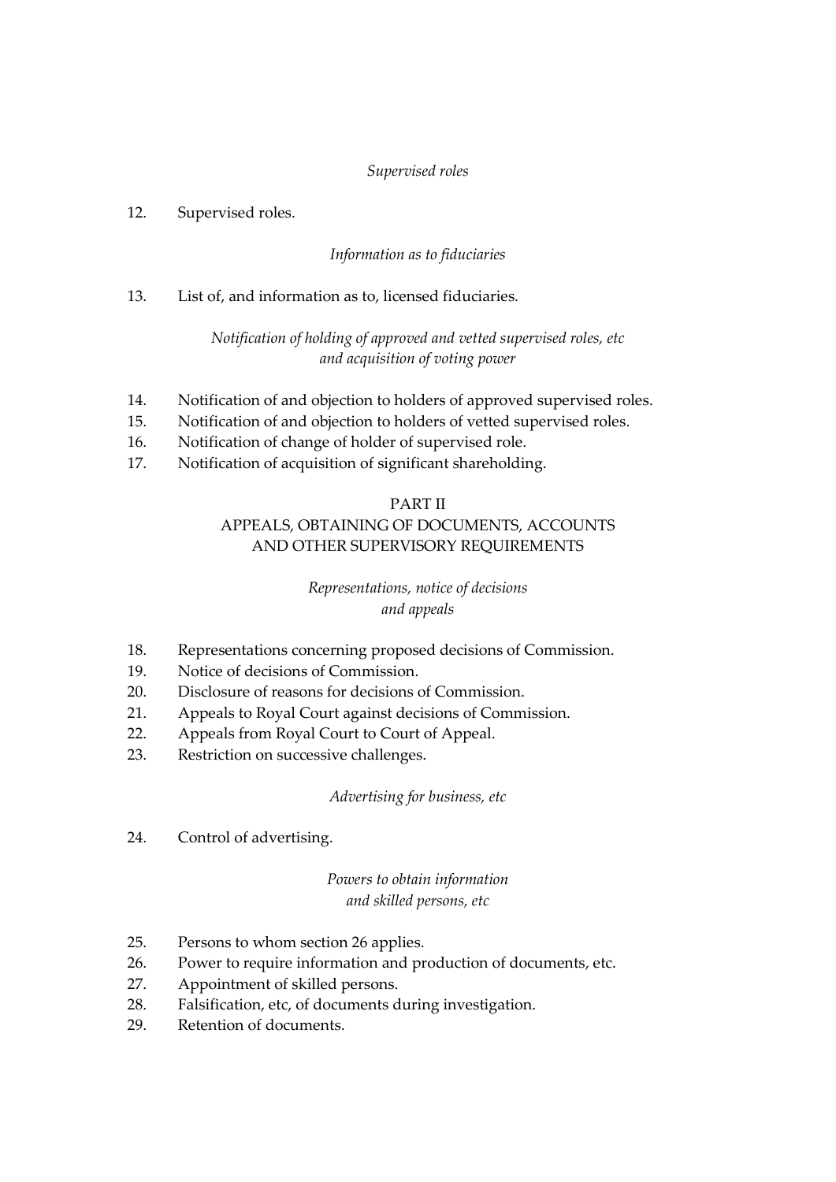*Supervised roles*

12. Supervised roles.

*Information as to fiduciaries*

13. List of, and information as to, licensed fiduciaries.

*Notification of holding of approved and vetted supervised roles, etc and acquisition of voting power*

14. Notification of and objection to holders of approved supervised roles.
15. Notification of and objection to holders of vetted supervised roles.
16. Notification of change of holder of supervised role.
17. Notification of acquisition of significant shareholding.

## PART II
## APPEALS, OBTAINING OF DOCUMENTS, ACCOUNTS AND OTHER SUPERVISORY REQUIREMENTS

*Representations, notice of decisions and appeals*

18. Representations concerning proposed decisions of Commission.
19. Notice of decisions of Commission.
20. Disclosure of reasons for decisions of Commission.
21. Appeals to Royal Court against decisions of Commission.
22. Appeals from Royal Court to Court of Appeal.
23. Restriction on successive challenges.

*Advertising for business, etc*

24. Control of advertising.

*Powers to obtain information and skilled persons, etc*

25. Persons to whom section 26 applies.
26. Power to require information and production of documents, etc.
27. Appointment of skilled persons.
28. Falsification, etc, of documents during investigation.
29. Retention of documents.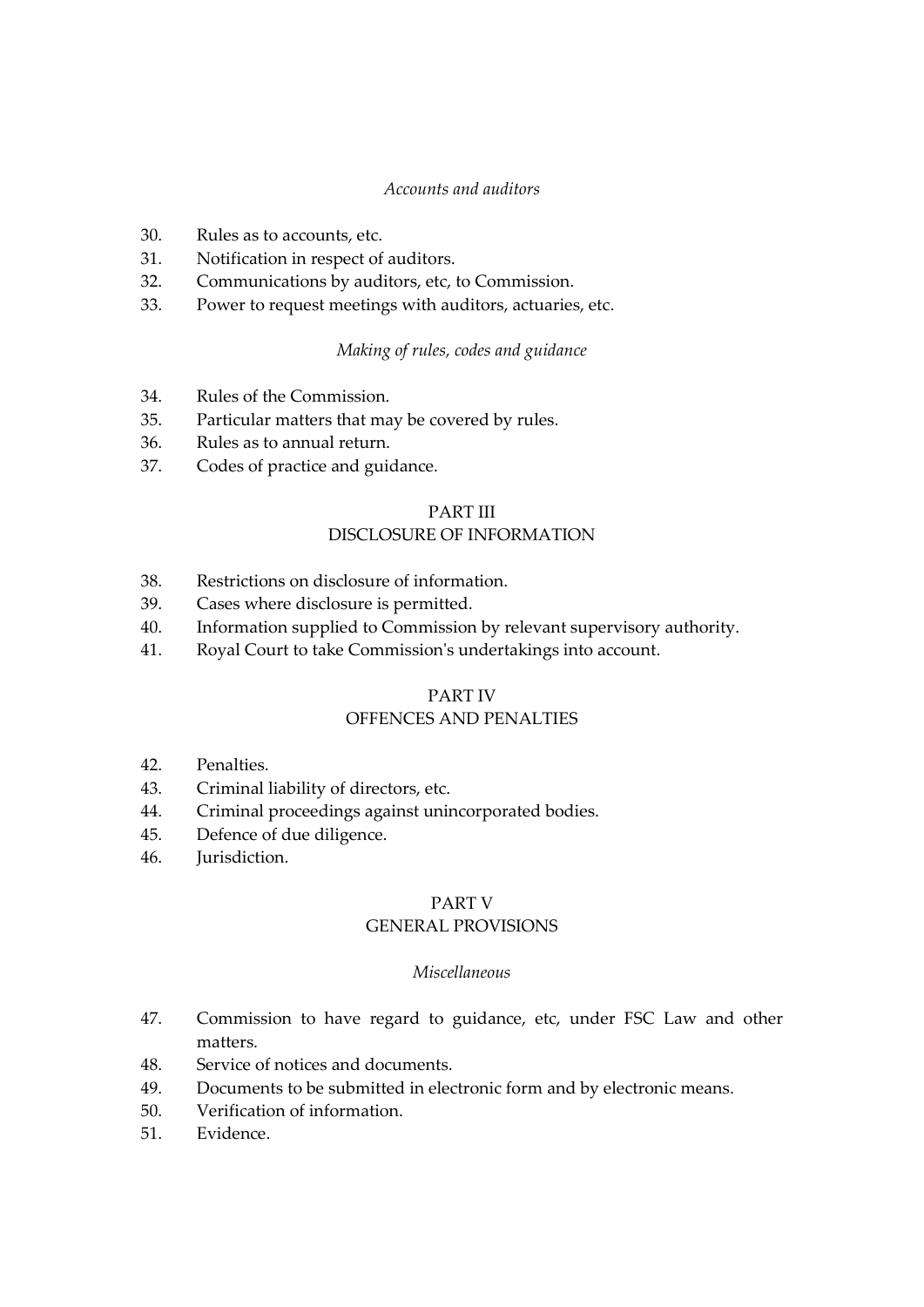*Accounts and auditors*

30. Rules as to accounts, etc.
31. Notification in respect of auditors.
32. Communications by auditors, etc, to Commission.
33. Power to request meetings with auditors, actuaries, etc.

*Making of rules, codes and guidance*

34. Rules of the Commission.
35. Particular matters that may be covered by rules.
36. Rules as to annual return.
37. Codes of practice and guidance.

## PART III
## DISCLOSURE OF INFORMATION

38. Restrictions on disclosure of information.
39. Cases where disclosure is permitted.
40. Information supplied to Commission by relevant supervisory authority.
41. Royal Court to take Commission's undertakings into account.

## PART IV
## OFFENCES AND PENALTIES

42. Penalties.
43. Criminal liability of directors, etc.
44. Criminal proceedings against unincorporated bodies.
45. Defence of due diligence.
46. Jurisdiction.

## PART V
## GENERAL PROVISIONS

*Miscellaneous*

47. Commission to have regard to guidance, etc, under FSC Law and other matters.
48. Service of notices and documents.
49. Documents to be submitted in electronic form and by electronic means.
50. Verification of information.
51. Evidence.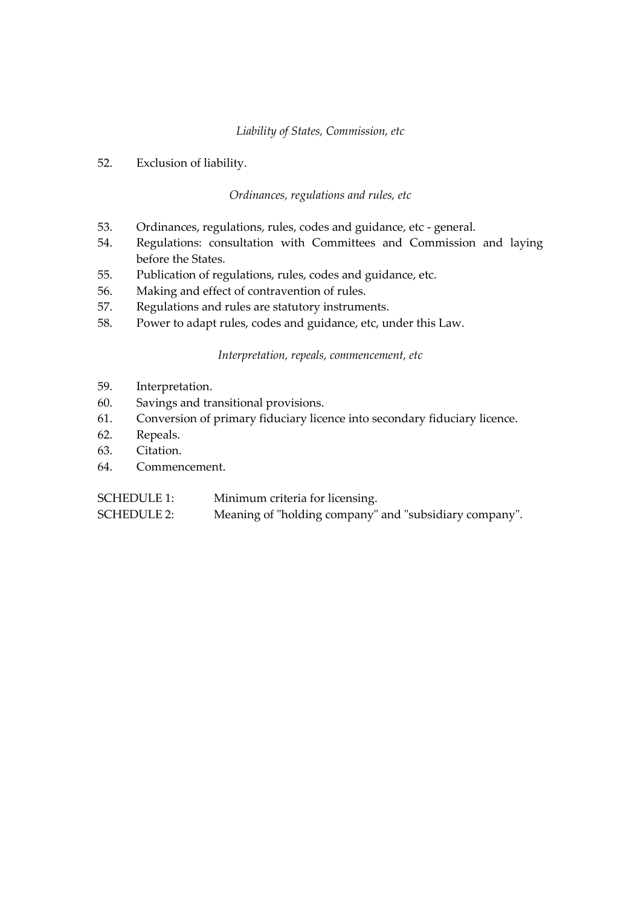*Liability of States, Commission, etc*

52. Exclusion of liability.

*Ordinances, regulations and rules, etc*

53. Ordinances, regulations, rules, codes and guidance, etc - general.
54. Regulations: consultation with Committees and Commission and laying before the States.
55. Publication of regulations, rules, codes and guidance, etc.
56. Making and effect of contravention of rules.
57. Regulations and rules are statutory instruments.
58. Power to adapt rules, codes and guidance, etc, under this Law.

*Interpretation, repeals, commencement, etc*

59. Interpretation.
60. Savings and transitional provisions.
61. Conversion of primary fiduciary licence into secondary fiduciary licence.
62. Repeals.
63. Citation.
64. Commencement.

SCHEDULE 1: Minimum criteria for licensing.
SCHEDULE 2: Meaning of "holding company" and "subsidiary company".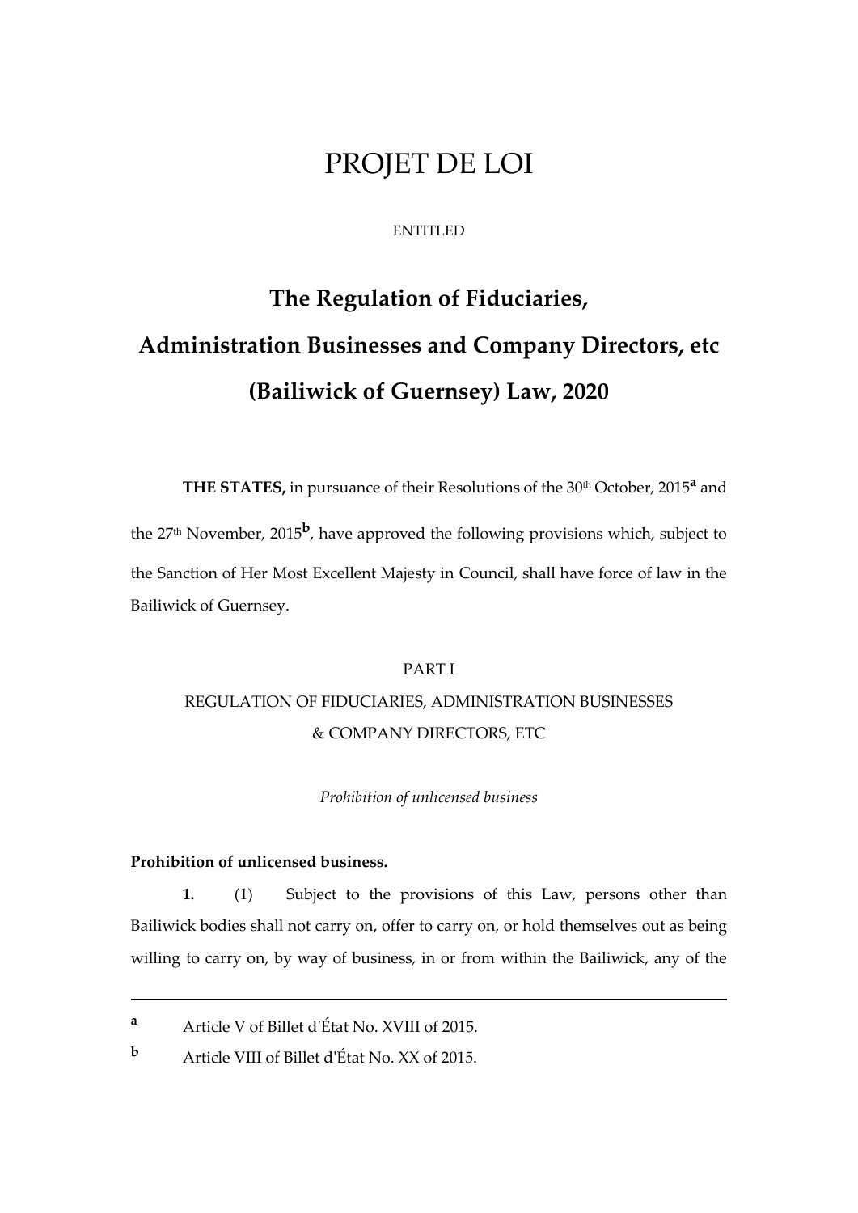# PROJET DE LOI

ENTITLED

## The Regulation of Fiduciaries, Administration Businesses and Company Directors, etc (Bailiwick of Guernsey) Law, 2020

**THE STATES,** in pursuance of their Resolutions of the 30th October, 2015[a] and the 27th November, 2015[b], have approved the following provisions which, subject to the Sanction of Her Most Excellent Majesty in Council, shall have force of law in the Bailiwick of Guernsey.

PART I

REGULATION OF FIDUCIARIES, ADMINISTRATION BUSINESSES & COMPANY DIRECTORS, ETC

*Prohibition of unlicensed business*

**Prohibition of unlicensed business.**

**1.** (1) Subject to the provisions of this Law, persons other than Bailiwick bodies shall not carry on, offer to carry on, or hold themselves out as being willing to carry on, by way of business, in or from within the Bailiwick, any of the

---

[a] Article V of Billet d'État No. XVIII of 2015.

[b] Article VIII of Billet d'État No. XX of 2015.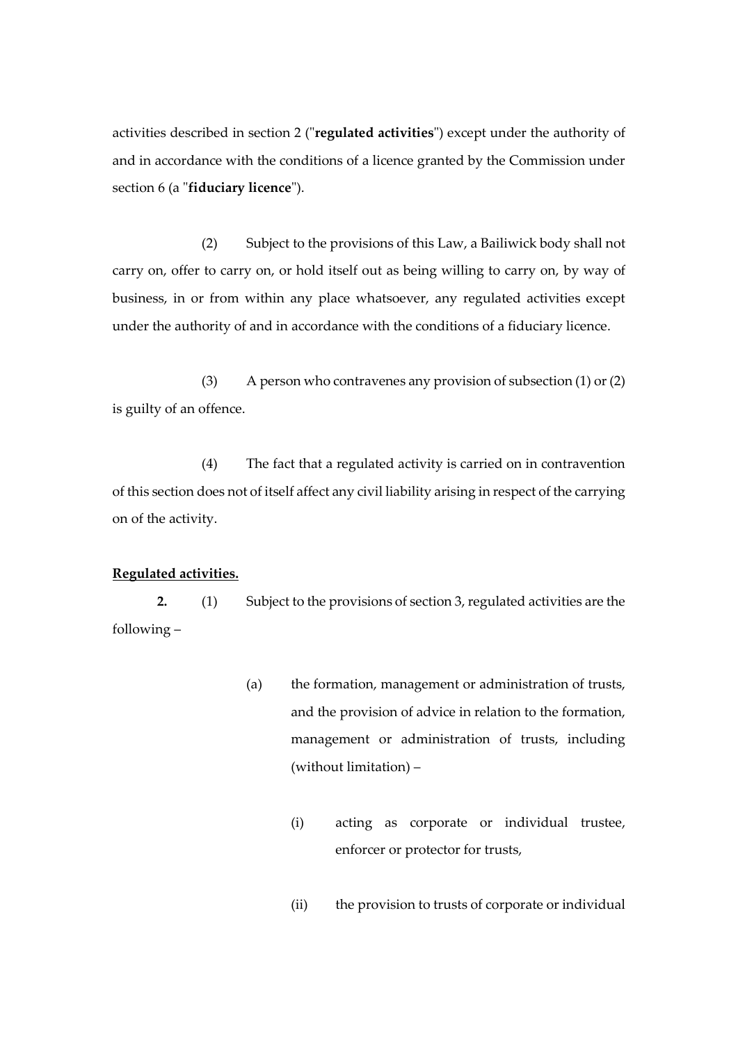activities described in section 2 ("**regulated activities**") except under the authority of and in accordance with the conditions of a licence granted by the Commission under section 6 (a "**fiduciary licence**").

(2) Subject to the provisions of this Law, a Bailiwick body shall not carry on, offer to carry on, or hold itself out as being willing to carry on, by way of business, in or from within any place whatsoever, any regulated activities except under the authority of and in accordance with the conditions of a fiduciary licence.

(3) A person who contravenes any provision of subsection (1) or (2) is guilty of an offence.

(4) The fact that a regulated activity is carried on in contravention of this section does not of itself affect any civil liability arising in respect of the carrying on of the activity.

**Regulated activities.**

**2.** (1) Subject to the provisions of section 3, regulated activities are the following –

(a) the formation, management or administration of trusts, and the provision of advice in relation to the formation, management or administration of trusts, including (without limitation) –

(i) acting as corporate or individual trustee, enforcer or protector for trusts,

(ii) the provision to trusts of corporate or individual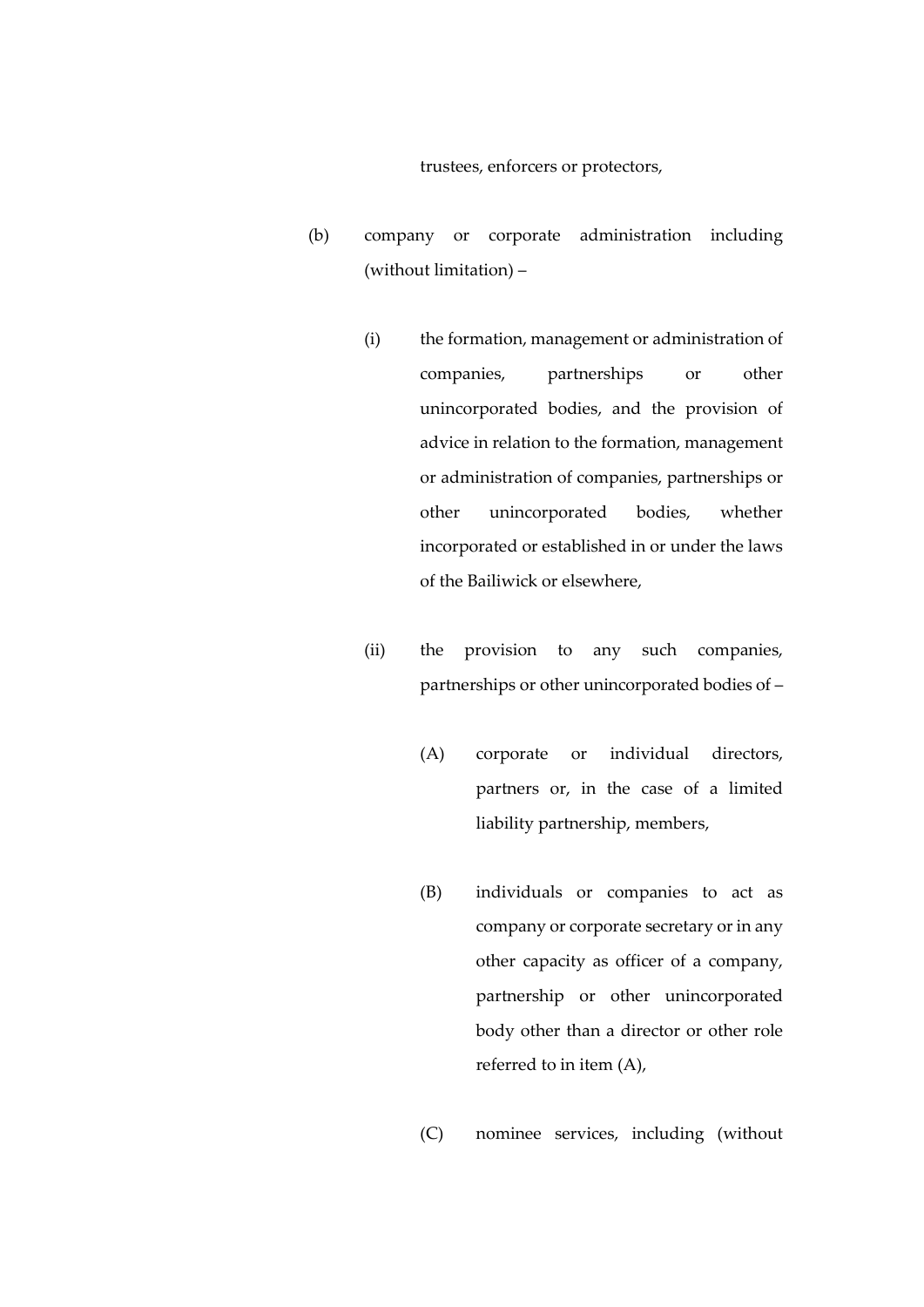trustees, enforcers or protectors,

(b) company or corporate administration including (without limitation) –

(i) the formation, management or administration of companies, partnerships or other unincorporated bodies, and the provision of advice in relation to the formation, management or administration of companies, partnerships or other unincorporated bodies, whether incorporated or established in or under the laws of the Bailiwick or elsewhere,

(ii) the provision to any such companies, partnerships or other unincorporated bodies of –

(A) corporate or individual directors, partners or, in the case of a limited liability partnership, members,

(B) individuals or companies to act as company or corporate secretary or in any other capacity as officer of a company, partnership or other unincorporated body other than a director or other role referred to in item (A),

(C) nominee services, including (without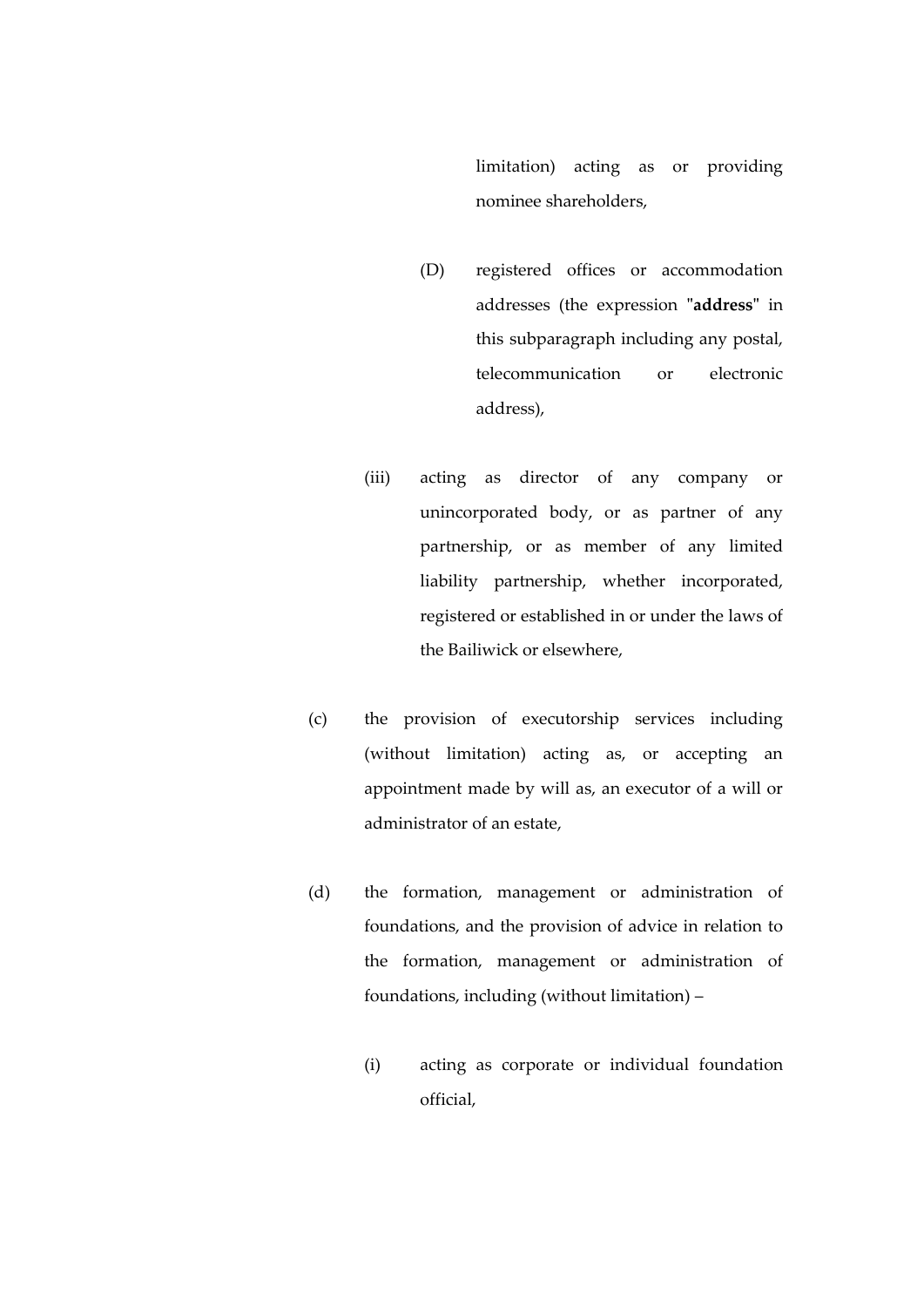limitation) acting as or providing nominee shareholders,

(D) registered offices or accommodation addresses (the expression "**address**" in this subparagraph including any postal, telecommunication or electronic address),

(iii) acting as director of any company or unincorporated body, or as partner of any partnership, or as member of any limited liability partnership, whether incorporated, registered or established in or under the laws of the Bailiwick or elsewhere,

(c) the provision of executorship services including (without limitation) acting as, or accepting an appointment made by will as, an executor of a will or administrator of an estate,

(d) the formation, management or administration of foundations, and the provision of advice in relation to the formation, management or administration of foundations, including (without limitation) –

(i) acting as corporate or individual foundation official,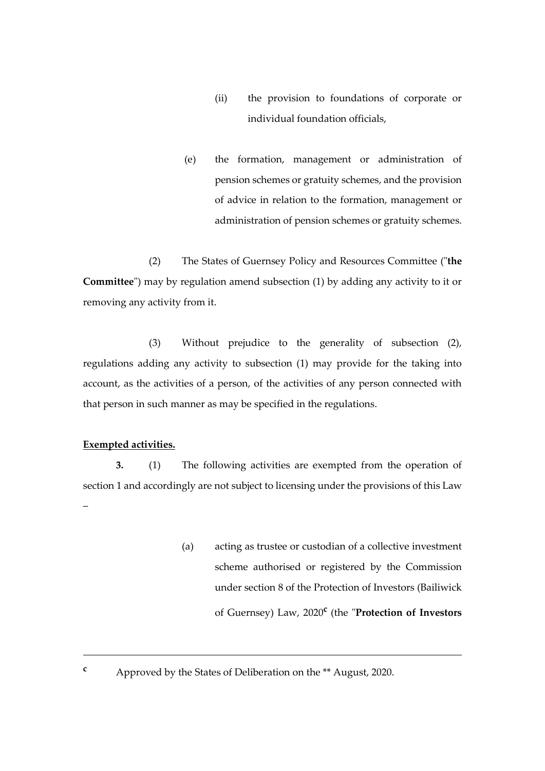(ii) the provision to foundations of corporate or individual foundation officials,

(e) the formation, management or administration of pension schemes or gratuity schemes, and the provision of advice in relation to the formation, management or administration of pension schemes or gratuity schemes.

(2) The States of Guernsey Policy and Resources Committee ("**the Committee**") may by regulation amend subsection (1) by adding any activity to it or removing any activity from it.

(3) Without prejudice to the generality of subsection (2), regulations adding any activity to subsection (1) may provide for the taking into account, as the activities of a person, of the activities of any person connected with that person in such manner as may be specified in the regulations.

**Exempted activities.**

**3.** (1) The following activities are exempted from the operation of section 1 and accordingly are not subject to licensing under the provisions of this Law –

(a) acting as trustee or custodian of a collective investment scheme authorised or registered by the Commission under section 8 of the Protection of Investors (Bailiwick of Guernsey) Law, 2020[c] (the "**Protection of Investors**

---

[c] Approved by the States of Deliberation on the ** August, 2020.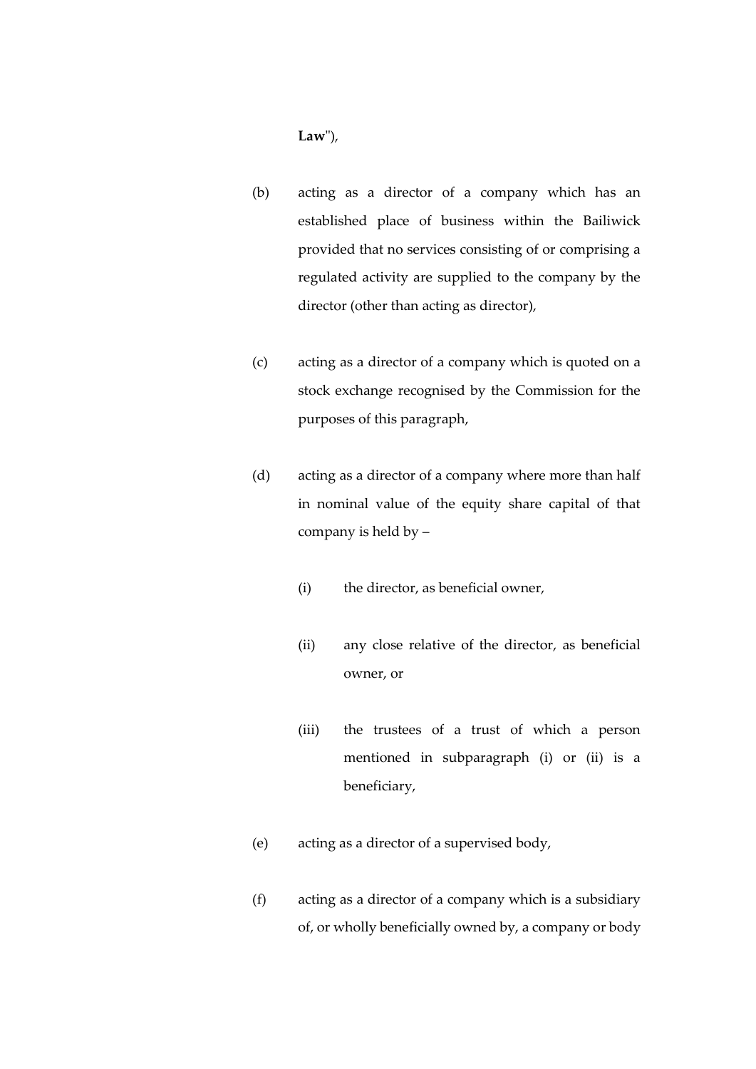**Law**"),

(b) acting as a director of a company which has an established place of business within the Bailiwick provided that no services consisting of or comprising a regulated activity are supplied to the company by the director (other than acting as director),

(c) acting as a director of a company which is quoted on a stock exchange recognised by the Commission for the purposes of this paragraph,

(d) acting as a director of a company where more than half in nominal value of the equity share capital of that company is held by –

  (i) the director, as beneficial owner,

  (ii) any close relative of the director, as beneficial owner, or

  (iii) the trustees of a trust of which a person mentioned in subparagraph (i) or (ii) is a beneficiary,

(e) acting as a director of a supervised body,

(f) acting as a director of a company which is a subsidiary of, or wholly beneficially owned by, a company or body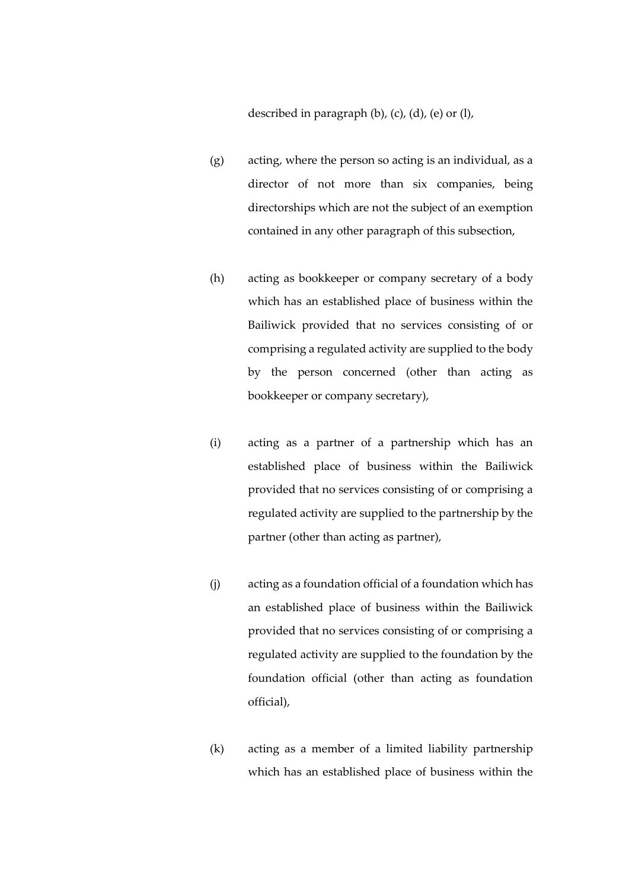described in paragraph (b), (c), (d), (e) or (l),

(g) acting, where the person so acting is an individual, as a director of not more than six companies, being directorships which are not the subject of an exemption contained in any other paragraph of this subsection,

(h) acting as bookkeeper or company secretary of a body which has an established place of business within the Bailiwick provided that no services consisting of or comprising a regulated activity are supplied to the body by the person concerned (other than acting as bookkeeper or company secretary),

(i) acting as a partner of a partnership which has an established place of business within the Bailiwick provided that no services consisting of or comprising a regulated activity are supplied to the partnership by the partner (other than acting as partner),

(j) acting as a foundation official of a foundation which has an established place of business within the Bailiwick provided that no services consisting of or comprising a regulated activity are supplied to the foundation by the foundation official (other than acting as foundation official),

(k) acting as a member of a limited liability partnership which has an established place of business within the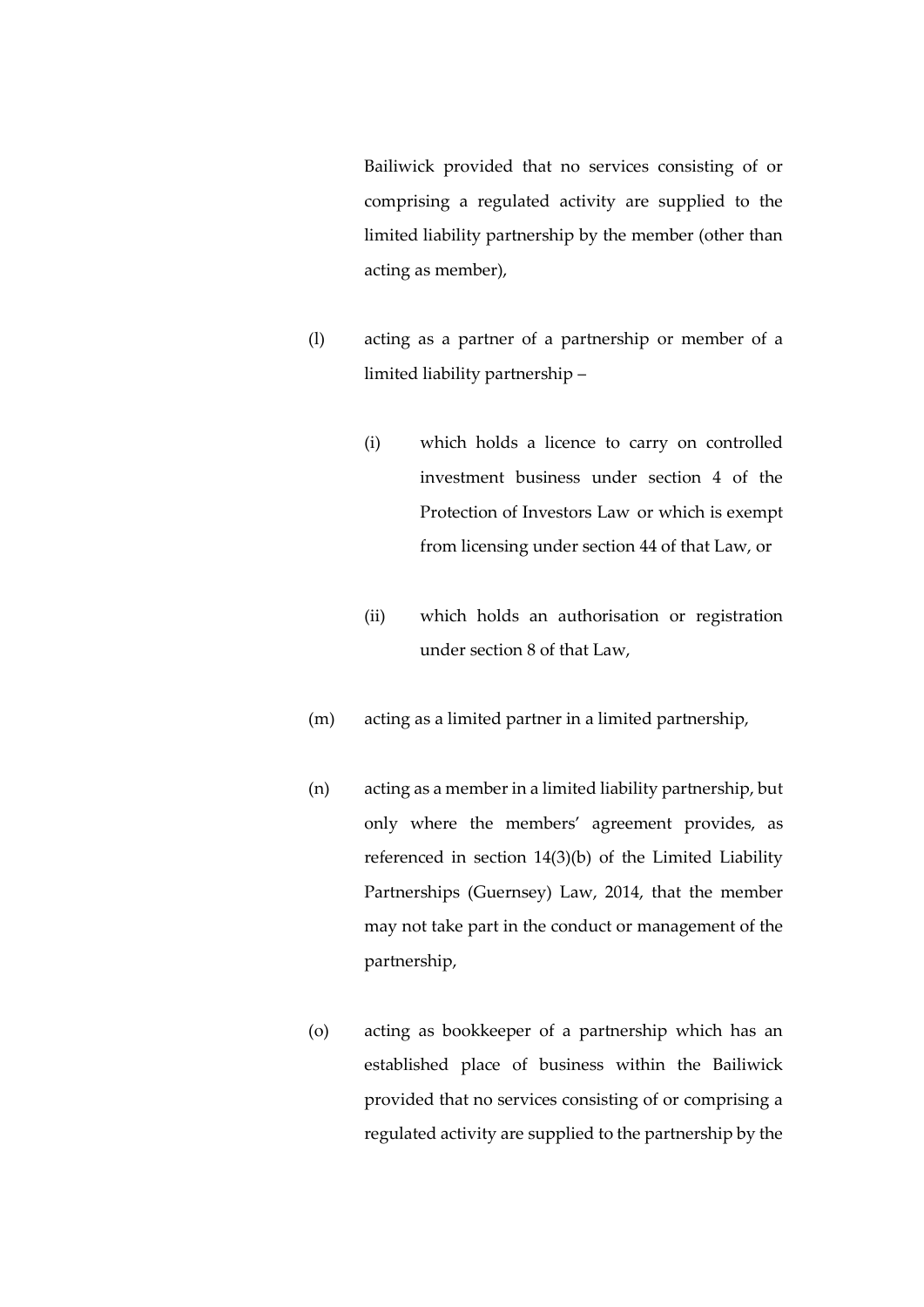Bailiwick provided that no services consisting of or comprising a regulated activity are supplied to the limited liability partnership by the member (other than acting as member),

(l) acting as a partner of a partnership or member of a limited liability partnership –

  (i) which holds a licence to carry on controlled investment business under section 4 of the Protection of Investors Law or which is exempt from licensing under section 44 of that Law, or

  (ii) which holds an authorisation or registration under section 8 of that Law,

(m) acting as a limited partner in a limited partnership,

(n) acting as a member in a limited liability partnership, but only where the members' agreement provides, as referenced in section 14(3)(b) of the Limited Liability Partnerships (Guernsey) Law, 2014, that the member may not take part in the conduct or management of the partnership,

(o) acting as bookkeeper of a partnership which has an established place of business within the Bailiwick provided that no services consisting of or comprising a regulated activity are supplied to the partnership by the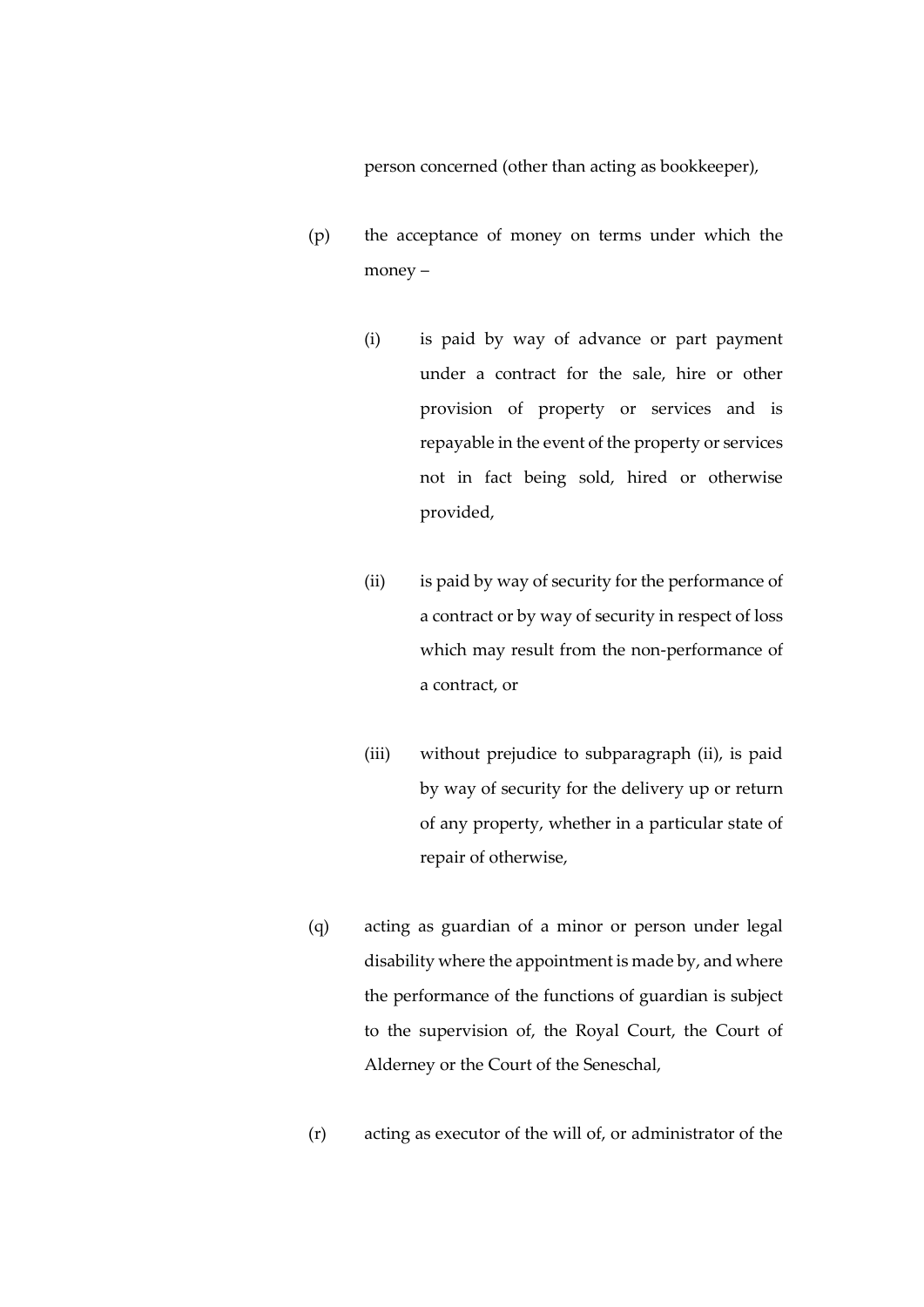person concerned (other than acting as bookkeeper),

(p) the acceptance of money on terms under which the money –

(i) is paid by way of advance or part payment under a contract for the sale, hire or other provision of property or services and is repayable in the event of the property or services not in fact being sold, hired or otherwise provided,

(ii) is paid by way of security for the performance of a contract or by way of security in respect of loss which may result from the non-performance of a contract, or

(iii) without prejudice to subparagraph (ii), is paid by way of security for the delivery up or return of any property, whether in a particular state of repair of otherwise,

(q) acting as guardian of a minor or person under legal disability where the appointment is made by, and where the performance of the functions of guardian is subject to the supervision of, the Royal Court, the Court of Alderney or the Court of the Seneschal,

(r) acting as executor of the will of, or administrator of the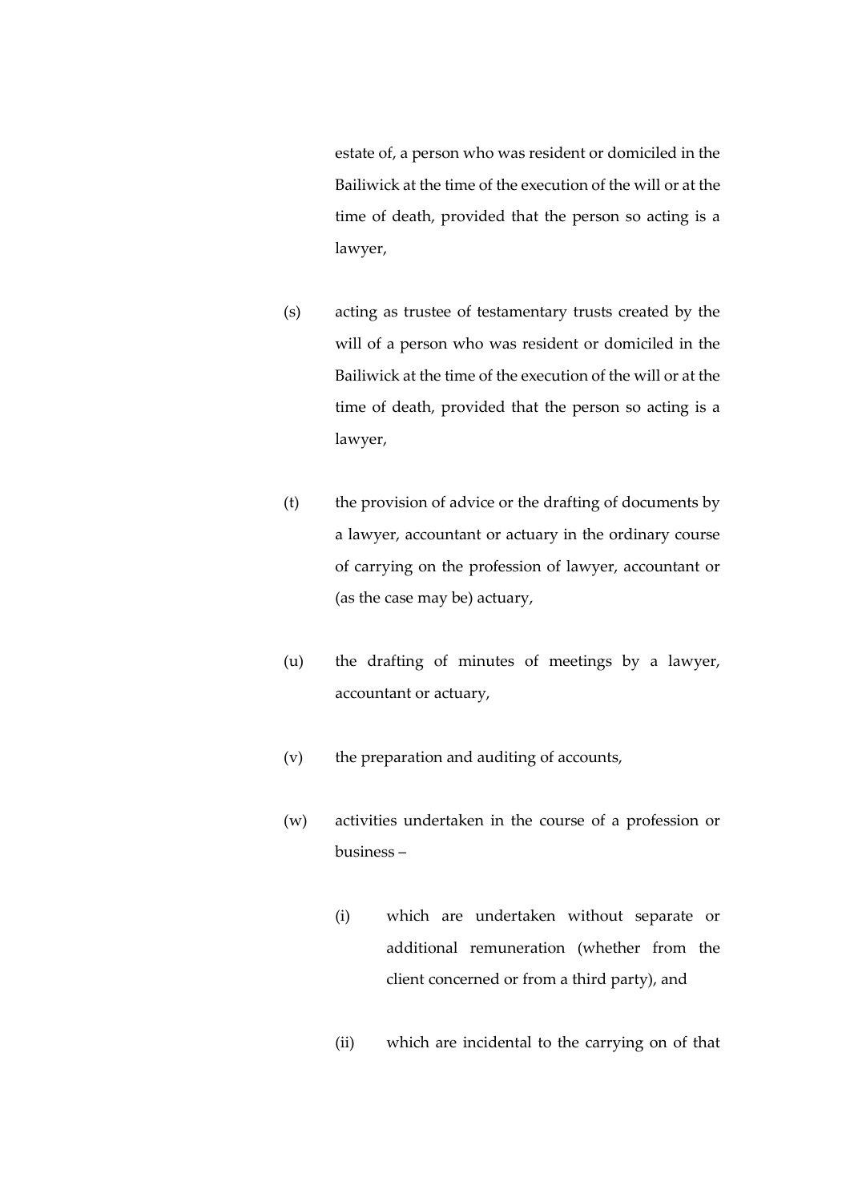estate of, a person who was resident or domiciled in the Bailiwick at the time of the execution of the will or at the time of death, provided that the person so acting is a lawyer,

(s) acting as trustee of testamentary trusts created by the will of a person who was resident or domiciled in the Bailiwick at the time of the execution of the will or at the time of death, provided that the person so acting is a lawyer,

(t) the provision of advice or the drafting of documents by a lawyer, accountant or actuary in the ordinary course of carrying on the profession of lawyer, accountant or (as the case may be) actuary,

(u) the drafting of minutes of meetings by a lawyer, accountant or actuary,

(v) the preparation and auditing of accounts,

(w) activities undertaken in the course of a profession or business –

(i) which are undertaken without separate or additional remuneration (whether from the client concerned or from a third party), and

(ii) which are incidental to the carrying on of that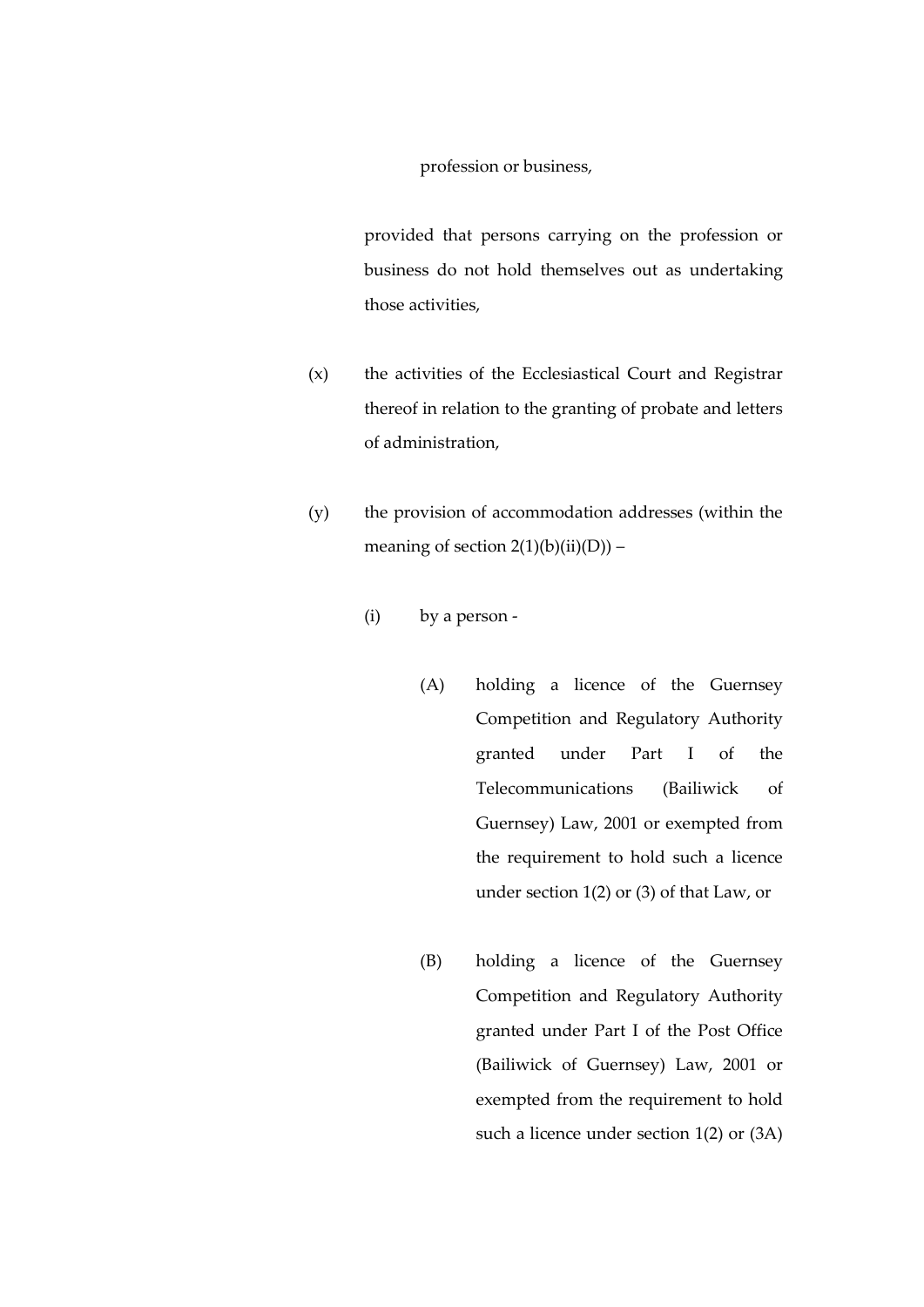profession or business,

provided that persons carrying on the profession or business do not hold themselves out as undertaking those activities,

(x) the activities of the Ecclesiastical Court and Registrar thereof in relation to the granting of probate and letters of administration,

(y) the provision of accommodation addresses (within the meaning of section 2(1)(b)(ii)(D)) –

(i) by a person -

(A) holding a licence of the Guernsey Competition and Regulatory Authority granted under Part I of the Telecommunications (Bailiwick of Guernsey) Law, 2001 or exempted from the requirement to hold such a licence under section 1(2) or (3) of that Law, or

(B) holding a licence of the Guernsey Competition and Regulatory Authority granted under Part I of the Post Office (Bailiwick of Guernsey) Law, 2001 or exempted from the requirement to hold such a licence under section 1(2) or (3A)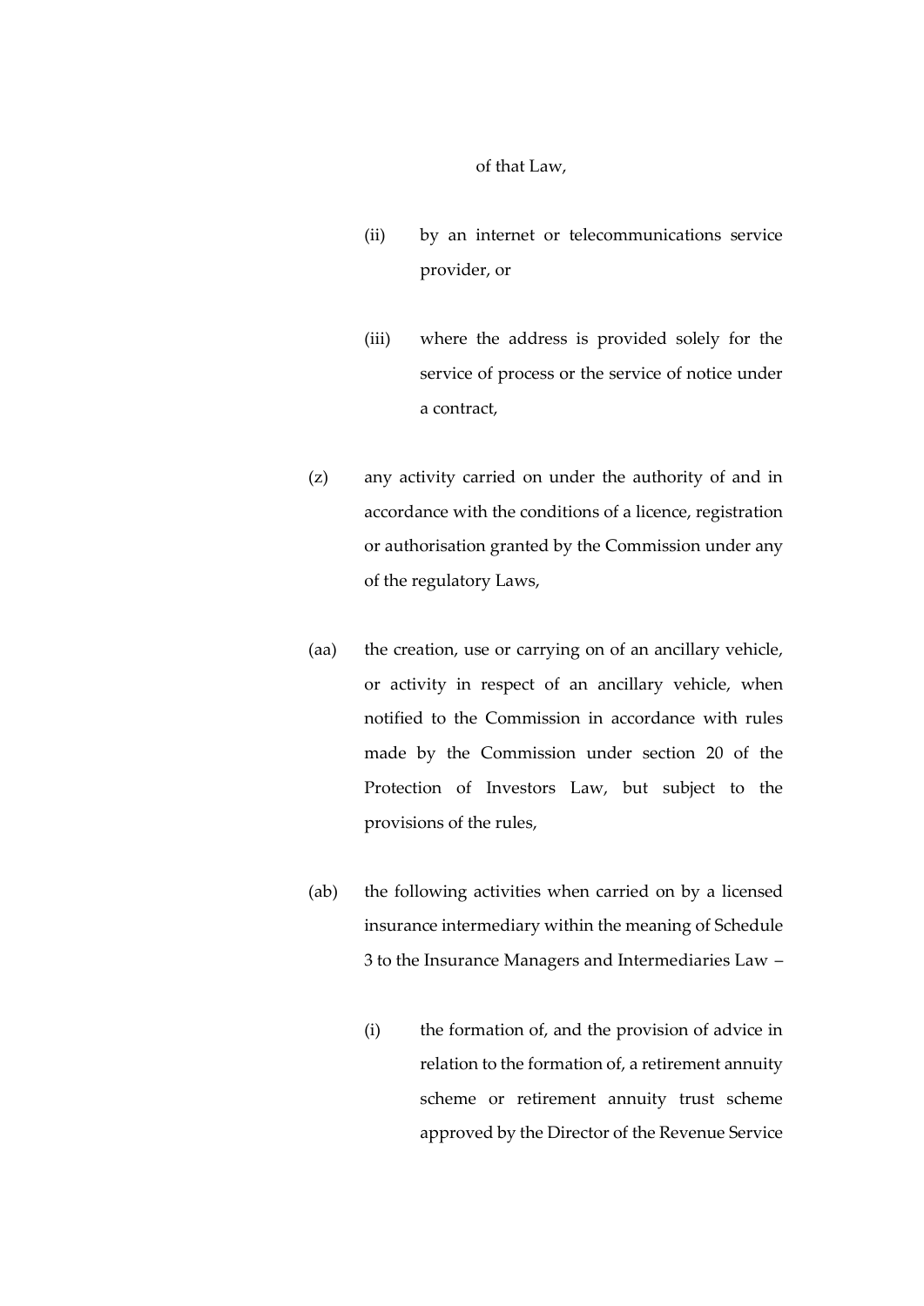of that Law,

(ii) by an internet or telecommunications service provider, or

(iii) where the address is provided solely for the service of process or the service of notice under a contract,

(z) any activity carried on under the authority of and in accordance with the conditions of a licence, registration or authorisation granted by the Commission under any of the regulatory Laws,

(aa) the creation, use or carrying on of an ancillary vehicle, or activity in respect of an ancillary vehicle, when notified to the Commission in accordance with rules made by the Commission under section 20 of the Protection of Investors Law, but subject to the provisions of the rules,

(ab) the following activities when carried on by a licensed insurance intermediary within the meaning of Schedule 3 to the Insurance Managers and Intermediaries Law –

(i) the formation of, and the provision of advice in relation to the formation of, a retirement annuity scheme or retirement annuity trust scheme approved by the Director of the Revenue Service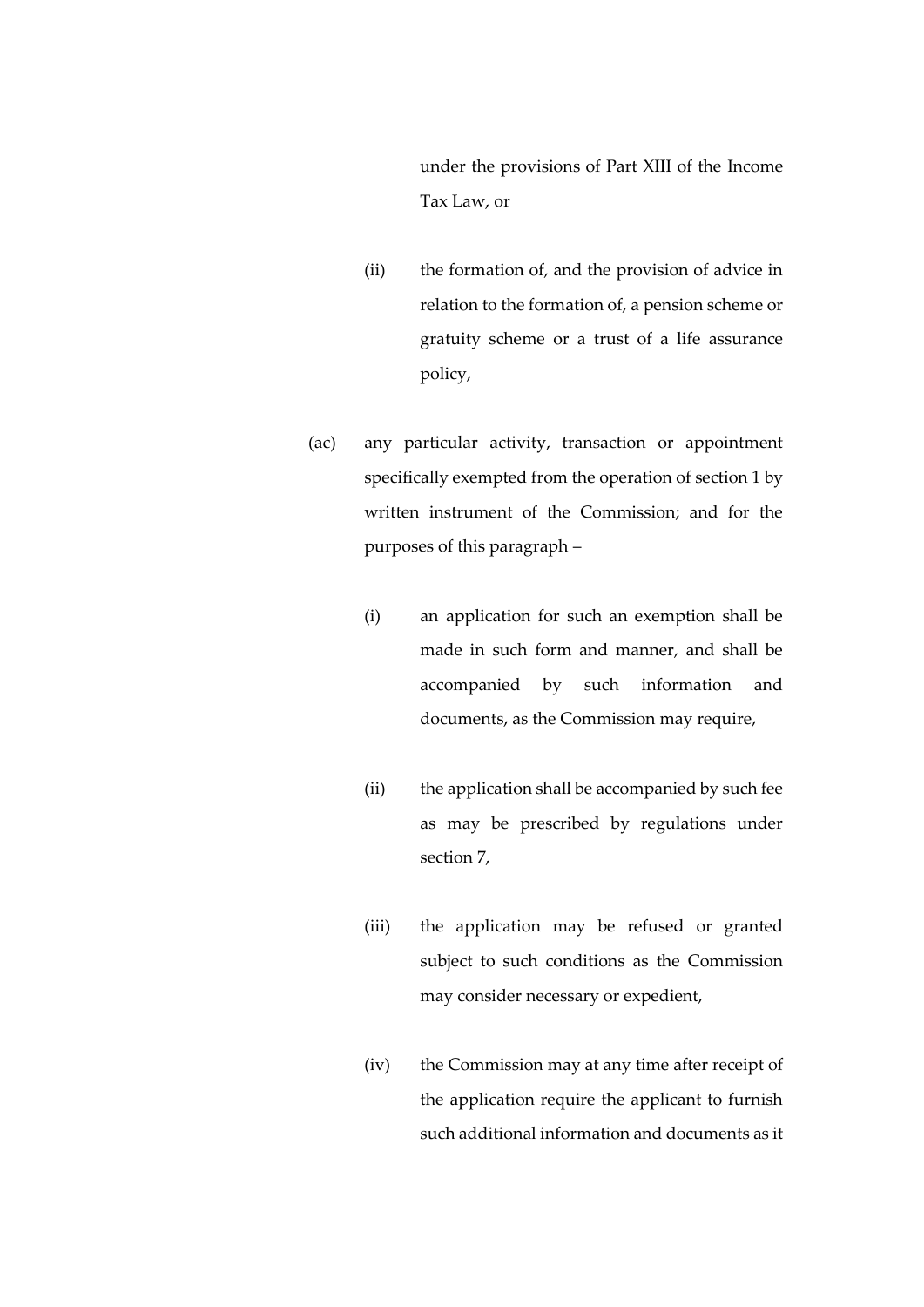under the provisions of Part XIII of the Income Tax Law, or

(ii) the formation of, and the provision of advice in relation to the formation of, a pension scheme or gratuity scheme or a trust of a life assurance policy,

(ac) any particular activity, transaction or appointment specifically exempted from the operation of section 1 by written instrument of the Commission; and for the purposes of this paragraph –

(i) an application for such an exemption shall be made in such form and manner, and shall be accompanied by such information and documents, as the Commission may require,

(ii) the application shall be accompanied by such fee as may be prescribed by regulations under section 7,

(iii) the application may be refused or granted subject to such conditions as the Commission may consider necessary or expedient,

(iv) the Commission may at any time after receipt of the application require the applicant to furnish such additional information and documents as it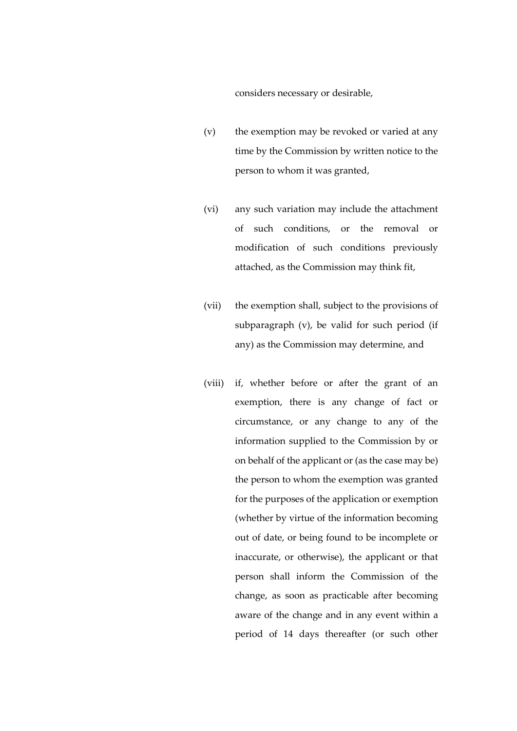considers necessary or desirable,

(v) the exemption may be revoked or varied at any time by the Commission by written notice to the person to whom it was granted,

(vi) any such variation may include the attachment of such conditions, or the removal or modification of such conditions previously attached, as the Commission may think fit,

(vii) the exemption shall, subject to the provisions of subparagraph (v), be valid for such period (if any) as the Commission may determine, and

(viii) if, whether before or after the grant of an exemption, there is any change of fact or circumstance, or any change to any of the information supplied to the Commission by or on behalf of the applicant or (as the case may be) the person to whom the exemption was granted for the purposes of the application or exemption (whether by virtue of the information becoming out of date, or being found to be incomplete or inaccurate, or otherwise), the applicant or that person shall inform the Commission of the change, as soon as practicable after becoming aware of the change and in any event within a period of 14 days thereafter (or such other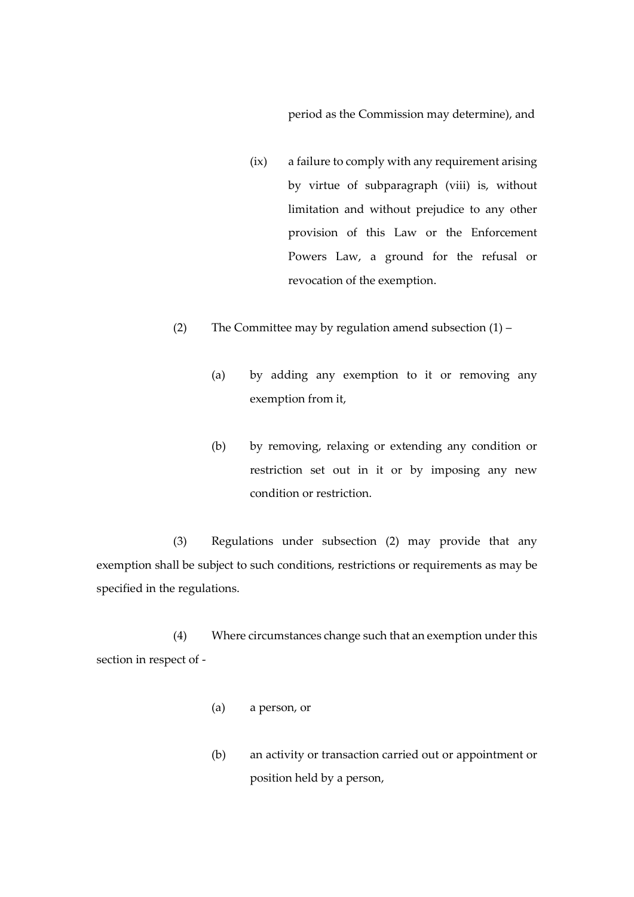period as the Commission may determine), and

(ix) a failure to comply with any requirement arising by virtue of subparagraph (viii) is, without limitation and without prejudice to any other provision of this Law or the Enforcement Powers Law, a ground for the refusal or revocation of the exemption.

(2) The Committee may by regulation amend subsection (1) –

(a) by adding any exemption to it or removing any exemption from it,

(b) by removing, relaxing or extending any condition or restriction set out in it or by imposing any new condition or restriction.

(3) Regulations under subsection (2) may provide that any exemption shall be subject to such conditions, restrictions or requirements as may be specified in the regulations.

(4) Where circumstances change such that an exemption under this section in respect of -

(a) a person, or

(b) an activity or transaction carried out or appointment or position held by a person,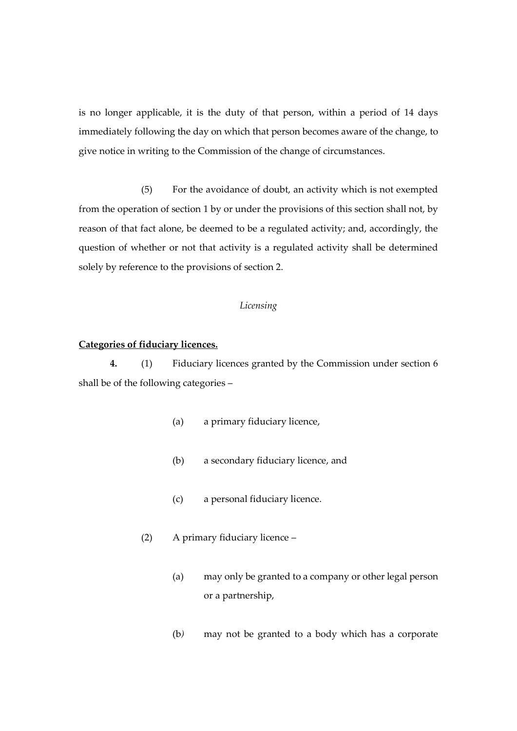is no longer applicable, it is the duty of that person, within a period of 14 days immediately following the day on which that person becomes aware of the change, to give notice in writing to the Commission of the change of circumstances.

(5) For the avoidance of doubt, an activity which is not exempted from the operation of section 1 by or under the provisions of this section shall not, by reason of that fact alone, be deemed to be a regulated activity; and, accordingly, the question of whether or not that activity is a regulated activity shall be determined solely by reference to the provisions of section 2.

*Licensing*

**Categories of fiduciary licences.**

**4.** (1) Fiduciary licences granted by the Commission under section 6 shall be of the following categories –

(a) a primary fiduciary licence,

(b) a secondary fiduciary licence, and

(c) a personal fiduciary licence.

(2) A primary fiduciary licence –

(a) may only be granted to a company or other legal person or a partnership,

(b) may not be granted to a body which has a corporate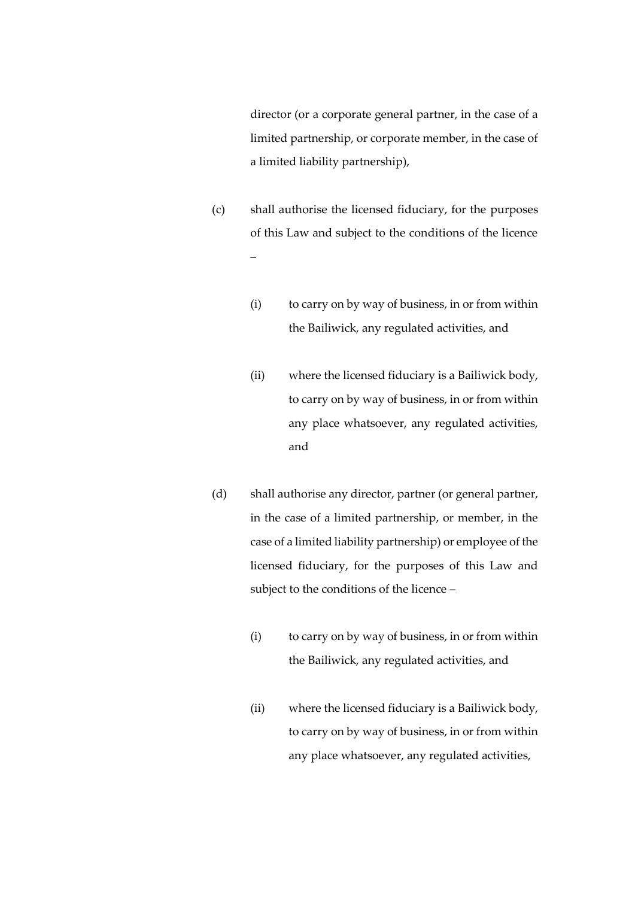director (or a corporate general partner, in the case of a limited partnership, or corporate member, in the case of a limited liability partnership),

(c) shall authorise the licensed fiduciary, for the purposes of this Law and subject to the conditions of the licence –

(i) to carry on by way of business, in or from within the Bailiwick, any regulated activities, and

(ii) where the licensed fiduciary is a Bailiwick body, to carry on by way of business, in or from within any place whatsoever, any regulated activities, and

(d) shall authorise any director, partner (or general partner, in the case of a limited partnership, or member, in the case of a limited liability partnership) or employee of the licensed fiduciary, for the purposes of this Law and subject to the conditions of the licence –

(i) to carry on by way of business, in or from within the Bailiwick, any regulated activities, and

(ii) where the licensed fiduciary is a Bailiwick body, to carry on by way of business, in or from within any place whatsoever, any regulated activities,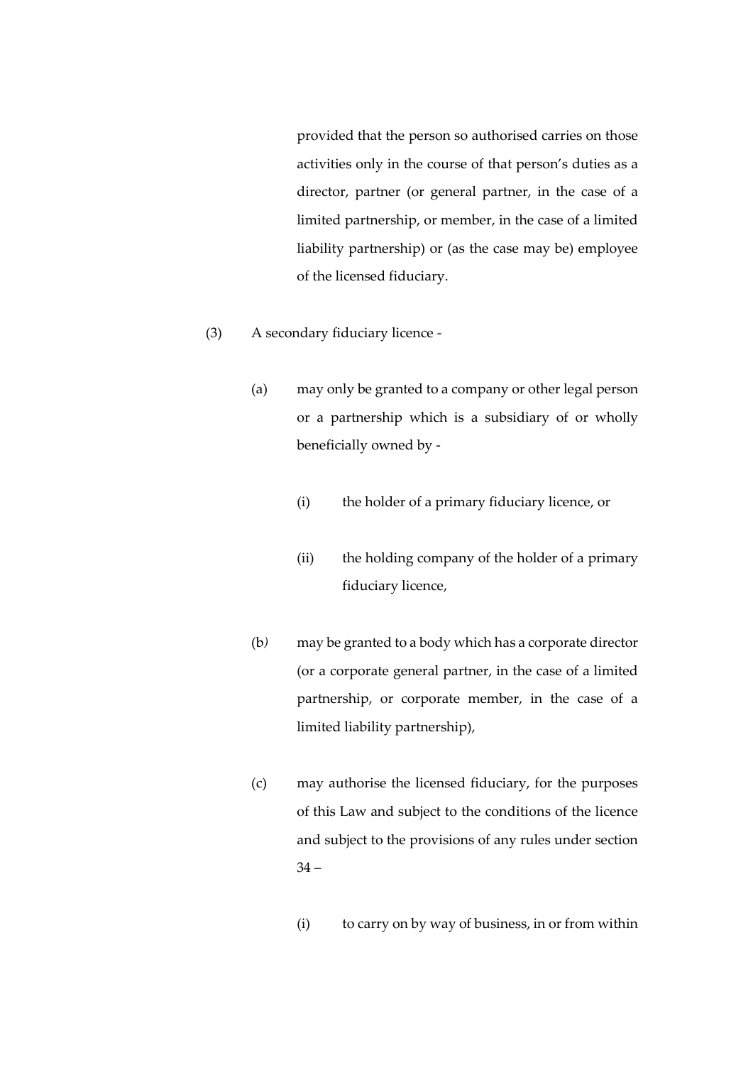provided that the person so authorised carries on those activities only in the course of that person's duties as a director, partner (or general partner, in the case of a limited partnership, or member, in the case of a limited liability partnership) or (as the case may be) employee of the licensed fiduciary.

(3) A secondary fiduciary licence -

(a) may only be granted to a company or other legal person or a partnership which is a subsidiary of or wholly beneficially owned by -

(i) the holder of a primary fiduciary licence, or

(ii) the holding company of the holder of a primary fiduciary licence,

(b) may be granted to a body which has a corporate director (or a corporate general partner, in the case of a limited partnership, or corporate member, in the case of a limited liability partnership),

(c) may authorise the licensed fiduciary, for the purposes of this Law and subject to the conditions of the licence and subject to the provisions of any rules under section 34 –

(i) to carry on by way of business, in or from within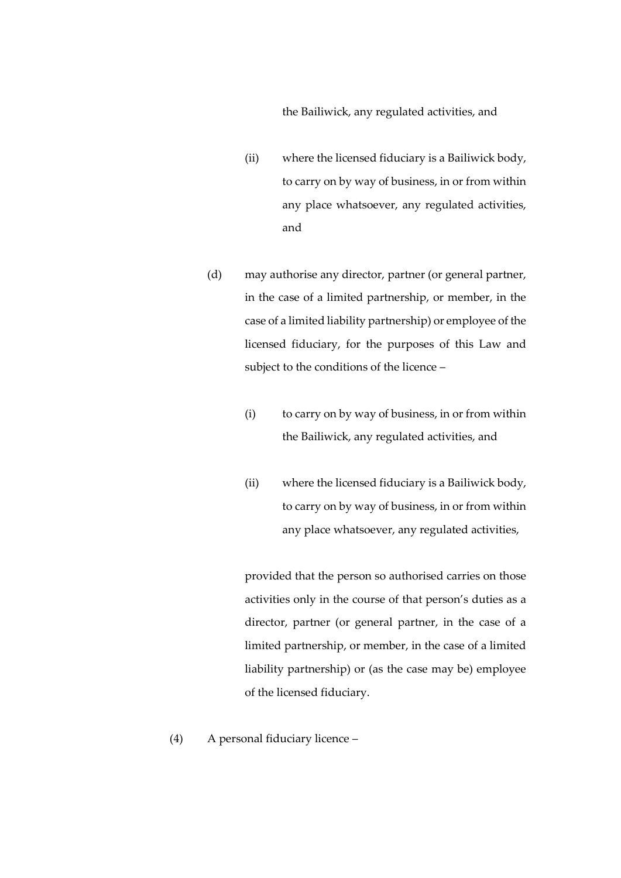the Bailiwick, any regulated activities, and

(ii) where the licensed fiduciary is a Bailiwick body, to carry on by way of business, in or from within any place whatsoever, any regulated activities, and

(d) may authorise any director, partner (or general partner, in the case of a limited partnership, or member, in the case of a limited liability partnership) or employee of the licensed fiduciary, for the purposes of this Law and subject to the conditions of the licence –

(i) to carry on by way of business, in or from within the Bailiwick, any regulated activities, and

(ii) where the licensed fiduciary is a Bailiwick body, to carry on by way of business, in or from within any place whatsoever, any regulated activities,

provided that the person so authorised carries on those activities only in the course of that person's duties as a director, partner (or general partner, in the case of a limited partnership, or member, in the case of a limited liability partnership) or (as the case may be) employee of the licensed fiduciary.

(4) A personal fiduciary licence –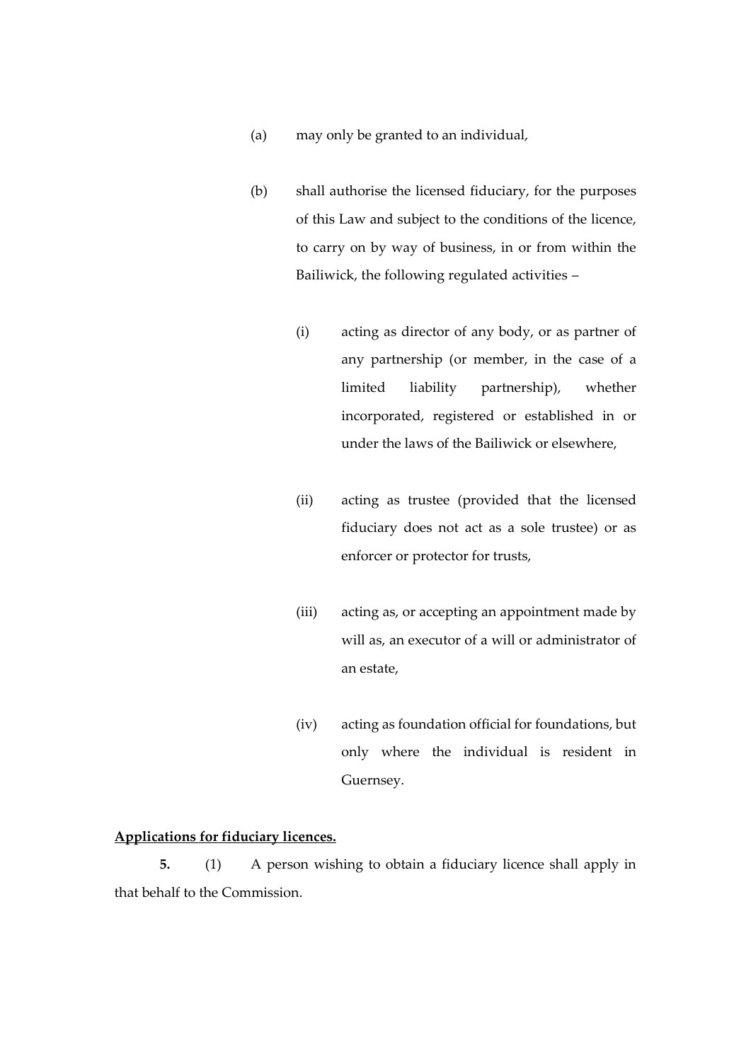(a) may only be granted to an individual,

(b) shall authorise the licensed fiduciary, for the purposes of this Law and subject to the conditions of the licence, to carry on by way of business, in or from within the Bailiwick, the following regulated activities –

(i) acting as director of any body, or as partner of any partnership (or member, in the case of a limited liability partnership), whether incorporated, registered or established in or under the laws of the Bailiwick or elsewhere,

(ii) acting as trustee (provided that the licensed fiduciary does not act as a sole trustee) or as enforcer or protector for trusts,

(iii) acting as, or accepting an appointment made by will as, an executor of a will or administrator of an estate,

(iv) acting as foundation official for foundations, but only where the individual is resident in Guernsey.

**Applications for fiduciary licences.**

**5.** (1) A person wishing to obtain a fiduciary licence shall apply in that behalf to the Commission.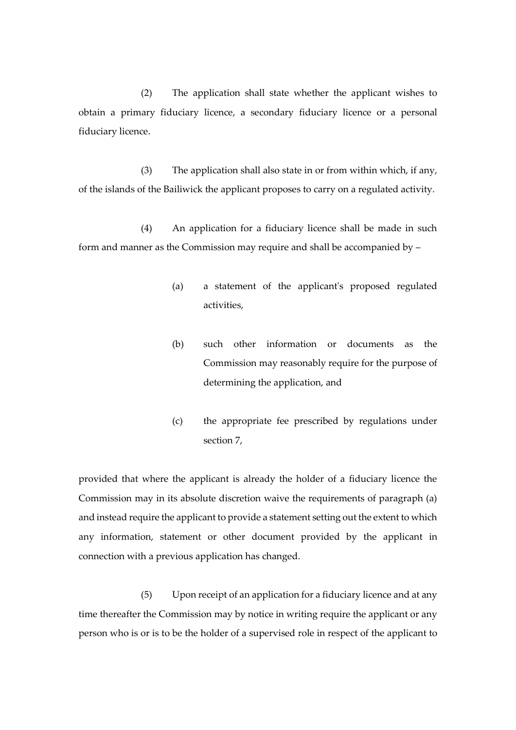(2) The application shall state whether the applicant wishes to obtain a primary fiduciary licence, a secondary fiduciary licence or a personal fiduciary licence.

(3) The application shall also state in or from within which, if any, of the islands of the Bailiwick the applicant proposes to carry on a regulated activity.

(4) An application for a fiduciary licence shall be made in such form and manner as the Commission may require and shall be accompanied by –

(a) a statement of the applicant's proposed regulated activities,

(b) such other information or documents as the Commission may reasonably require for the purpose of determining the application, and

(c) the appropriate fee prescribed by regulations under section 7,

provided that where the applicant is already the holder of a fiduciary licence the Commission may in its absolute discretion waive the requirements of paragraph (a) and instead require the applicant to provide a statement setting out the extent to which any information, statement or other document provided by the applicant in connection with a previous application has changed.

(5) Upon receipt of an application for a fiduciary licence and at any time thereafter the Commission may by notice in writing require the applicant or any person who is or is to be the holder of a supervised role in respect of the applicant to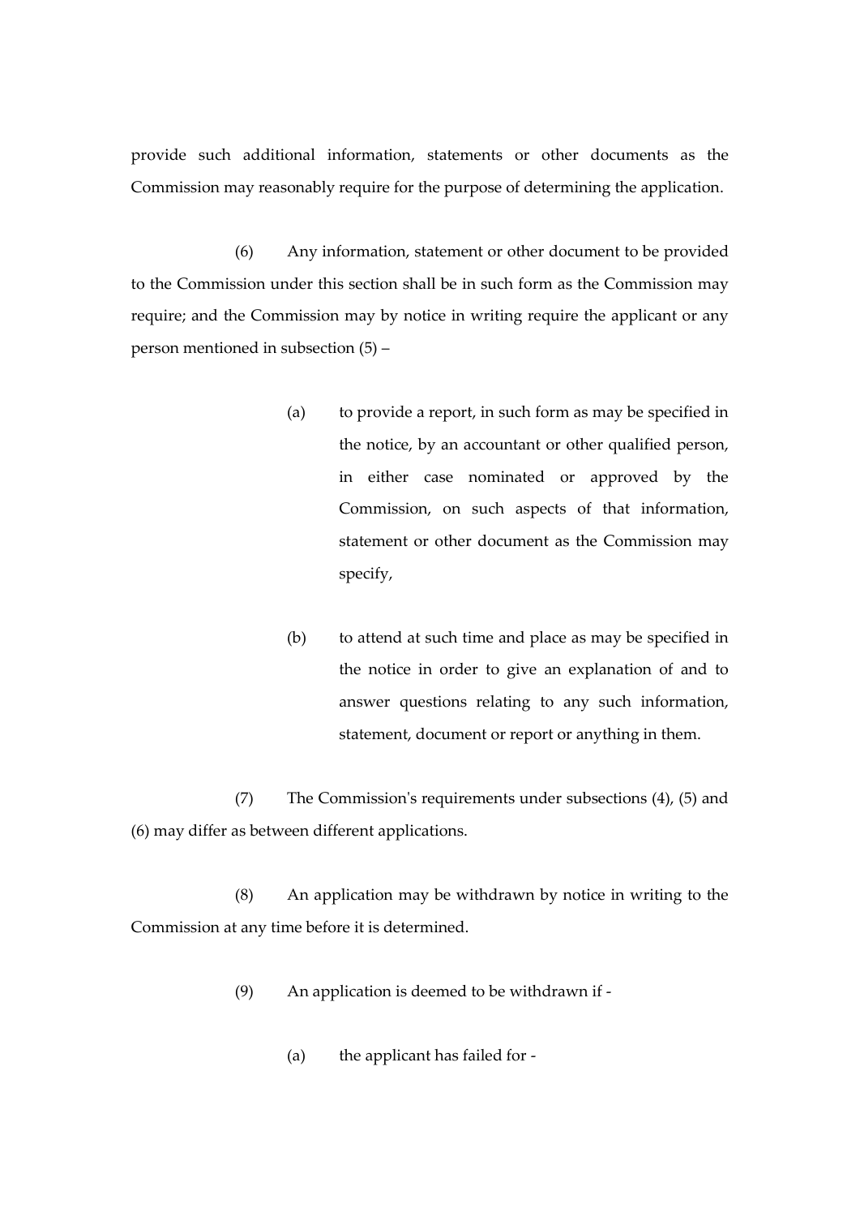provide such additional information, statements or other documents as the Commission may reasonably require for the purpose of determining the application.

(6) Any information, statement or other document to be provided to the Commission under this section shall be in such form as the Commission may require; and the Commission may by notice in writing require the applicant or any person mentioned in subsection (5) –

(a) to provide a report, in such form as may be specified in the notice, by an accountant or other qualified person, in either case nominated or approved by the Commission, on such aspects of that information, statement or other document as the Commission may specify,

(b) to attend at such time and place as may be specified in the notice in order to give an explanation of and to answer questions relating to any such information, statement, document or report or anything in them.

(7) The Commission's requirements under subsections (4), (5) and (6) may differ as between different applications.

(8) An application may be withdrawn by notice in writing to the Commission at any time before it is determined.

(9) An application is deemed to be withdrawn if -

(a) the applicant has failed for -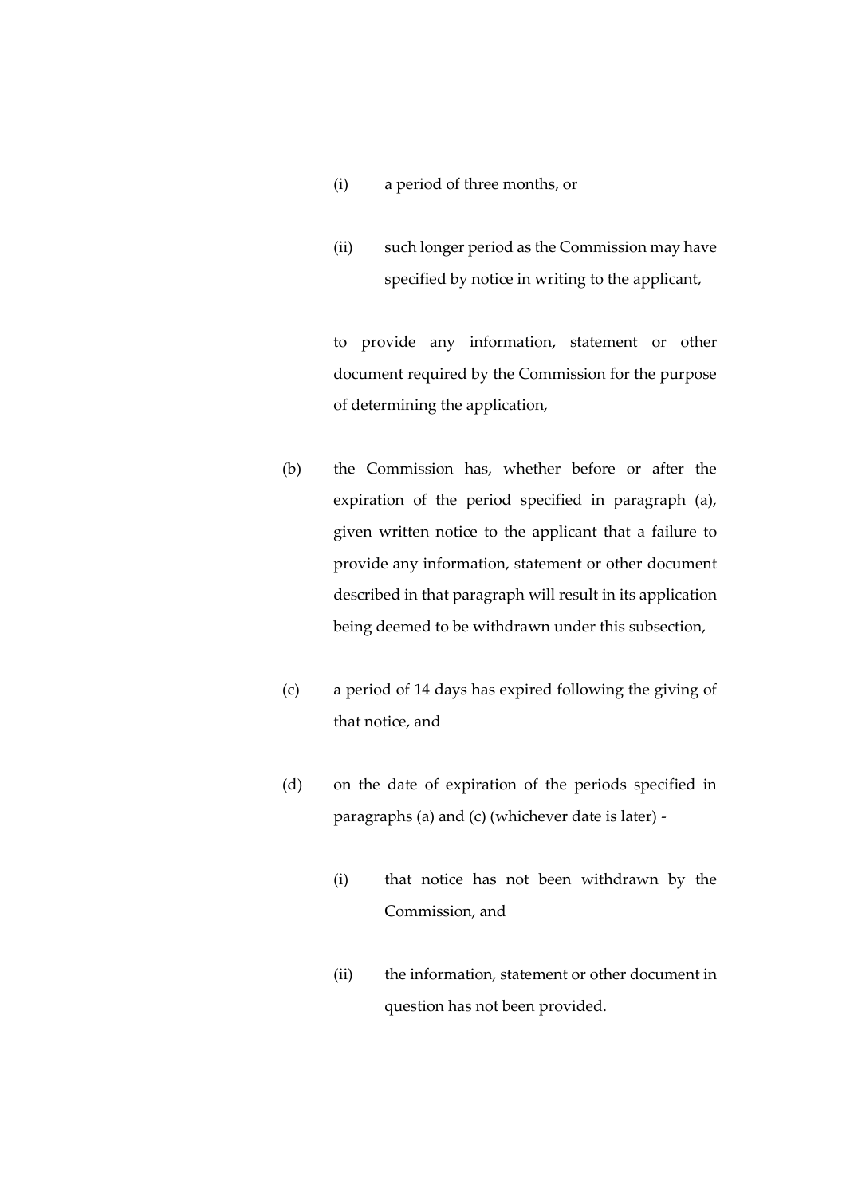(i) a period of three months, or

(ii) such longer period as the Commission may have specified by notice in writing to the applicant,

to provide any information, statement or other document required by the Commission for the purpose of determining the application,

(b) the Commission has, whether before or after the expiration of the period specified in paragraph (a), given written notice to the applicant that a failure to provide any information, statement or other document described in that paragraph will result in its application being deemed to be withdrawn under this subsection,

(c) a period of 14 days has expired following the giving of that notice, and

(d) on the date of expiration of the periods specified in paragraphs (a) and (c) (whichever date is later) -

(i) that notice has not been withdrawn by the Commission, and

(ii) the information, statement or other document in question has not been provided.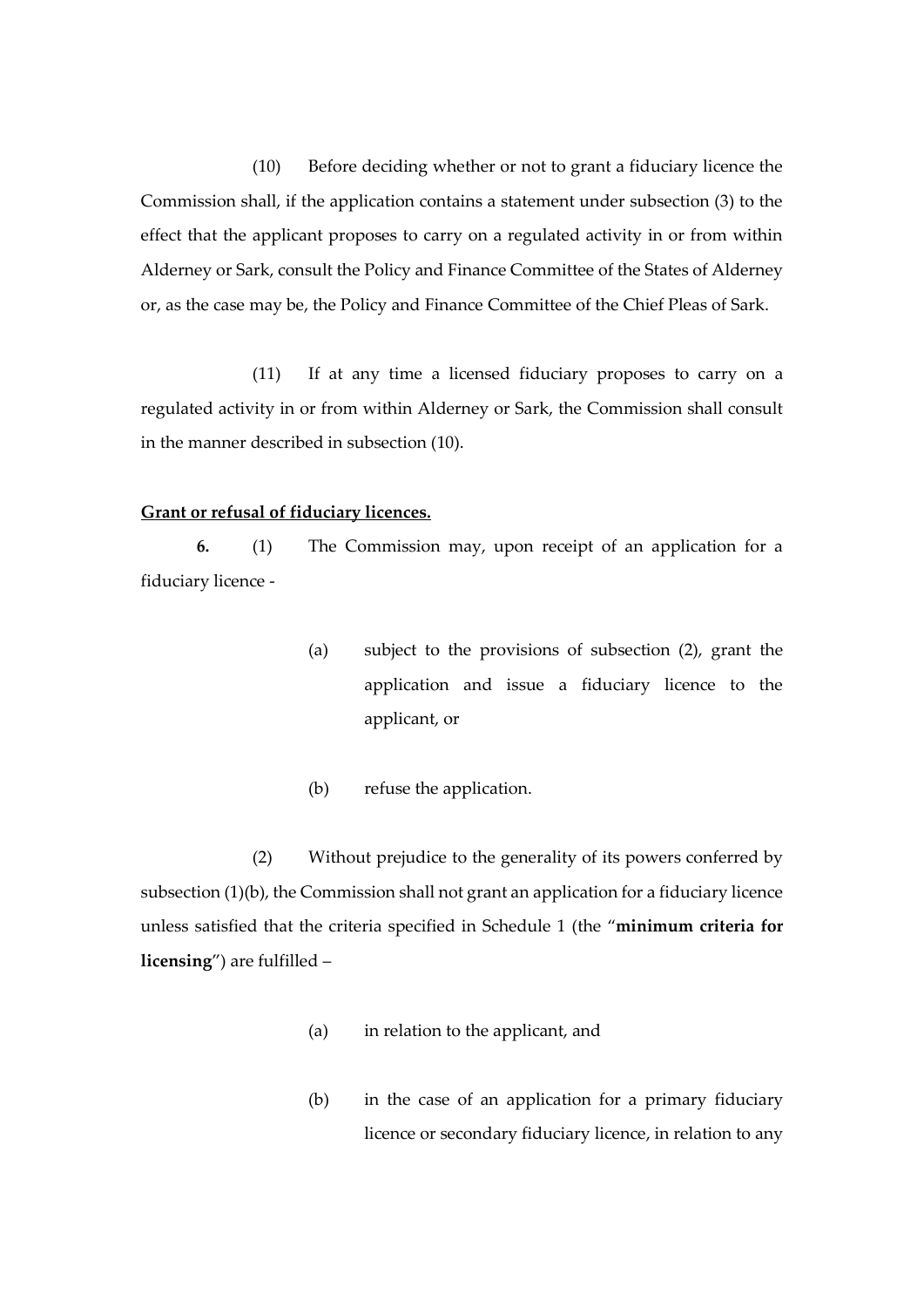(10) Before deciding whether or not to grant a fiduciary licence the Commission shall, if the application contains a statement under subsection (3) to the effect that the applicant proposes to carry on a regulated activity in or from within Alderney or Sark, consult the Policy and Finance Committee of the States of Alderney or, as the case may be, the Policy and Finance Committee of the Chief Pleas of Sark.

(11) If at any time a licensed fiduciary proposes to carry on a regulated activity in or from within Alderney or Sark, the Commission shall consult in the manner described in subsection (10).

**Grant or refusal of fiduciary licences.**

**6.** (1) The Commission may, upon receipt of an application for a fiduciary licence -

(a) subject to the provisions of subsection (2), grant the application and issue a fiduciary licence to the applicant, or

(b) refuse the application.

(2) Without prejudice to the generality of its powers conferred by subsection (1)(b), the Commission shall not grant an application for a fiduciary licence unless satisfied that the criteria specified in Schedule 1 (the "**minimum criteria for licensing**") are fulfilled –

(a) in relation to the applicant, and

(b) in the case of an application for a primary fiduciary licence or secondary fiduciary licence, in relation to any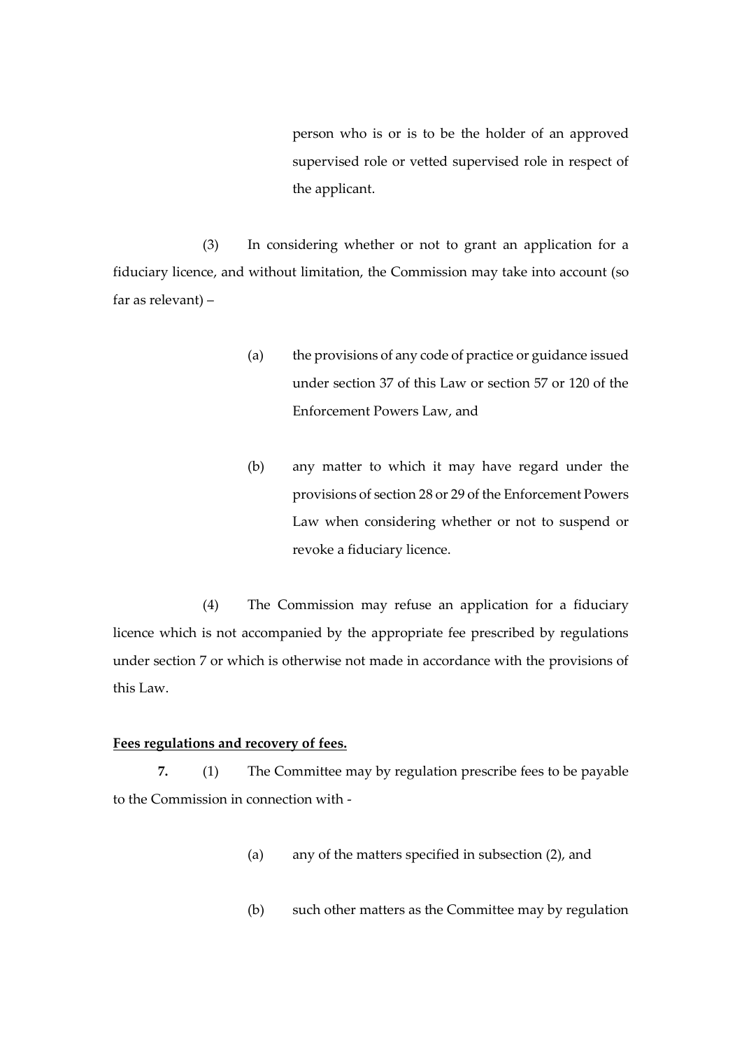person who is or is to be the holder of an approved supervised role or vetted supervised role in respect of the applicant.

(3) In considering whether or not to grant an application for a fiduciary licence, and without limitation, the Commission may take into account (so far as relevant) –

(a) the provisions of any code of practice or guidance issued under section 37 of this Law or section 57 or 120 of the Enforcement Powers Law, and

(b) any matter to which it may have regard under the provisions of section 28 or 29 of the Enforcement Powers Law when considering whether or not to suspend or revoke a fiduciary licence.

(4) The Commission may refuse an application for a fiduciary licence which is not accompanied by the appropriate fee prescribed by regulations under section 7 or which is otherwise not made in accordance with the provisions of this Law.

**Fees regulations and recovery of fees.**

**7.** (1) The Committee may by regulation prescribe fees to be payable to the Commission in connection with -

(a) any of the matters specified in subsection (2), and

(b) such other matters as the Committee may by regulation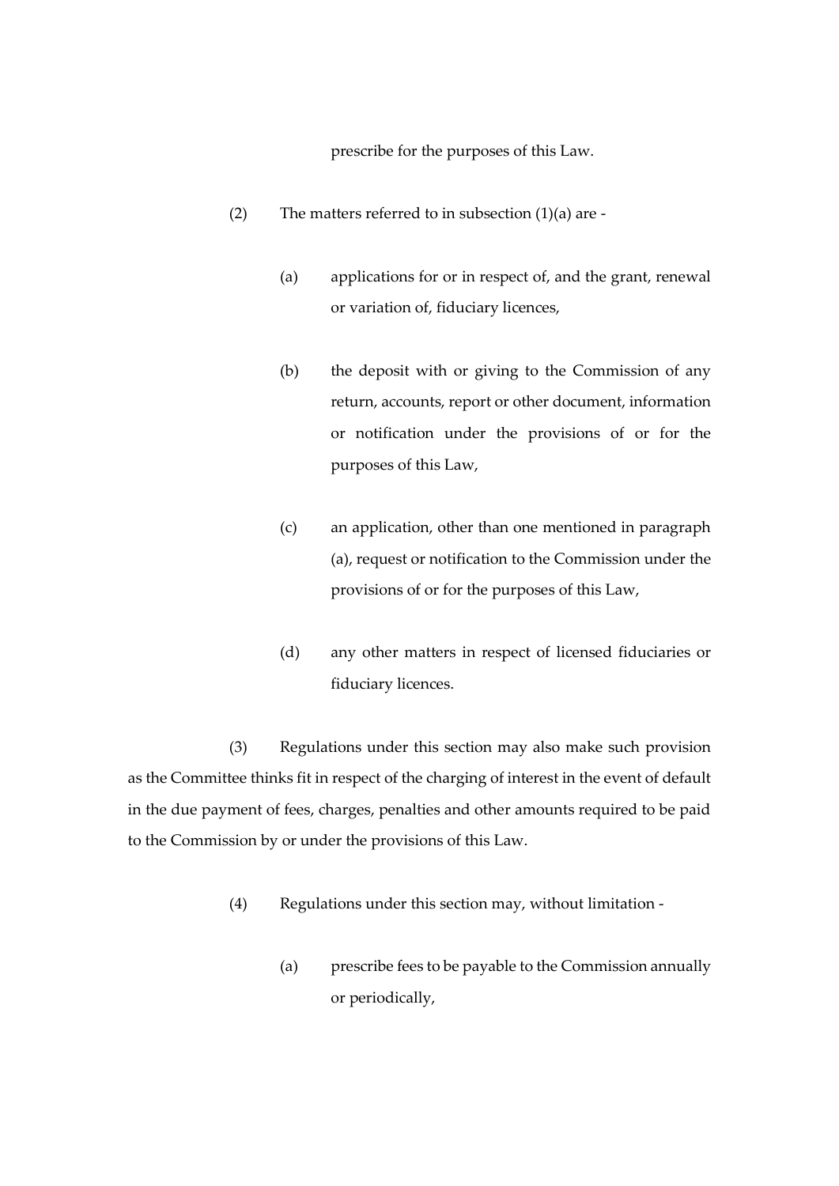prescribe for the purposes of this Law.

(2) The matters referred to in subsection (1)(a) are -

(a) applications for or in respect of, and the grant, renewal or variation of, fiduciary licences,

(b) the deposit with or giving to the Commission of any return, accounts, report or other document, information or notification under the provisions of or for the purposes of this Law,

(c) an application, other than one mentioned in paragraph (a), request or notification to the Commission under the provisions of or for the purposes of this Law,

(d) any other matters in respect of licensed fiduciaries or fiduciary licences.

(3) Regulations under this section may also make such provision as the Committee thinks fit in respect of the charging of interest in the event of default in the due payment of fees, charges, penalties and other amounts required to be paid to the Commission by or under the provisions of this Law.

(4) Regulations under this section may, without limitation -

(a) prescribe fees to be payable to the Commission annually or periodically,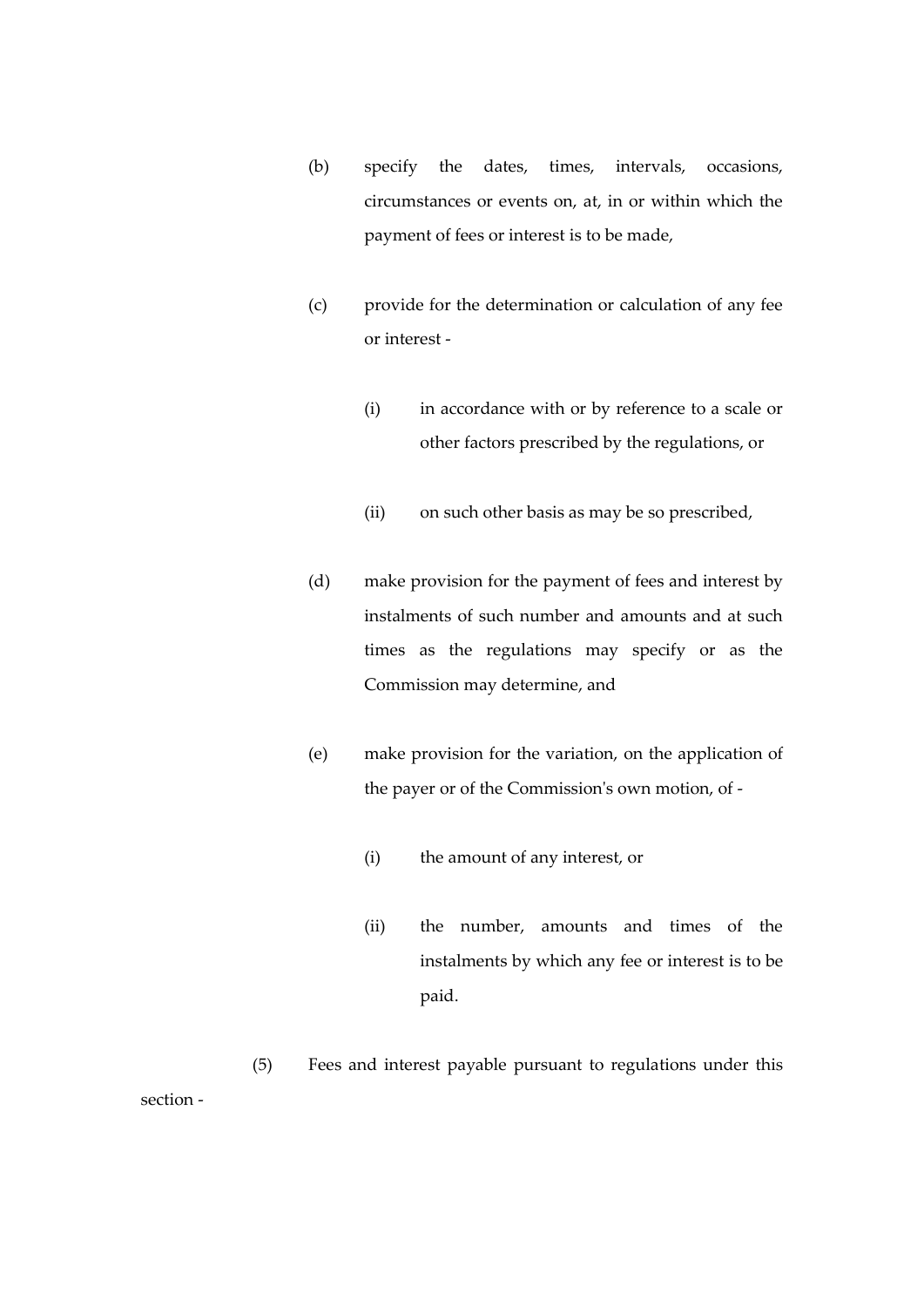(b) specify the dates, times, intervals, occasions, circumstances or events on, at, in or within which the payment of fees or interest is to be made,

(c) provide for the determination or calculation of any fee or interest -

(i) in accordance with or by reference to a scale or other factors prescribed by the regulations, or

(ii) on such other basis as may be so prescribed,

(d) make provision for the payment of fees and interest by instalments of such number and amounts and at such times as the regulations may specify or as the Commission may determine, and

(e) make provision for the variation, on the application of the payer or of the Commission's own motion, of -

(i) the amount of any interest, or

(ii) the number, amounts and times of the instalments by which any fee or interest is to be paid.

(5) Fees and interest payable pursuant to regulations under this section -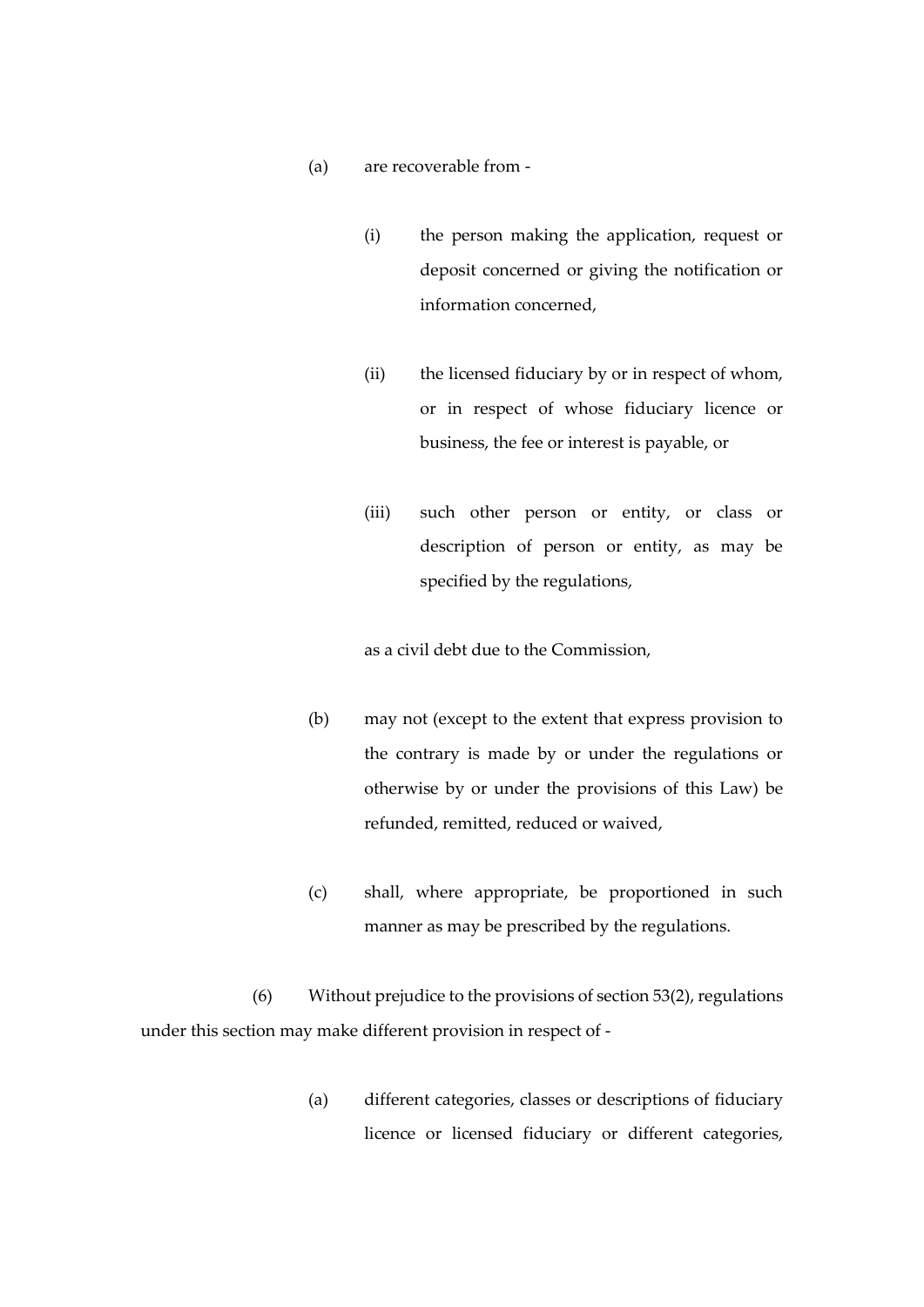(a) are recoverable from -

(i) the person making the application, request or deposit concerned or giving the notification or information concerned,

(ii) the licensed fiduciary by or in respect of whom, or in respect of whose fiduciary licence or business, the fee or interest is payable, or

(iii) such other person or entity, or class or description of person or entity, as may be specified by the regulations,

as a civil debt due to the Commission,

(b) may not (except to the extent that express provision to the contrary is made by or under the regulations or otherwise by or under the provisions of this Law) be refunded, remitted, reduced or waived,

(c) shall, where appropriate, be proportioned in such manner as may be prescribed by the regulations.

(6) Without prejudice to the provisions of section 53(2), regulations under this section may make different provision in respect of -

(a) different categories, classes or descriptions of fiduciary licence or licensed fiduciary or different categories,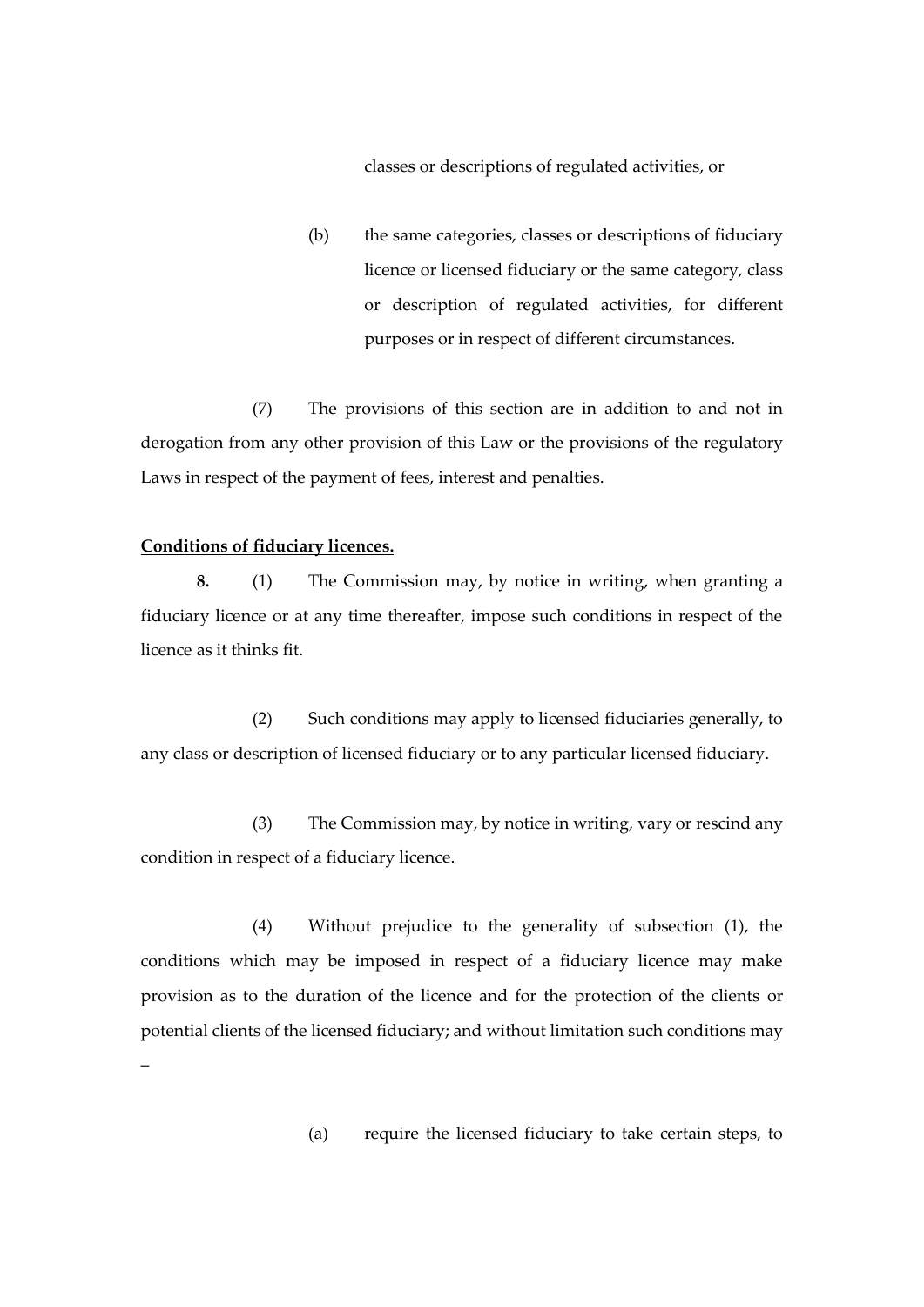classes or descriptions of regulated activities, or

(b) the same categories, classes or descriptions of fiduciary licence or licensed fiduciary or the same category, class or description of regulated activities, for different purposes or in respect of different circumstances.

(7) The provisions of this section are in addition to and not in derogation from any other provision of this Law or the provisions of the regulatory Laws in respect of the payment of fees, interest and penalties.

**Conditions of fiduciary licences.**

**8.** (1) The Commission may, by notice in writing, when granting a fiduciary licence or at any time thereafter, impose such conditions in respect of the licence as it thinks fit.

(2) Such conditions may apply to licensed fiduciaries generally, to any class or description of licensed fiduciary or to any particular licensed fiduciary.

(3) The Commission may, by notice in writing, vary or rescind any condition in respect of a fiduciary licence.

(4) Without prejudice to the generality of subsection (1), the conditions which may be imposed in respect of a fiduciary licence may make provision as to the duration of the licence and for the protection of the clients or potential clients of the licensed fiduciary; and without limitation such conditions may –

(a) require the licensed fiduciary to take certain steps, to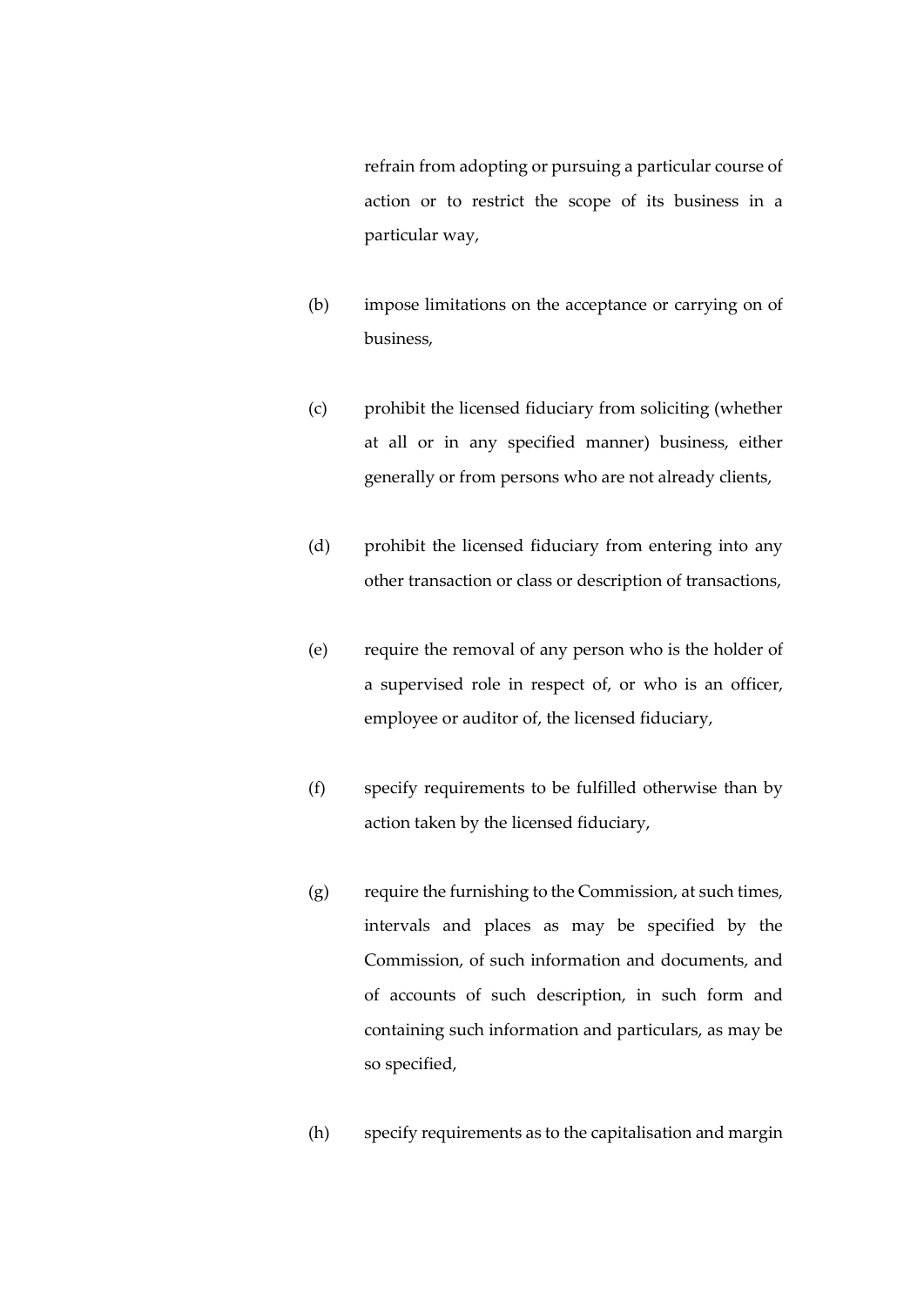refrain from adopting or pursuing a particular course of action or to restrict the scope of its business in a particular way,

(b) impose limitations on the acceptance or carrying on of business,

(c) prohibit the licensed fiduciary from soliciting (whether at all or in any specified manner) business, either generally or from persons who are not already clients,

(d) prohibit the licensed fiduciary from entering into any other transaction or class or description of transactions,

(e) require the removal of any person who is the holder of a supervised role in respect of, or who is an officer, employee or auditor of, the licensed fiduciary,

(f) specify requirements to be fulfilled otherwise than by action taken by the licensed fiduciary,

(g) require the furnishing to the Commission, at such times, intervals and places as may be specified by the Commission, of such information and documents, and of accounts of such description, in such form and containing such information and particulars, as may be so specified,

(h) specify requirements as to the capitalisation and margin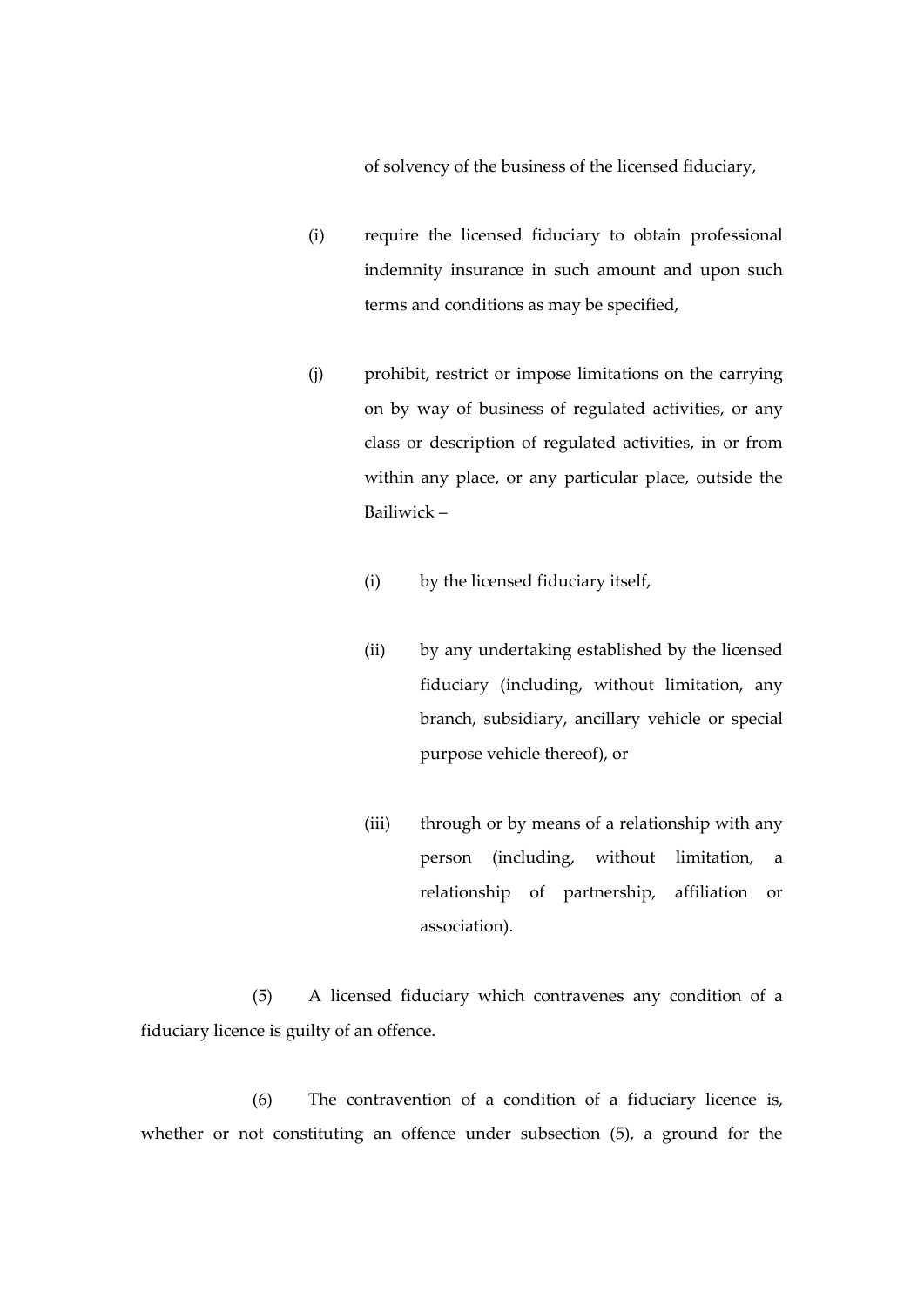of solvency of the business of the licensed fiduciary,

(i) require the licensed fiduciary to obtain professional indemnity insurance in such amount and upon such terms and conditions as may be specified,

(j) prohibit, restrict or impose limitations on the carrying on by way of business of regulated activities, or any class or description of regulated activities, in or from within any place, or any particular place, outside the Bailiwick –

  (i) by the licensed fiduciary itself,

  (ii) by any undertaking established by the licensed fiduciary (including, without limitation, any branch, subsidiary, ancillary vehicle or special purpose vehicle thereof), or

  (iii) through or by means of a relationship with any person (including, without limitation, a relationship of partnership, affiliation or association).

(5) A licensed fiduciary which contravenes any condition of a fiduciary licence is guilty of an offence.

(6) The contravention of a condition of a fiduciary licence is, whether or not constituting an offence under subsection (5), a ground for the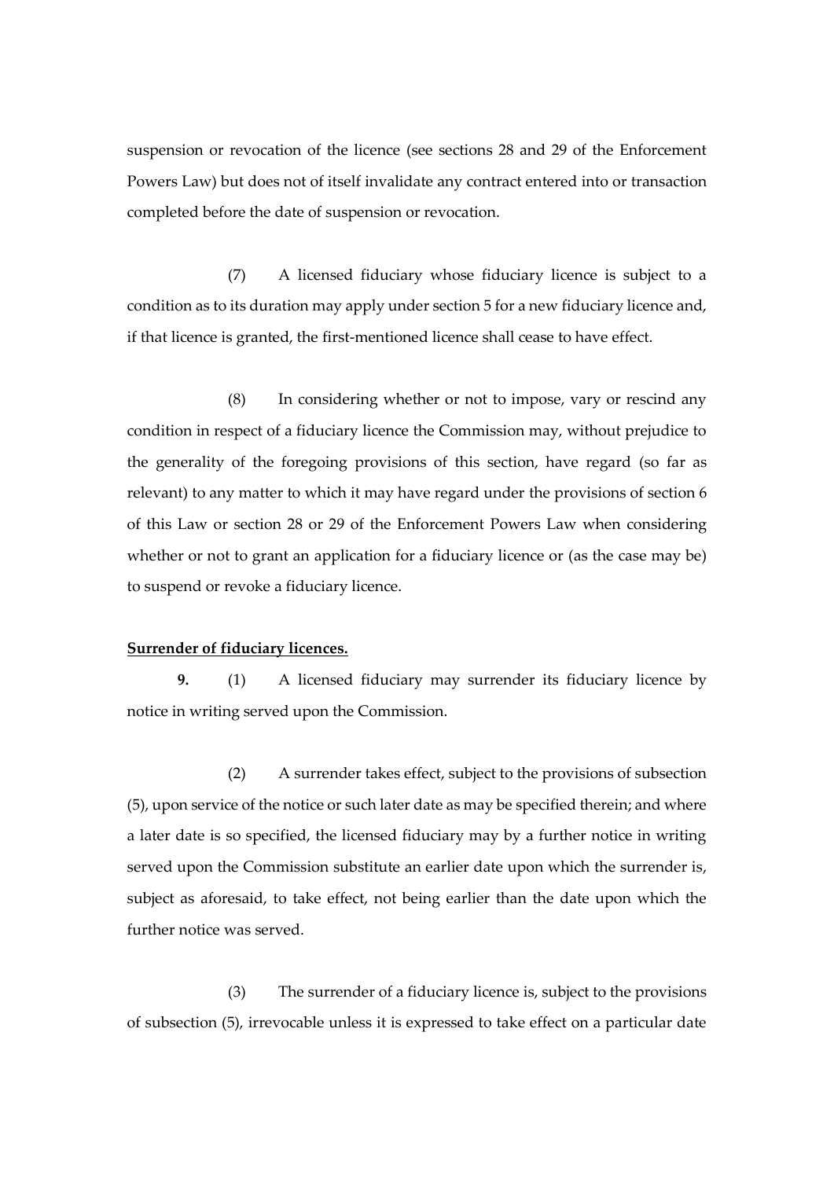suspension or revocation of the licence (see sections 28 and 29 of the Enforcement Powers Law) but does not of itself invalidate any contract entered into or transaction completed before the date of suspension or revocation.

(7) A licensed fiduciary whose fiduciary licence is subject to a condition as to its duration may apply under section 5 for a new fiduciary licence and, if that licence is granted, the first-mentioned licence shall cease to have effect.

(8) In considering whether or not to impose, vary or rescind any condition in respect of a fiduciary licence the Commission may, without prejudice to the generality of the foregoing provisions of this section, have regard (so far as relevant) to any matter to which it may have regard under the provisions of section 6 of this Law or section 28 or 29 of the Enforcement Powers Law when considering whether or not to grant an application for a fiduciary licence or (as the case may be) to suspend or revoke a fiduciary licence.

**Surrender of fiduciary licences.**

**9.** (1) A licensed fiduciary may surrender its fiduciary licence by notice in writing served upon the Commission.

(2) A surrender takes effect, subject to the provisions of subsection (5), upon service of the notice or such later date as may be specified therein; and where a later date is so specified, the licensed fiduciary may by a further notice in writing served upon the Commission substitute an earlier date upon which the surrender is, subject as aforesaid, to take effect, not being earlier than the date upon which the further notice was served.

(3) The surrender of a fiduciary licence is, subject to the provisions of subsection (5), irrevocable unless it is expressed to take effect on a particular date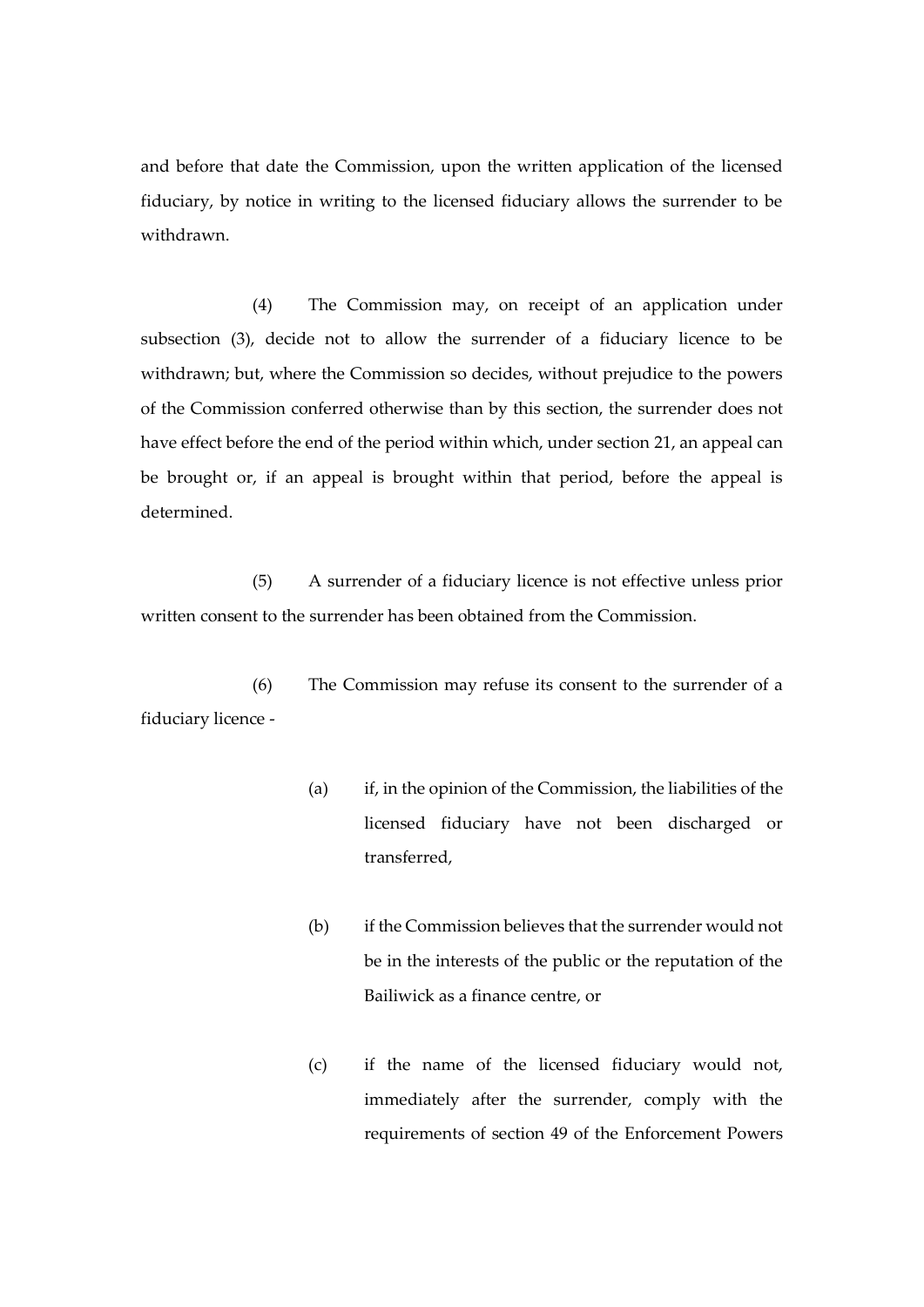and before that date the Commission, upon the written application of the licensed fiduciary, by notice in writing to the licensed fiduciary allows the surrender to be withdrawn.

(4) The Commission may, on receipt of an application under subsection (3), decide not to allow the surrender of a fiduciary licence to be withdrawn; but, where the Commission so decides, without prejudice to the powers of the Commission conferred otherwise than by this section, the surrender does not have effect before the end of the period within which, under section 21, an appeal can be brought or, if an appeal is brought within that period, before the appeal is determined.

(5) A surrender of a fiduciary licence is not effective unless prior written consent to the surrender has been obtained from the Commission.

(6) The Commission may refuse its consent to the surrender of a fiduciary licence -

(a) if, in the opinion of the Commission, the liabilities of the licensed fiduciary have not been discharged or transferred,

(b) if the Commission believes that the surrender would not be in the interests of the public or the reputation of the Bailiwick as a finance centre, or

(c) if the name of the licensed fiduciary would not, immediately after the surrender, comply with the requirements of section 49 of the Enforcement Powers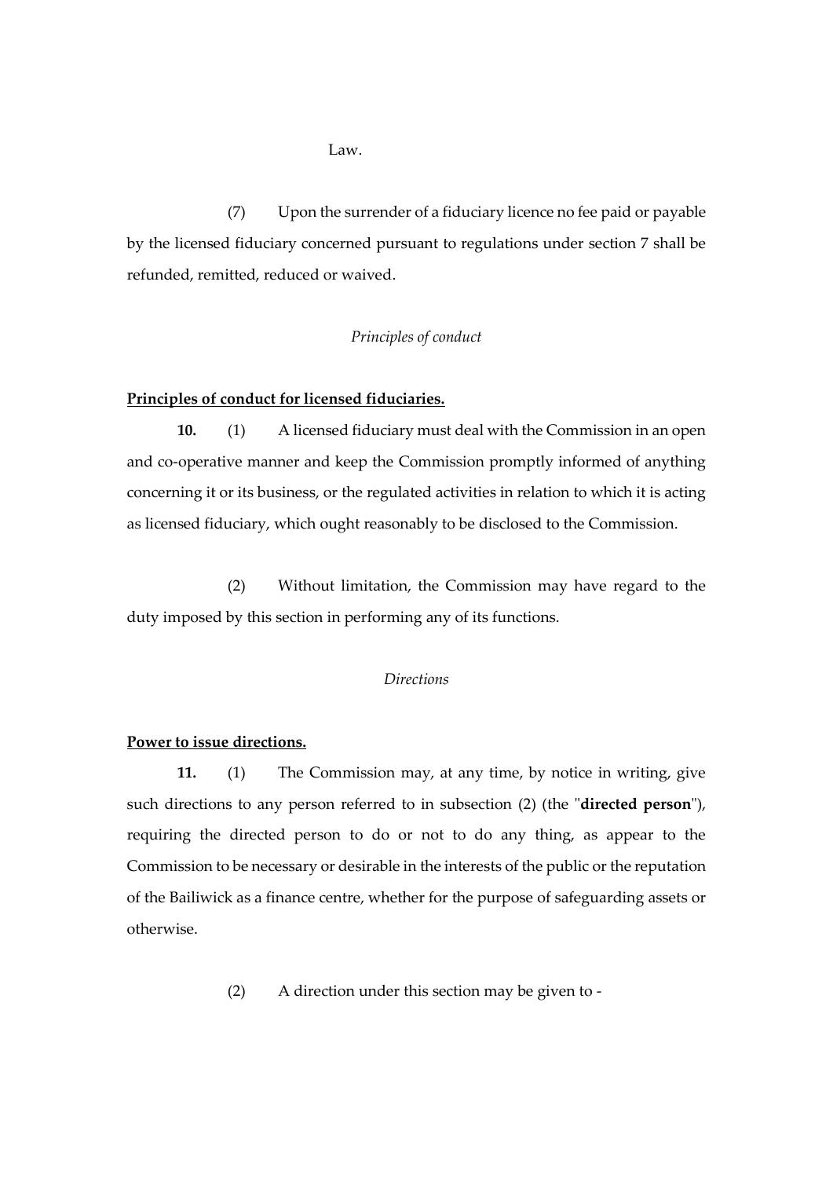Law.

(7) Upon the surrender of a fiduciary licence no fee paid or payable by the licensed fiduciary concerned pursuant to regulations under section 7 shall be refunded, remitted, reduced or waived.

*Principles of conduct*

**Principles of conduct for licensed fiduciaries.**

**10.** (1) A licensed fiduciary must deal with the Commission in an open and co-operative manner and keep the Commission promptly informed of anything concerning it or its business, or the regulated activities in relation to which it is acting as licensed fiduciary, which ought reasonably to be disclosed to the Commission.

(2) Without limitation, the Commission may have regard to the duty imposed by this section in performing any of its functions.

*Directions*

**Power to issue directions.**

**11.** (1) The Commission may, at any time, by notice in writing, give such directions to any person referred to in subsection (2) (the "**directed person**"), requiring the directed person to do or not to do any thing, as appear to the Commission to be necessary or desirable in the interests of the public or the reputation of the Bailiwick as a finance centre, whether for the purpose of safeguarding assets or otherwise.

(2) A direction under this section may be given to -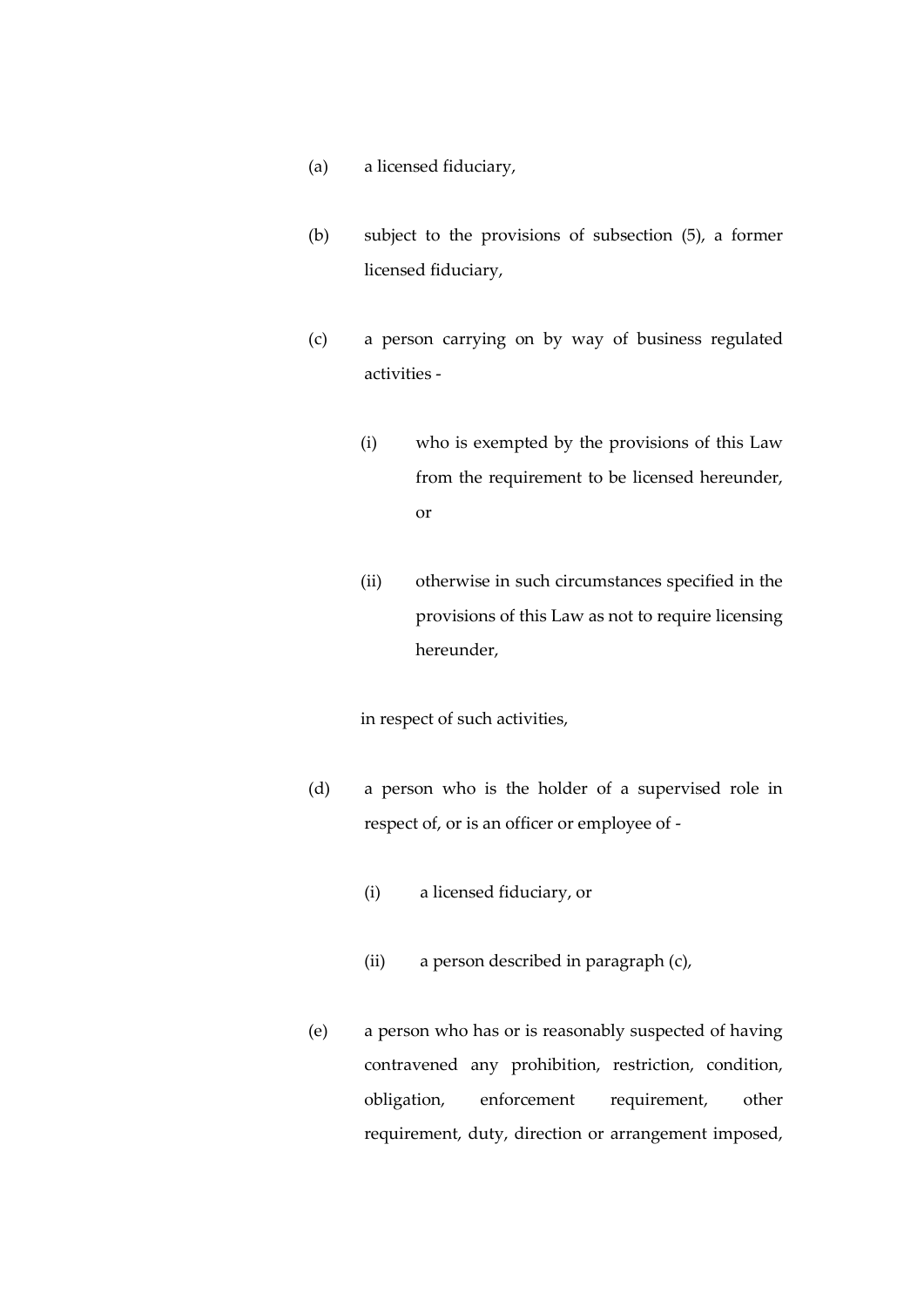(a) a licensed fiduciary,

(b) subject to the provisions of subsection (5), a former licensed fiduciary,

(c) a person carrying on by way of business regulated activities -

  (i) who is exempted by the provisions of this Law from the requirement to be licensed hereunder, or

  (ii) otherwise in such circumstances specified in the provisions of this Law as not to require licensing hereunder,

  in respect of such activities,

(d) a person who is the holder of a supervised role in respect of, or is an officer or employee of -

  (i) a licensed fiduciary, or

  (ii) a person described in paragraph (c),

(e) a person who has or is reasonably suspected of having contravened any prohibition, restriction, condition, obligation, enforcement requirement, other requirement, duty, direction or arrangement imposed,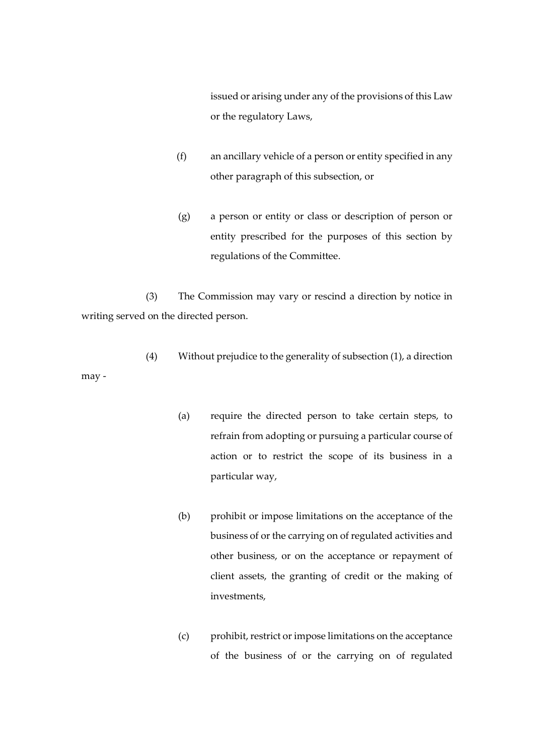issued or arising under any of the provisions of this Law or the regulatory Laws,

(f) an ancillary vehicle of a person or entity specified in any other paragraph of this subsection, or

(g) a person or entity or class or description of person or entity prescribed for the purposes of this section by regulations of the Committee.

(3) The Commission may vary or rescind a direction by notice in writing served on the directed person.

(4) Without prejudice to the generality of subsection (1), a direction may -

(a) require the directed person to take certain steps, to refrain from adopting or pursuing a particular course of action or to restrict the scope of its business in a particular way,

(b) prohibit or impose limitations on the acceptance of the business of or the carrying on of regulated activities and other business, or on the acceptance or repayment of client assets, the granting of credit or the making of investments,

(c) prohibit, restrict or impose limitations on the acceptance of the business of or the carrying on of regulated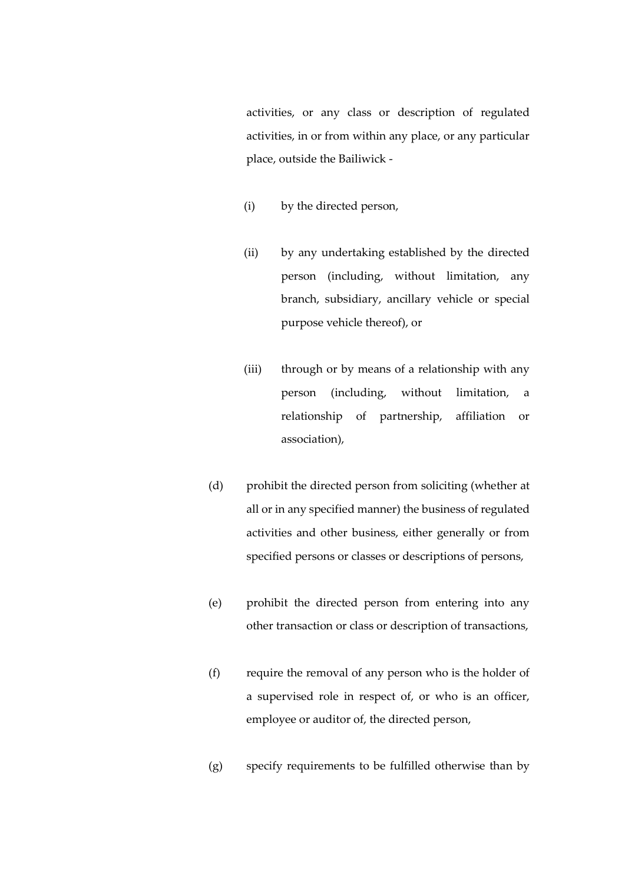activities, or any class or description of regulated activities, in or from within any place, or any particular place, outside the Bailiwick -

(i) by the directed person,

(ii) by any undertaking established by the directed person (including, without limitation, any branch, subsidiary, ancillary vehicle or special purpose vehicle thereof), or

(iii) through or by means of a relationship with any person (including, without limitation, a relationship of partnership, affiliation or association),

(d) prohibit the directed person from soliciting (whether at all or in any specified manner) the business of regulated activities and other business, either generally or from specified persons or classes or descriptions of persons,

(e) prohibit the directed person from entering into any other transaction or class or description of transactions,

(f) require the removal of any person who is the holder of a supervised role in respect of, or who is an officer, employee or auditor of, the directed person,

(g) specify requirements to be fulfilled otherwise than by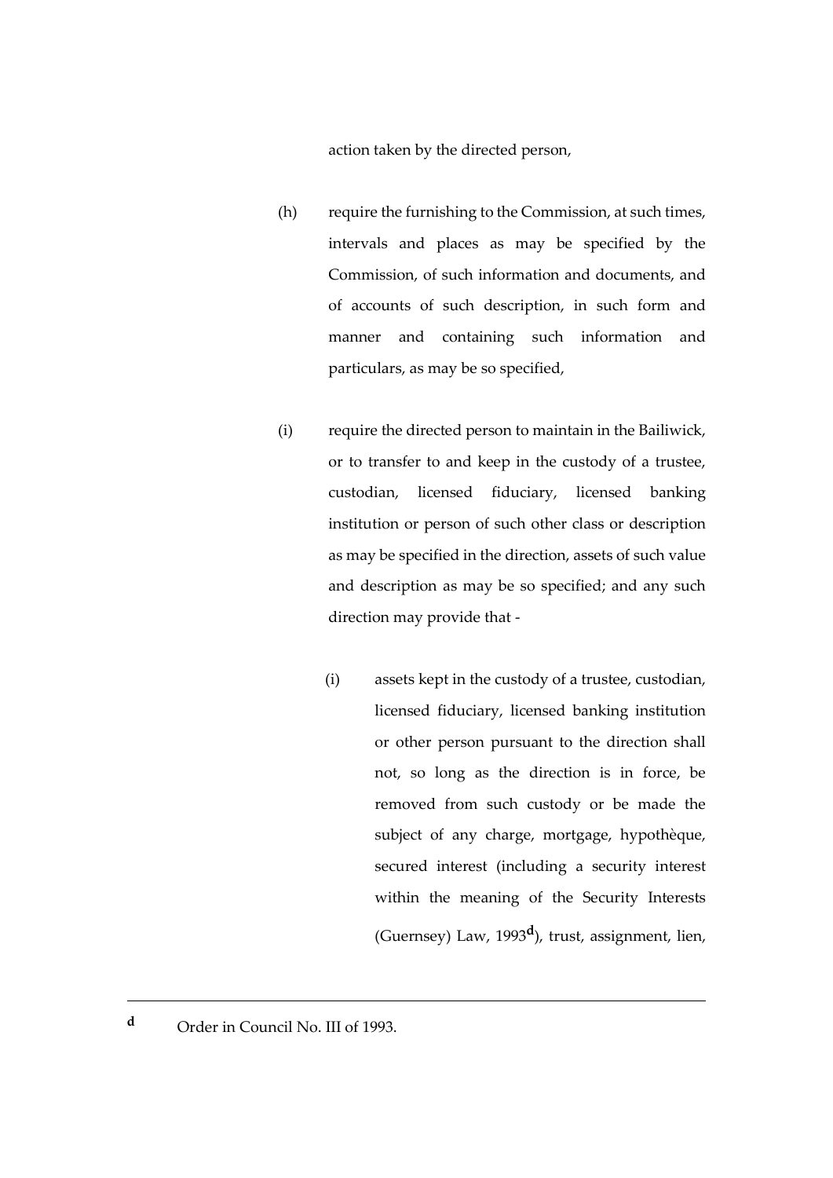action taken by the directed person,

(h) require the furnishing to the Commission, at such times, intervals and places as may be specified by the Commission, of such information and documents, and of accounts of such description, in such form and manner and containing such information and particulars, as may be so specified,

(i) require the directed person to maintain in the Bailiwick, or to transfer to and keep in the custody of a trustee, custodian, licensed fiduciary, licensed banking institution or person of such other class or description as may be specified in the direction, assets of such value and description as may be so specified; and any such direction may provide that -

(i) assets kept in the custody of a trustee, custodian, licensed fiduciary, licensed banking institution or other person pursuant to the direction shall not, so long as the direction is in force, be removed from such custody or be made the subject of any charge, mortgage, hypothèque, secured interest (including a security interest within the meaning of the Security Interests (Guernsey) Law, 1993[d]), trust, assignment, lien,

---

[d] Order in Council No. III of 1993.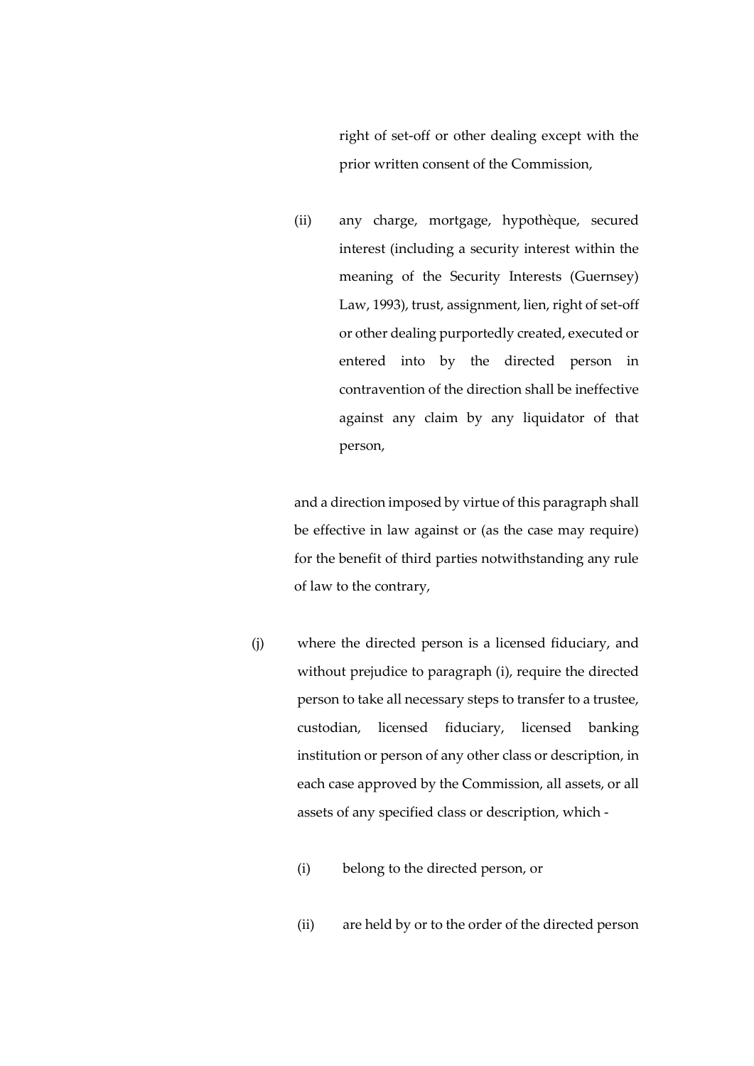right of set-off or other dealing except with the prior written consent of the Commission,

(ii) any charge, mortgage, hypothèque, secured interest (including a security interest within the meaning of the Security Interests (Guernsey) Law, 1993), trust, assignment, lien, right of set-off or other dealing purportedly created, executed or entered into by the directed person in contravention of the direction shall be ineffective against any claim by any liquidator of that person,

and a direction imposed by virtue of this paragraph shall be effective in law against or (as the case may require) for the benefit of third parties notwithstanding any rule of law to the contrary,

(j) where the directed person is a licensed fiduciary, and without prejudice to paragraph (i), require the directed person to take all necessary steps to transfer to a trustee, custodian, licensed fiduciary, licensed banking institution or person of any other class or description, in each case approved by the Commission, all assets, or all assets of any specified class or description, which -

(i) belong to the directed person, or

(ii) are held by or to the order of the directed person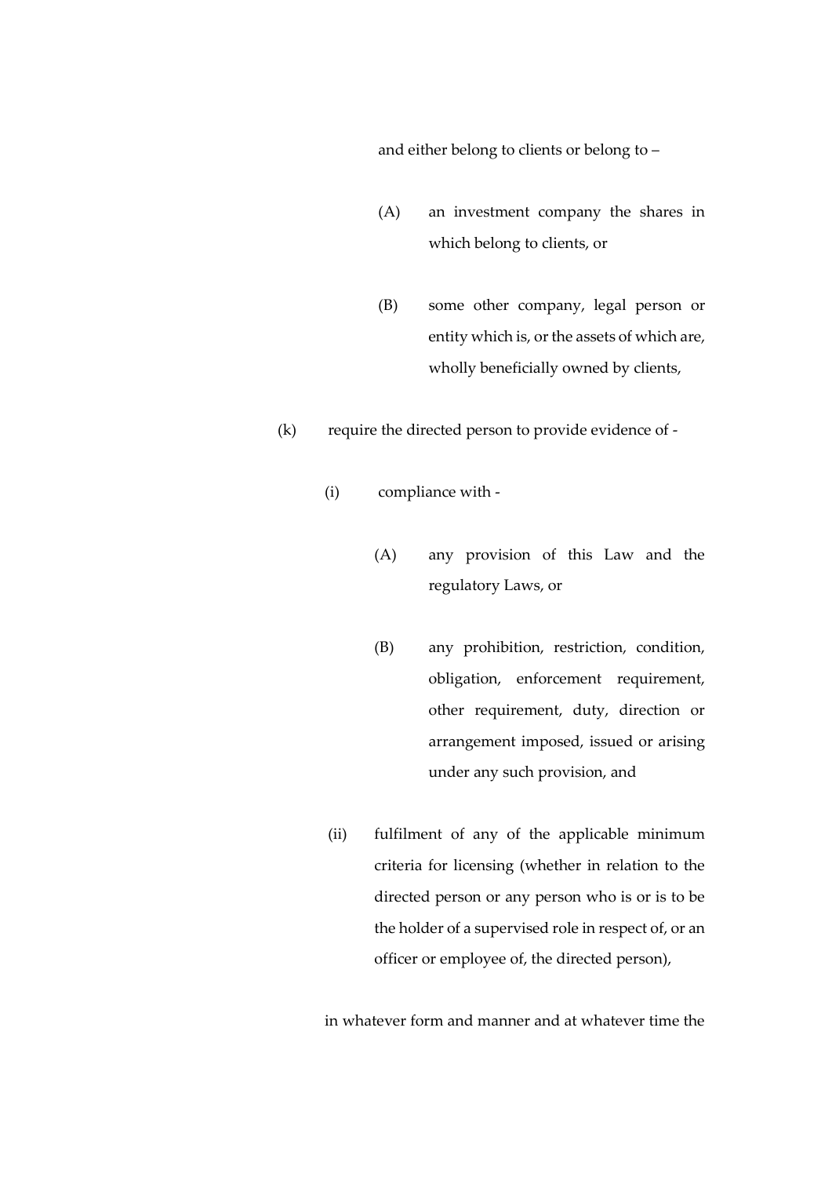and either belong to clients or belong to –

(A) an investment company the shares in which belong to clients, or

(B) some other company, legal person or entity which is, or the assets of which are, wholly beneficially owned by clients,

(k) require the directed person to provide evidence of -

(i) compliance with -

(A) any provision of this Law and the regulatory Laws, or

(B) any prohibition, restriction, condition, obligation, enforcement requirement, other requirement, duty, direction or arrangement imposed, issued or arising under any such provision, and

(ii) fulfilment of any of the applicable minimum criteria for licensing (whether in relation to the directed person or any person who is or is to be the holder of a supervised role in respect of, or an officer or employee of, the directed person),

in whatever form and manner and at whatever time the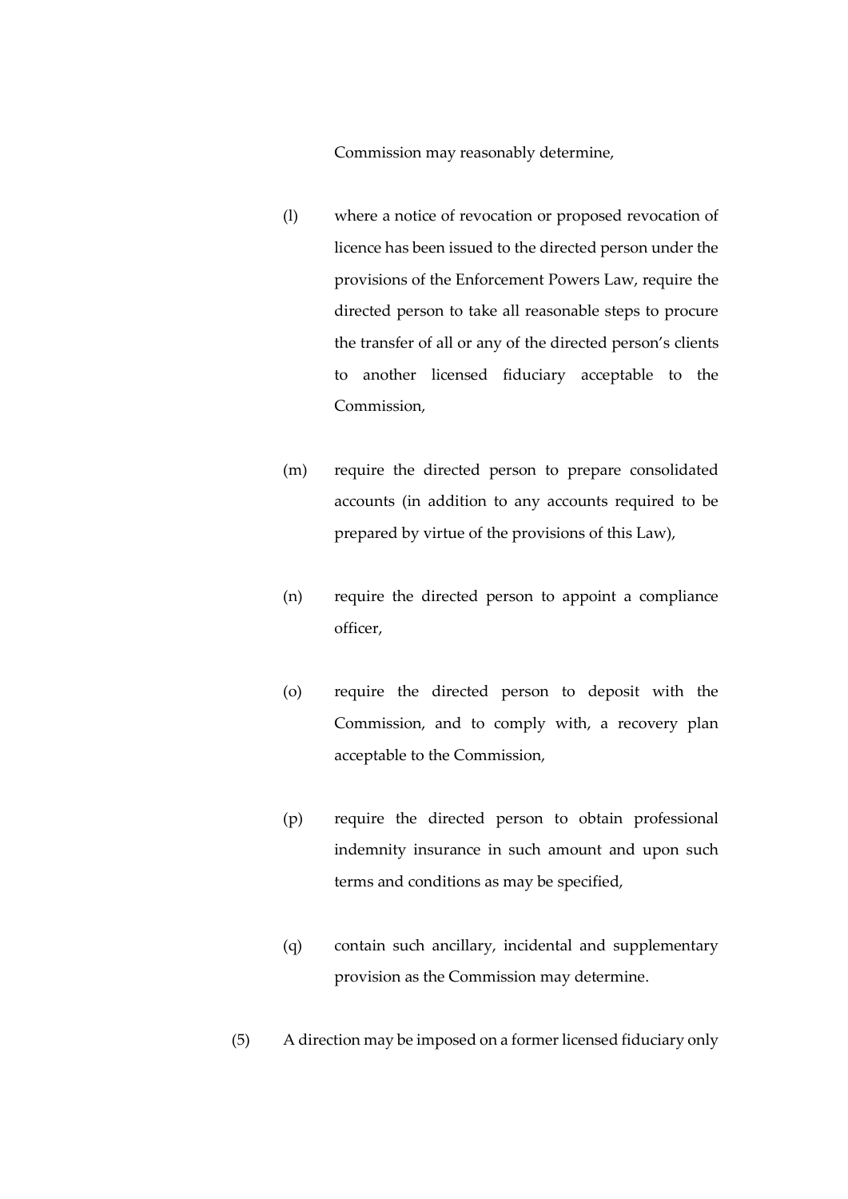Commission may reasonably determine,

(l) where a notice of revocation or proposed revocation of licence has been issued to the directed person under the provisions of the Enforcement Powers Law, require the directed person to take all reasonable steps to procure the transfer of all or any of the directed person's clients to another licensed fiduciary acceptable to the Commission,

(m) require the directed person to prepare consolidated accounts (in addition to any accounts required to be prepared by virtue of the provisions of this Law),

(n) require the directed person to appoint a compliance officer,

(o) require the directed person to deposit with the Commission, and to comply with, a recovery plan acceptable to the Commission,

(p) require the directed person to obtain professional indemnity insurance in such amount and upon such terms and conditions as may be specified,

(q) contain such ancillary, incidental and supplementary provision as the Commission may determine.

(5) A direction may be imposed on a former licensed fiduciary only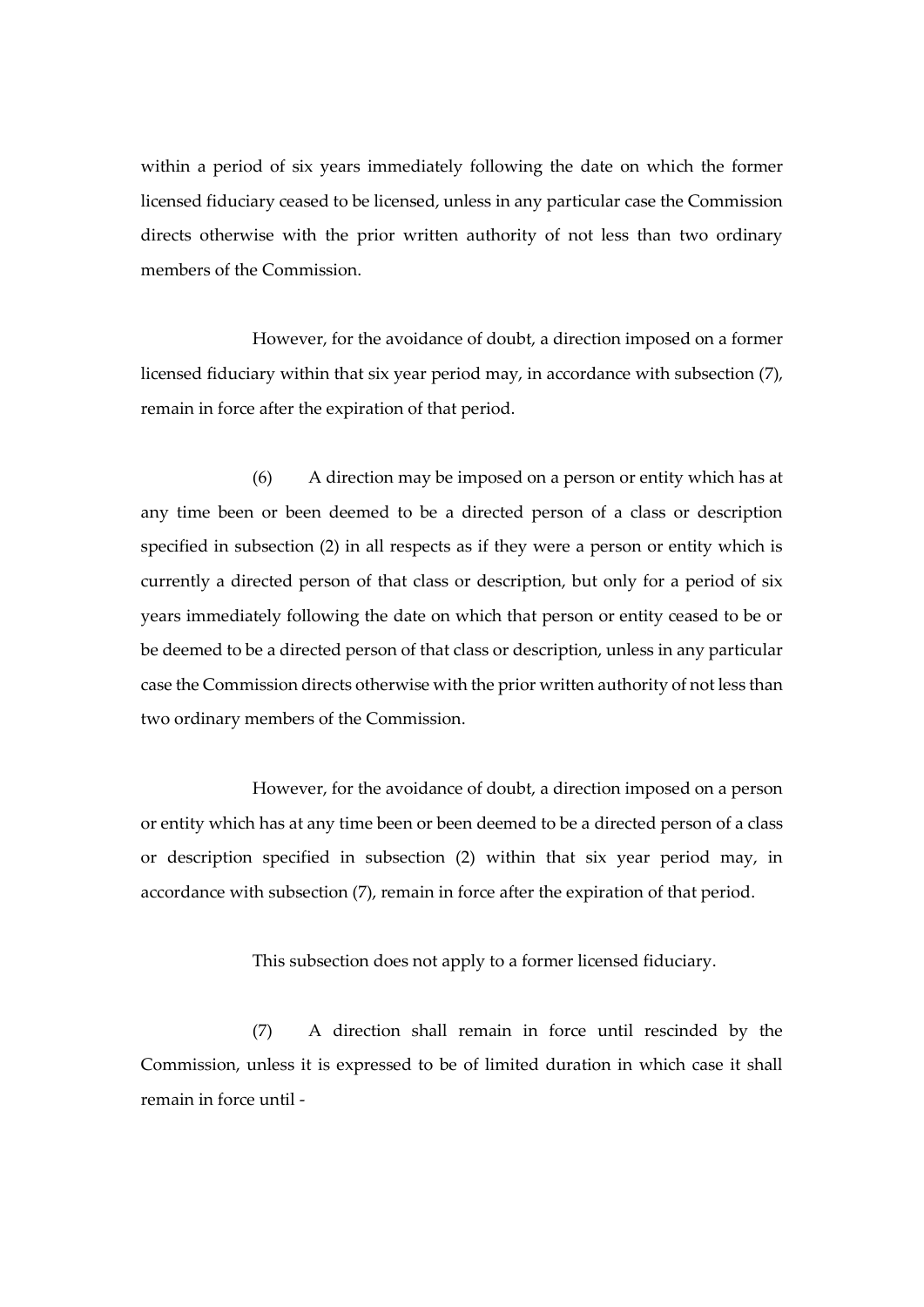within a period of six years immediately following the date on which the former licensed fiduciary ceased to be licensed, unless in any particular case the Commission directs otherwise with the prior written authority of not less than two ordinary members of the Commission.

However, for the avoidance of doubt, a direction imposed on a former licensed fiduciary within that six year period may, in accordance with subsection (7), remain in force after the expiration of that period.

(6) A direction may be imposed on a person or entity which has at any time been or been deemed to be a directed person of a class or description specified in subsection (2) in all respects as if they were a person or entity which is currently a directed person of that class or description, but only for a period of six years immediately following the date on which that person or entity ceased to be or be deemed to be a directed person of that class or description, unless in any particular case the Commission directs otherwise with the prior written authority of not less than two ordinary members of the Commission.

However, for the avoidance of doubt, a direction imposed on a person or entity which has at any time been or been deemed to be a directed person of a class or description specified in subsection (2) within that six year period may, in accordance with subsection (7), remain in force after the expiration of that period.

This subsection does not apply to a former licensed fiduciary.

(7) A direction shall remain in force until rescinded by the Commission, unless it is expressed to be of limited duration in which case it shall remain in force until -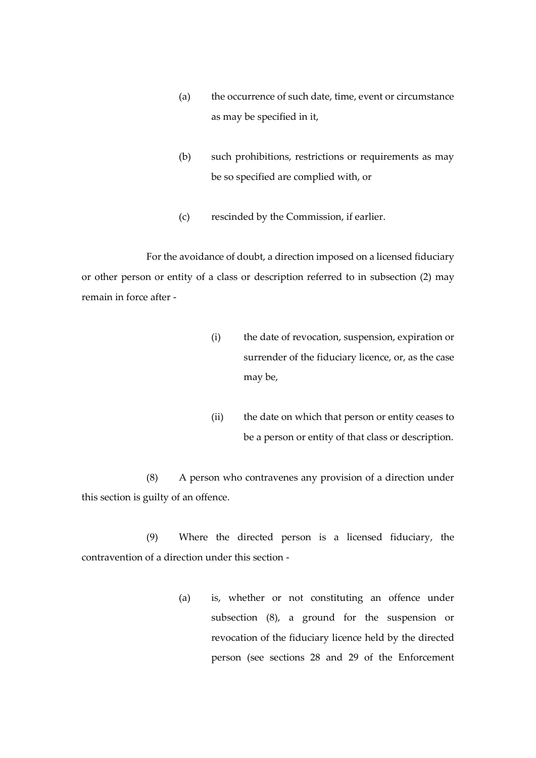(a) the occurrence of such date, time, event or circumstance as may be specified in it,

(b) such prohibitions, restrictions or requirements as may be so specified are complied with, or

(c) rescinded by the Commission, if earlier.

For the avoidance of doubt, a direction imposed on a licensed fiduciary or other person or entity of a class or description referred to in subsection (2) may remain in force after -

(i) the date of revocation, suspension, expiration or surrender of the fiduciary licence, or, as the case may be,

(ii) the date on which that person or entity ceases to be a person or entity of that class or description.

(8) A person who contravenes any provision of a direction under this section is guilty of an offence.

(9) Where the directed person is a licensed fiduciary, the contravention of a direction under this section -

(a) is, whether or not constituting an offence under subsection (8), a ground for the suspension or revocation of the fiduciary licence held by the directed person (see sections 28 and 29 of the Enforcement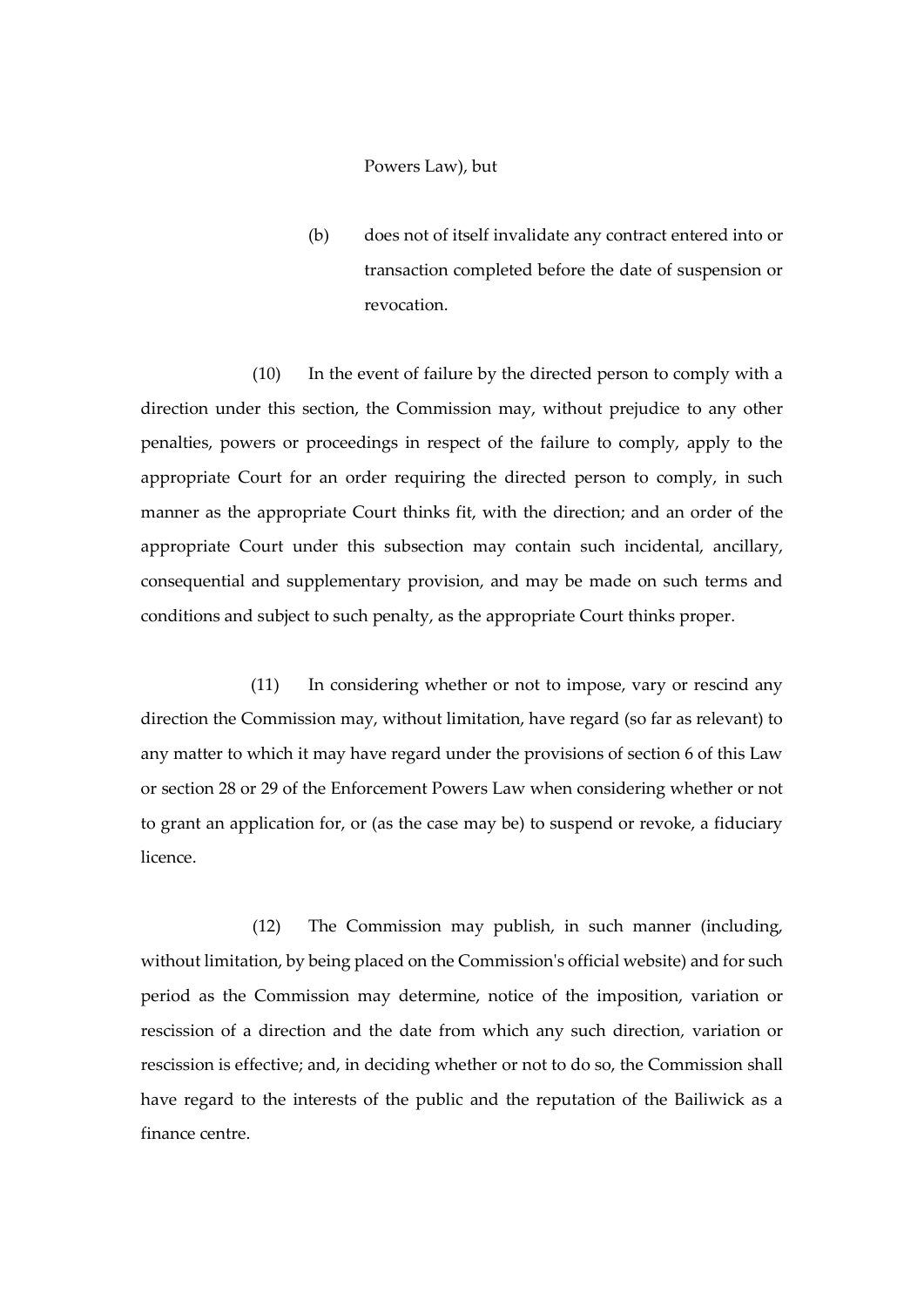Powers Law), but

(b) does not of itself invalidate any contract entered into or transaction completed before the date of suspension or revocation.

(10) In the event of failure by the directed person to comply with a direction under this section, the Commission may, without prejudice to any other penalties, powers or proceedings in respect of the failure to comply, apply to the appropriate Court for an order requiring the directed person to comply, in such manner as the appropriate Court thinks fit, with the direction; and an order of the appropriate Court under this subsection may contain such incidental, ancillary, consequential and supplementary provision, and may be made on such terms and conditions and subject to such penalty, as the appropriate Court thinks proper.

(11) In considering whether or not to impose, vary or rescind any direction the Commission may, without limitation, have regard (so far as relevant) to any matter to which it may have regard under the provisions of section 6 of this Law or section 28 or 29 of the Enforcement Powers Law when considering whether or not to grant an application for, or (as the case may be) to suspend or revoke, a fiduciary licence.

(12) The Commission may publish, in such manner (including, without limitation, by being placed on the Commission's official website) and for such period as the Commission may determine, notice of the imposition, variation or rescission of a direction and the date from which any such direction, variation or rescission is effective; and, in deciding whether or not to do so, the Commission shall have regard to the interests of the public and the reputation of the Bailiwick as a finance centre.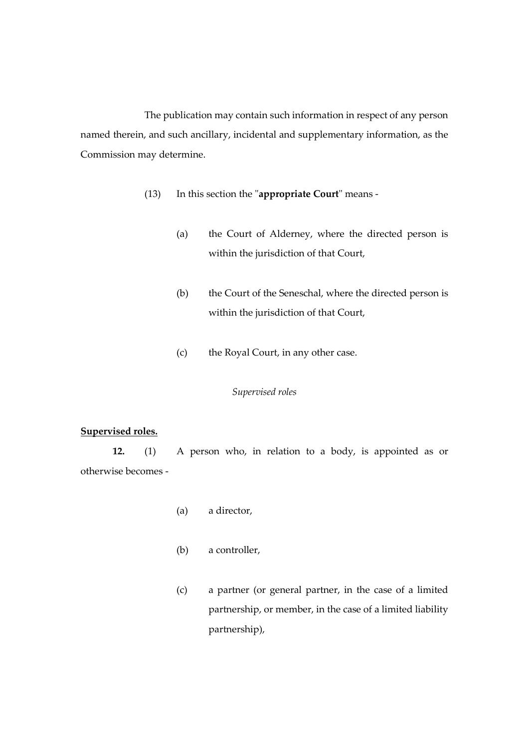The publication may contain such information in respect of any person named therein, and such ancillary, incidental and supplementary information, as the Commission may determine.

(13) In this section the "**appropriate Court**" means -

(a) the Court of Alderney, where the directed person is within the jurisdiction of that Court,

(b) the Court of the Seneschal, where the directed person is within the jurisdiction of that Court,

(c) the Royal Court, in any other case.

*Supervised roles*

**Supervised roles.**

**12.** (1) A person who, in relation to a body, is appointed as or otherwise becomes -

(a) a director,

(b) a controller,

(c) a partner (or general partner, in the case of a limited partnership, or member, in the case of a limited liability partnership),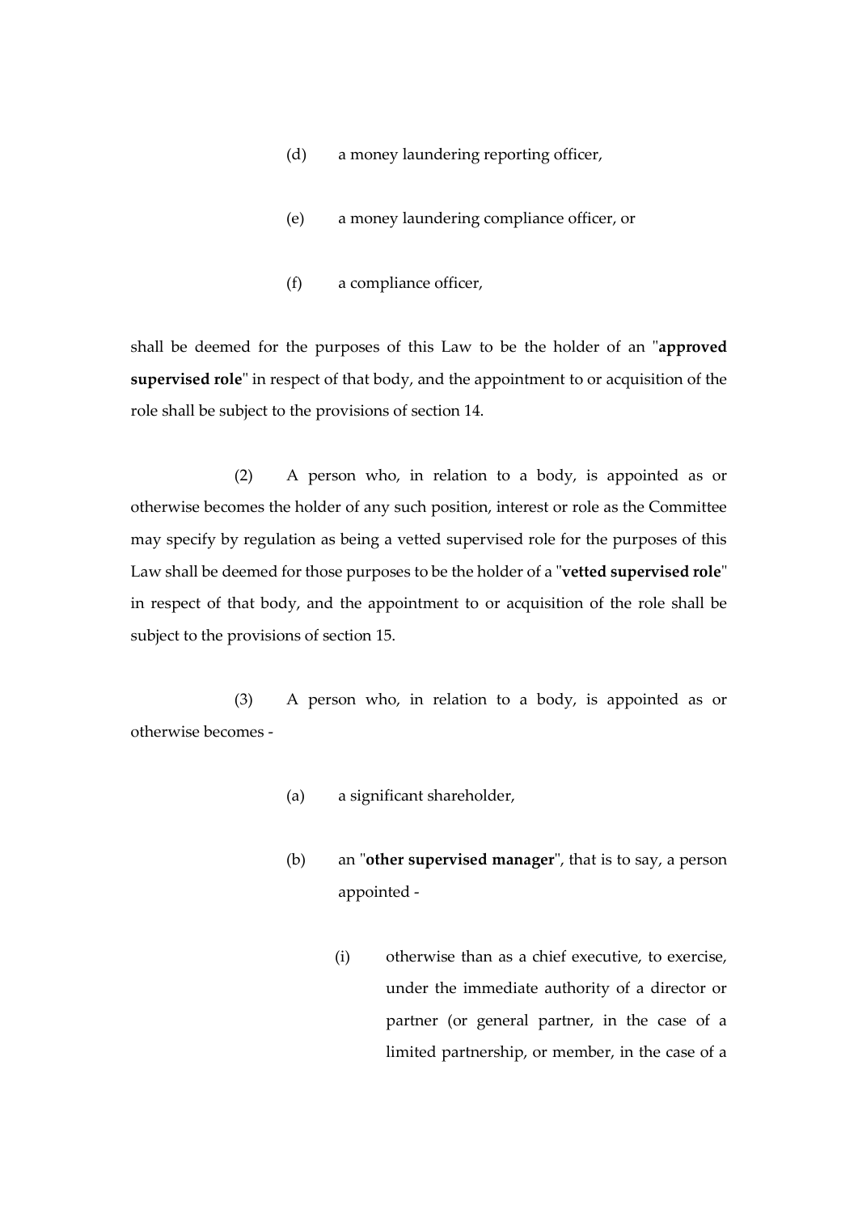(d) a money laundering reporting officer,

(e) a money laundering compliance officer, or

(f) a compliance officer,

shall be deemed for the purposes of this Law to be the holder of an "**approved supervised role**" in respect of that body, and the appointment to or acquisition of the role shall be subject to the provisions of section 14.

(2) A person who, in relation to a body, is appointed as or otherwise becomes the holder of any such position, interest or role as the Committee may specify by regulation as being a vetted supervised role for the purposes of this Law shall be deemed for those purposes to be the holder of a "**vetted supervised role**" in respect of that body, and the appointment to or acquisition of the role shall be subject to the provisions of section 15.

(3) A person who, in relation to a body, is appointed as or otherwise becomes -

(a) a significant shareholder,

(b) an "**other supervised manager**", that is to say, a person appointed -

(i) otherwise than as a chief executive, to exercise, under the immediate authority of a director or partner (or general partner, in the case of a limited partnership, or member, in the case of a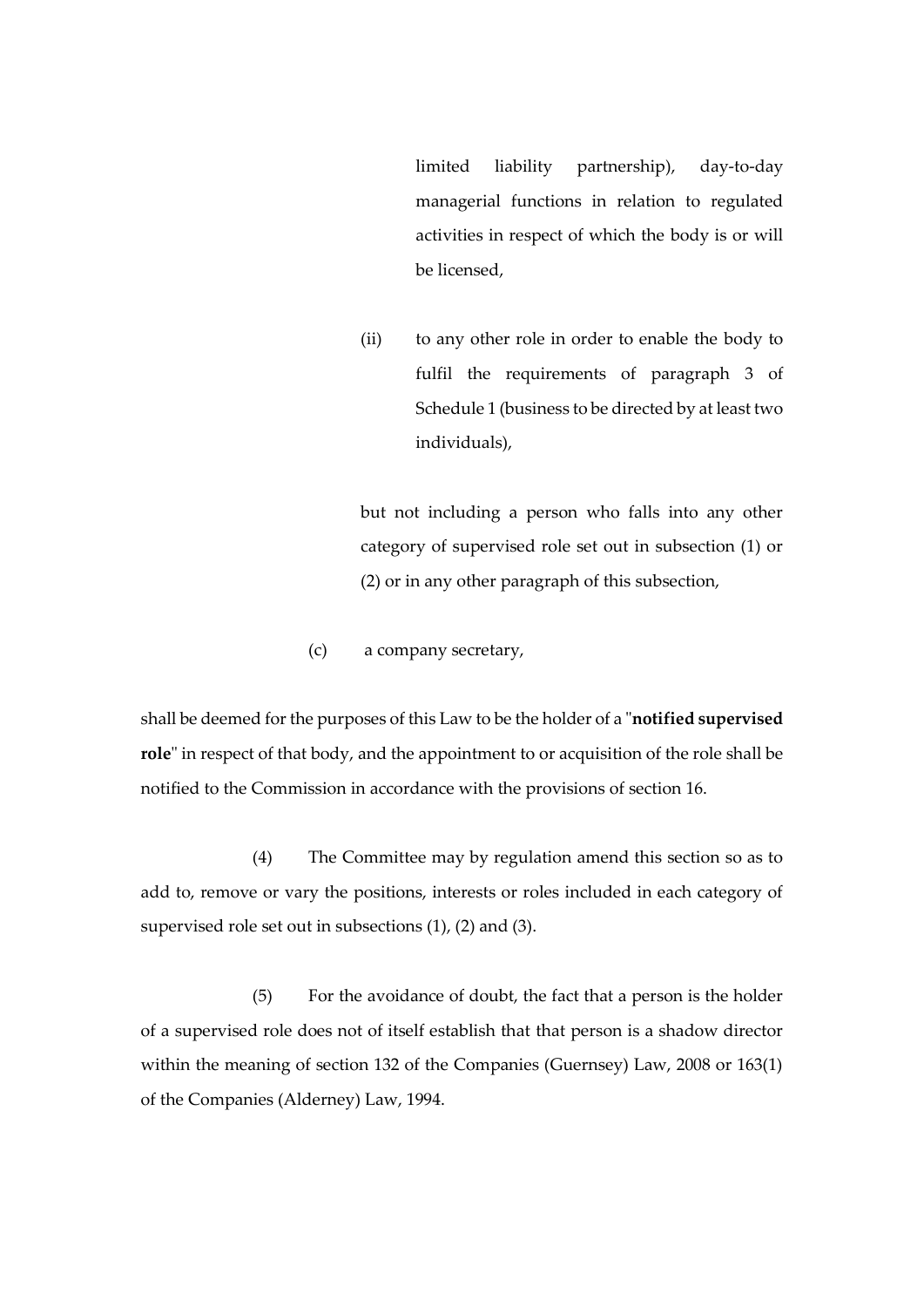limited liability partnership), day-to-day managerial functions in relation to regulated activities in respect of which the body is or will be licensed,

(ii) to any other role in order to enable the body to fulfil the requirements of paragraph 3 of Schedule 1 (business to be directed by at least two individuals),

but not including a person who falls into any other category of supervised role set out in subsection (1) or (2) or in any other paragraph of this subsection,

(c) a company secretary,

shall be deemed for the purposes of this Law to be the holder of a "**notified supervised role**" in respect of that body, and the appointment to or acquisition of the role shall be notified to the Commission in accordance with the provisions of section 16.

(4) The Committee may by regulation amend this section so as to add to, remove or vary the positions, interests or roles included in each category of supervised role set out in subsections (1), (2) and (3).

(5) For the avoidance of doubt, the fact that a person is the holder of a supervised role does not of itself establish that that person is a shadow director within the meaning of section 132 of the Companies (Guernsey) Law, 2008 or 163(1) of the Companies (Alderney) Law, 1994.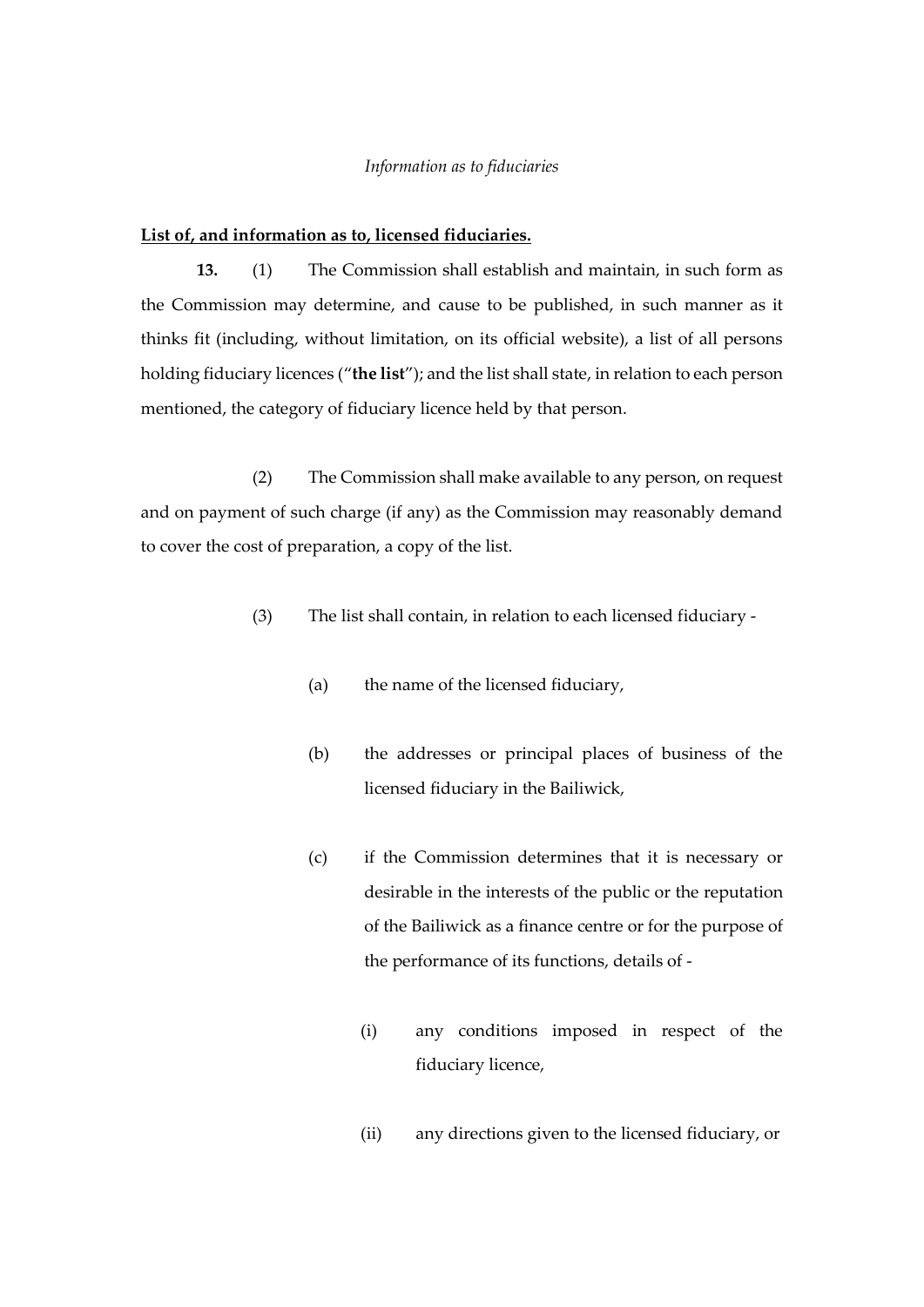*Information as to fiduciaries*

**List of, and information as to, licensed fiduciaries.**

**13.** (1) The Commission shall establish and maintain, in such form as the Commission may determine, and cause to be published, in such manner as it thinks fit (including, without limitation, on its official website), a list of all persons holding fiduciary licences ("**the list**"); and the list shall state, in relation to each person mentioned, the category of fiduciary licence held by that person.

(2) The Commission shall make available to any person, on request and on payment of such charge (if any) as the Commission may reasonably demand to cover the cost of preparation, a copy of the list.

(3) The list shall contain, in relation to each licensed fiduciary -

(a) the name of the licensed fiduciary,

(b) the addresses or principal places of business of the licensed fiduciary in the Bailiwick,

(c) if the Commission determines that it is necessary or desirable in the interests of the public or the reputation of the Bailiwick as a finance centre or for the purpose of the performance of its functions, details of -

(i) any conditions imposed in respect of the fiduciary licence,

(ii) any directions given to the licensed fiduciary, or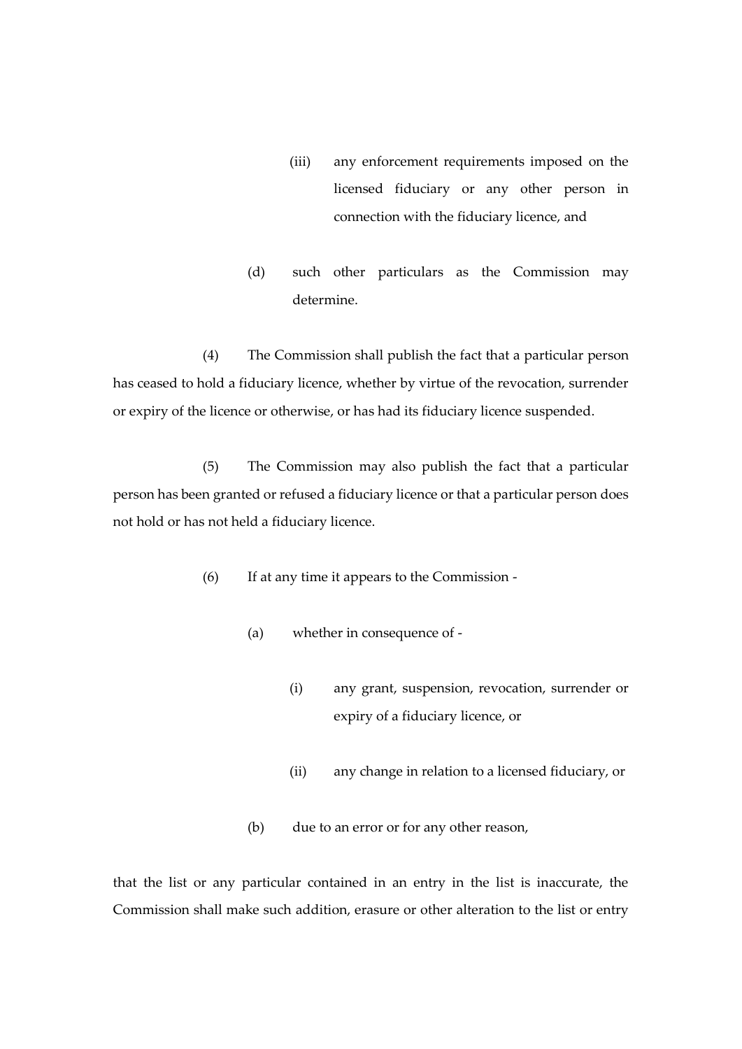(iii) any enforcement requirements imposed on the licensed fiduciary or any other person in connection with the fiduciary licence, and

(d) such other particulars as the Commission may determine.

(4) The Commission shall publish the fact that a particular person has ceased to hold a fiduciary licence, whether by virtue of the revocation, surrender or expiry of the licence or otherwise, or has had its fiduciary licence suspended.

(5) The Commission may also publish the fact that a particular person has been granted or refused a fiduciary licence or that a particular person does not hold or has not held a fiduciary licence.

(6) If at any time it appears to the Commission -

(a) whether in consequence of -

(i) any grant, suspension, revocation, surrender or expiry of a fiduciary licence, or

(ii) any change in relation to a licensed fiduciary, or

(b) due to an error or for any other reason,

that the list or any particular contained in an entry in the list is inaccurate, the Commission shall make such addition, erasure or other alteration to the list or entry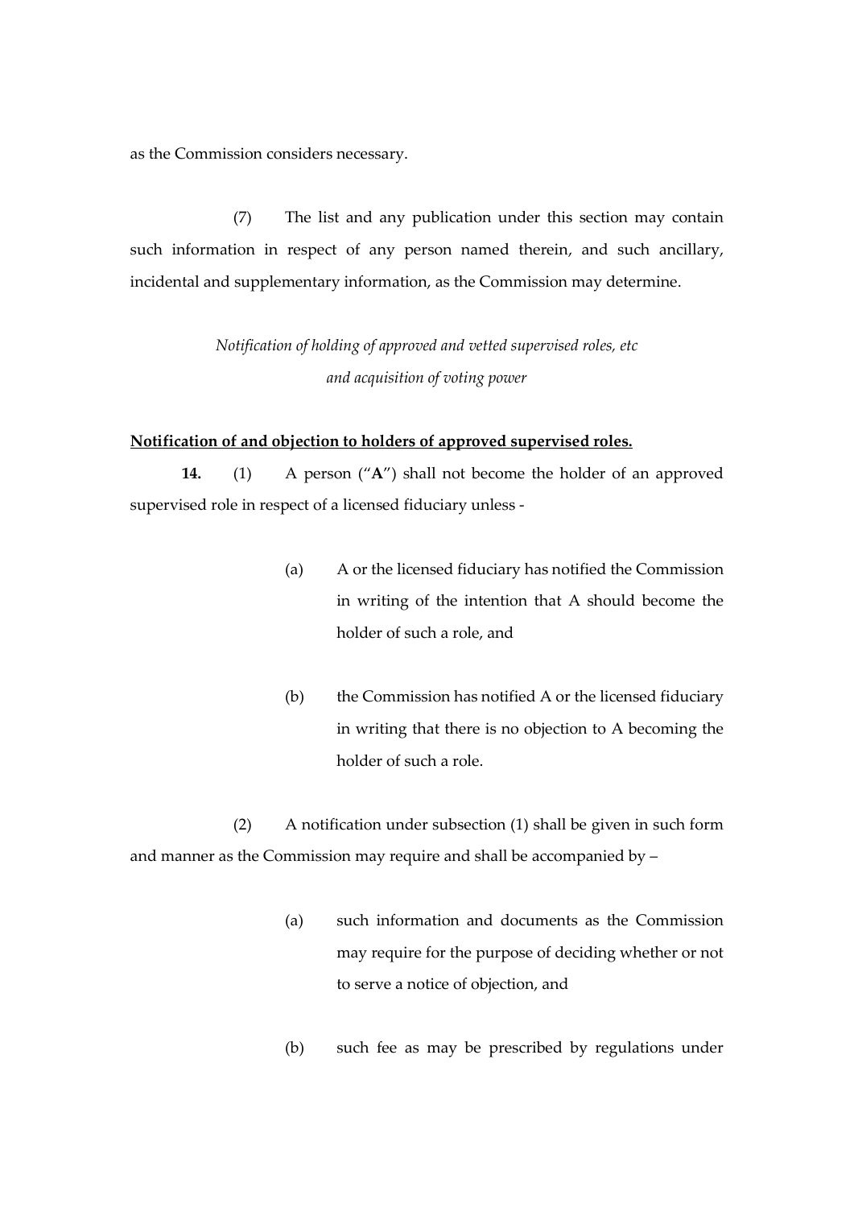as the Commission considers necessary.

(7) The list and any publication under this section may contain such information in respect of any person named therein, and such ancillary, incidental and supplementary information, as the Commission may determine.

*Notification of holding of approved and vetted supervised roles, etc and acquisition of voting power*

**Notification of and objection to holders of approved supervised roles.**

**14.** (1) A person ("**A**") shall not become the holder of an approved supervised role in respect of a licensed fiduciary unless -

(a) A or the licensed fiduciary has notified the Commission in writing of the intention that A should become the holder of such a role, and

(b) the Commission has notified A or the licensed fiduciary in writing that there is no objection to A becoming the holder of such a role.

(2) A notification under subsection (1) shall be given in such form and manner as the Commission may require and shall be accompanied by –

(a) such information and documents as the Commission may require for the purpose of deciding whether or not to serve a notice of objection, and

(b) such fee as may be prescribed by regulations under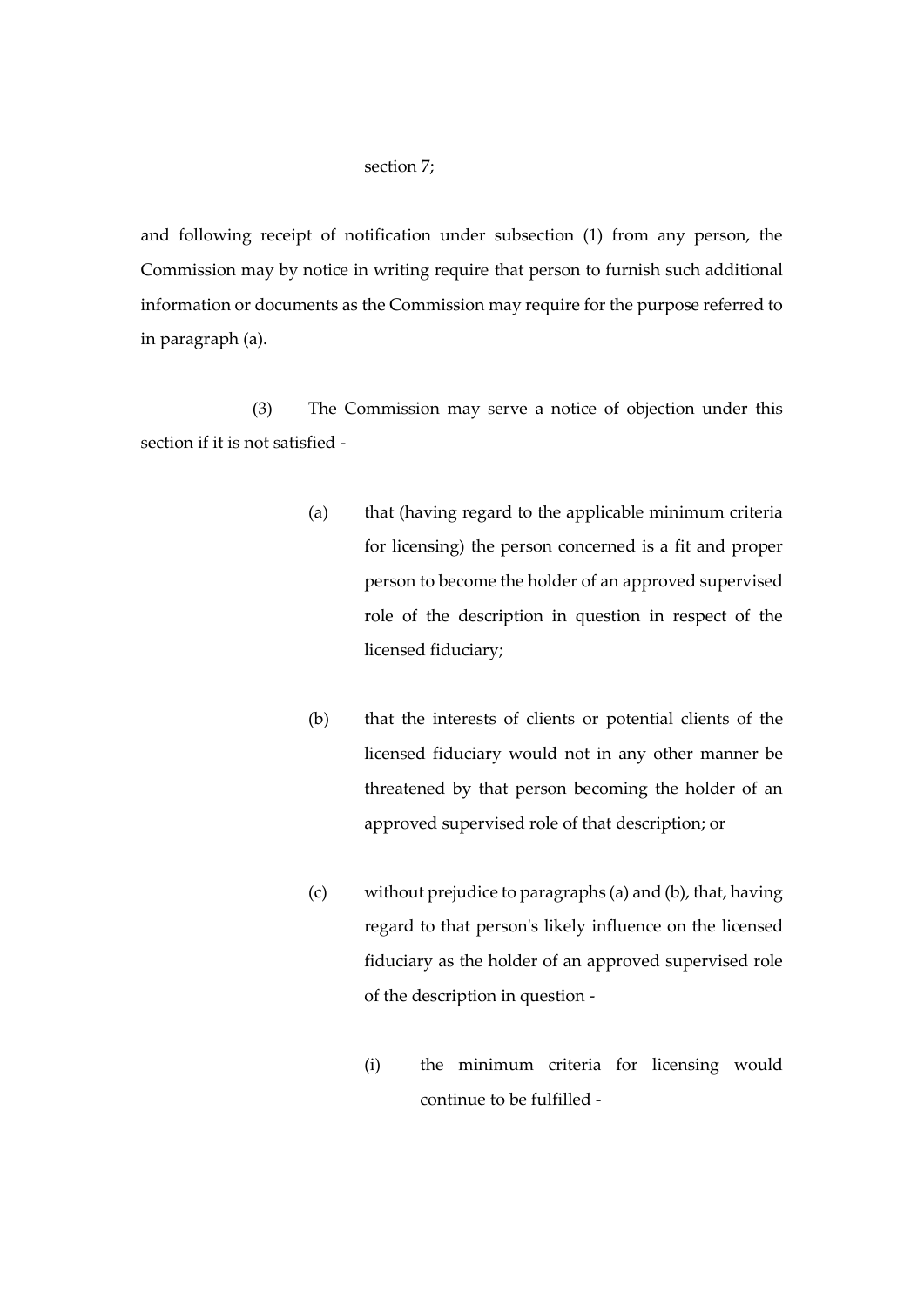section 7;

and following receipt of notification under subsection (1) from any person, the Commission may by notice in writing require that person to furnish such additional information or documents as the Commission may require for the purpose referred to in paragraph (a).

(3) The Commission may serve a notice of objection under this section if it is not satisfied -

(a) that (having regard to the applicable minimum criteria for licensing) the person concerned is a fit and proper person to become the holder of an approved supervised role of the description in question in respect of the licensed fiduciary;

(b) that the interests of clients or potential clients of the licensed fiduciary would not in any other manner be threatened by that person becoming the holder of an approved supervised role of that description; or

(c) without prejudice to paragraphs (a) and (b), that, having regard to that person's likely influence on the licensed fiduciary as the holder of an approved supervised role of the description in question -

(i) the minimum criteria for licensing would continue to be fulfilled -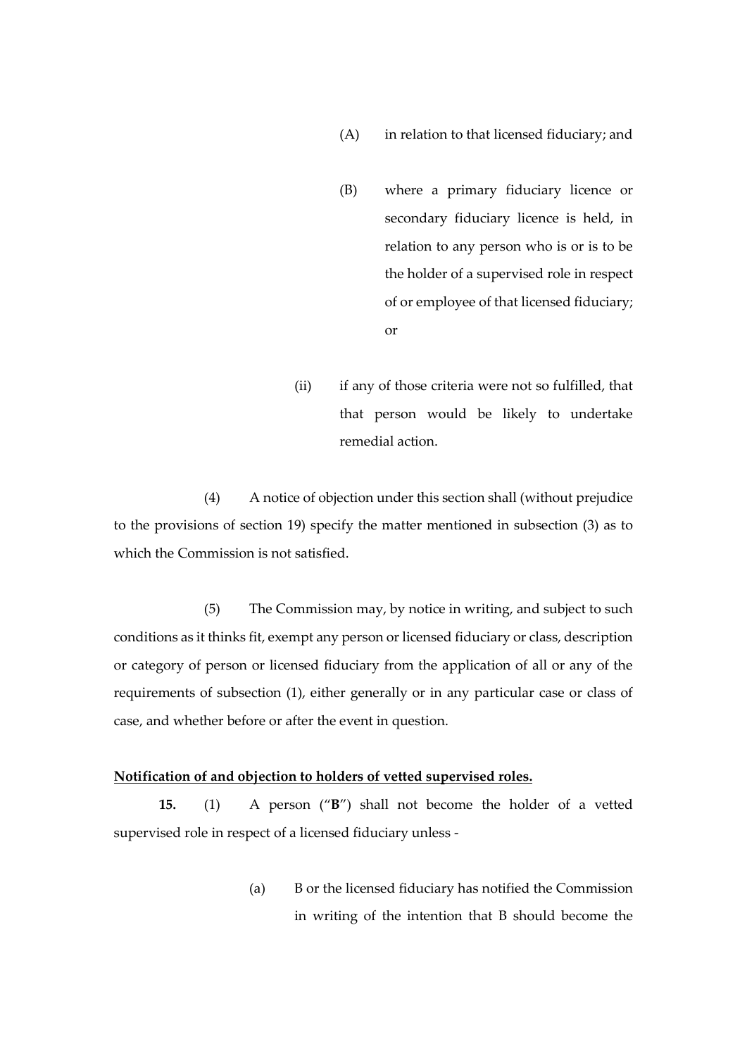(A) in relation to that licensed fiduciary; and

(B) where a primary fiduciary licence or secondary fiduciary licence is held, in relation to any person who is or is to be the holder of a supervised role in respect of or employee of that licensed fiduciary; or

(ii) if any of those criteria were not so fulfilled, that that person would be likely to undertake remedial action.

(4) A notice of objection under this section shall (without prejudice to the provisions of section 19) specify the matter mentioned in subsection (3) as to which the Commission is not satisfied.

(5) The Commission may, by notice in writing, and subject to such conditions as it thinks fit, exempt any person or licensed fiduciary or class, description or category of person or licensed fiduciary from the application of all or any of the requirements of subsection (1), either generally or in any particular case or class of case, and whether before or after the event in question.

**Notification of and objection to holders of vetted supervised roles.**

**15.** (1) A person ("**B**") shall not become the holder of a vetted supervised role in respect of a licensed fiduciary unless -

(a) B or the licensed fiduciary has notified the Commission in writing of the intention that B should become the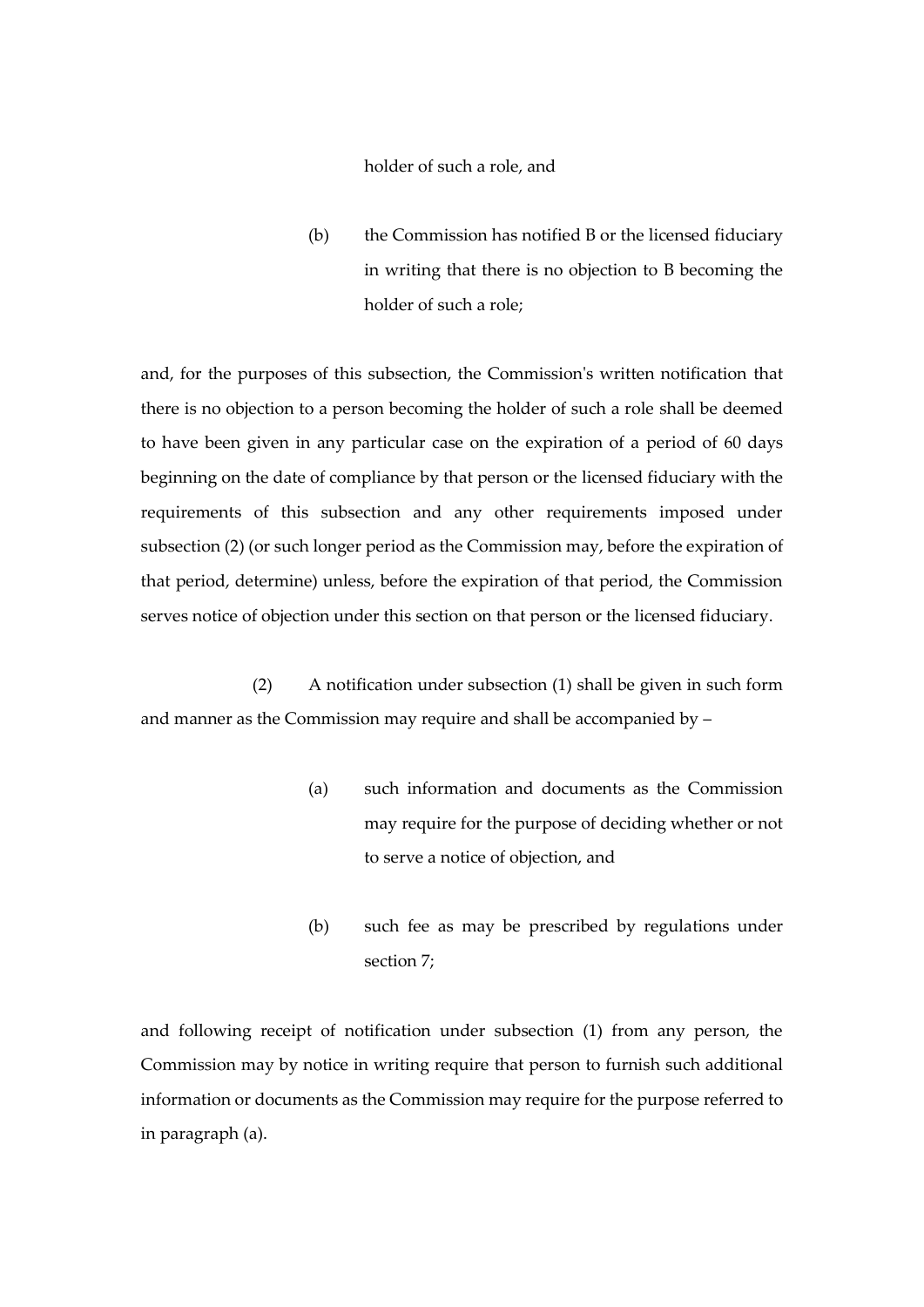holder of such a role, and

(b) the Commission has notified B or the licensed fiduciary in writing that there is no objection to B becoming the holder of such a role;

and, for the purposes of this subsection, the Commission's written notification that there is no objection to a person becoming the holder of such a role shall be deemed to have been given in any particular case on the expiration of a period of 60 days beginning on the date of compliance by that person or the licensed fiduciary with the requirements of this subsection and any other requirements imposed under subsection (2) (or such longer period as the Commission may, before the expiration of that period, determine) unless, before the expiration of that period, the Commission serves notice of objection under this section on that person or the licensed fiduciary.

(2) A notification under subsection (1) shall be given in such form and manner as the Commission may require and shall be accompanied by –

(a) such information and documents as the Commission may require for the purpose of deciding whether or not to serve a notice of objection, and

(b) such fee as may be prescribed by regulations under section 7;

and following receipt of notification under subsection (1) from any person, the Commission may by notice in writing require that person to furnish such additional information or documents as the Commission may require for the purpose referred to in paragraph (a).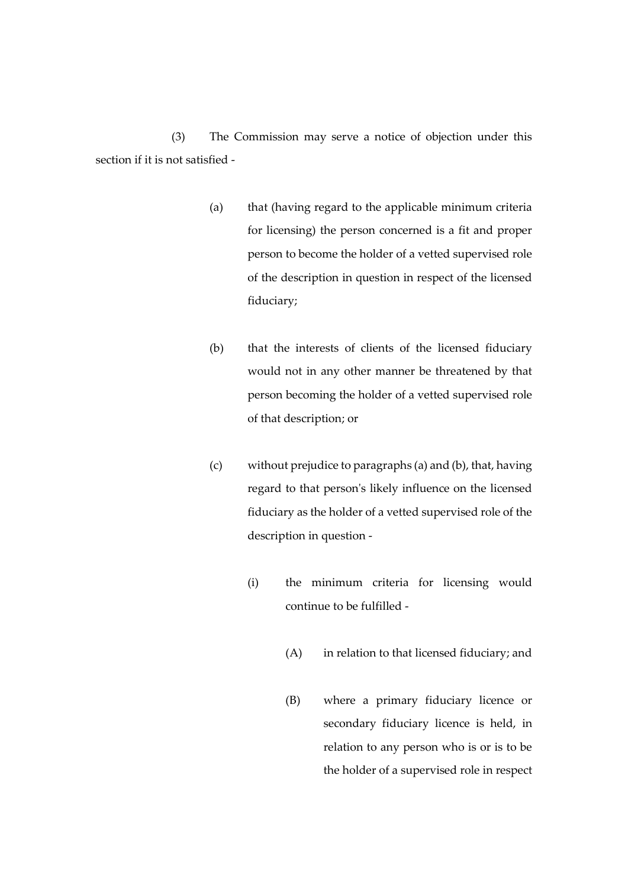(3) The Commission may serve a notice of objection under this section if it is not satisfied -

(a) that (having regard to the applicable minimum criteria for licensing) the person concerned is a fit and proper person to become the holder of a vetted supervised role of the description in question in respect of the licensed fiduciary;

(b) that the interests of clients of the licensed fiduciary would not in any other manner be threatened by that person becoming the holder of a vetted supervised role of that description; or

(c) without prejudice to paragraphs (a) and (b), that, having regard to that person's likely influence on the licensed fiduciary as the holder of a vetted supervised role of the description in question -

(i) the minimum criteria for licensing would continue to be fulfilled -

(A) in relation to that licensed fiduciary; and

(B) where a primary fiduciary licence or secondary fiduciary licence is held, in relation to any person who is or is to be the holder of a supervised role in respect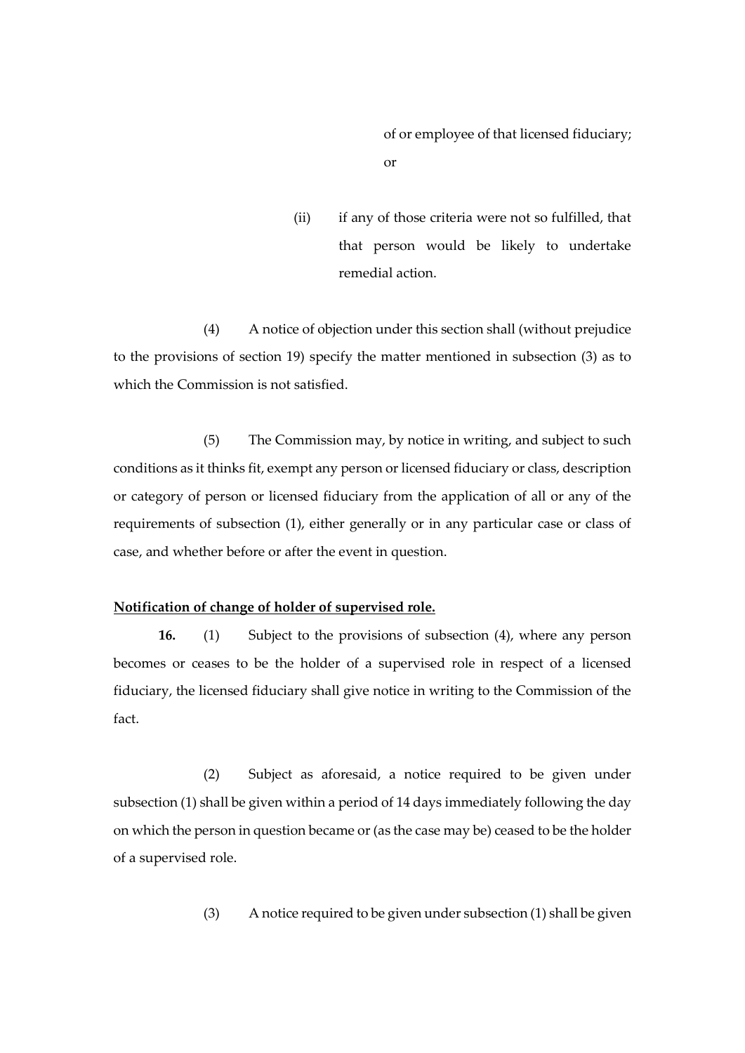of or employee of that licensed fiduciary; or

(ii) if any of those criteria were not so fulfilled, that that person would be likely to undertake remedial action.

(4) A notice of objection under this section shall (without prejudice to the provisions of section 19) specify the matter mentioned in subsection (3) as to which the Commission is not satisfied.

(5) The Commission may, by notice in writing, and subject to such conditions as it thinks fit, exempt any person or licensed fiduciary or class, description or category of person or licensed fiduciary from the application of all or any of the requirements of subsection (1), either generally or in any particular case or class of case, and whether before or after the event in question.

**Notification of change of holder of supervised role.**

**16.** (1) Subject to the provisions of subsection (4), where any person becomes or ceases to be the holder of a supervised role in respect of a licensed fiduciary, the licensed fiduciary shall give notice in writing to the Commission of the fact.

(2) Subject as aforesaid, a notice required to be given under subsection (1) shall be given within a period of 14 days immediately following the day on which the person in question became or (as the case may be) ceased to be the holder of a supervised role.

(3) A notice required to be given under subsection (1) shall be given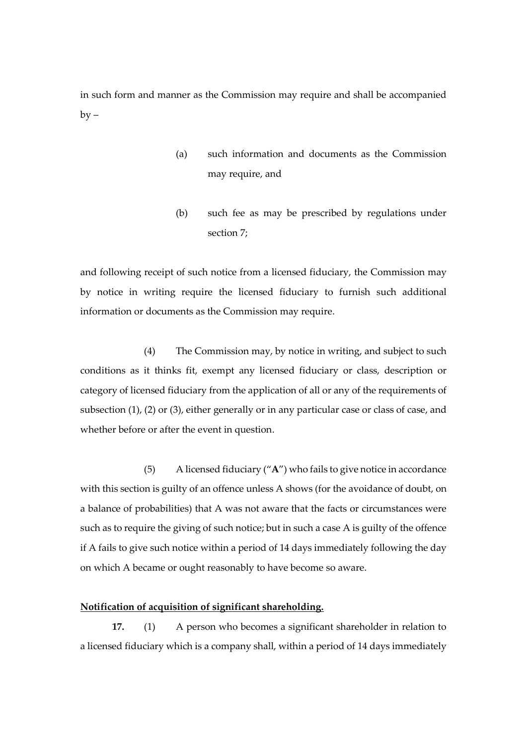in such form and manner as the Commission may require and shall be accompanied by –

(a) such information and documents as the Commission may require, and

(b) such fee as may be prescribed by regulations under section 7;

and following receipt of such notice from a licensed fiduciary, the Commission may by notice in writing require the licensed fiduciary to furnish such additional information or documents as the Commission may require.

(4) The Commission may, by notice in writing, and subject to such conditions as it thinks fit, exempt any licensed fiduciary or class, description or category of licensed fiduciary from the application of all or any of the requirements of subsection (1), (2) or (3), either generally or in any particular case or class of case, and whether before or after the event in question.

(5) A licensed fiduciary ("**A**") who fails to give notice in accordance with this section is guilty of an offence unless A shows (for the avoidance of doubt, on a balance of probabilities) that A was not aware that the facts or circumstances were such as to require the giving of such notice; but in such a case A is guilty of the offence if A fails to give such notice within a period of 14 days immediately following the day on which A became or ought reasonably to have become so aware.

**Notification of acquisition of significant shareholding.**

**17.** (1) A person who becomes a significant shareholder in relation to a licensed fiduciary which is a company shall, within a period of 14 days immediately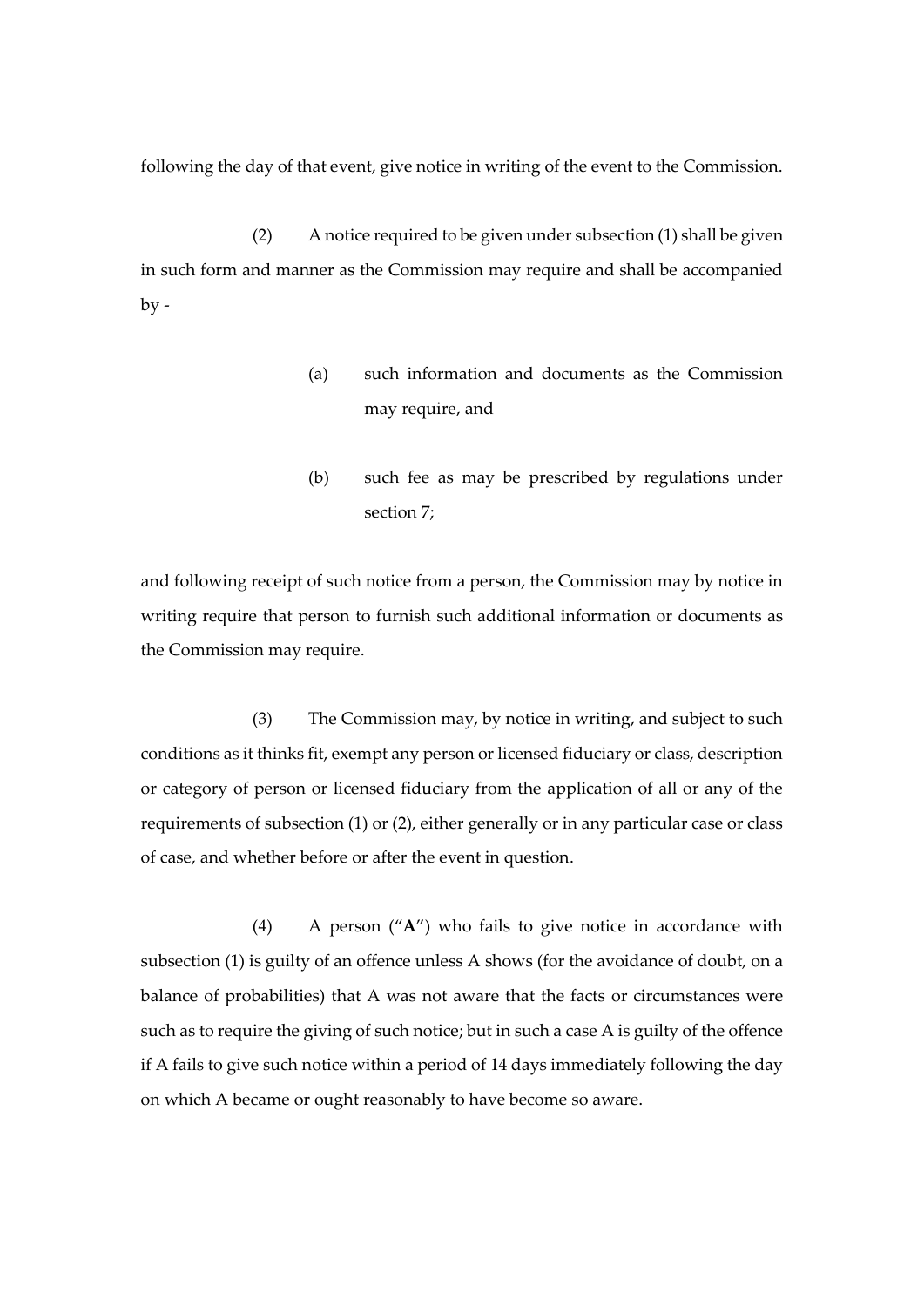following the day of that event, give notice in writing of the event to the Commission.

(2) A notice required to be given under subsection (1) shall be given in such form and manner as the Commission may require and shall be accompanied by -

(a) such information and documents as the Commission may require, and

(b) such fee as may be prescribed by regulations under section 7;

and following receipt of such notice from a person, the Commission may by notice in writing require that person to furnish such additional information or documents as the Commission may require.

(3) The Commission may, by notice in writing, and subject to such conditions as it thinks fit, exempt any person or licensed fiduciary or class, description or category of person or licensed fiduciary from the application of all or any of the requirements of subsection (1) or (2), either generally or in any particular case or class of case, and whether before or after the event in question.

(4) A person ("**A**") who fails to give notice in accordance with subsection (1) is guilty of an offence unless A shows (for the avoidance of doubt, on a balance of probabilities) that A was not aware that the facts or circumstances were such as to require the giving of such notice; but in such a case A is guilty of the offence if A fails to give such notice within a period of 14 days immediately following the day on which A became or ought reasonably to have become so aware.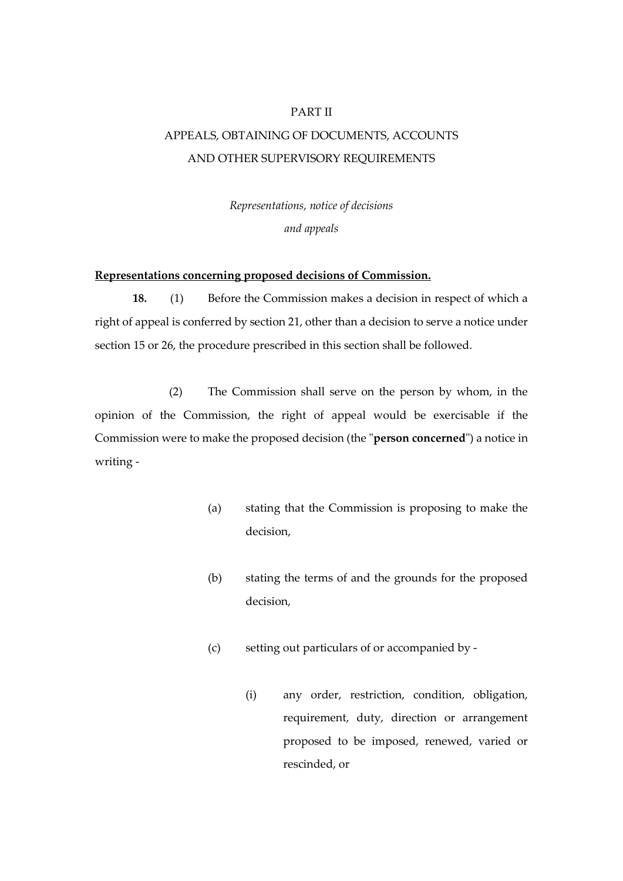# PART II

# APPEALS, OBTAINING OF DOCUMENTS, ACCOUNTS AND OTHER SUPERVISORY REQUIREMENTS

*Representations, notice of decisions and appeals*

**Representations concerning proposed decisions of Commission.**

**18.** (1) Before the Commission makes a decision in respect of which a right of appeal is conferred by section 21, other than a decision to serve a notice under section 15 or 26, the procedure prescribed in this section shall be followed.

(2) The Commission shall serve on the person by whom, in the opinion of the Commission, the right of appeal would be exercisable if the Commission were to make the proposed decision (the "**person concerned**") a notice in writing -

(a) stating that the Commission is proposing to make the decision,

(b) stating the terms of and the grounds for the proposed decision,

(c) setting out particulars of or accompanied by -

(i) any order, restriction, condition, obligation, requirement, duty, direction or arrangement proposed to be imposed, renewed, varied or rescinded, or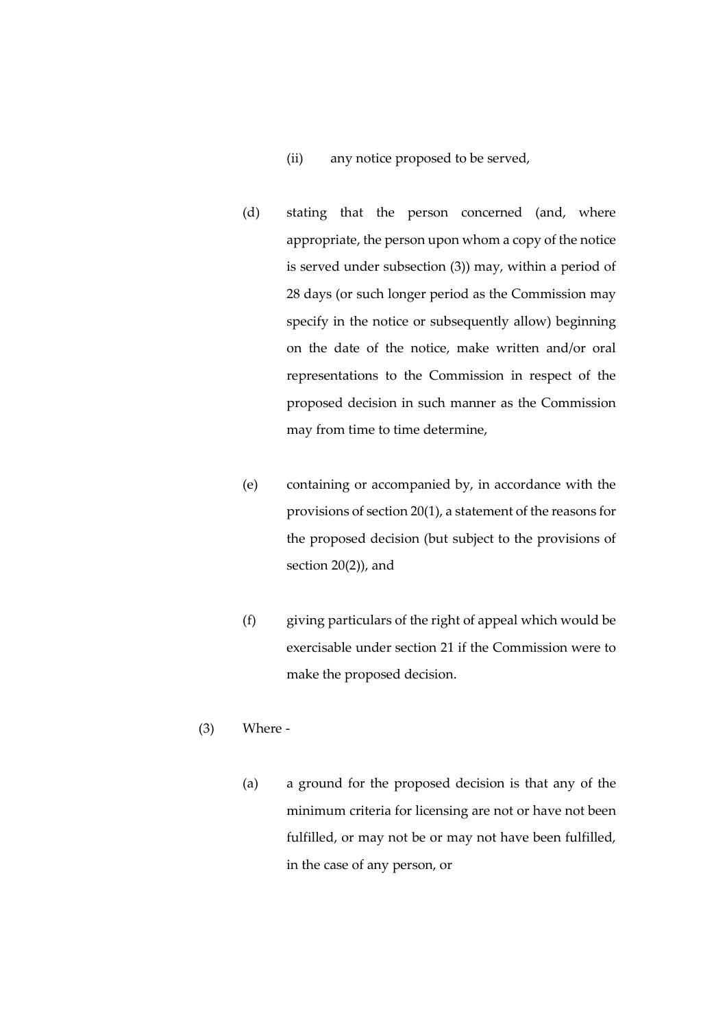(ii) any notice proposed to be served,

(d) stating that the person concerned (and, where appropriate, the person upon whom a copy of the notice is served under subsection (3)) may, within a period of 28 days (or such longer period as the Commission may specify in the notice or subsequently allow) beginning on the date of the notice, make written and/or oral representations to the Commission in respect of the proposed decision in such manner as the Commission may from time to time determine,

(e) containing or accompanied by, in accordance with the provisions of section 20(1), a statement of the reasons for the proposed decision (but subject to the provisions of section 20(2)), and

(f) giving particulars of the right of appeal which would be exercisable under section 21 if the Commission were to make the proposed decision.

(3) Where -

(a) a ground for the proposed decision is that any of the minimum criteria for licensing are not or have not been fulfilled, or may not be or may not have been fulfilled, in the case of any person, or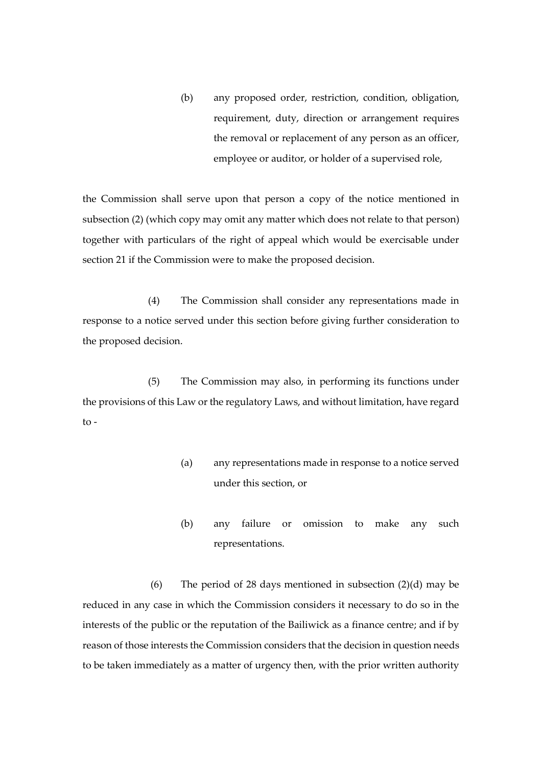(b) any proposed order, restriction, condition, obligation, requirement, duty, direction or arrangement requires the removal or replacement of any person as an officer, employee or auditor, or holder of a supervised role,

the Commission shall serve upon that person a copy of the notice mentioned in subsection (2) (which copy may omit any matter which does not relate to that person) together with particulars of the right of appeal which would be exercisable under section 21 if the Commission were to make the proposed decision.

(4) The Commission shall consider any representations made in response to a notice served under this section before giving further consideration to the proposed decision.

(5) The Commission may also, in performing its functions under the provisions of this Law or the regulatory Laws, and without limitation, have regard to -

(a) any representations made in response to a notice served under this section, or

(b) any failure or omission to make any such representations.

(6) The period of 28 days mentioned in subsection (2)(d) may be reduced in any case in which the Commission considers it necessary to do so in the interests of the public or the reputation of the Bailiwick as a finance centre; and if by reason of those interests the Commission considers that the decision in question needs to be taken immediately as a matter of urgency then, with the prior written authority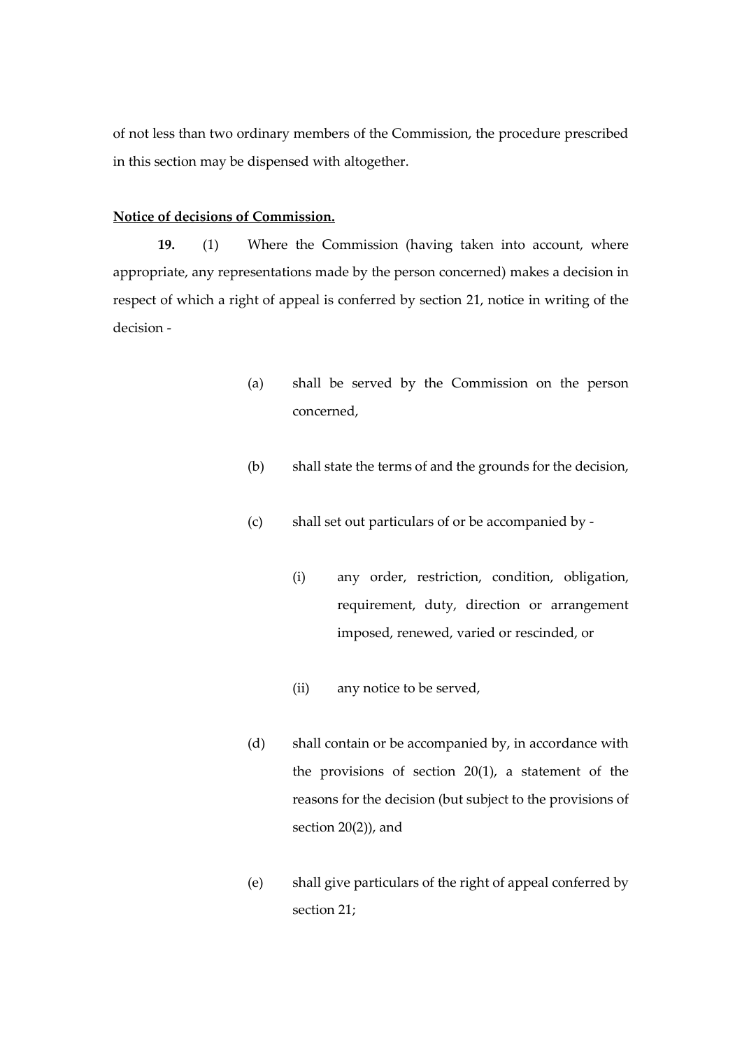of not less than two ordinary members of the Commission, the procedure prescribed in this section may be dispensed with altogether.

**Notice of decisions of Commission.**

**19.** (1) Where the Commission (having taken into account, where appropriate, any representations made by the person concerned) makes a decision in respect of which a right of appeal is conferred by section 21, notice in writing of the decision -

(a) shall be served by the Commission on the person concerned,

(b) shall state the terms of and the grounds for the decision,

(c) shall set out particulars of or be accompanied by -

(i) any order, restriction, condition, obligation, requirement, duty, direction or arrangement imposed, renewed, varied or rescinded, or

(ii) any notice to be served,

(d) shall contain or be accompanied by, in accordance with the provisions of section 20(1), a statement of the reasons for the decision (but subject to the provisions of section 20(2)), and

(e) shall give particulars of the right of appeal conferred by section 21;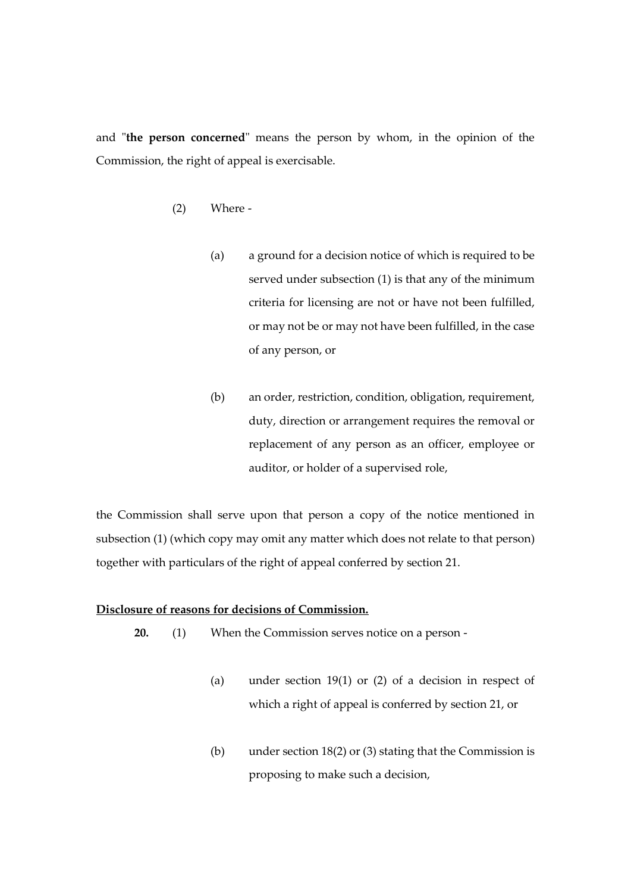and "**the person concerned**" means the person by whom, in the opinion of the Commission, the right of appeal is exercisable.

(2) Where -

(a) a ground for a decision notice of which is required to be served under subsection (1) is that any of the minimum criteria for licensing are not or have not been fulfilled, or may not be or may not have been fulfilled, in the case of any person, or

(b) an order, restriction, condition, obligation, requirement, duty, direction or arrangement requires the removal or replacement of any person as an officer, employee or auditor, or holder of a supervised role,

the Commission shall serve upon that person a copy of the notice mentioned in subsection (1) (which copy may omit any matter which does not relate to that person) together with particulars of the right of appeal conferred by section 21.

**Disclosure of reasons for decisions of Commission.**

**20.** (1) When the Commission serves notice on a person -

(a) under section 19(1) or (2) of a decision in respect of which a right of appeal is conferred by section 21, or

(b) under section 18(2) or (3) stating that the Commission is proposing to make such a decision,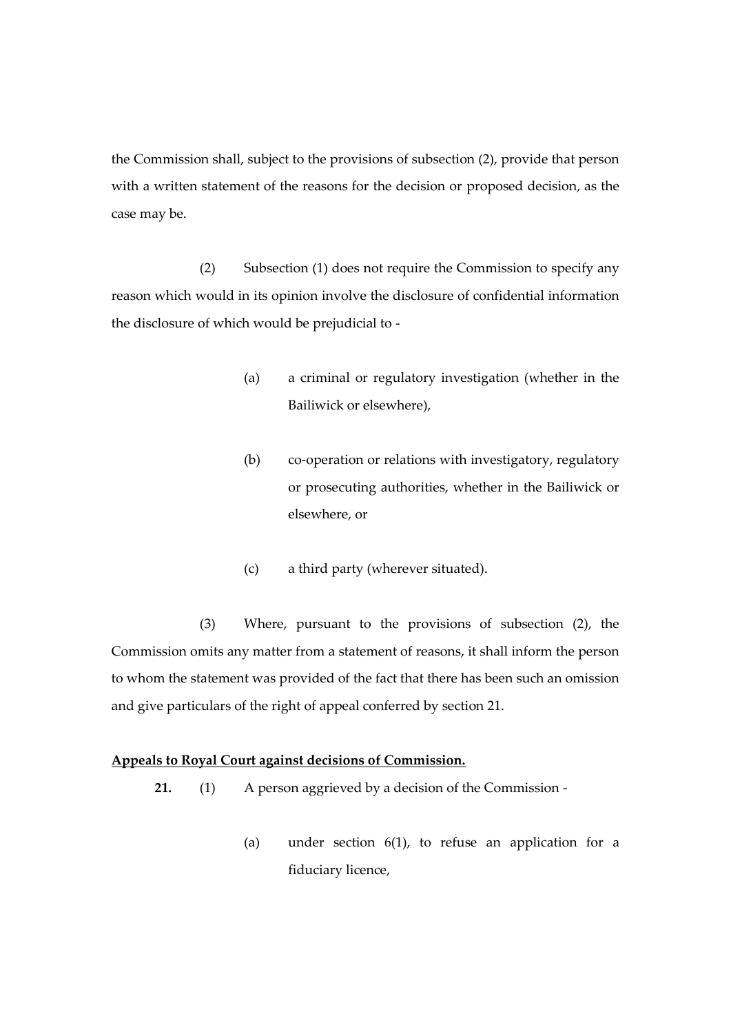the Commission shall, subject to the provisions of subsection (2), provide that person with a written statement of the reasons for the decision or proposed decision, as the case may be.

(2) Subsection (1) does not require the Commission to specify any reason which would in its opinion involve the disclosure of confidential information the disclosure of which would be prejudicial to -

(a) a criminal or regulatory investigation (whether in the Bailiwick or elsewhere),

(b) co-operation or relations with investigatory, regulatory or prosecuting authorities, whether in the Bailiwick or elsewhere, or

(c) a third party (wherever situated).

(3) Where, pursuant to the provisions of subsection (2), the Commission omits any matter from a statement of reasons, it shall inform the person to whom the statement was provided of the fact that there has been such an omission and give particulars of the right of appeal conferred by section 21.

**Appeals to Royal Court against decisions of Commission.**

**21.** (1) A person aggrieved by a decision of the Commission -

(a) under section 6(1), to refuse an application for a fiduciary licence,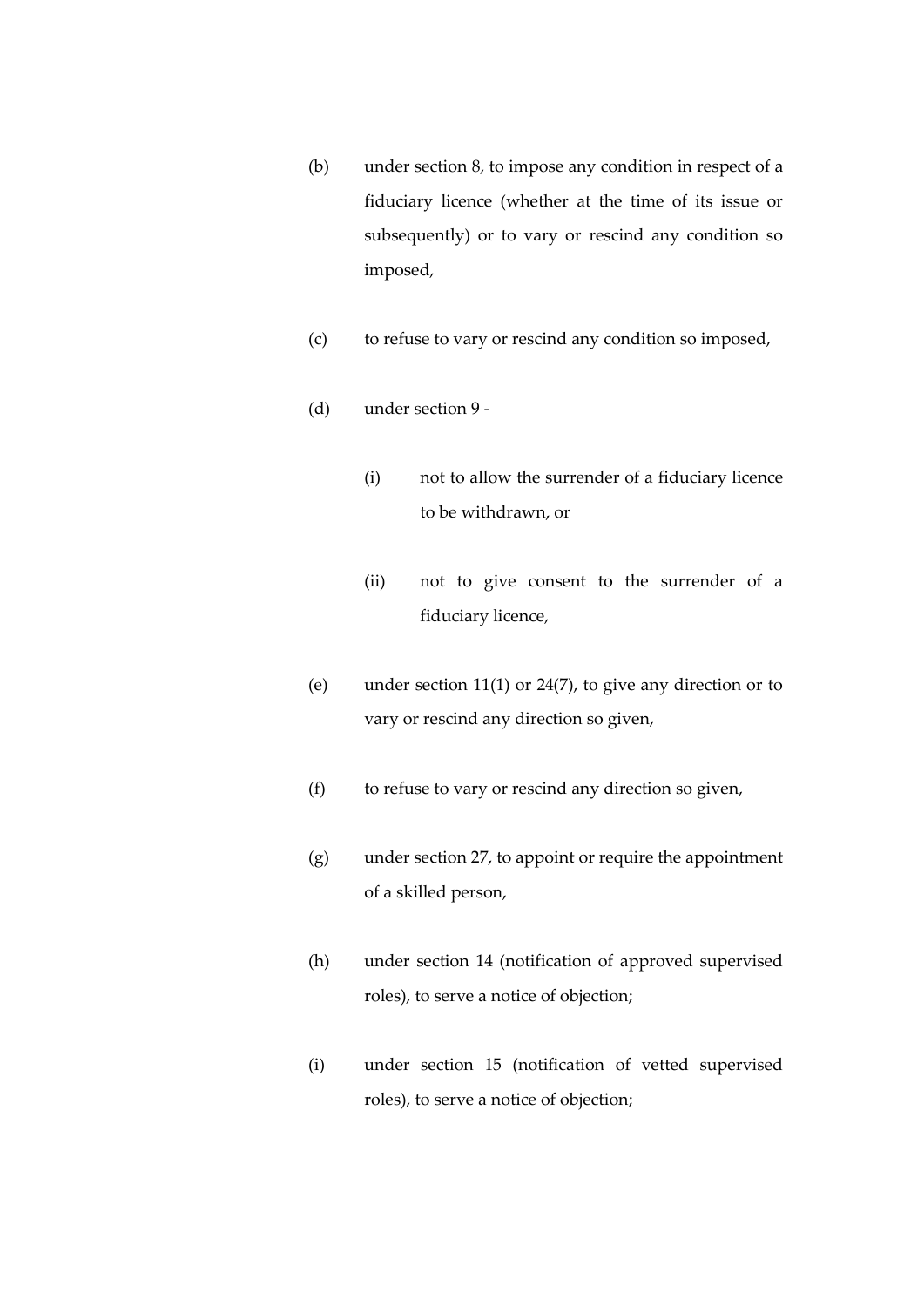(b) under section 8, to impose any condition in respect of a fiduciary licence (whether at the time of its issue or subsequently) or to vary or rescind any condition so imposed,

(c) to refuse to vary or rescind any condition so imposed,

(d) under section 9 -

    (i) not to allow the surrender of a fiduciary licence to be withdrawn, or

    (ii) not to give consent to the surrender of a fiduciary licence,

(e) under section 11(1) or 24(7), to give any direction or to vary or rescind any direction so given,

(f) to refuse to vary or rescind any direction so given,

(g) under section 27, to appoint or require the appointment of a skilled person,

(h) under section 14 (notification of approved supervised roles), to serve a notice of objection;

(i) under section 15 (notification of vetted supervised roles), to serve a notice of objection;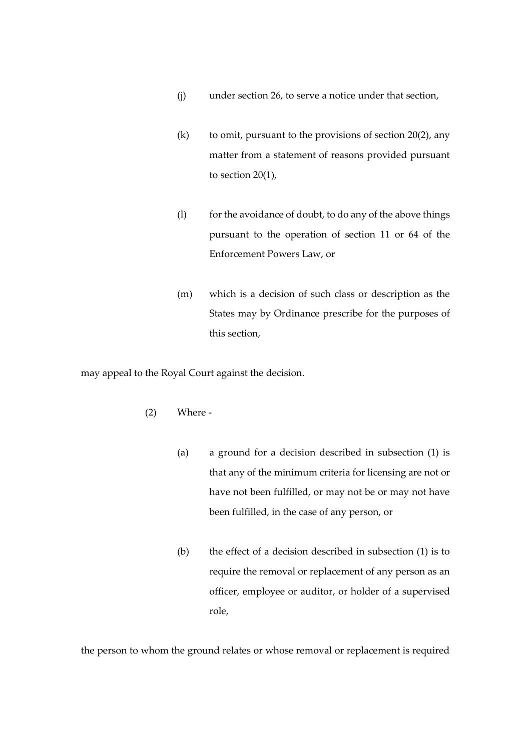(j) under section 26, to serve a notice under that section,

(k) to omit, pursuant to the provisions of section 20(2), any matter from a statement of reasons provided pursuant to section 20(1),

(l) for the avoidance of doubt, to do any of the above things pursuant to the operation of section 11 or 64 of the Enforcement Powers Law, or

(m) which is a decision of such class or description as the States may by Ordinance prescribe for the purposes of this section,

may appeal to the Royal Court against the decision.

(2) Where -

(a) a ground for a decision described in subsection (1) is that any of the minimum criteria for licensing are not or have not been fulfilled, or may not be or may not have been fulfilled, in the case of any person, or

(b) the effect of a decision described in subsection (1) is to require the removal or replacement of any person as an officer, employee or auditor, or holder of a supervised role,

the person to whom the ground relates or whose removal or replacement is required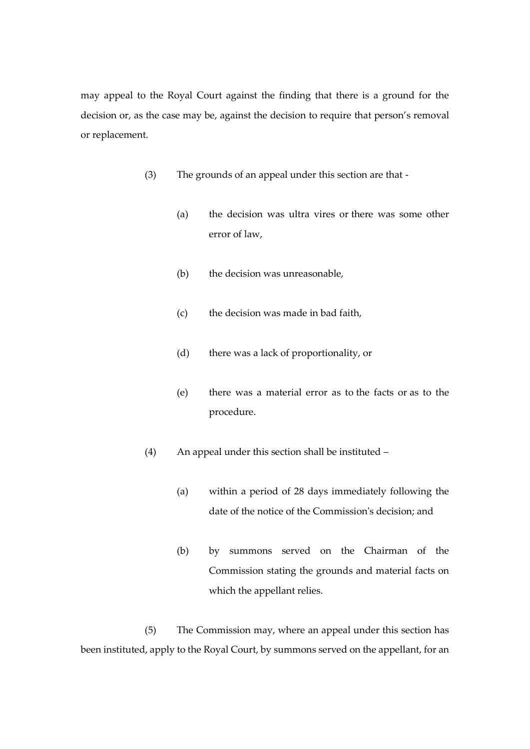may appeal to the Royal Court against the finding that there is a ground for the decision or, as the case may be, against the decision to require that person's removal or replacement.

(3) The grounds of an appeal under this section are that -

(a) the decision was ultra vires or there was some other error of law,

(b) the decision was unreasonable,

(c) the decision was made in bad faith,

(d) there was a lack of proportionality, or

(e) there was a material error as to the facts or as to the procedure.

(4) An appeal under this section shall be instituted –

(a) within a period of 28 days immediately following the date of the notice of the Commission's decision; and

(b) by summons served on the Chairman of the Commission stating the grounds and material facts on which the appellant relies.

(5) The Commission may, where an appeal under this section has been instituted, apply to the Royal Court, by summons served on the appellant, for an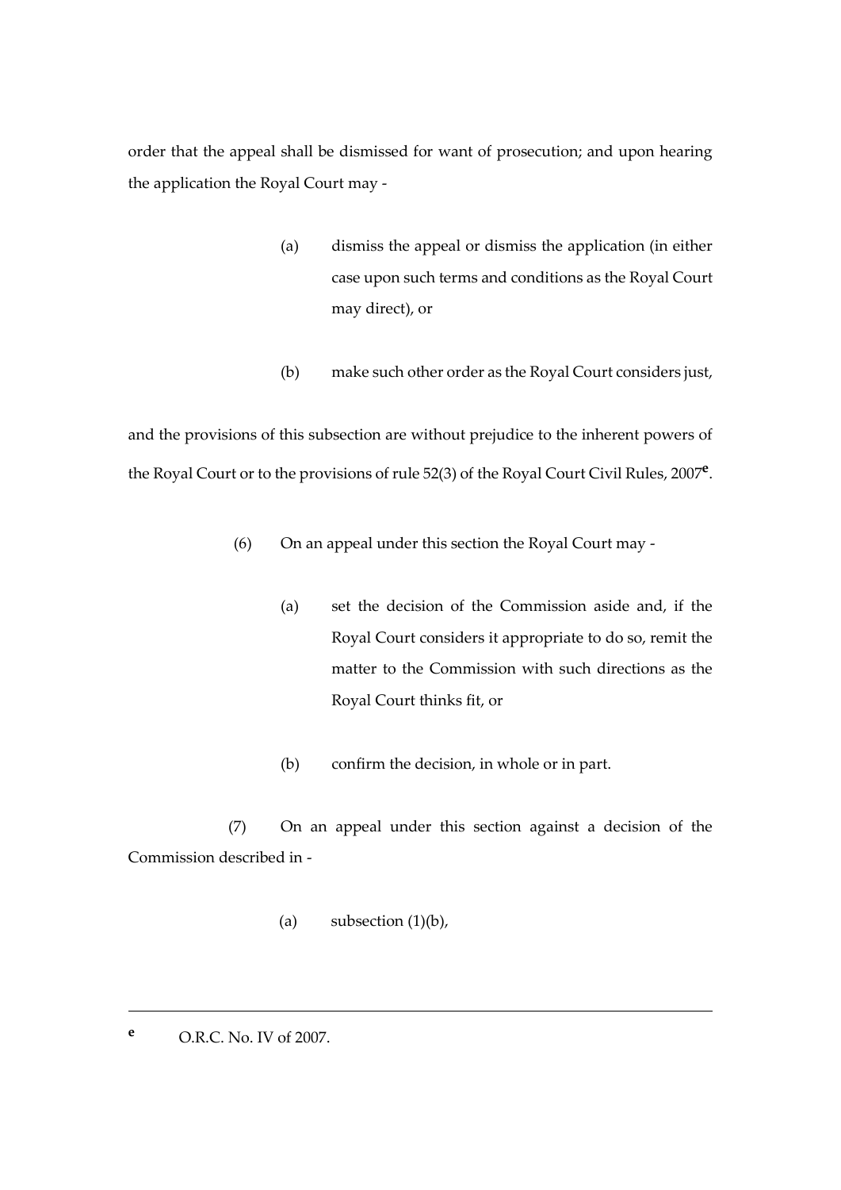order that the appeal shall be dismissed for want of prosecution; and upon hearing the application the Royal Court may -

(a) dismiss the appeal or dismiss the application (in either case upon such terms and conditions as the Royal Court may direct), or

(b) make such other order as the Royal Court considers just,

and the provisions of this subsection are without prejudice to the inherent powers of the Royal Court or to the provisions of rule 52(3) of the Royal Court Civil Rules, 2007[e].

(6) On an appeal under this section the Royal Court may -

(a) set the decision of the Commission aside and, if the Royal Court considers it appropriate to do so, remit the matter to the Commission with such directions as the Royal Court thinks fit, or

(b) confirm the decision, in whole or in part.

(7) On an appeal under this section against a decision of the Commission described in -

(a) subsection (1)(b),

---

[e] O.R.C. No. IV of 2007.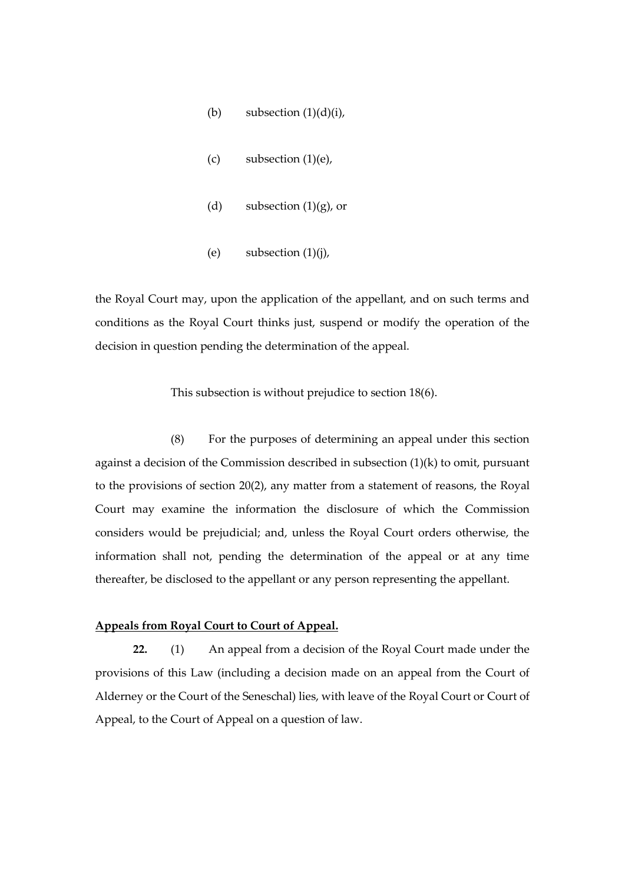(b) subsection (1)(d)(i),

(c) subsection (1)(e),

(d) subsection (1)(g), or

(e) subsection (1)(j),

the Royal Court may, upon the application of the appellant, and on such terms and conditions as the Royal Court thinks just, suspend or modify the operation of the decision in question pending the determination of the appeal.

This subsection is without prejudice to section 18(6).

(8) For the purposes of determining an appeal under this section against a decision of the Commission described in subsection (1)(k) to omit, pursuant to the provisions of section 20(2), any matter from a statement of reasons, the Royal Court may examine the information the disclosure of which the Commission considers would be prejudicial; and, unless the Royal Court orders otherwise, the information shall not, pending the determination of the appeal or at any time thereafter, be disclosed to the appellant or any person representing the appellant.

**Appeals from Royal Court to Court of Appeal.**

**22.** (1) An appeal from a decision of the Royal Court made under the provisions of this Law (including a decision made on an appeal from the Court of Alderney or the Court of the Seneschal) lies, with leave of the Royal Court or Court of Appeal, to the Court of Appeal on a question of law.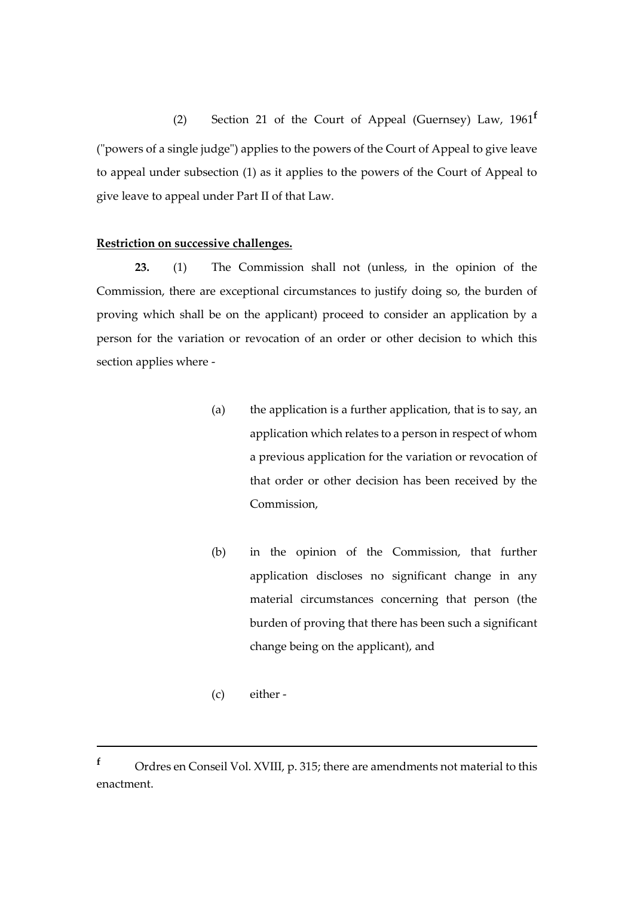(2) Section 21 of the Court of Appeal (Guernsey) Law, 1961[f] ("powers of a single judge") applies to the powers of the Court of Appeal to give leave to appeal under subsection (1) as it applies to the powers of the Court of Appeal to give leave to appeal under Part II of that Law.

**Restriction on successive challenges.**

**23.** (1) The Commission shall not (unless, in the opinion of the Commission, there are exceptional circumstances to justify doing so, the burden of proving which shall be on the applicant) proceed to consider an application by a person for the variation or revocation of an order or other decision to which this section applies where -

(a) the application is a further application, that is to say, an application which relates to a person in respect of whom a previous application for the variation or revocation of that order or other decision has been received by the Commission,

(b) in the opinion of the Commission, that further application discloses no significant change in any material circumstances concerning that person (the burden of proving that there has been such a significant change being on the applicant), and

(c) either -

---

[f] Ordres en Conseil Vol. XVIII, p. 315; there are amendments not material to this enactment.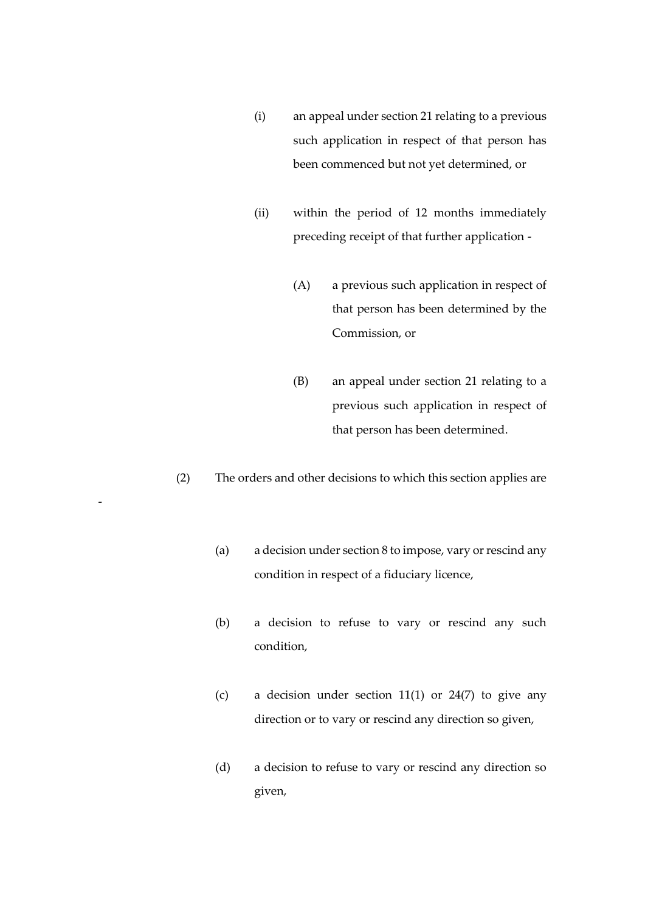(i) an appeal under section 21 relating to a previous such application in respect of that person has been commenced but not yet determined, or

(ii) within the period of 12 months immediately preceding receipt of that further application -

(A) a previous such application in respect of that person has been determined by the Commission, or

(B) an appeal under section 21 relating to a previous such application in respect of that person has been determined.

(2) The orders and other decisions to which this section applies are -

(a) a decision under section 8 to impose, vary or rescind any condition in respect of a fiduciary licence,

(b) a decision to refuse to vary or rescind any such condition,

(c) a decision under section 11(1) or 24(7) to give any direction or to vary or rescind any direction so given,

(d) a decision to refuse to vary or rescind any direction so given,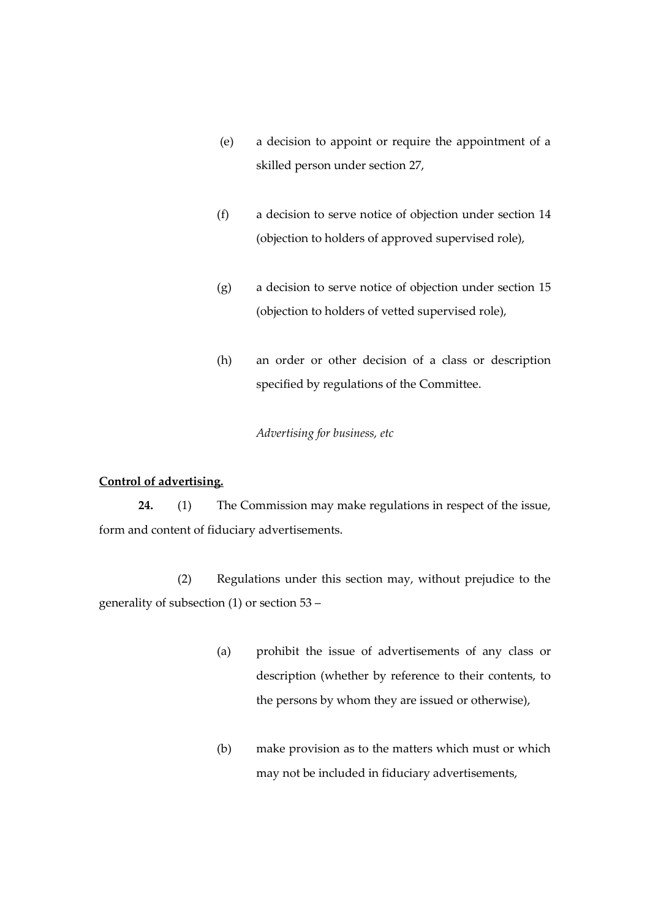(e) a decision to appoint or require the appointment of a skilled person under section 27,

(f) a decision to serve notice of objection under section 14 (objection to holders of approved supervised role),

(g) a decision to serve notice of objection under section 15 (objection to holders of vetted supervised role),

(h) an order or other decision of a class or description specified by regulations of the Committee.

*Advertising for business, etc*

**Control of advertising.**

**24.** (1) The Commission may make regulations in respect of the issue, form and content of fiduciary advertisements.

(2) Regulations under this section may, without prejudice to the generality of subsection (1) or section 53 –

(a) prohibit the issue of advertisements of any class or description (whether by reference to their contents, to the persons by whom they are issued or otherwise),

(b) make provision as to the matters which must or which may not be included in fiduciary advertisements,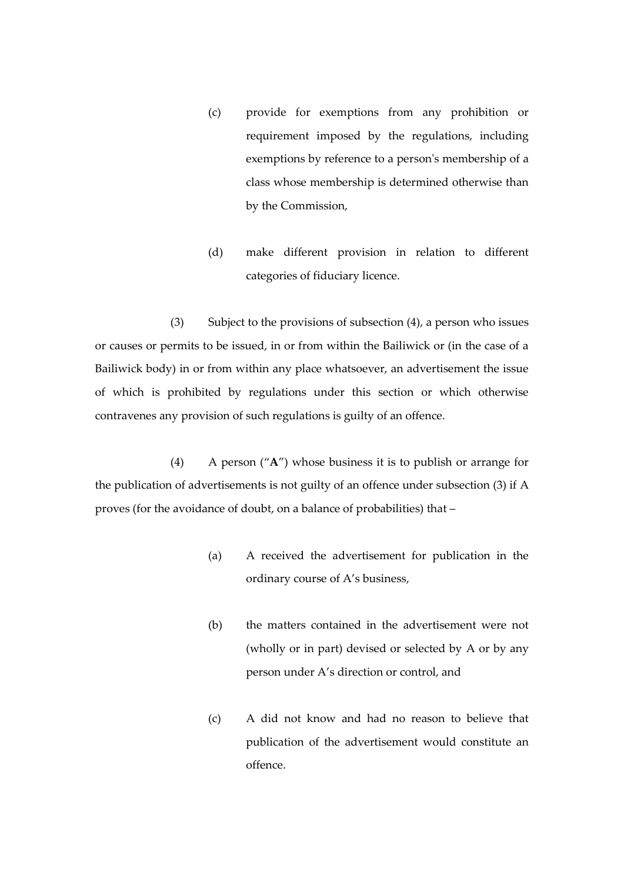(c) provide for exemptions from any prohibition or requirement imposed by the regulations, including exemptions by reference to a person's membership of a class whose membership is determined otherwise than by the Commission,

(d) make different provision in relation to different categories of fiduciary licence.

(3) Subject to the provisions of subsection (4), a person who issues or causes or permits to be issued, in or from within the Bailiwick or (in the case of a Bailiwick body) in or from within any place whatsoever, an advertisement the issue of which is prohibited by regulations under this section or which otherwise contravenes any provision of such regulations is guilty of an offence.

(4) A person ("**A**") whose business it is to publish or arrange for the publication of advertisements is not guilty of an offence under subsection (3) if A proves (for the avoidance of doubt, on a balance of probabilities) that –

(a) A received the advertisement for publication in the ordinary course of A's business,

(b) the matters contained in the advertisement were not (wholly or in part) devised or selected by A or by any person under A's direction or control, and

(c) A did not know and had no reason to believe that publication of the advertisement would constitute an offence.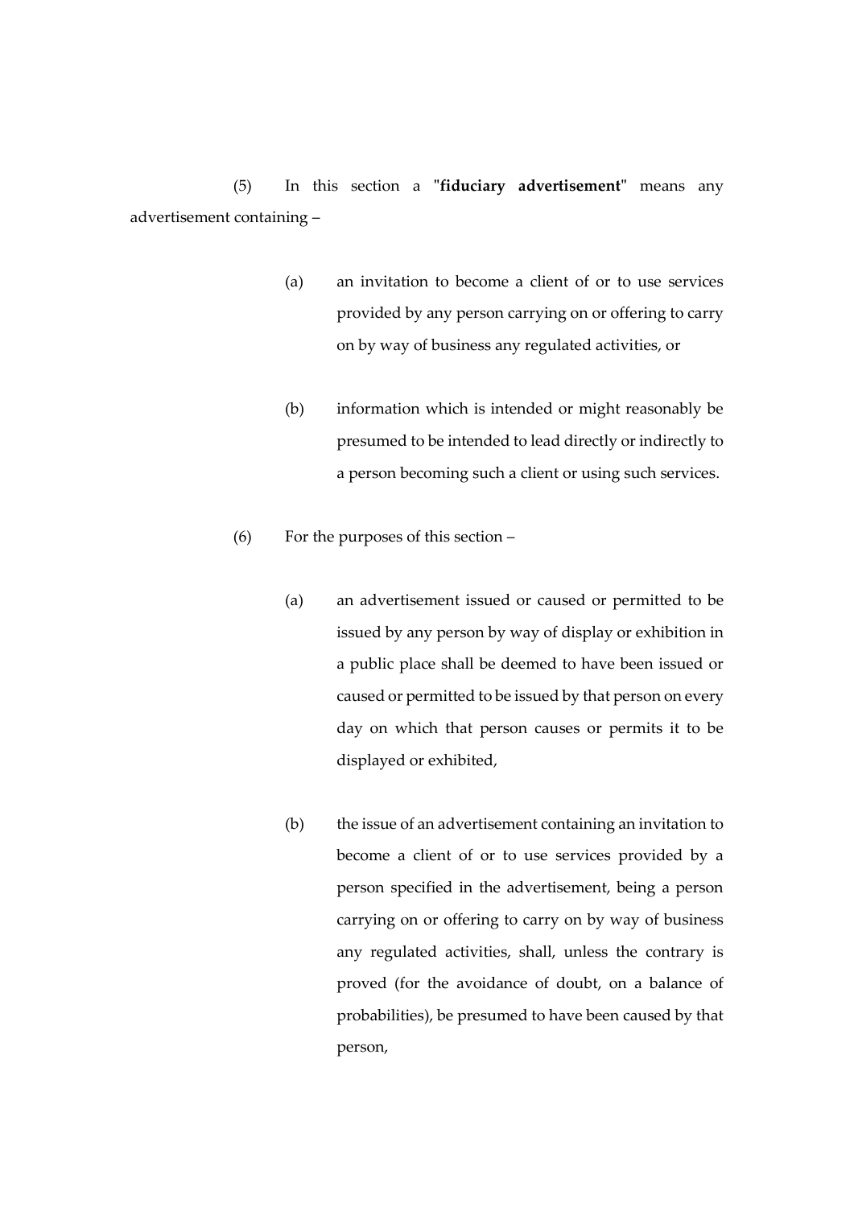(5) In this section a "**fiduciary advertisement**" means any advertisement containing –

(a) an invitation to become a client of or to use services provided by any person carrying on or offering to carry on by way of business any regulated activities, or

(b) information which is intended or might reasonably be presumed to be intended to lead directly or indirectly to a person becoming such a client or using such services.

(6) For the purposes of this section –

(a) an advertisement issued or caused or permitted to be issued by any person by way of display or exhibition in a public place shall be deemed to have been issued or caused or permitted to be issued by that person on every day on which that person causes or permits it to be displayed or exhibited,

(b) the issue of an advertisement containing an invitation to become a client of or to use services provided by a person specified in the advertisement, being a person carrying on or offering to carry on by way of business any regulated activities, shall, unless the contrary is proved (for the avoidance of doubt, on a balance of probabilities), be presumed to have been caused by that person,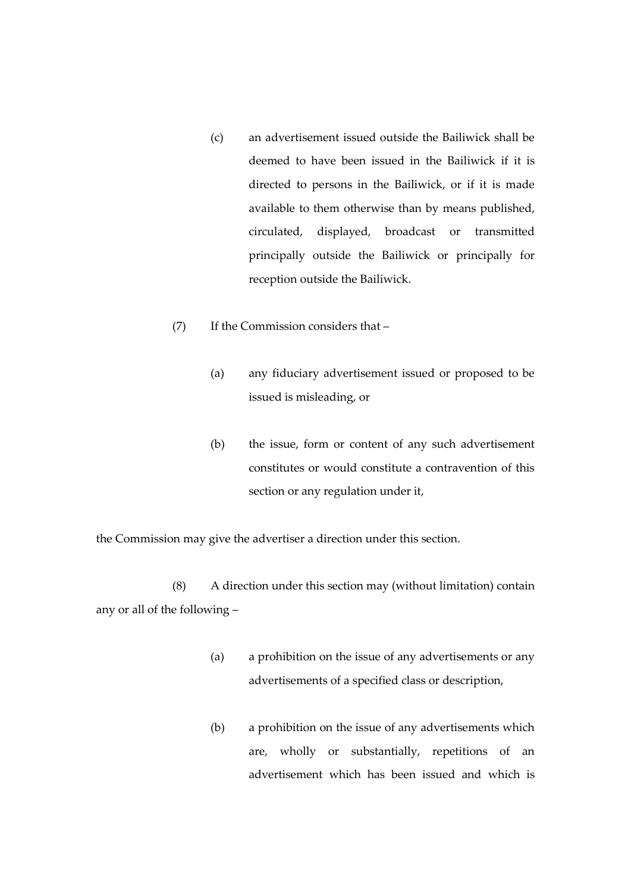(c) an advertisement issued outside the Bailiwick shall be deemed to have been issued in the Bailiwick if it is directed to persons in the Bailiwick, or if it is made available to them otherwise than by means published, circulated, displayed, broadcast or transmitted principally outside the Bailiwick or principally for reception outside the Bailiwick.

(7) If the Commission considers that –

(a) any fiduciary advertisement issued or proposed to be issued is misleading, or

(b) the issue, form or content of any such advertisement constitutes or would constitute a contravention of this section or any regulation under it,

the Commission may give the advertiser a direction under this section.

(8) A direction under this section may (without limitation) contain any or all of the following –

(a) a prohibition on the issue of any advertisements or any advertisements of a specified class or description,

(b) a prohibition on the issue of any advertisements which are, wholly or substantially, repetitions of an advertisement which has been issued and which is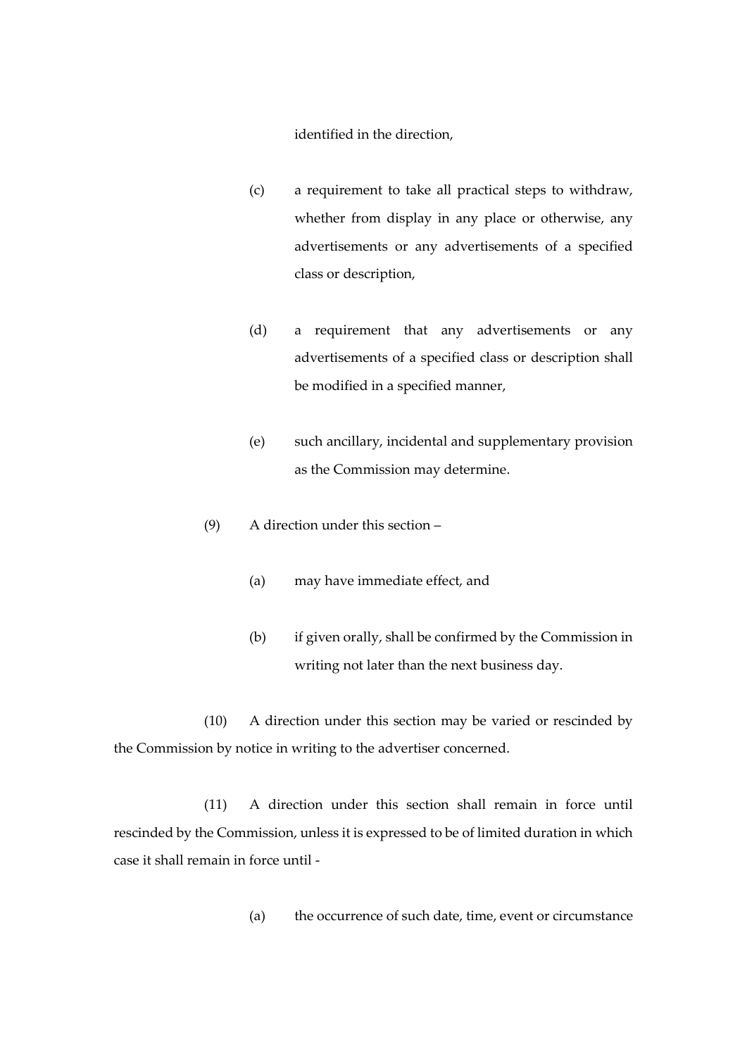identified in the direction,

(c) a requirement to take all practical steps to withdraw, whether from display in any place or otherwise, any advertisements or any advertisements of a specified class or description,

(d) a requirement that any advertisements or any advertisements of a specified class or description shall be modified in a specified manner,

(e) such ancillary, incidental and supplementary provision as the Commission may determine.

(9) A direction under this section –

(a) may have immediate effect, and

(b) if given orally, shall be confirmed by the Commission in writing not later than the next business day.

(10) A direction under this section may be varied or rescinded by the Commission by notice in writing to the advertiser concerned.

(11) A direction under this section shall remain in force until rescinded by the Commission, unless it is expressed to be of limited duration in which case it shall remain in force until -

(a) the occurrence of such date, time, event or circumstance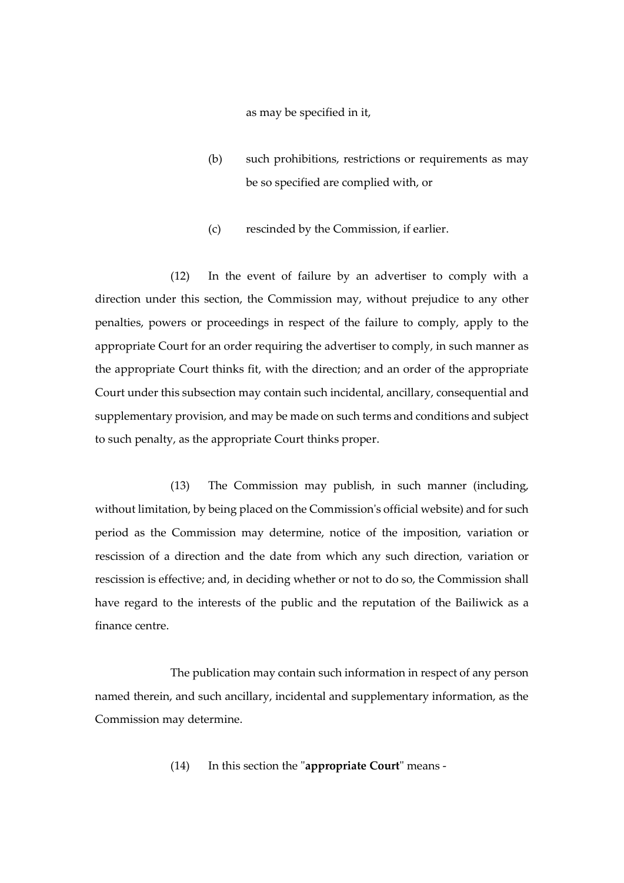as may be specified in it,

(b) such prohibitions, restrictions or requirements as may be so specified are complied with, or

(c) rescinded by the Commission, if earlier.

(12) In the event of failure by an advertiser to comply with a direction under this section, the Commission may, without prejudice to any other penalties, powers or proceedings in respect of the failure to comply, apply to the appropriate Court for an order requiring the advertiser to comply, in such manner as the appropriate Court thinks fit, with the direction; and an order of the appropriate Court under this subsection may contain such incidental, ancillary, consequential and supplementary provision, and may be made on such terms and conditions and subject to such penalty, as the appropriate Court thinks proper.

(13) The Commission may publish, in such manner (including, without limitation, by being placed on the Commission's official website) and for such period as the Commission may determine, notice of the imposition, variation or rescission of a direction and the date from which any such direction, variation or rescission is effective; and, in deciding whether or not to do so, the Commission shall have regard to the interests of the public and the reputation of the Bailiwick as a finance centre.

The publication may contain such information in respect of any person named therein, and such ancillary, incidental and supplementary information, as the Commission may determine.

(14) In this section the "**appropriate Court**" means -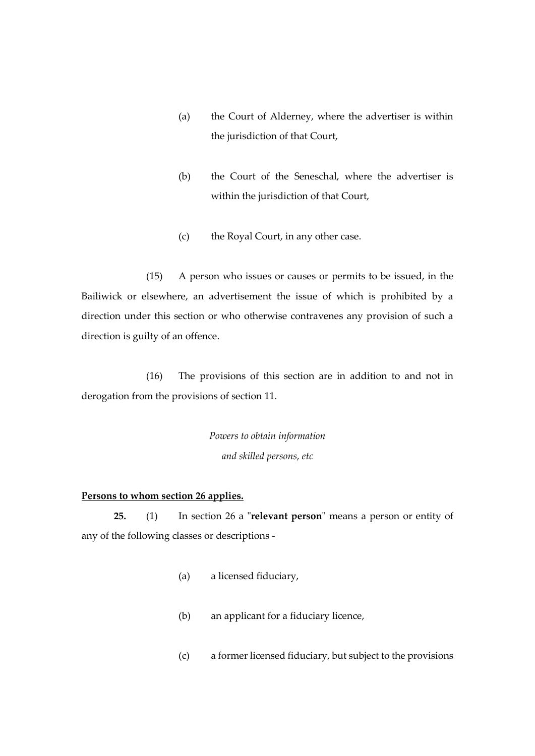(a) the Court of Alderney, where the advertiser is within the jurisdiction of that Court,

(b) the Court of the Seneschal, where the advertiser is within the jurisdiction of that Court,

(c) the Royal Court, in any other case.

(15) A person who issues or causes or permits to be issued, in the Bailiwick or elsewhere, an advertisement the issue of which is prohibited by a direction under this section or who otherwise contravenes any provision of such a direction is guilty of an offence.

(16) The provisions of this section are in addition to and not in derogation from the provisions of section 11.

*Powers to obtain information and skilled persons, etc*

**Persons to whom section 26 applies.**

**25.** (1) In section 26 a "**relevant person**" means a person or entity of any of the following classes or descriptions -

(a) a licensed fiduciary,

(b) an applicant for a fiduciary licence,

(c) a former licensed fiduciary, but subject to the provisions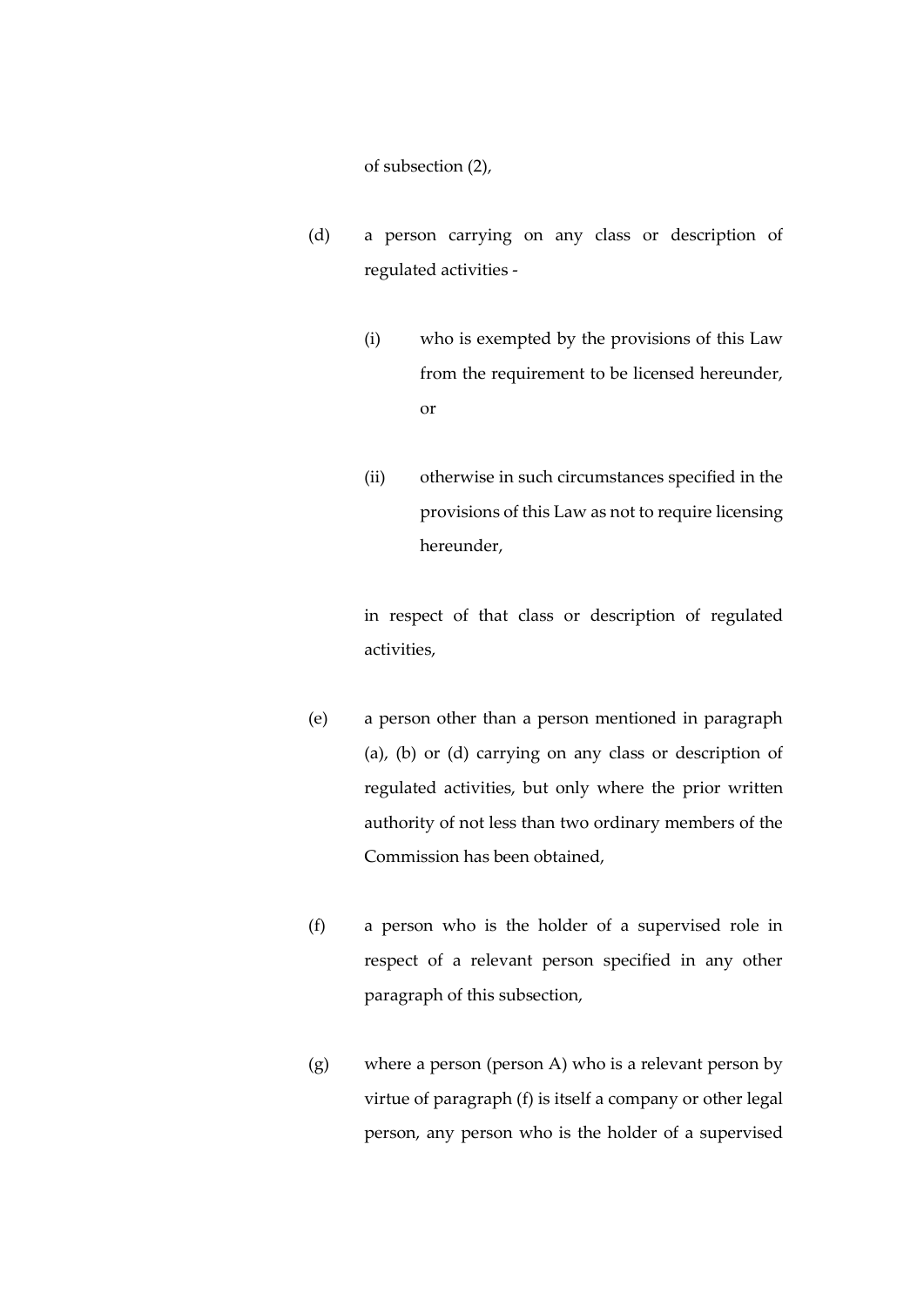of subsection (2),

(d) a person carrying on any class or description of regulated activities -

   (i) who is exempted by the provisions of this Law from the requirement to be licensed hereunder, or

   (ii) otherwise in such circumstances specified in the provisions of this Law as not to require licensing hereunder,

   in respect of that class or description of regulated activities,

(e) a person other than a person mentioned in paragraph (a), (b) or (d) carrying on any class or description of regulated activities, but only where the prior written authority of not less than two ordinary members of the Commission has been obtained,

(f) a person who is the holder of a supervised role in respect of a relevant person specified in any other paragraph of this subsection,

(g) where a person (person A) who is a relevant person by virtue of paragraph (f) is itself a company or other legal person, any person who is the holder of a supervised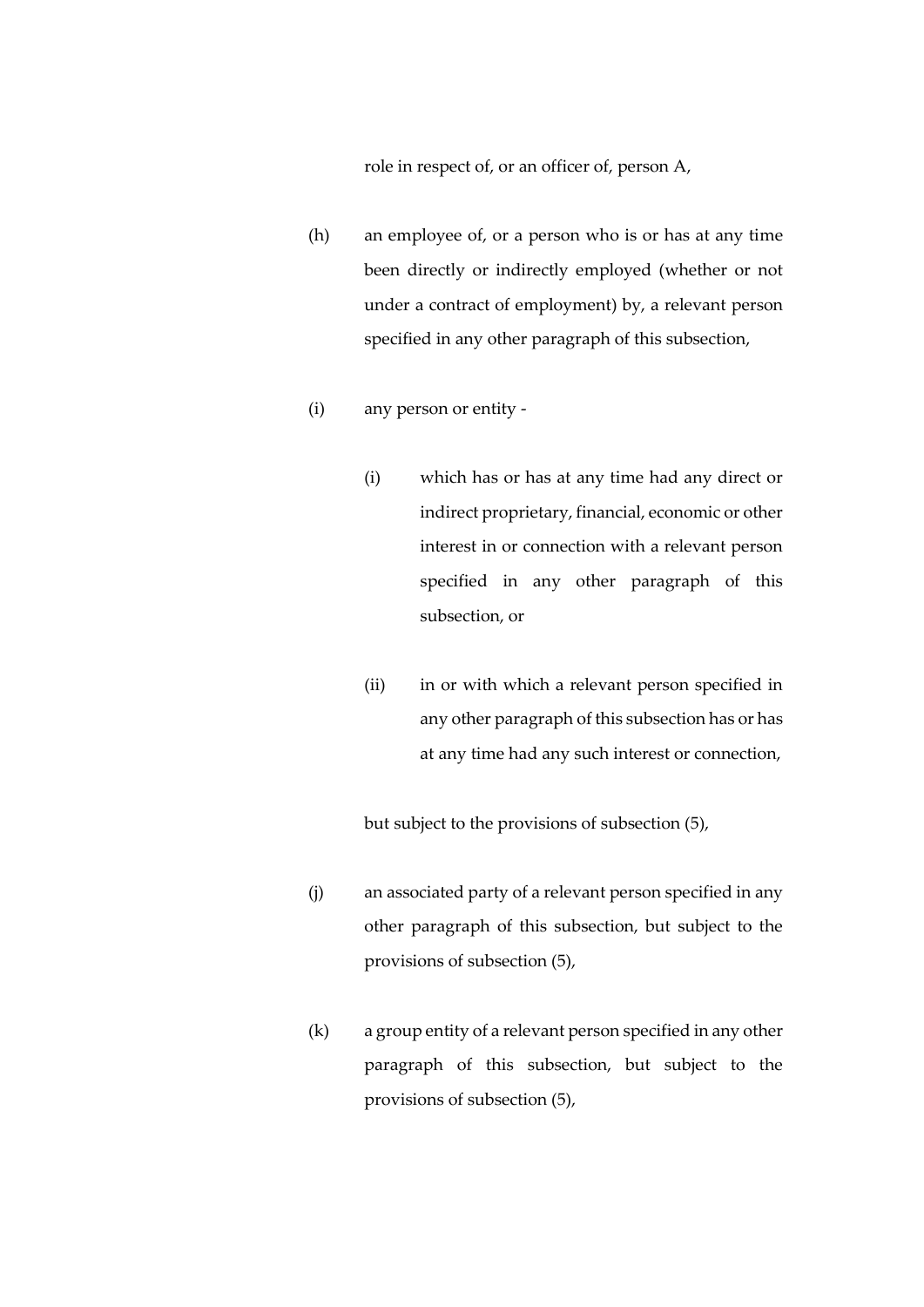role in respect of, or an officer of, person A,

(h) an employee of, or a person who is or has at any time been directly or indirectly employed (whether or not under a contract of employment) by, a relevant person specified in any other paragraph of this subsection,

(i) any person or entity -

(i) which has or has at any time had any direct or indirect proprietary, financial, economic or other interest in or connection with a relevant person specified in any other paragraph of this subsection, or

(ii) in or with which a relevant person specified in any other paragraph of this subsection has or has at any time had any such interest or connection,

but subject to the provisions of subsection (5),

(j) an associated party of a relevant person specified in any other paragraph of this subsection, but subject to the provisions of subsection (5),

(k) a group entity of a relevant person specified in any other paragraph of this subsection, but subject to the provisions of subsection (5),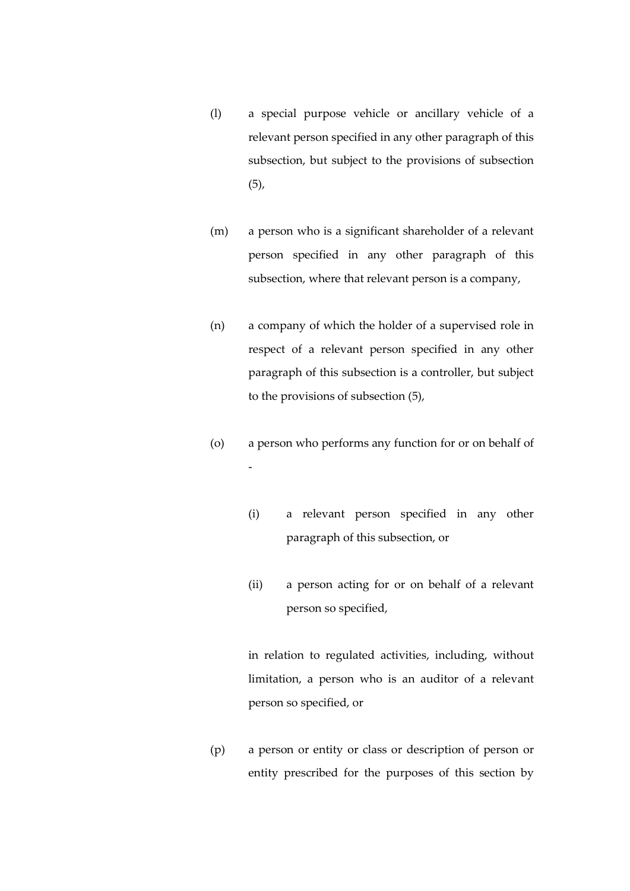(l) a special purpose vehicle or ancillary vehicle of a relevant person specified in any other paragraph of this subsection, but subject to the provisions of subsection (5),

(m) a person who is a significant shareholder of a relevant person specified in any other paragraph of this subsection, where that relevant person is a company,

(n) a company of which the holder of a supervised role in respect of a relevant person specified in any other paragraph of this subsection is a controller, but subject to the provisions of subsection (5),

(o) a person who performs any function for or on behalf of -

   (i) a relevant person specified in any other paragraph of this subsection, or

   (ii) a person acting for or on behalf of a relevant person so specified,

   in relation to regulated activities, including, without limitation, a person who is an auditor of a relevant person so specified, or

(p) a person or entity or class or description of person or entity prescribed for the purposes of this section by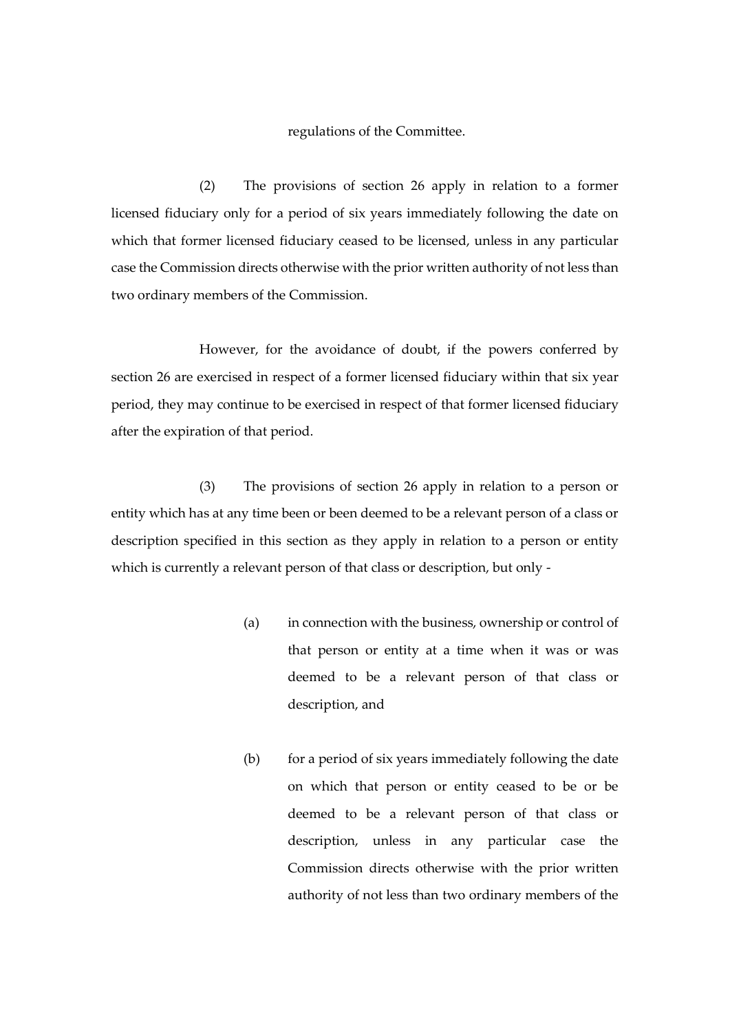regulations of the Committee.

(2) The provisions of section 26 apply in relation to a former licensed fiduciary only for a period of six years immediately following the date on which that former licensed fiduciary ceased to be licensed, unless in any particular case the Commission directs otherwise with the prior written authority of not less than two ordinary members of the Commission.

However, for the avoidance of doubt, if the powers conferred by section 26 are exercised in respect of a former licensed fiduciary within that six year period, they may continue to be exercised in respect of that former licensed fiduciary after the expiration of that period.

(3) The provisions of section 26 apply in relation to a person or entity which has at any time been or been deemed to be a relevant person of a class or description specified in this section as they apply in relation to a person or entity which is currently a relevant person of that class or description, but only -

(a) in connection with the business, ownership or control of that person or entity at a time when it was or was deemed to be a relevant person of that class or description, and

(b) for a period of six years immediately following the date on which that person or entity ceased to be or be deemed to be a relevant person of that class or description, unless in any particular case the Commission directs otherwise with the prior written authority of not less than two ordinary members of the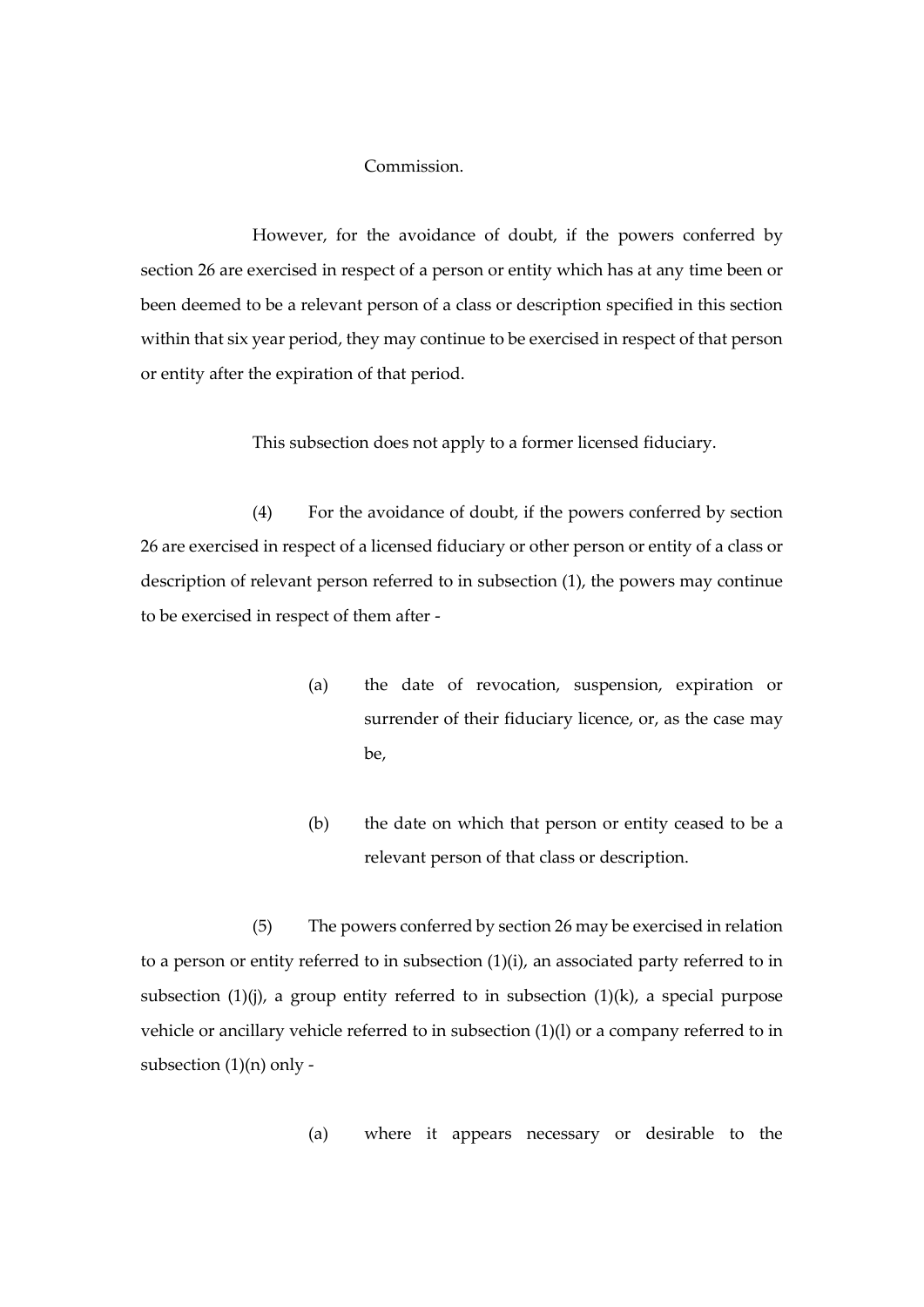Commission.

However, for the avoidance of doubt, if the powers conferred by section 26 are exercised in respect of a person or entity which has at any time been or been deemed to be a relevant person of a class or description specified in this section within that six year period, they may continue to be exercised in respect of that person or entity after the expiration of that period.

This subsection does not apply to a former licensed fiduciary.

(4) For the avoidance of doubt, if the powers conferred by section 26 are exercised in respect of a licensed fiduciary or other person or entity of a class or description of relevant person referred to in subsection (1), the powers may continue to be exercised in respect of them after -

(a) the date of revocation, suspension, expiration or surrender of their fiduciary licence, or, as the case may be,

(b) the date on which that person or entity ceased to be a relevant person of that class or description.

(5) The powers conferred by section 26 may be exercised in relation to a person or entity referred to in subsection (1)(i), an associated party referred to in subsection (1)(j), a group entity referred to in subsection (1)(k), a special purpose vehicle or ancillary vehicle referred to in subsection (1)(l) or a company referred to in subsection (1)(n) only -

(a) where it appears necessary or desirable to the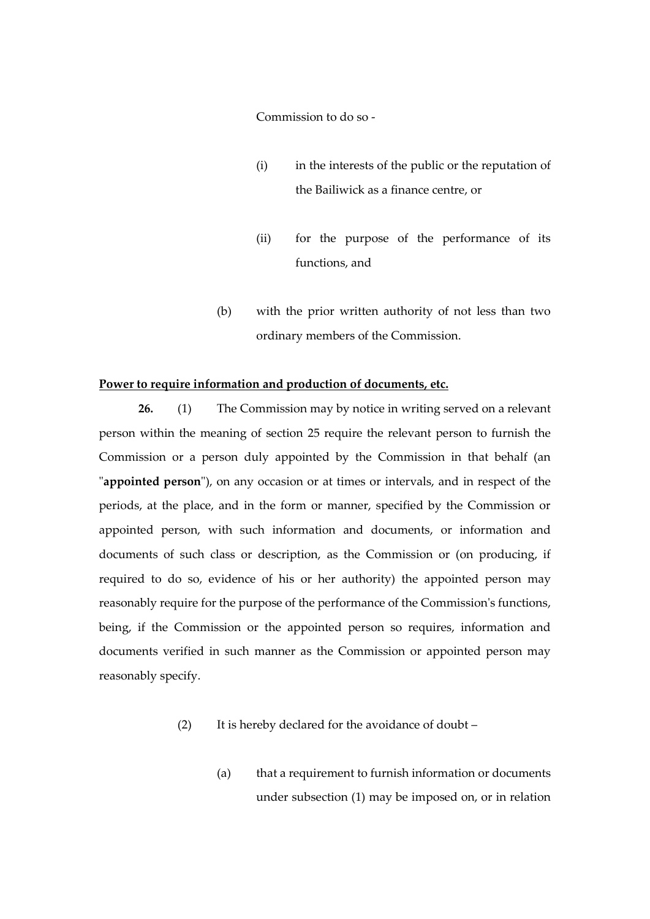Commission to do so -

(i) in the interests of the public or the reputation of the Bailiwick as a finance centre, or

(ii) for the purpose of the performance of its functions, and

(b) with the prior written authority of not less than two ordinary members of the Commission.

**Power to require information and production of documents, etc.**

**26.** (1) The Commission may by notice in writing served on a relevant person within the meaning of section 25 require the relevant person to furnish the Commission or a person duly appointed by the Commission in that behalf (an "**appointed person**"), on any occasion or at times or intervals, and in respect of the periods, at the place, and in the form or manner, specified by the Commission or appointed person, with such information and documents, or information and documents of such class or description, as the Commission or (on producing, if required to do so, evidence of his or her authority) the appointed person may reasonably require for the purpose of the performance of the Commission's functions, being, if the Commission or the appointed person so requires, information and documents verified in such manner as the Commission or appointed person may reasonably specify.

(2) It is hereby declared for the avoidance of doubt –

(a) that a requirement to furnish information or documents under subsection (1) may be imposed on, or in relation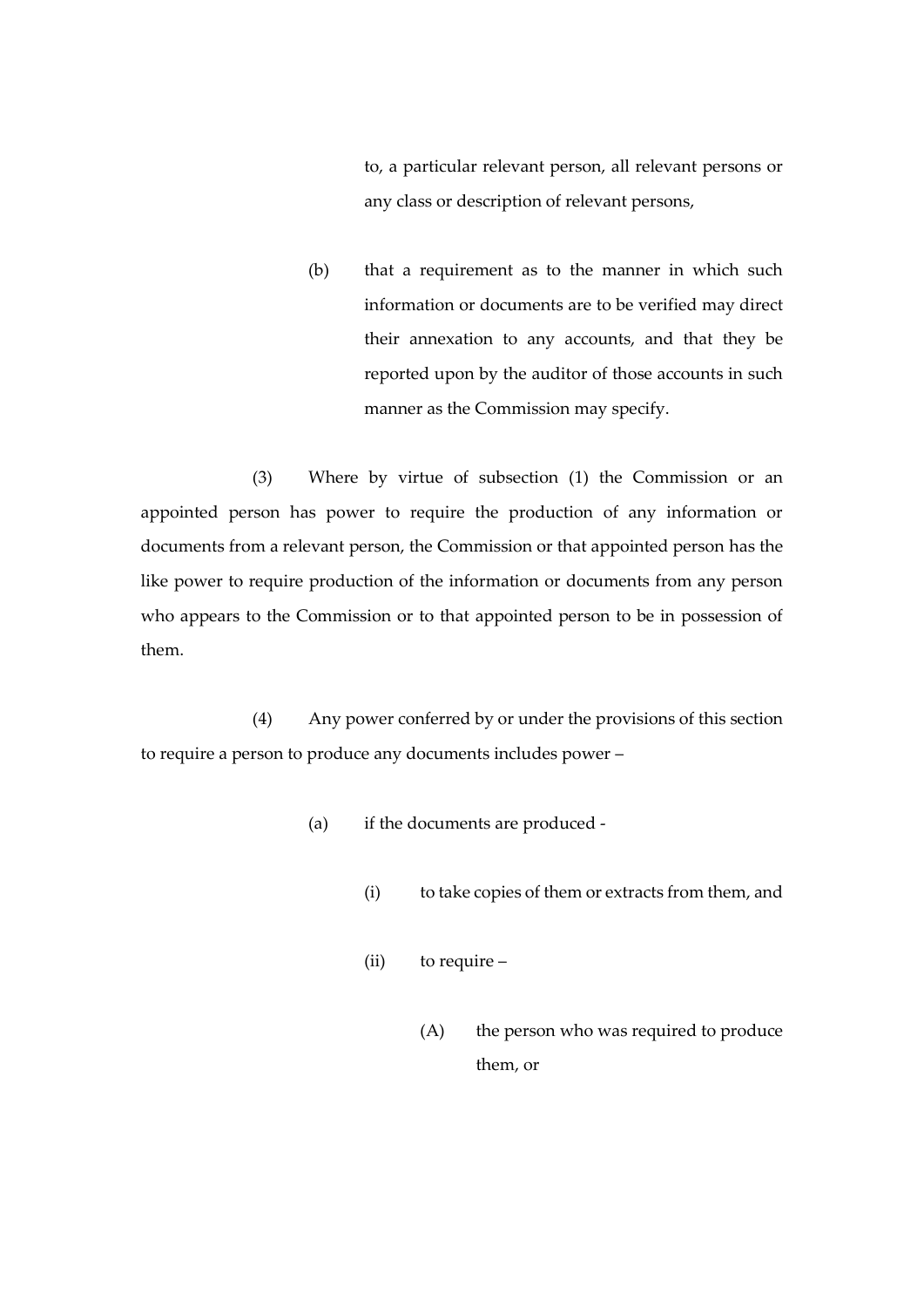to, a particular relevant person, all relevant persons or any class or description of relevant persons,

(b) that a requirement as to the manner in which such information or documents are to be verified may direct their annexation to any accounts, and that they be reported upon by the auditor of those accounts in such manner as the Commission may specify.

(3) Where by virtue of subsection (1) the Commission or an appointed person has power to require the production of any information or documents from a relevant person, the Commission or that appointed person has the like power to require production of the information or documents from any person who appears to the Commission or to that appointed person to be in possession of them.

(4) Any power conferred by or under the provisions of this section to require a person to produce any documents includes power –

(a) if the documents are produced -

(i) to take copies of them or extracts from them, and

(ii) to require –

(A) the person who was required to produce them, or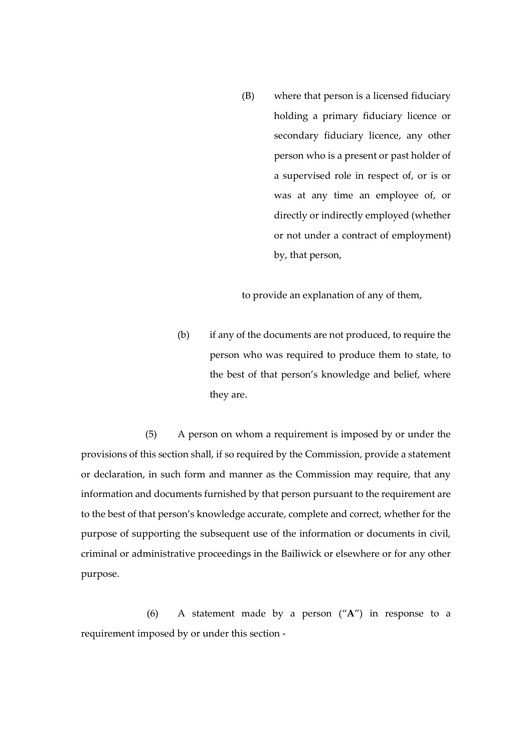(B) where that person is a licensed fiduciary holding a primary fiduciary licence or secondary fiduciary licence, any other person who is a present or past holder of a supervised role in respect of, or is or was at any time an employee of, or directly or indirectly employed (whether or not under a contract of employment) by, that person,

to provide an explanation of any of them,

(b) if any of the documents are not produced, to require the person who was required to produce them to state, to the best of that person's knowledge and belief, where they are.

(5) A person on whom a requirement is imposed by or under the provisions of this section shall, if so required by the Commission, provide a statement or declaration, in such form and manner as the Commission may require, that any information and documents furnished by that person pursuant to the requirement are to the best of that person's knowledge accurate, complete and correct, whether for the purpose of supporting the subsequent use of the information or documents in civil, criminal or administrative proceedings in the Bailiwick or elsewhere or for any other purpose.

(6) A statement made by a person ("**A**") in response to a requirement imposed by or under this section -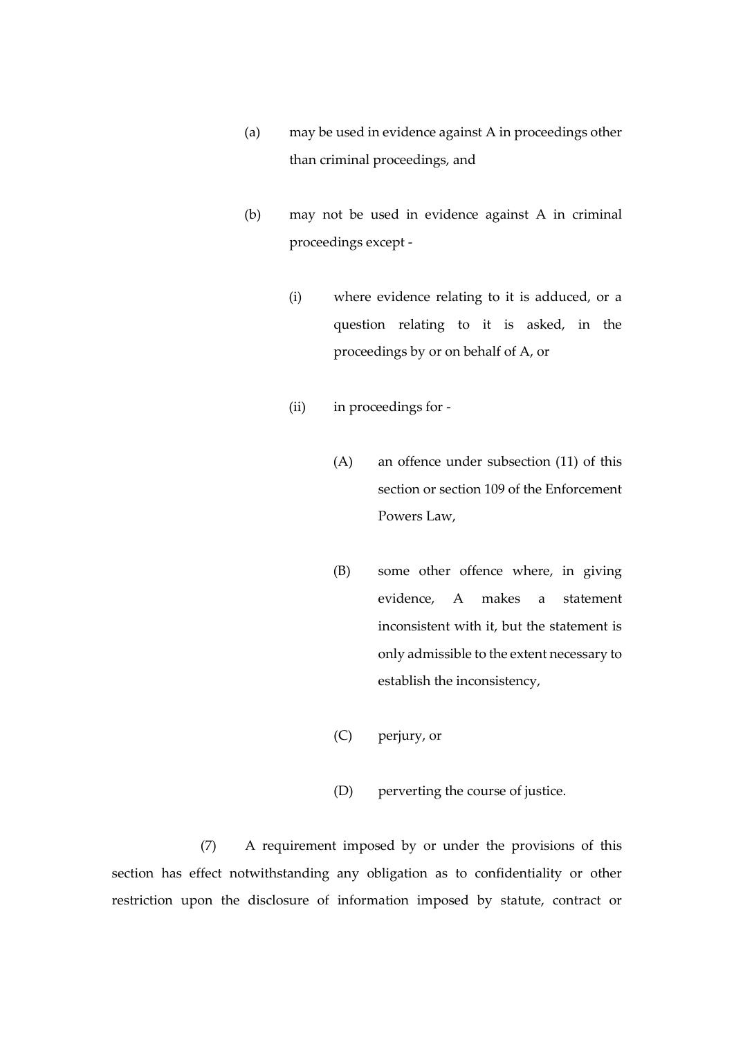(a) may be used in evidence against A in proceedings other than criminal proceedings, and

(b) may not be used in evidence against A in criminal proceedings except -

(i) where evidence relating to it is adduced, or a question relating to it is asked, in the proceedings by or on behalf of A, or

(ii) in proceedings for -

(A) an offence under subsection (11) of this section or section 109 of the Enforcement Powers Law,

(B) some other offence where, in giving evidence, A makes a statement inconsistent with it, but the statement is only admissible to the extent necessary to establish the inconsistency,

(C) perjury, or

(D) perverting the course of justice.

(7) A requirement imposed by or under the provisions of this section has effect notwithstanding any obligation as to confidentiality or other restriction upon the disclosure of information imposed by statute, contract or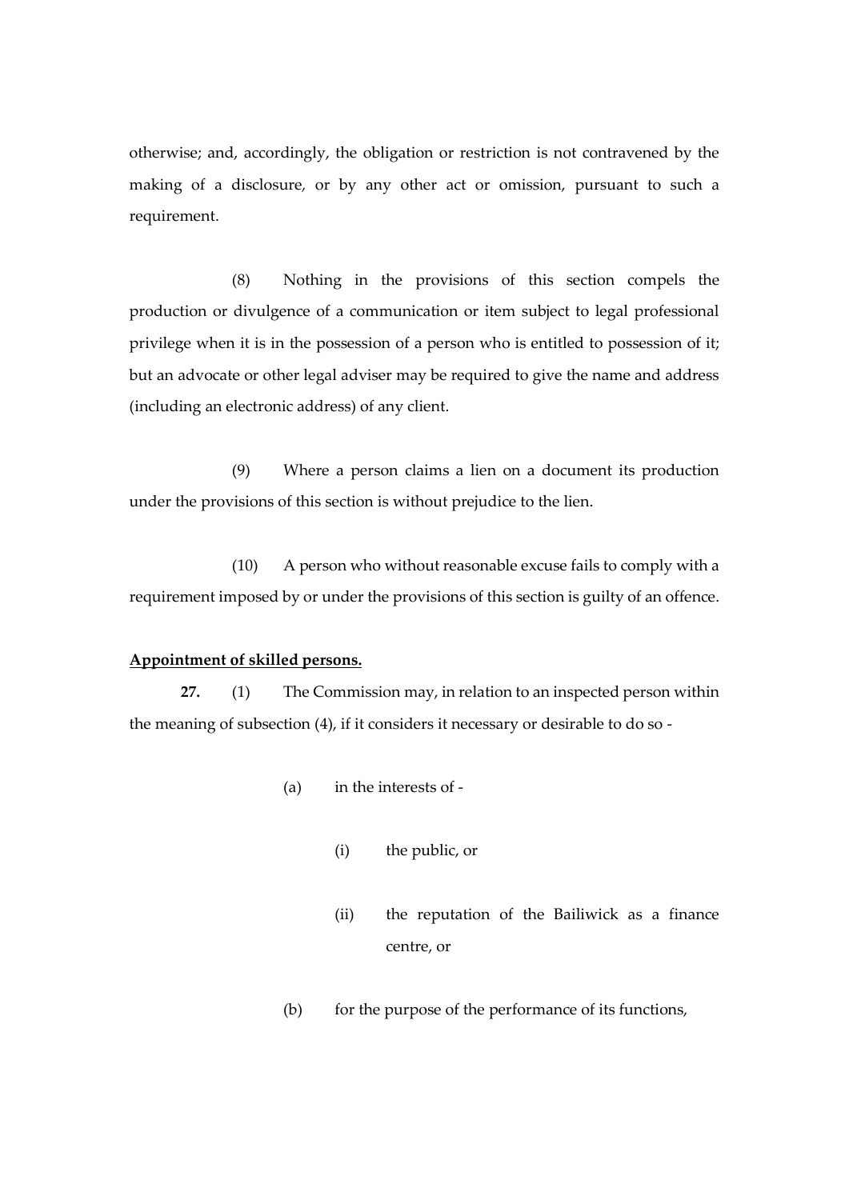otherwise; and, accordingly, the obligation or restriction is not contravened by the making of a disclosure, or by any other act or omission, pursuant to such a requirement.

(8) Nothing in the provisions of this section compels the production or divulgence of a communication or item subject to legal professional privilege when it is in the possession of a person who is entitled to possession of it; but an advocate or other legal adviser may be required to give the name and address (including an electronic address) of any client.

(9) Where a person claims a lien on a document its production under the provisions of this section is without prejudice to the lien.

(10) A person who without reasonable excuse fails to comply with a requirement imposed by or under the provisions of this section is guilty of an offence.

**Appointment of skilled persons.**

**27.** (1) The Commission may, in relation to an inspected person within the meaning of subsection (4), if it considers it necessary or desirable to do so -

(a) in the interests of -

(i) the public, or

(ii) the reputation of the Bailiwick as a finance centre, or

(b) for the purpose of the performance of its functions,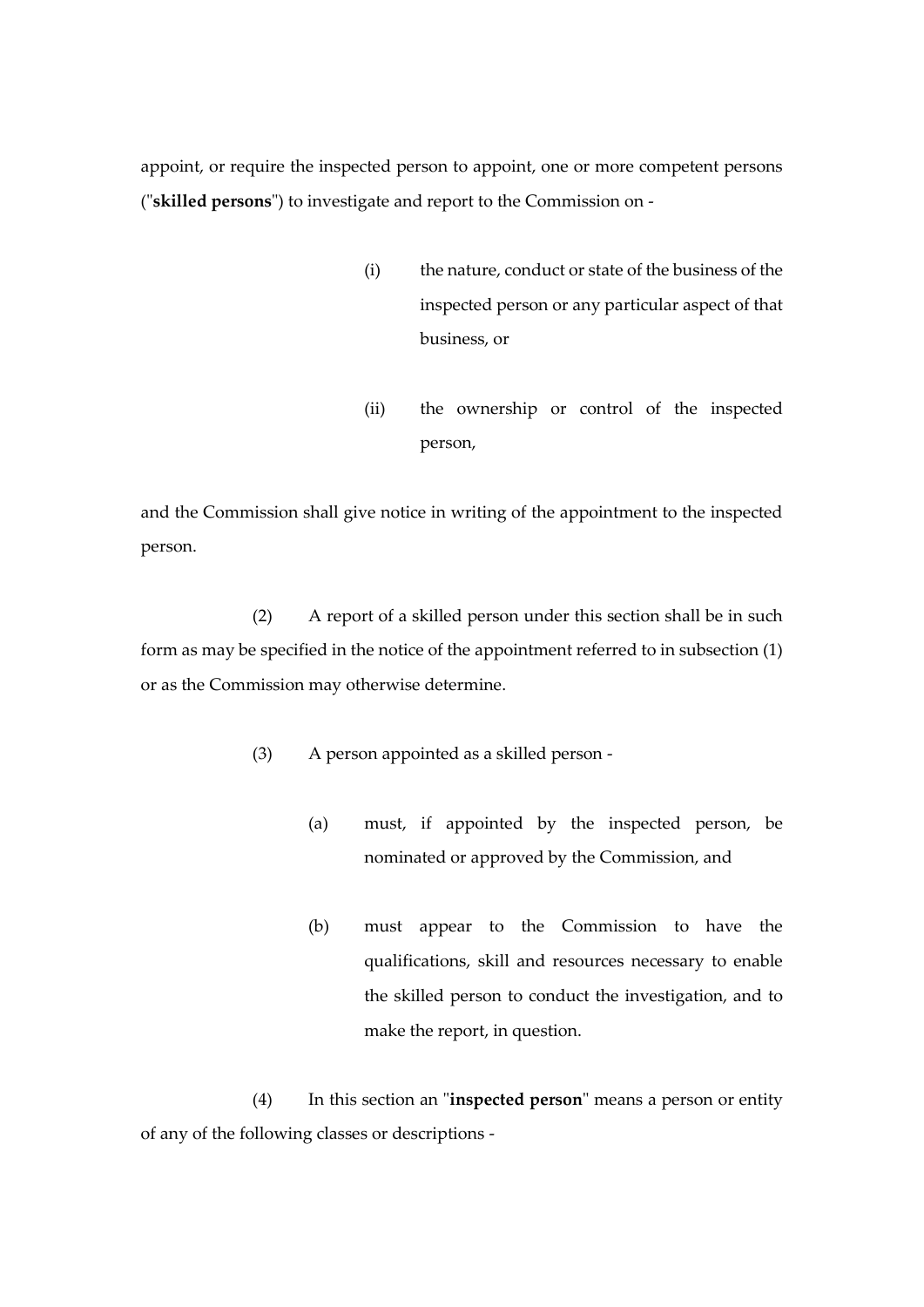appoint, or require the inspected person to appoint, one or more competent persons ("**skilled persons**") to investigate and report to the Commission on -

(i) the nature, conduct or state of the business of the inspected person or any particular aspect of that business, or

(ii) the ownership or control of the inspected person,

and the Commission shall give notice in writing of the appointment to the inspected person.

(2) A report of a skilled person under this section shall be in such form as may be specified in the notice of the appointment referred to in subsection (1) or as the Commission may otherwise determine.

(3) A person appointed as a skilled person -

(a) must, if appointed by the inspected person, be nominated or approved by the Commission, and

(b) must appear to the Commission to have the qualifications, skill and resources necessary to enable the skilled person to conduct the investigation, and to make the report, in question.

(4) In this section an "**inspected person**" means a person or entity of any of the following classes or descriptions -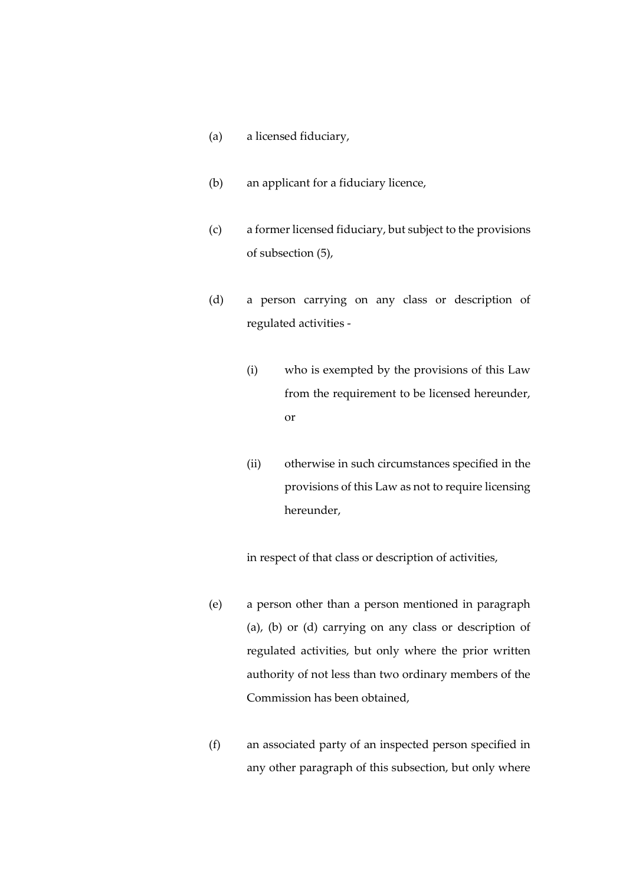(a) a licensed fiduciary,

(b) an applicant for a fiduciary licence,

(c) a former licensed fiduciary, but subject to the provisions of subsection (5),

(d) a person carrying on any class or description of regulated activities -

  (i) who is exempted by the provisions of this Law from the requirement to be licensed hereunder, or

  (ii) otherwise in such circumstances specified in the provisions of this Law as not to require licensing hereunder,

  in respect of that class or description of activities,

(e) a person other than a person mentioned in paragraph (a), (b) or (d) carrying on any class or description of regulated activities, but only where the prior written authority of not less than two ordinary members of the Commission has been obtained,

(f) an associated party of an inspected person specified in any other paragraph of this subsection, but only where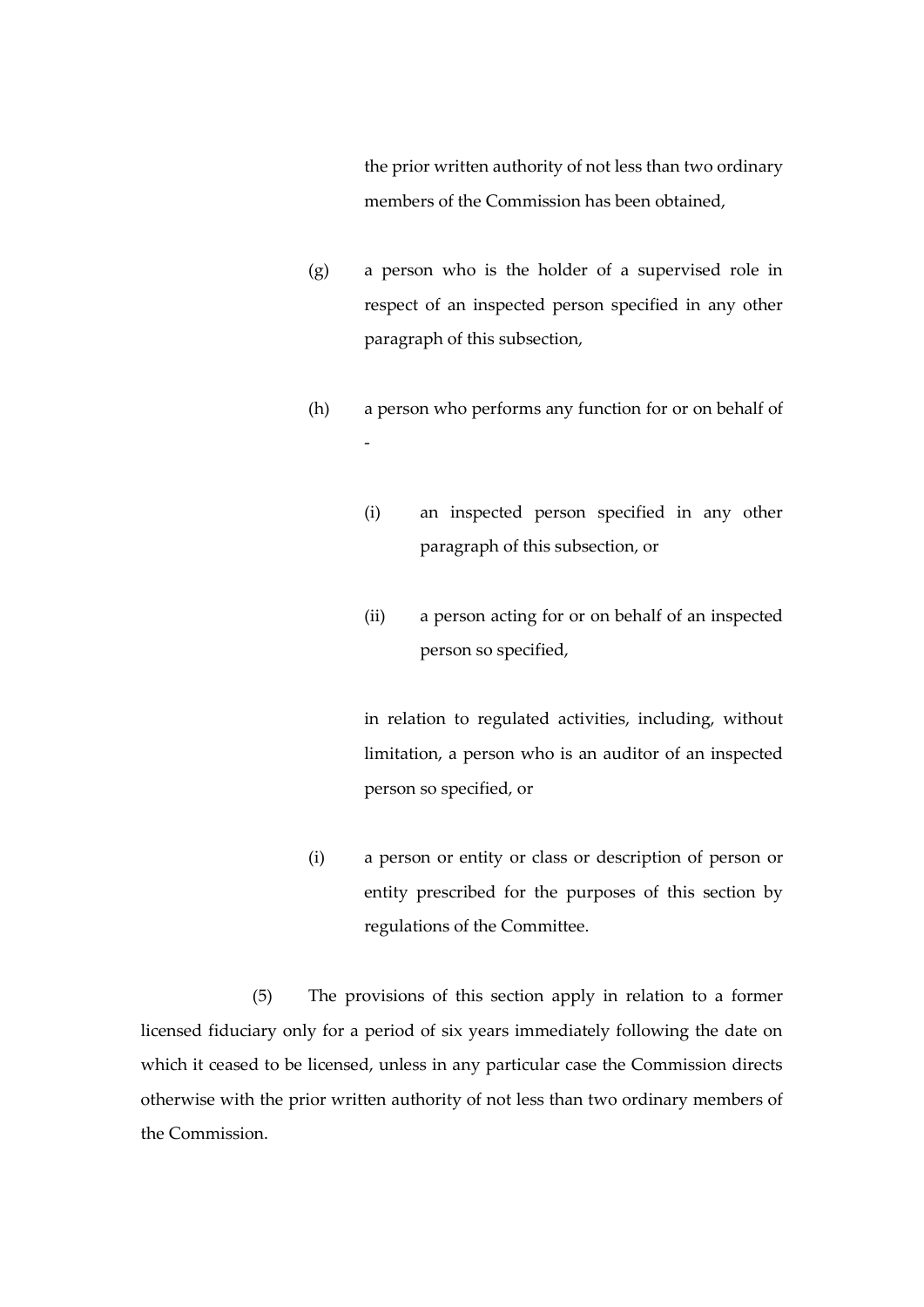the prior written authority of not less than two ordinary members of the Commission has been obtained,

(g) a person who is the holder of a supervised role in respect of an inspected person specified in any other paragraph of this subsection,

(h) a person who performs any function for or on behalf of -

(i) an inspected person specified in any other paragraph of this subsection, or

(ii) a person acting for or on behalf of an inspected person so specified,

in relation to regulated activities, including, without limitation, a person who is an auditor of an inspected person so specified, or

(i) a person or entity or class or description of person or entity prescribed for the purposes of this section by regulations of the Committee.

(5) The provisions of this section apply in relation to a former licensed fiduciary only for a period of six years immediately following the date on which it ceased to be licensed, unless in any particular case the Commission directs otherwise with the prior written authority of not less than two ordinary members of the Commission.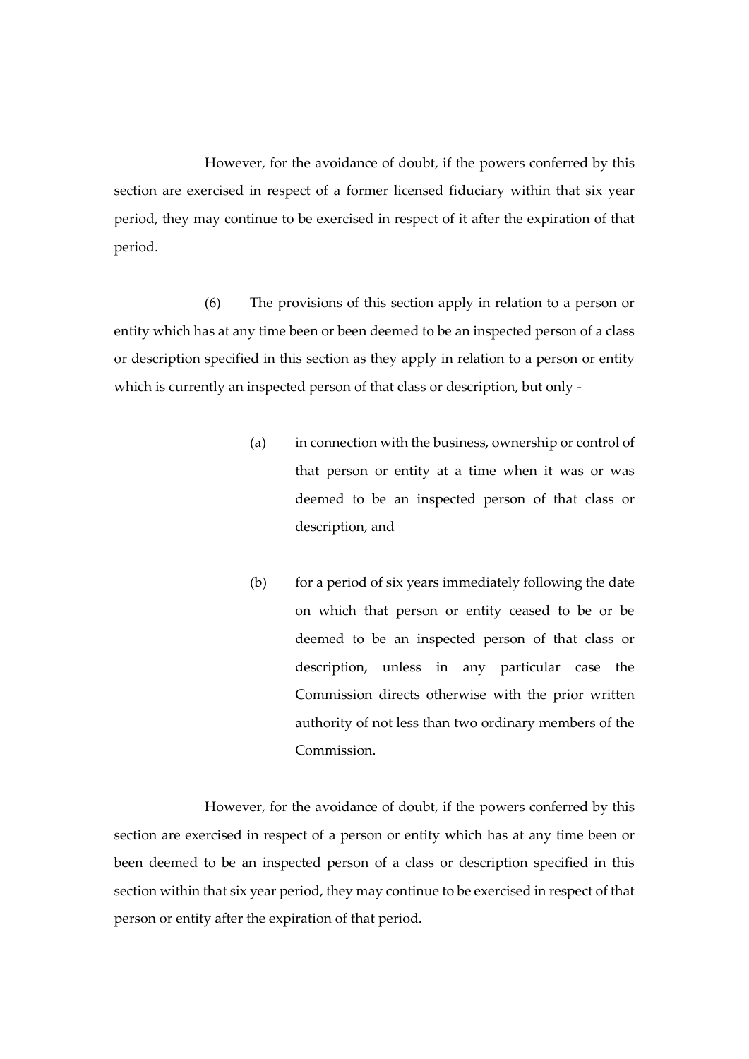However, for the avoidance of doubt, if the powers conferred by this section are exercised in respect of a former licensed fiduciary within that six year period, they may continue to be exercised in respect of it after the expiration of that period.

(6) The provisions of this section apply in relation to a person or entity which has at any time been or been deemed to be an inspected person of a class or description specified in this section as they apply in relation to a person or entity which is currently an inspected person of that class or description, but only -

(a) in connection with the business, ownership or control of that person or entity at a time when it was or was deemed to be an inspected person of that class or description, and

(b) for a period of six years immediately following the date on which that person or entity ceased to be or be deemed to be an inspected person of that class or description, unless in any particular case the Commission directs otherwise with the prior written authority of not less than two ordinary members of the Commission.

However, for the avoidance of doubt, if the powers conferred by this section are exercised in respect of a person or entity which has at any time been or been deemed to be an inspected person of a class or description specified in this section within that six year period, they may continue to be exercised in respect of that person or entity after the expiration of that period.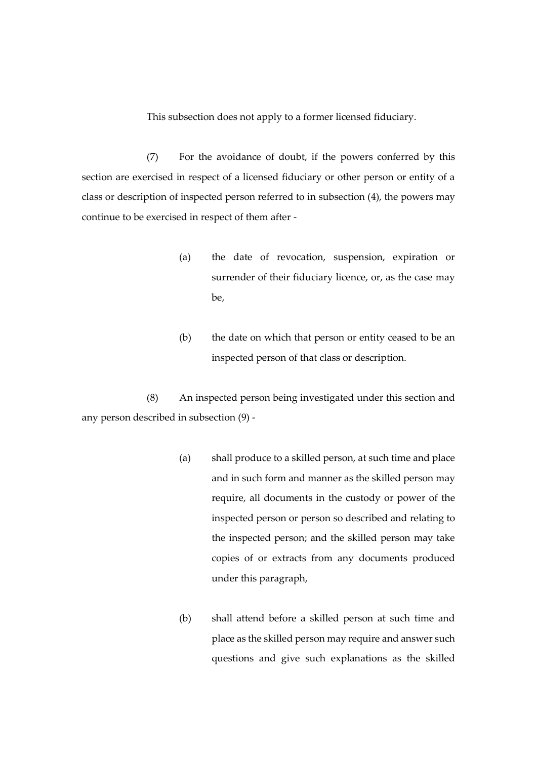This subsection does not apply to a former licensed fiduciary.

(7) For the avoidance of doubt, if the powers conferred by this section are exercised in respect of a licensed fiduciary or other person or entity of a class or description of inspected person referred to in subsection (4), the powers may continue to be exercised in respect of them after -

(a) the date of revocation, suspension, expiration or surrender of their fiduciary licence, or, as the case may be,

(b) the date on which that person or entity ceased to be an inspected person of that class or description.

(8) An inspected person being investigated under this section and any person described in subsection (9) -

(a) shall produce to a skilled person, at such time and place and in such form and manner as the skilled person may require, all documents in the custody or power of the inspected person or person so described and relating to the inspected person; and the skilled person may take copies of or extracts from any documents produced under this paragraph,

(b) shall attend before a skilled person at such time and place as the skilled person may require and answer such questions and give such explanations as the skilled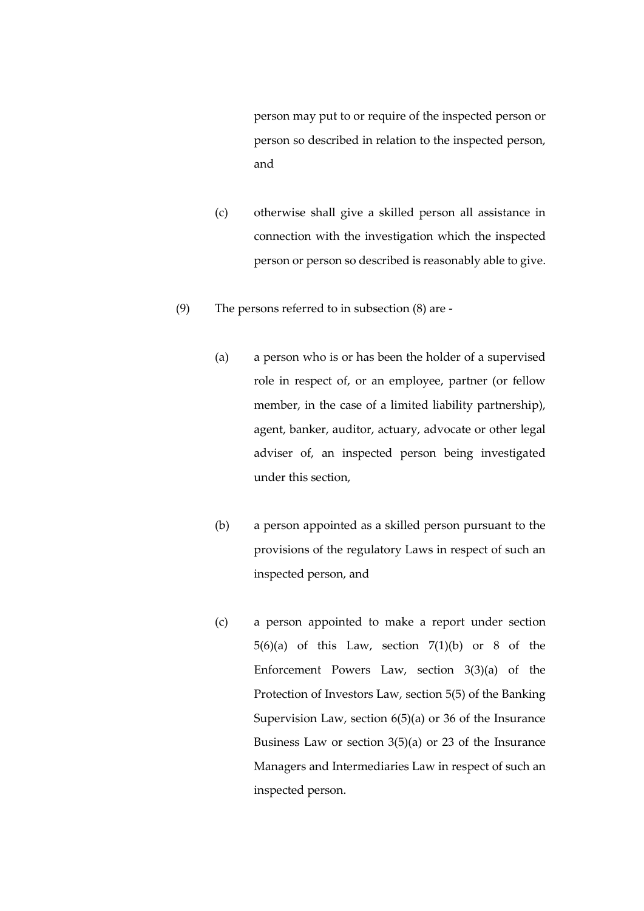person may put to or require of the inspected person or person so described in relation to the inspected person, and

(c) otherwise shall give a skilled person all assistance in connection with the investigation which the inspected person or person so described is reasonably able to give.

(9) The persons referred to in subsection (8) are -

(a) a person who is or has been the holder of a supervised role in respect of, or an employee, partner (or fellow member, in the case of a limited liability partnership), agent, banker, auditor, actuary, advocate or other legal adviser of, an inspected person being investigated under this section,

(b) a person appointed as a skilled person pursuant to the provisions of the regulatory Laws in respect of such an inspected person, and

(c) a person appointed to make a report under section 5(6)(a) of this Law, section 7(1)(b) or 8 of the Enforcement Powers Law, section 3(3)(a) of the Protection of Investors Law, section 5(5) of the Banking Supervision Law, section 6(5)(a) or 36 of the Insurance Business Law or section 3(5)(a) or 23 of the Insurance Managers and Intermediaries Law in respect of such an inspected person.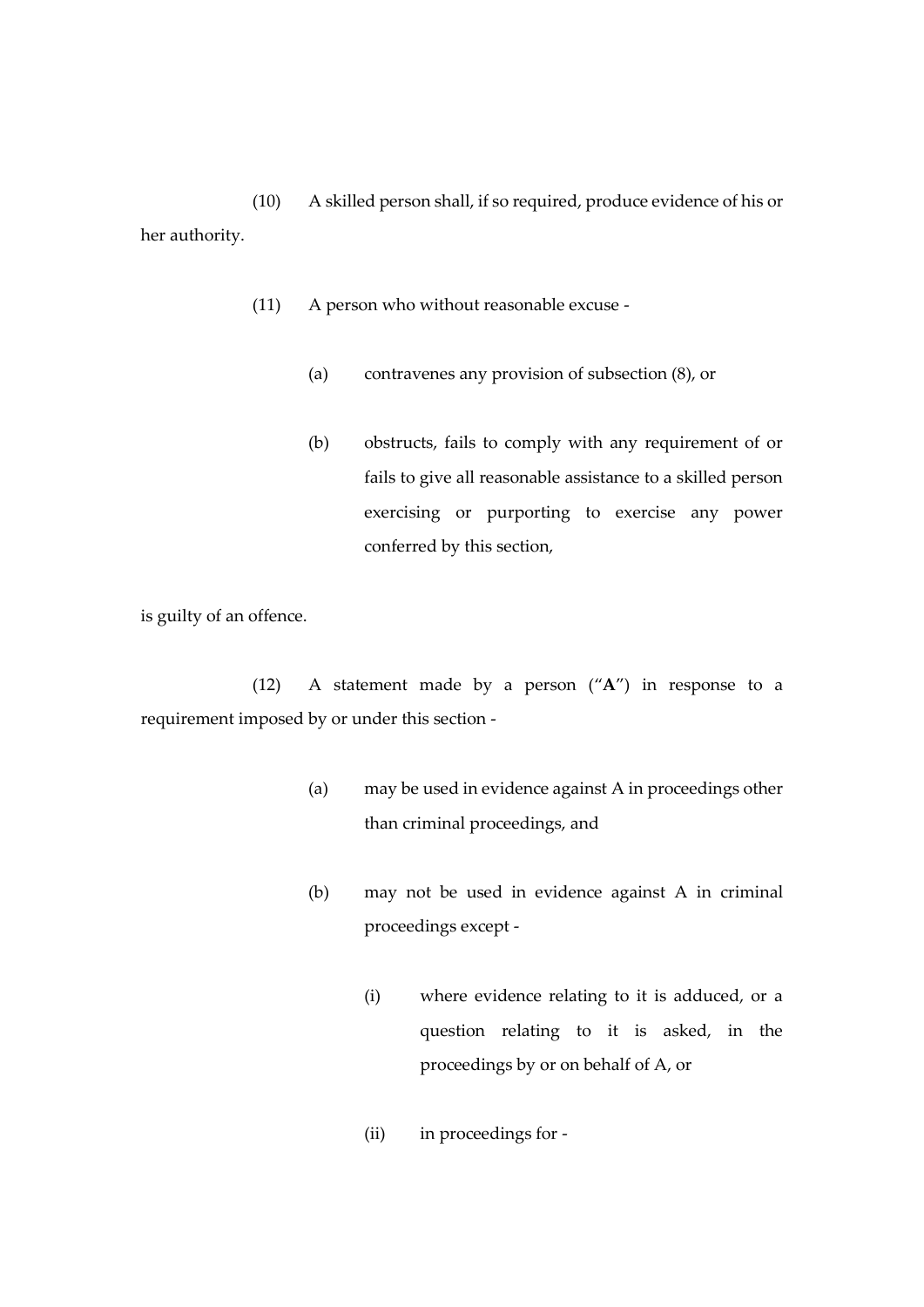(10) A skilled person shall, if so required, produce evidence of his or her authority.

(11) A person who without reasonable excuse -

(a) contravenes any provision of subsection (8), or

(b) obstructs, fails to comply with any requirement of or fails to give all reasonable assistance to a skilled person exercising or purporting to exercise any power conferred by this section,

is guilty of an offence.

(12) A statement made by a person ("**A**") in response to a requirement imposed by or under this section -

(a) may be used in evidence against A in proceedings other than criminal proceedings, and

(b) may not be used in evidence against A in criminal proceedings except -

(i) where evidence relating to it is adduced, or a question relating to it is asked, in the proceedings by or on behalf of A, or

(ii) in proceedings for -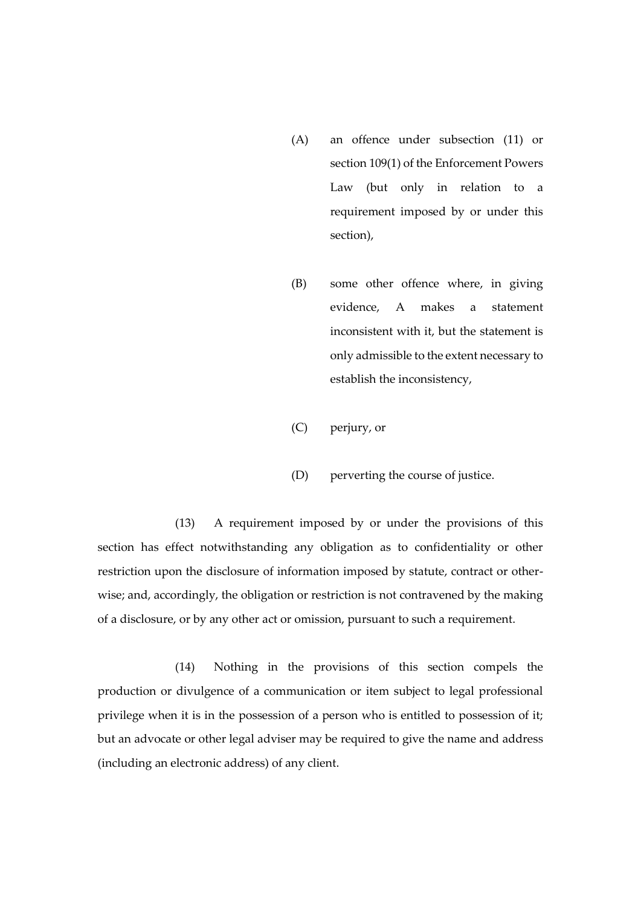(A) an offence under subsection (11) or section 109(1) of the Enforcement Powers Law (but only in relation to a requirement imposed by or under this section),

(B) some other offence where, in giving evidence, A makes a statement inconsistent with it, but the statement is only admissible to the extent necessary to establish the inconsistency,

(C) perjury, or

(D) perverting the course of justice.

(13) A requirement imposed by or under the provisions of this section has effect notwithstanding any obligation as to confidentiality or other restriction upon the disclosure of information imposed by statute, contract or otherwise; and, accordingly, the obligation or restriction is not contravened by the making of a disclosure, or by any other act or omission, pursuant to such a requirement.

(14) Nothing in the provisions of this section compels the production or divulgence of a communication or item subject to legal professional privilege when it is in the possession of a person who is entitled to possession of it; but an advocate or other legal adviser may be required to give the name and address (including an electronic address) of any client.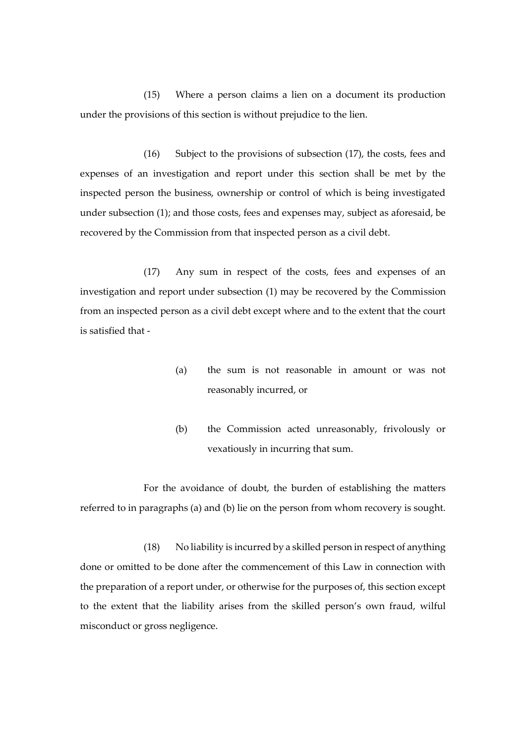(15) Where a person claims a lien on a document its production under the provisions of this section is without prejudice to the lien.

(16) Subject to the provisions of subsection (17), the costs, fees and expenses of an investigation and report under this section shall be met by the inspected person the business, ownership or control of which is being investigated under subsection (1); and those costs, fees and expenses may, subject as aforesaid, be recovered by the Commission from that inspected person as a civil debt.

(17) Any sum in respect of the costs, fees and expenses of an investigation and report under subsection (1) may be recovered by the Commission from an inspected person as a civil debt except where and to the extent that the court is satisfied that -

(a) the sum is not reasonable in amount or was not reasonably incurred, or

(b) the Commission acted unreasonably, frivolously or vexatiously in incurring that sum.

For the avoidance of doubt, the burden of establishing the matters referred to in paragraphs (a) and (b) lie on the person from whom recovery is sought.

(18) No liability is incurred by a skilled person in respect of anything done or omitted to be done after the commencement of this Law in connection with the preparation of a report under, or otherwise for the purposes of, this section except to the extent that the liability arises from the skilled person's own fraud, wilful misconduct or gross negligence.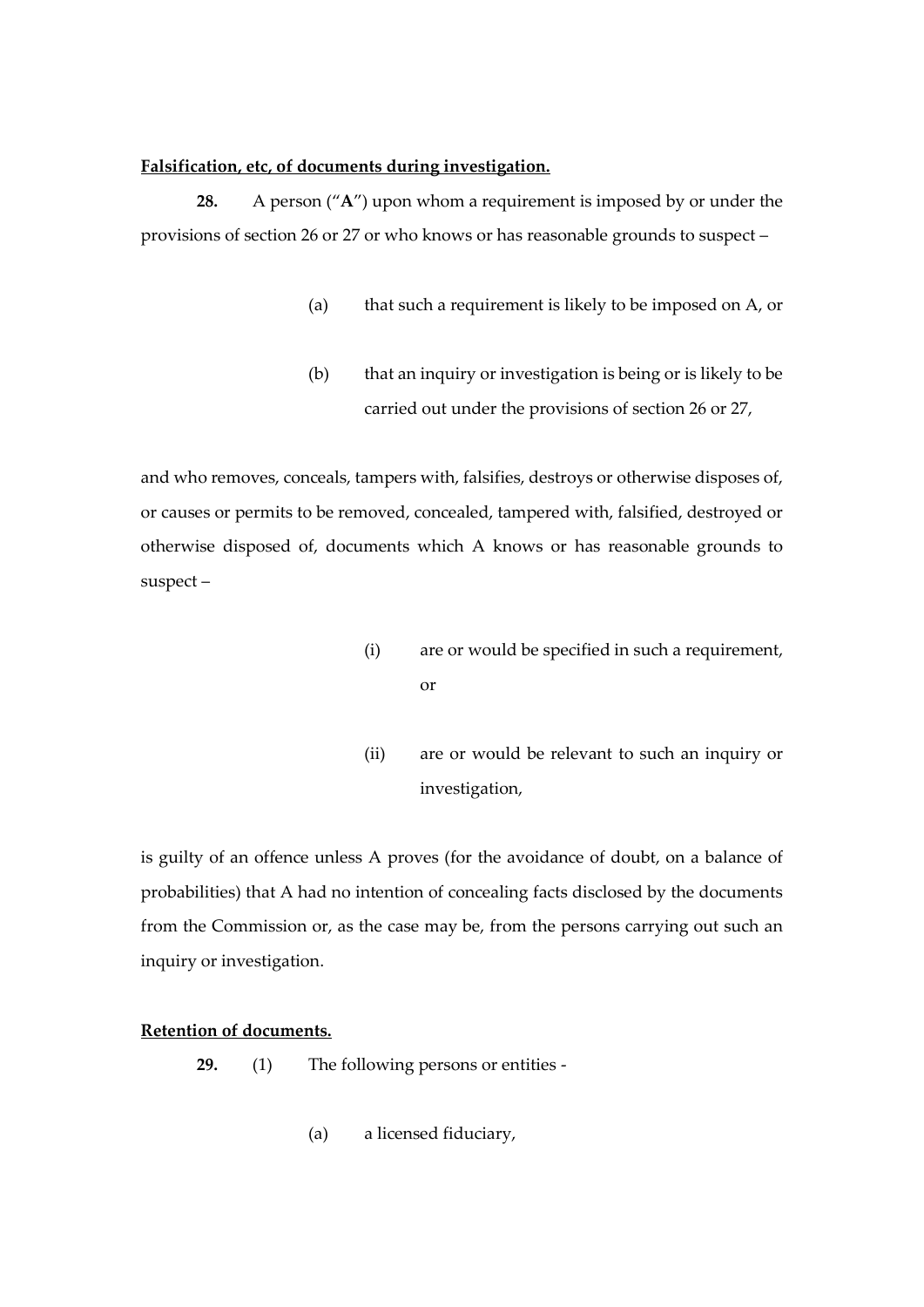**<u>Falsification, etc, of documents during investigation.</u>**

**28.** A person ("**A**") upon whom a requirement is imposed by or under the provisions of section 26 or 27 or who knows or has reasonable grounds to suspect –

(a) that such a requirement is likely to be imposed on A, or

(b) that an inquiry or investigation is being or is likely to be carried out under the provisions of section 26 or 27,

and who removes, conceals, tampers with, falsifies, destroys or otherwise disposes of, or causes or permits to be removed, concealed, tampered with, falsified, destroyed or otherwise disposed of, documents which A knows or has reasonable grounds to suspect –

(i) are or would be specified in such a requirement, or

(ii) are or would be relevant to such an inquiry or investigation,

is guilty of an offence unless A proves (for the avoidance of doubt, on a balance of probabilities) that A had no intention of concealing facts disclosed by the documents from the Commission or, as the case may be, from the persons carrying out such an inquiry or investigation.

**<u>Retention of documents.</u>**

**29.** (1) The following persons or entities -

(a) a licensed fiduciary,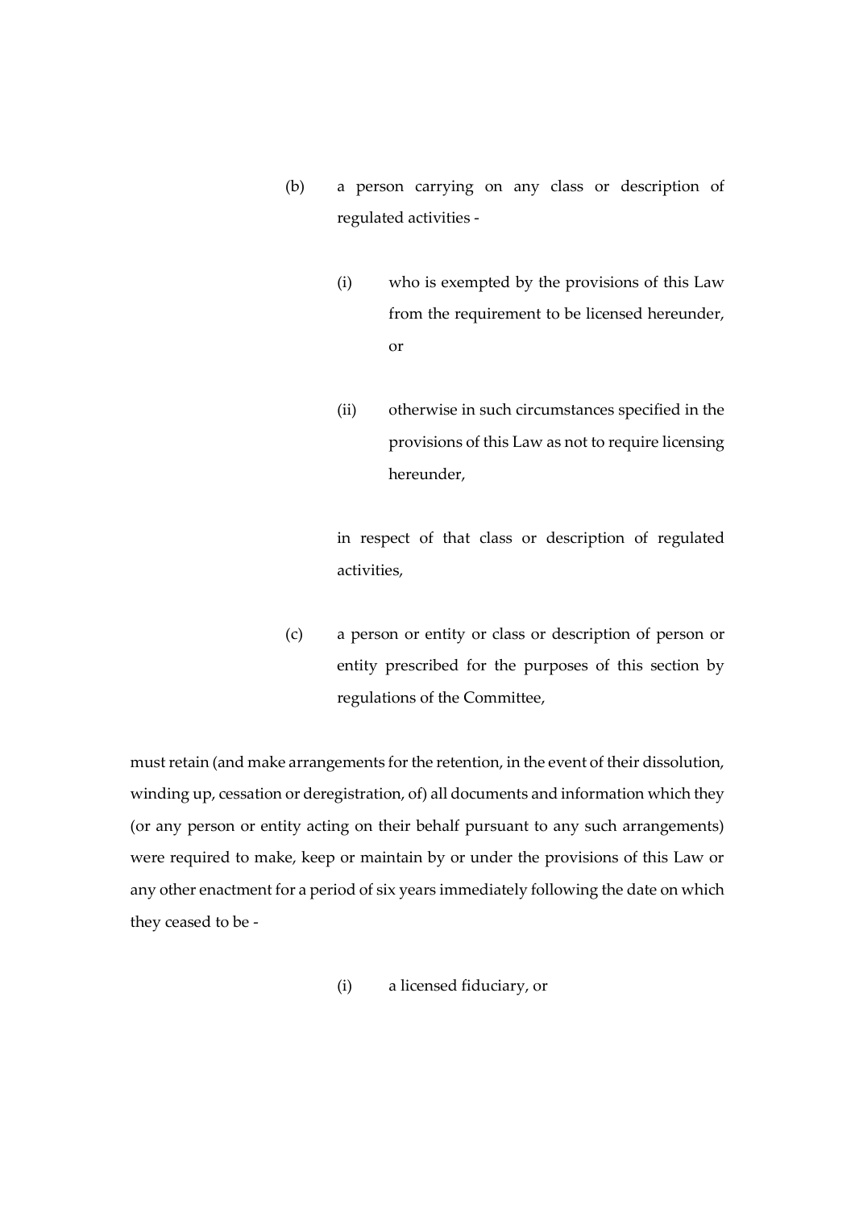(b) a person carrying on any class or description of regulated activities -

  (i) who is exempted by the provisions of this Law from the requirement to be licensed hereunder, or

  (ii) otherwise in such circumstances specified in the provisions of this Law as not to require licensing hereunder,

  in respect of that class or description of regulated activities,

(c) a person or entity or class or description of person or entity prescribed for the purposes of this section by regulations of the Committee,

must retain (and make arrangements for the retention, in the event of their dissolution, winding up, cessation or deregistration, of) all documents and information which they (or any person or entity acting on their behalf pursuant to any such arrangements) were required to make, keep or maintain by or under the provisions of this Law or any other enactment for a period of six years immediately following the date on which they ceased to be -

  (i) a licensed fiduciary, or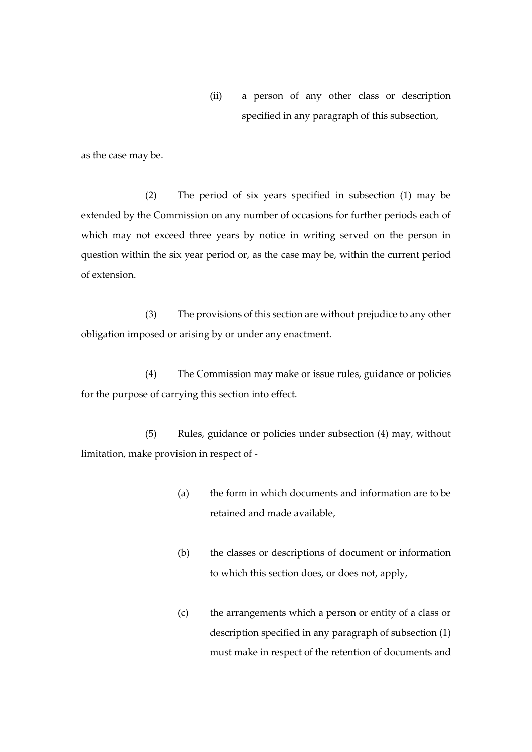(ii) a person of any other class or description specified in any paragraph of this subsection,

as the case may be.

(2) The period of six years specified in subsection (1) may be extended by the Commission on any number of occasions for further periods each of which may not exceed three years by notice in writing served on the person in question within the six year period or, as the case may be, within the current period of extension.

(3) The provisions of this section are without prejudice to any other obligation imposed or arising by or under any enactment.

(4) The Commission may make or issue rules, guidance or policies for the purpose of carrying this section into effect.

(5) Rules, guidance or policies under subsection (4) may, without limitation, make provision in respect of -

(a) the form in which documents and information are to be retained and made available,

(b) the classes or descriptions of document or information to which this section does, or does not, apply,

(c) the arrangements which a person or entity of a class or description specified in any paragraph of subsection (1) must make in respect of the retention of documents and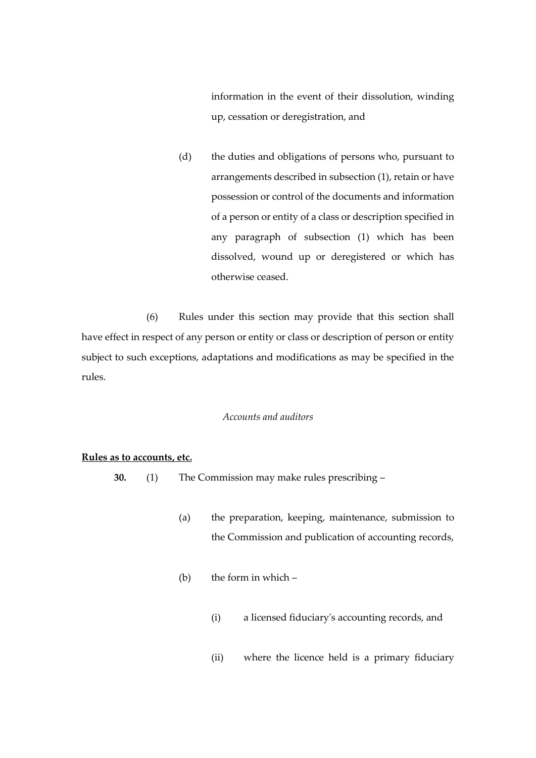information in the event of their dissolution, winding up, cessation or deregistration, and

(d) the duties and obligations of persons who, pursuant to arrangements described in subsection (1), retain or have possession or control of the documents and information of a person or entity of a class or description specified in any paragraph of subsection (1) which has been dissolved, wound up or deregistered or which has otherwise ceased.

(6) Rules under this section may provide that this section shall have effect in respect of any person or entity or class or description of person or entity subject to such exceptions, adaptations and modifications as may be specified in the rules.

*Accounts and auditors*

**Rules as to accounts, etc.**

**30.** (1) The Commission may make rules prescribing –

(a) the preparation, keeping, maintenance, submission to the Commission and publication of accounting records,

(b) the form in which –

(i) a licensed fiduciary's accounting records, and

(ii) where the licence held is a primary fiduciary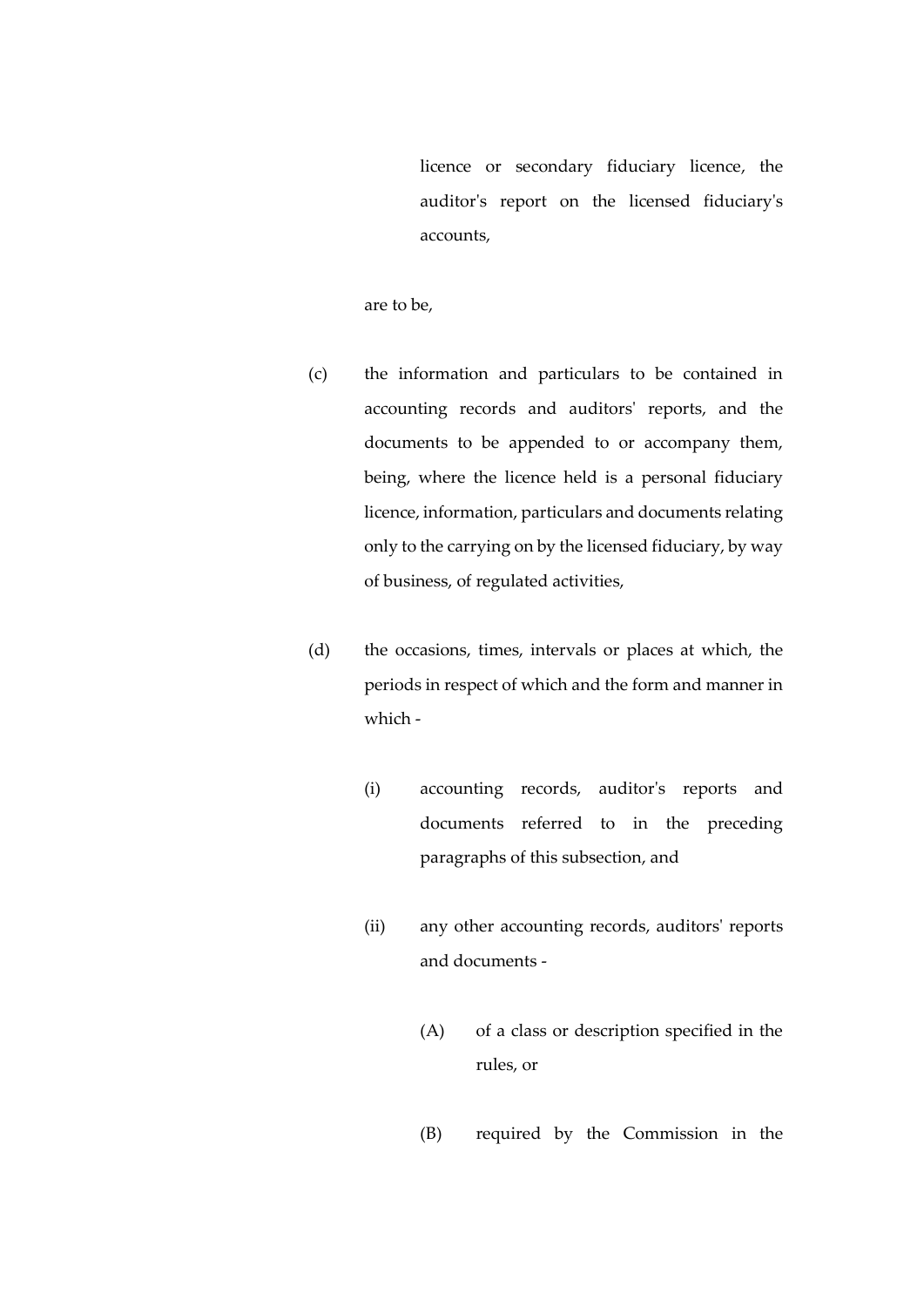licence or secondary fiduciary licence, the auditor's report on the licensed fiduciary's accounts,

are to be,

(c) the information and particulars to be contained in accounting records and auditors' reports, and the documents to be appended to or accompany them, being, where the licence held is a personal fiduciary licence, information, particulars and documents relating only to the carrying on by the licensed fiduciary, by way of business, of regulated activities,

(d) the occasions, times, intervals or places at which, the periods in respect of which and the form and manner in which -

(i) accounting records, auditor's reports and documents referred to in the preceding paragraphs of this subsection, and

(ii) any other accounting records, auditors' reports and documents -

(A) of a class or description specified in the rules, or

(B) required by the Commission in the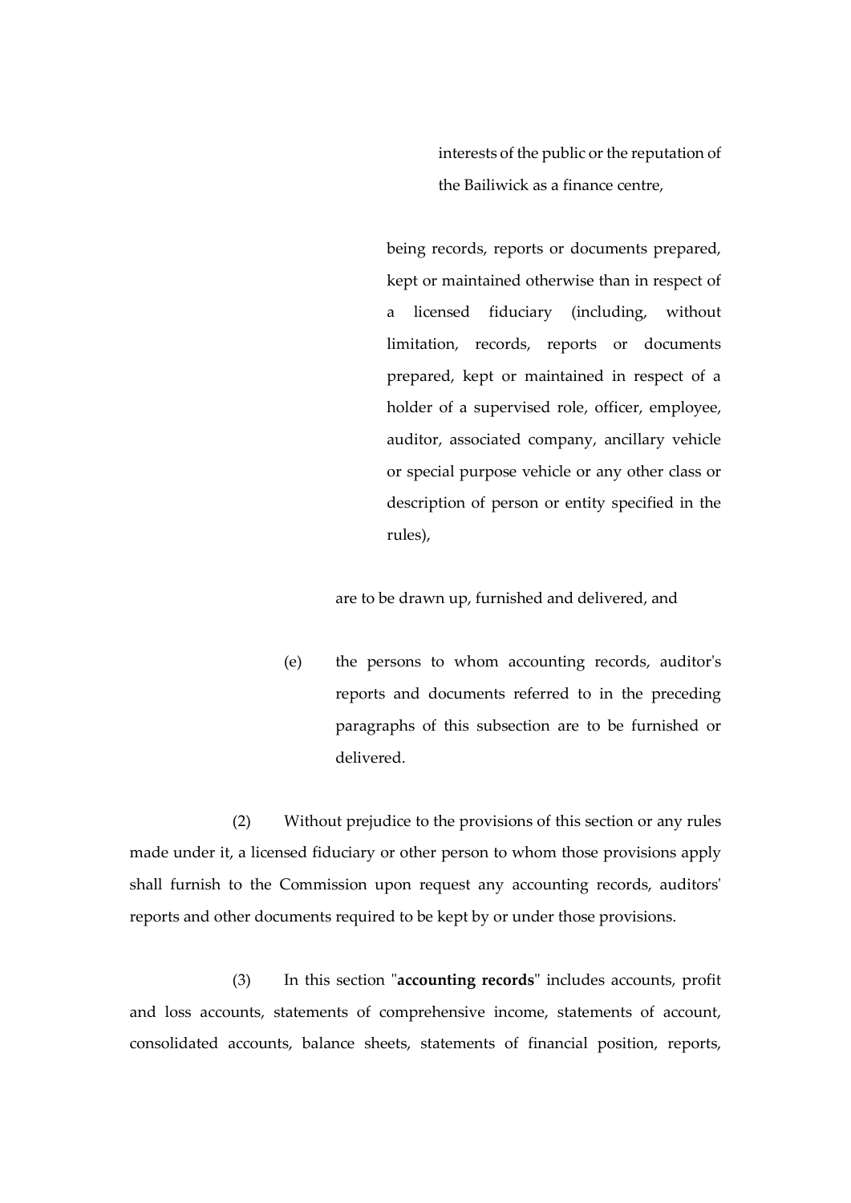interests of the public or the reputation of the Bailiwick as a finance centre,

being records, reports or documents prepared, kept or maintained otherwise than in respect of a licensed fiduciary (including, without limitation, records, reports or documents prepared, kept or maintained in respect of a holder of a supervised role, officer, employee, auditor, associated company, ancillary vehicle or special purpose vehicle or any other class or description of person or entity specified in the rules),

are to be drawn up, furnished and delivered, and

(e) the persons to whom accounting records, auditor's reports and documents referred to in the preceding paragraphs of this subsection are to be furnished or delivered.

(2) Without prejudice to the provisions of this section or any rules made under it, a licensed fiduciary or other person to whom those provisions apply shall furnish to the Commission upon request any accounting records, auditors' reports and other documents required to be kept by or under those provisions.

(3) In this section "**accounting records**" includes accounts, profit and loss accounts, statements of comprehensive income, statements of account, consolidated accounts, balance sheets, statements of financial position, reports,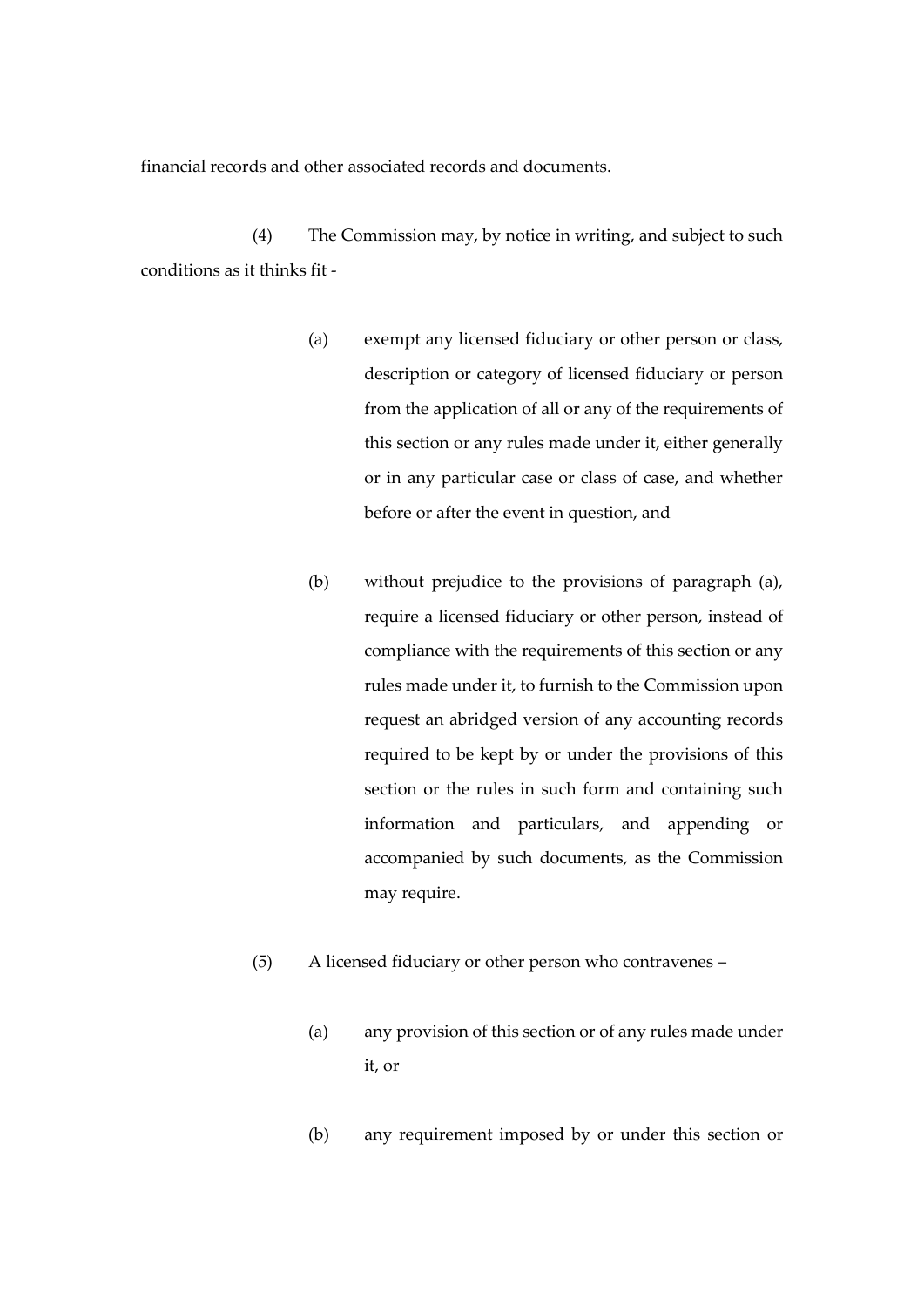financial records and other associated records and documents.

(4) The Commission may, by notice in writing, and subject to such conditions as it thinks fit -

(a) exempt any licensed fiduciary or other person or class, description or category of licensed fiduciary or person from the application of all or any of the requirements of this section or any rules made under it, either generally or in any particular case or class of case, and whether before or after the event in question, and

(b) without prejudice to the provisions of paragraph (a), require a licensed fiduciary or other person, instead of compliance with the requirements of this section or any rules made under it, to furnish to the Commission upon request an abridged version of any accounting records required to be kept by or under the provisions of this section or the rules in such form and containing such information and particulars, and appending or accompanied by such documents, as the Commission may require.

(5) A licensed fiduciary or other person who contravenes –

(a) any provision of this section or of any rules made under it, or

(b) any requirement imposed by or under this section or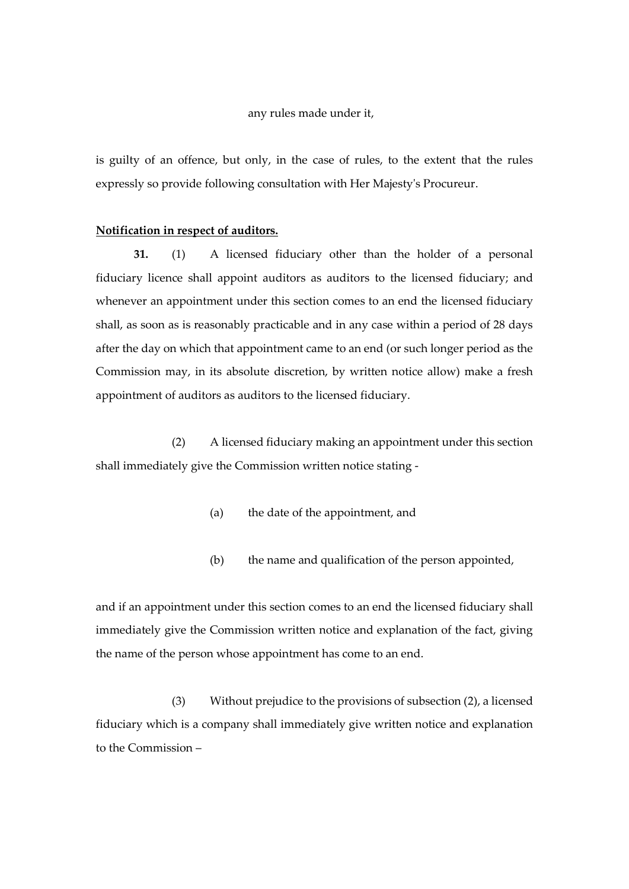any rules made under it,

is guilty of an offence, but only, in the case of rules, to the extent that the rules expressly so provide following consultation with Her Majesty's Procureur.

**Notification in respect of auditors.**

**31.** (1) A licensed fiduciary other than the holder of a personal fiduciary licence shall appoint auditors as auditors to the licensed fiduciary; and whenever an appointment under this section comes to an end the licensed fiduciary shall, as soon as is reasonably practicable and in any case within a period of 28 days after the day on which that appointment came to an end (or such longer period as the Commission may, in its absolute discretion, by written notice allow) make a fresh appointment of auditors as auditors to the licensed fiduciary.

(2) A licensed fiduciary making an appointment under this section shall immediately give the Commission written notice stating -

(a) the date of the appointment, and

(b) the name and qualification of the person appointed,

and if an appointment under this section comes to an end the licensed fiduciary shall immediately give the Commission written notice and explanation of the fact, giving the name of the person whose appointment has come to an end.

(3) Without prejudice to the provisions of subsection (2), a licensed fiduciary which is a company shall immediately give written notice and explanation to the Commission –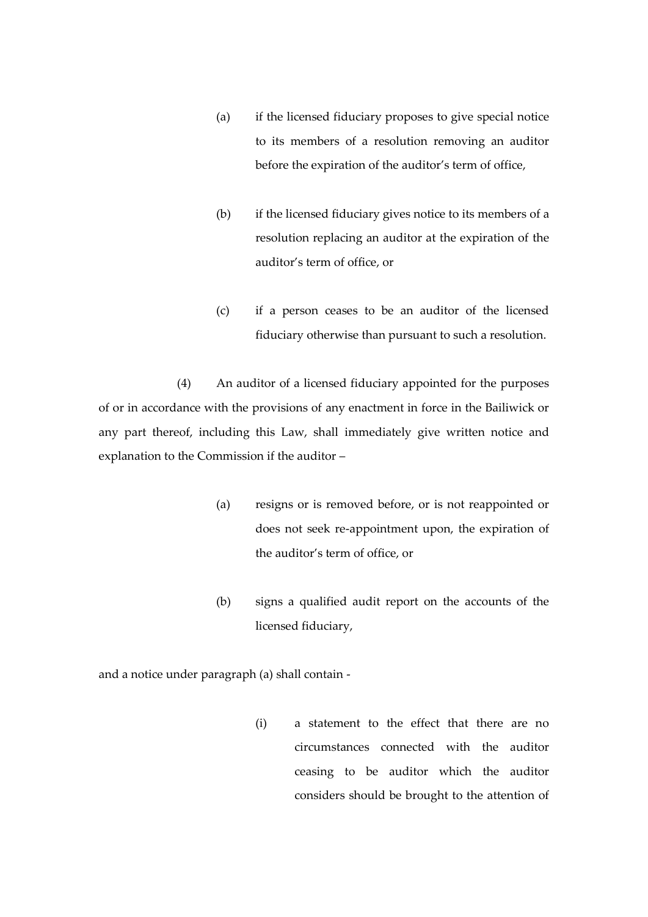(a) if the licensed fiduciary proposes to give special notice to its members of a resolution removing an auditor before the expiration of the auditor's term of office,

(b) if the licensed fiduciary gives notice to its members of a resolution replacing an auditor at the expiration of the auditor's term of office, or

(c) if a person ceases to be an auditor of the licensed fiduciary otherwise than pursuant to such a resolution.

(4) An auditor of a licensed fiduciary appointed for the purposes of or in accordance with the provisions of any enactment in force in the Bailiwick or any part thereof, including this Law, shall immediately give written notice and explanation to the Commission if the auditor –

(a) resigns or is removed before, or is not reappointed or does not seek re-appointment upon, the expiration of the auditor's term of office, or

(b) signs a qualified audit report on the accounts of the licensed fiduciary,

and a notice under paragraph (a) shall contain -

(i) a statement to the effect that there are no circumstances connected with the auditor ceasing to be auditor which the auditor considers should be brought to the attention of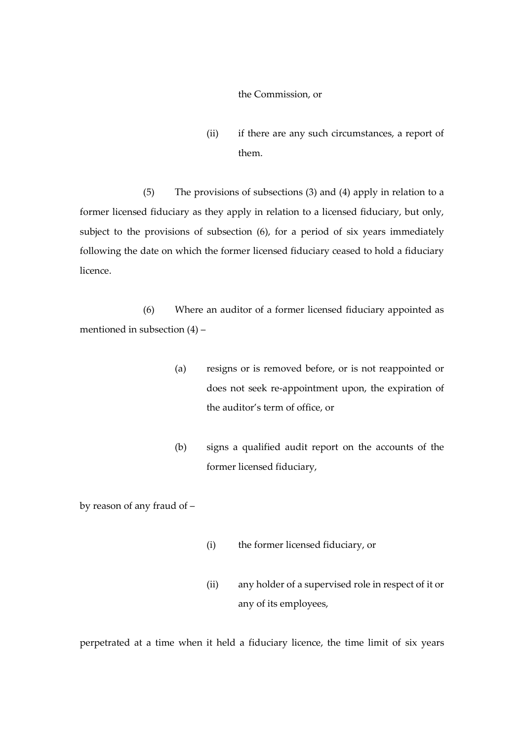the Commission, or

(ii) if there are any such circumstances, a report of them.

(5) The provisions of subsections (3) and (4) apply in relation to a former licensed fiduciary as they apply in relation to a licensed fiduciary, but only, subject to the provisions of subsection (6), for a period of six years immediately following the date on which the former licensed fiduciary ceased to hold a fiduciary licence.

(6) Where an auditor of a former licensed fiduciary appointed as mentioned in subsection (4) –

(a) resigns or is removed before, or is not reappointed or does not seek re-appointment upon, the expiration of the auditor's term of office, or

(b) signs a qualified audit report on the accounts of the former licensed fiduciary,

by reason of any fraud of –

(i) the former licensed fiduciary, or

(ii) any holder of a supervised role in respect of it or any of its employees,

perpetrated at a time when it held a fiduciary licence, the time limit of six years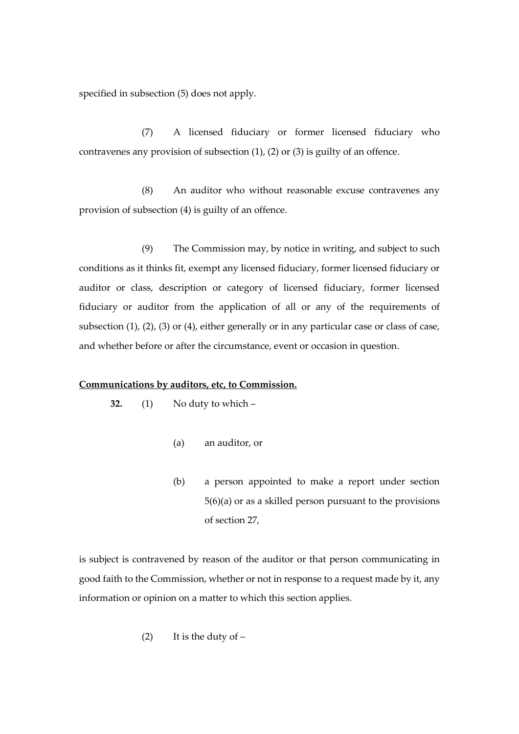specified in subsection (5) does not apply.

(7) A licensed fiduciary or former licensed fiduciary who contravenes any provision of subsection (1), (2) or (3) is guilty of an offence.

(8) An auditor who without reasonable excuse contravenes any provision of subsection (4) is guilty of an offence.

(9) The Commission may, by notice in writing, and subject to such conditions as it thinks fit, exempt any licensed fiduciary, former licensed fiduciary or auditor or class, description or category of licensed fiduciary, former licensed fiduciary or auditor from the application of all or any of the requirements of subsection (1), (2), (3) or (4), either generally or in any particular case or class of case, and whether before or after the circumstance, event or occasion in question.

**Communications by auditors, etc, to Commission.**

**32.** (1) No duty to which –

(a) an auditor, or

(b) a person appointed to make a report under section 5(6)(a) or as a skilled person pursuant to the provisions of section 27,

is subject is contravened by reason of the auditor or that person communicating in good faith to the Commission, whether or not in response to a request made by it, any information or opinion on a matter to which this section applies.

(2) It is the duty of –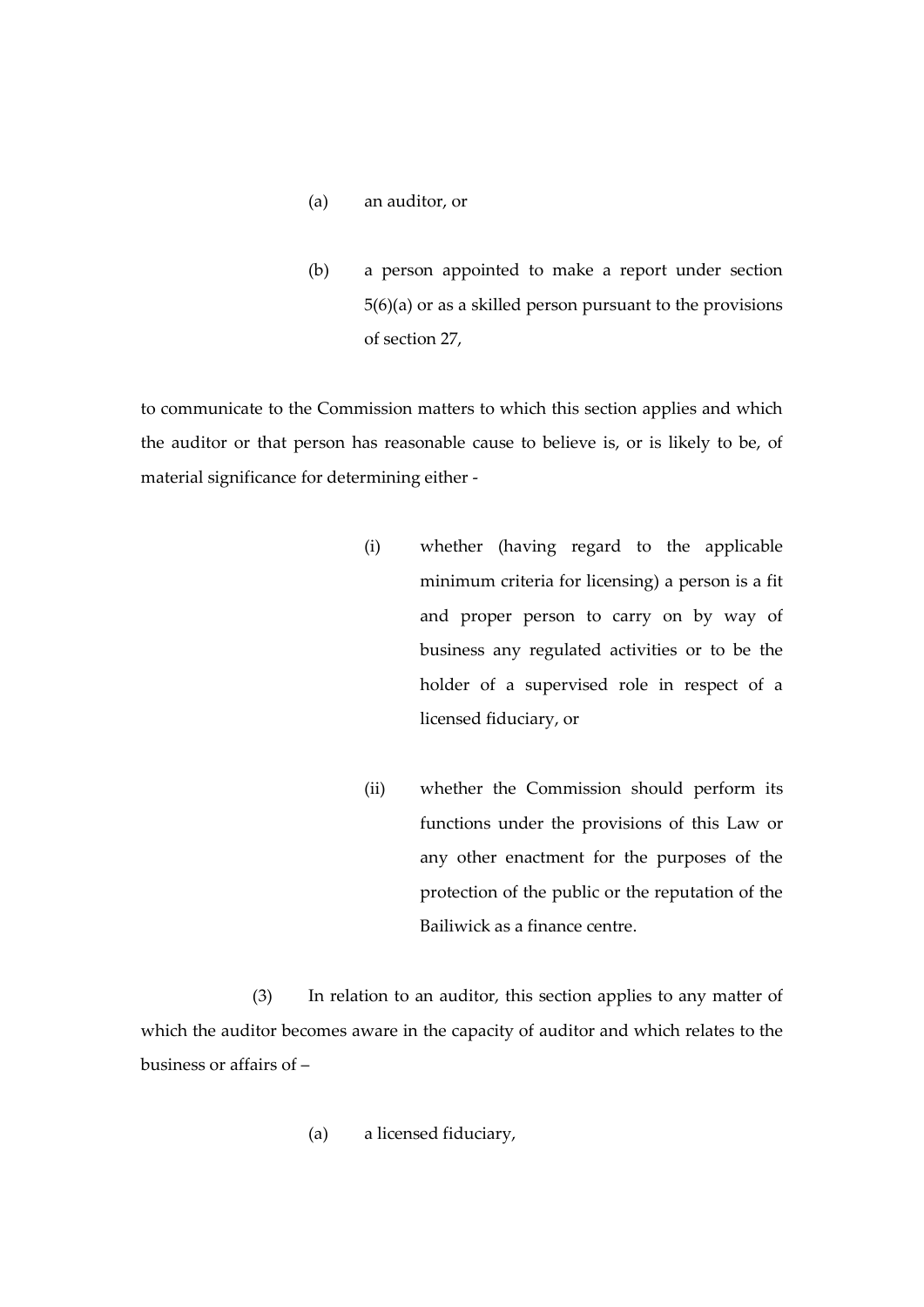(a) an auditor, or

(b) a person appointed to make a report under section 5(6)(a) or as a skilled person pursuant to the provisions of section 27,

to communicate to the Commission matters to which this section applies and which the auditor or that person has reasonable cause to believe is, or is likely to be, of material significance for determining either -

(i) whether (having regard to the applicable minimum criteria for licensing) a person is a fit and proper person to carry on by way of business any regulated activities or to be the holder of a supervised role in respect of a licensed fiduciary, or

(ii) whether the Commission should perform its functions under the provisions of this Law or any other enactment for the purposes of the protection of the public or the reputation of the Bailiwick as a finance centre.

(3) In relation to an auditor, this section applies to any matter of which the auditor becomes aware in the capacity of auditor and which relates to the business or affairs of –

(a) a licensed fiduciary,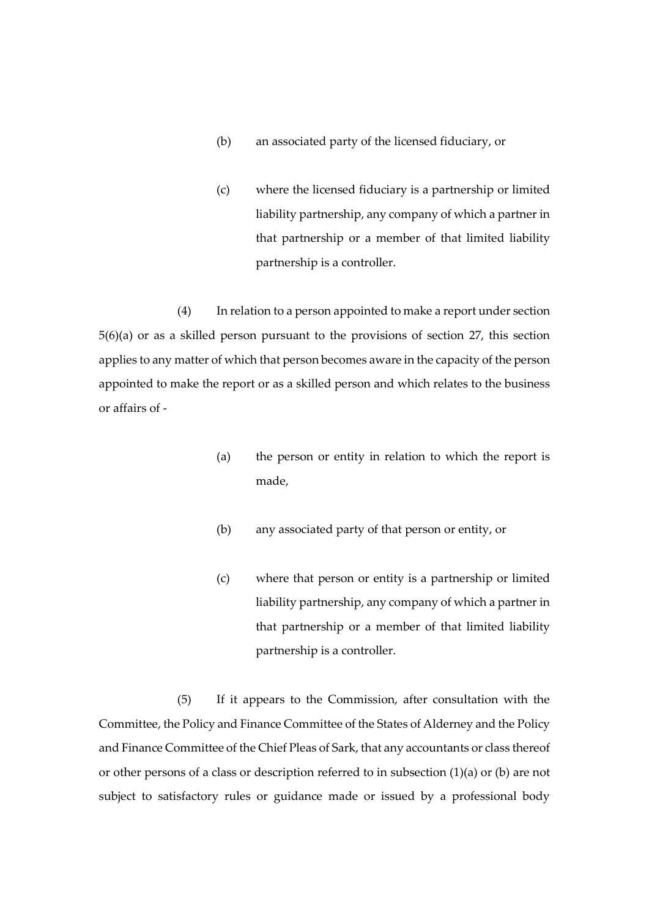(b) an associated party of the licensed fiduciary, or

(c) where the licensed fiduciary is a partnership or limited liability partnership, any company of which a partner in that partnership or a member of that limited liability partnership is a controller.

(4) In relation to a person appointed to make a report under section 5(6)(a) or as a skilled person pursuant to the provisions of section 27, this section applies to any matter of which that person becomes aware in the capacity of the person appointed to make the report or as a skilled person and which relates to the business or affairs of -

(a) the person or entity in relation to which the report is made,

(b) any associated party of that person or entity, or

(c) where that person or entity is a partnership or limited liability partnership, any company of which a partner in that partnership or a member of that limited liability partnership is a controller.

(5) If it appears to the Commission, after consultation with the Committee, the Policy and Finance Committee of the States of Alderney and the Policy and Finance Committee of the Chief Pleas of Sark, that any accountants or class thereof or other persons of a class or description referred to in subsection (1)(a) or (b) are not subject to satisfactory rules or guidance made or issued by a professional body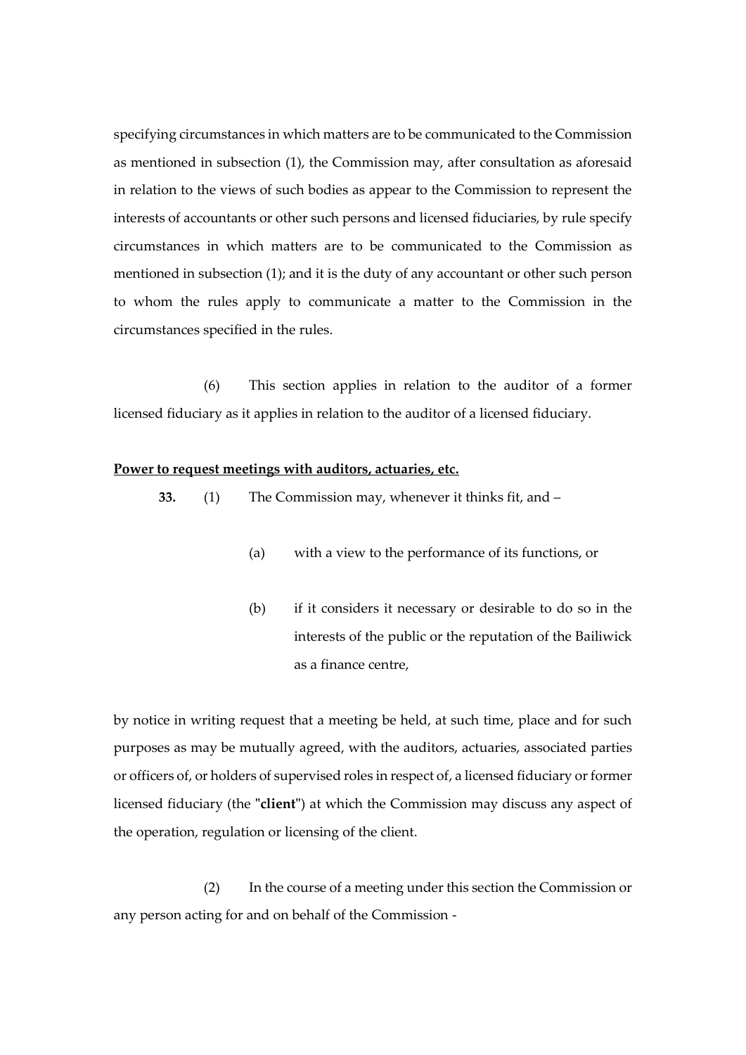specifying circumstances in which matters are to be communicated to the Commission as mentioned in subsection (1), the Commission may, after consultation as aforesaid in relation to the views of such bodies as appear to the Commission to represent the interests of accountants or other such persons and licensed fiduciaries, by rule specify circumstances in which matters are to be communicated to the Commission as mentioned in subsection (1); and it is the duty of any accountant or other such person to whom the rules apply to communicate a matter to the Commission in the circumstances specified in the rules.

(6) This section applies in relation to the auditor of a former licensed fiduciary as it applies in relation to the auditor of a licensed fiduciary.

**Power to request meetings with auditors, actuaries, etc.**

**33.** (1) The Commission may, whenever it thinks fit, and –

(a) with a view to the performance of its functions, or

(b) if it considers it necessary or desirable to do so in the interests of the public or the reputation of the Bailiwick as a finance centre,

by notice in writing request that a meeting be held, at such time, place and for such purposes as may be mutually agreed, with the auditors, actuaries, associated parties or officers of, or holders of supervised roles in respect of, a licensed fiduciary or former licensed fiduciary (the "**client**") at which the Commission may discuss any aspect of the operation, regulation or licensing of the client.

(2) In the course of a meeting under this section the Commission or any person acting for and on behalf of the Commission -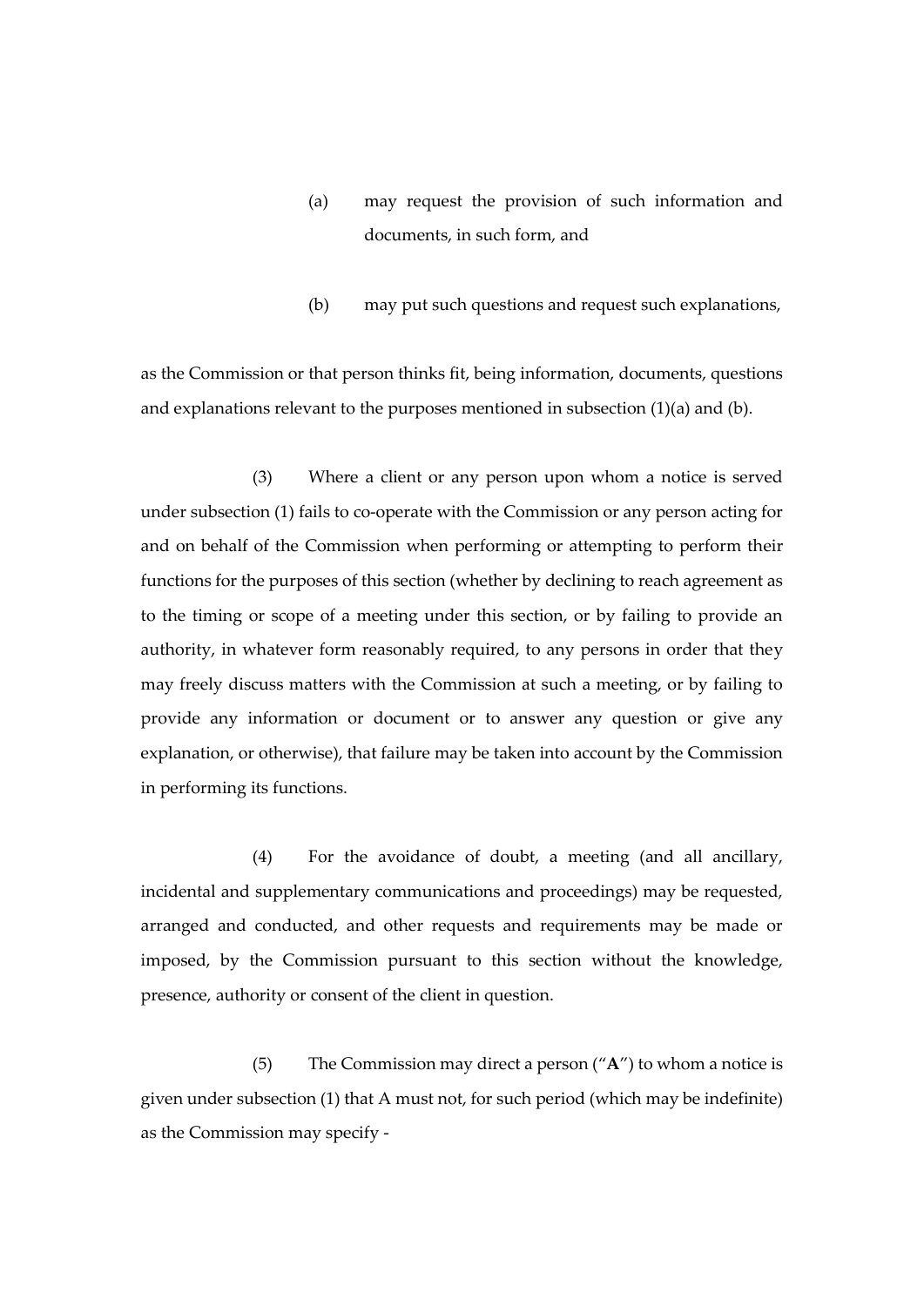(a) may request the provision of such information and documents, in such form, and

(b) may put such questions and request such explanations,

as the Commission or that person thinks fit, being information, documents, questions and explanations relevant to the purposes mentioned in subsection (1)(a) and (b).

(3) Where a client or any person upon whom a notice is served under subsection (1) fails to co-operate with the Commission or any person acting for and on behalf of the Commission when performing or attempting to perform their functions for the purposes of this section (whether by declining to reach agreement as to the timing or scope of a meeting under this section, or by failing to provide an authority, in whatever form reasonably required, to any persons in order that they may freely discuss matters with the Commission at such a meeting, or by failing to provide any information or document or to answer any question or give any explanation, or otherwise), that failure may be taken into account by the Commission in performing its functions.

(4) For the avoidance of doubt, a meeting (and all ancillary, incidental and supplementary communications and proceedings) may be requested, arranged and conducted, and other requests and requirements may be made or imposed, by the Commission pursuant to this section without the knowledge, presence, authority or consent of the client in question.

(5) The Commission may direct a person ("**A**") to whom a notice is given under subsection (1) that A must not, for such period (which may be indefinite) as the Commission may specify -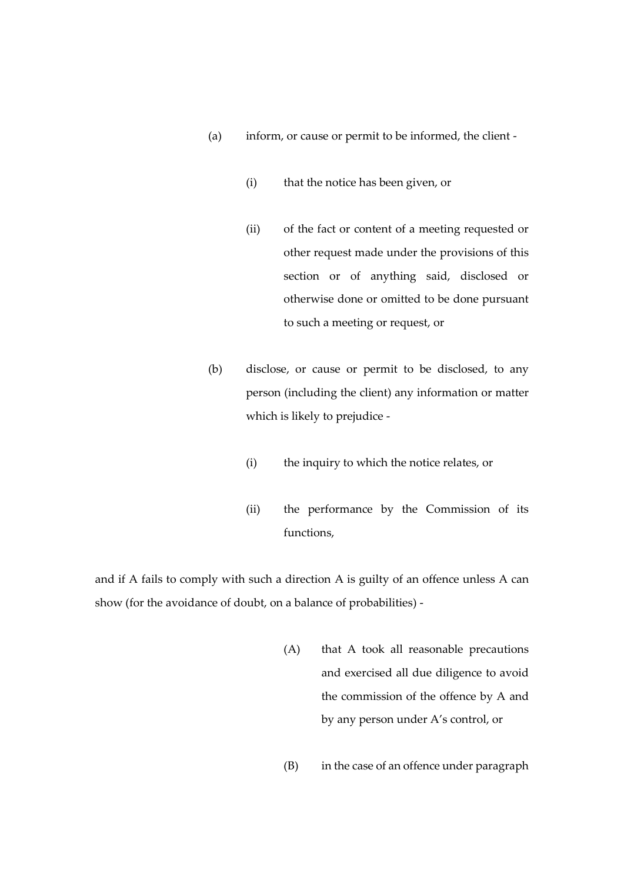(a) inform, or cause or permit to be informed, the client -

   (i) that the notice has been given, or

   (ii) of the fact or content of a meeting requested or other request made under the provisions of this section or of anything said, disclosed or otherwise done or omitted to be done pursuant to such a meeting or request, or

(b) disclose, or cause or permit to be disclosed, to any person (including the client) any information or matter which is likely to prejudice -

   (i) the inquiry to which the notice relates, or

   (ii) the performance by the Commission of its functions,

and if A fails to comply with such a direction A is guilty of an offence unless A can show (for the avoidance of doubt, on a balance of probabilities) -

(A) that A took all reasonable precautions and exercised all due diligence to avoid the commission of the offence by A and by any person under A's control, or

(B) in the case of an offence under paragraph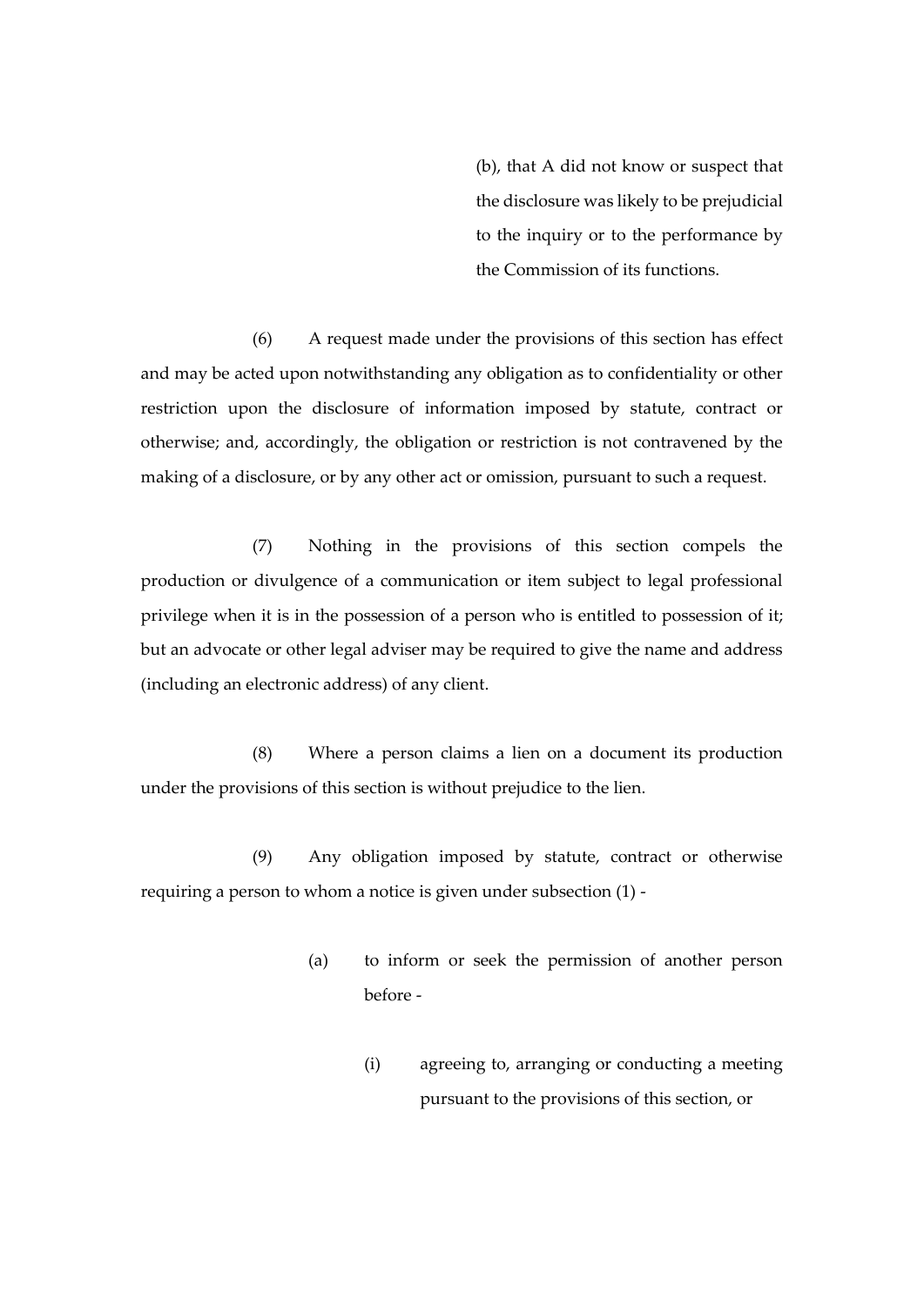(b), that A did not know or suspect that the disclosure was likely to be prejudicial to the inquiry or to the performance by the Commission of its functions.

(6) A request made under the provisions of this section has effect and may be acted upon notwithstanding any obligation as to confidentiality or other restriction upon the disclosure of information imposed by statute, contract or otherwise; and, accordingly, the obligation or restriction is not contravened by the making of a disclosure, or by any other act or omission, pursuant to such a request.

(7) Nothing in the provisions of this section compels the production or divulgence of a communication or item subject to legal professional privilege when it is in the possession of a person who is entitled to possession of it; but an advocate or other legal adviser may be required to give the name and address (including an electronic address) of any client.

(8) Where a person claims a lien on a document its production under the provisions of this section is without prejudice to the lien.

(9) Any obligation imposed by statute, contract or otherwise requiring a person to whom a notice is given under subsection (1) -

- (a) to inform or seek the permission of another person before -
  - (i) agreeing to, arranging or conducting a meeting pursuant to the provisions of this section, or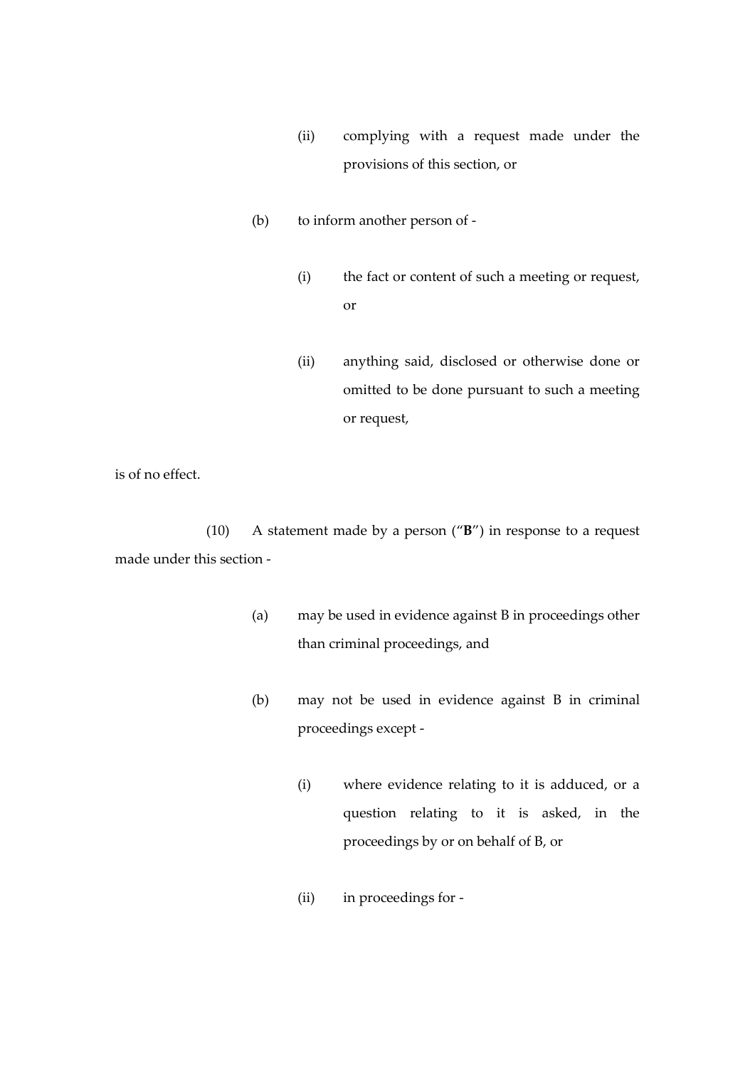(ii) complying with a request made under the provisions of this section, or

(b) to inform another person of -

(i) the fact or content of such a meeting or request, or

(ii) anything said, disclosed or otherwise done or omitted to be done pursuant to such a meeting or request,

is of no effect.

(10) A statement made by a person ("**B**") in response to a request made under this section -

(a) may be used in evidence against B in proceedings other than criminal proceedings, and

(b) may not be used in evidence against B in criminal proceedings except -

(i) where evidence relating to it is adduced, or a question relating to it is asked, in the proceedings by or on behalf of B, or

(ii) in proceedings for -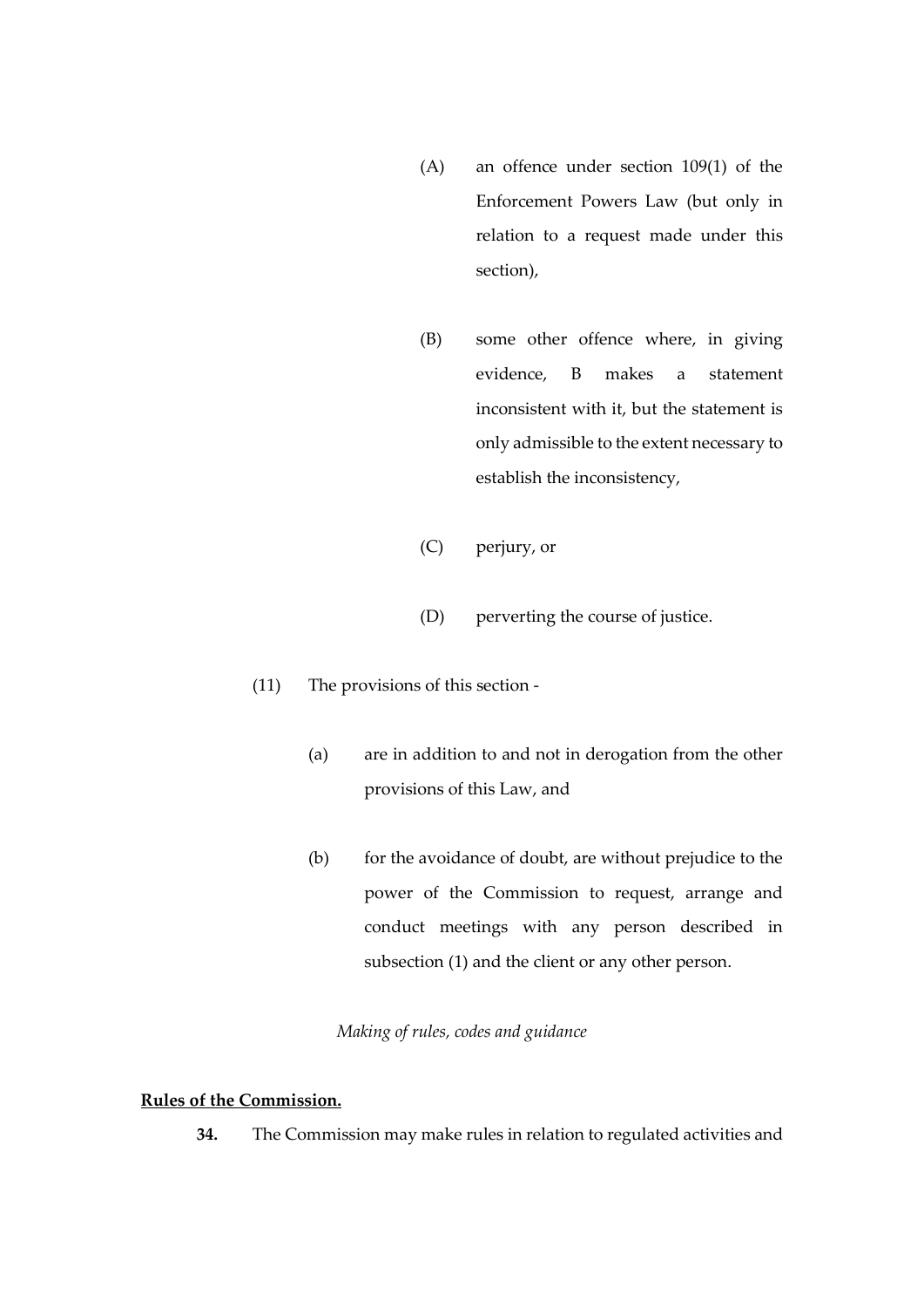(A) an offence under section 109(1) of the Enforcement Powers Law (but only in relation to a request made under this section),

(B) some other offence where, in giving evidence, B makes a statement inconsistent with it, but the statement is only admissible to the extent necessary to establish the inconsistency,

(C) perjury, or

(D) perverting the course of justice.

(11) The provisions of this section -

(a) are in addition to and not in derogation from the other provisions of this Law, and

(b) for the avoidance of doubt, are without prejudice to the power of the Commission to request, arrange and conduct meetings with any person described in subsection (1) and the client or any other person.

*Making of rules, codes and guidance*

**Rules of the Commission.**

**34.** The Commission may make rules in relation to regulated activities and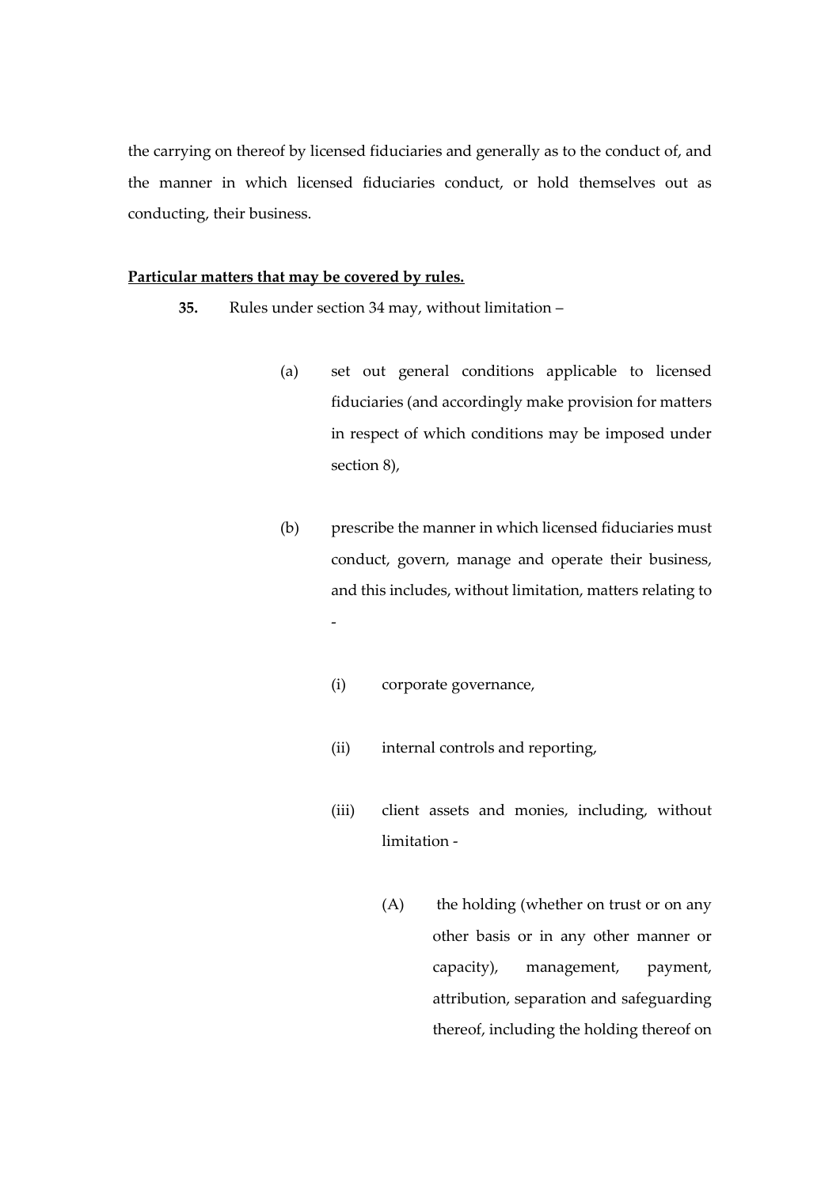the carrying on thereof by licensed fiduciaries and generally as to the conduct of, and the manner in which licensed fiduciaries conduct, or hold themselves out as conducting, their business.

**Particular matters that may be covered by rules.**

**35.** Rules under section 34 may, without limitation –

(a) set out general conditions applicable to licensed fiduciaries (and accordingly make provision for matters in respect of which conditions may be imposed under section 8),

(b) prescribe the manner in which licensed fiduciaries must conduct, govern, manage and operate their business, and this includes, without limitation, matters relating to -

(i) corporate governance,

(ii) internal controls and reporting,

(iii) client assets and monies, including, without limitation -

(A) the holding (whether on trust or on any other basis or in any other manner or capacity), management, payment, attribution, separation and safeguarding thereof, including the holding thereof on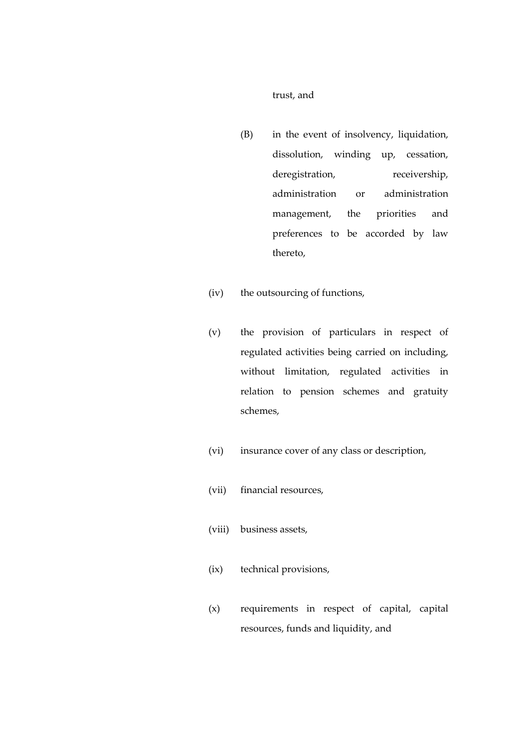trust, and

(B) in the event of insolvency, liquidation, dissolution, winding up, cessation, deregistration, receivership, administration or administration management, the priorities and preferences to be accorded by law thereto,

(iv) the outsourcing of functions,

(v) the provision of particulars in respect of regulated activities being carried on including, without limitation, regulated activities in relation to pension schemes and gratuity schemes,

(vi) insurance cover of any class or description,

(vii) financial resources,

(viii) business assets,

(ix) technical provisions,

(x) requirements in respect of capital, capital resources, funds and liquidity, and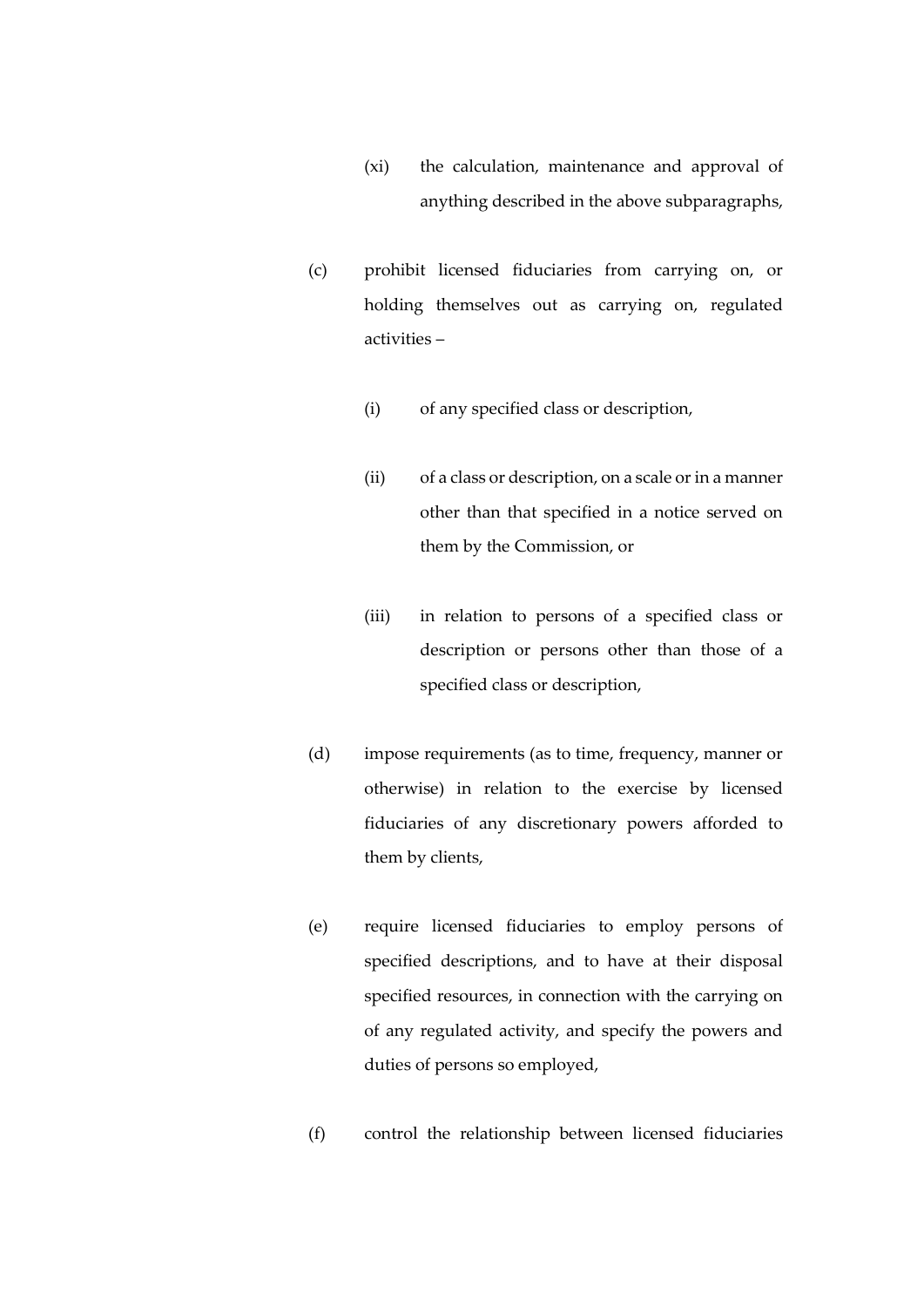(xi) the calculation, maintenance and approval of anything described in the above subparagraphs,

(c) prohibit licensed fiduciaries from carrying on, or holding themselves out as carrying on, regulated activities –

(i) of any specified class or description,

(ii) of a class or description, on a scale or in a manner other than that specified in a notice served on them by the Commission, or

(iii) in relation to persons of a specified class or description or persons other than those of a specified class or description,

(d) impose requirements (as to time, frequency, manner or otherwise) in relation to the exercise by licensed fiduciaries of any discretionary powers afforded to them by clients,

(e) require licensed fiduciaries to employ persons of specified descriptions, and to have at their disposal specified resources, in connection with the carrying on of any regulated activity, and specify the powers and duties of persons so employed,

(f) control the relationship between licensed fiduciaries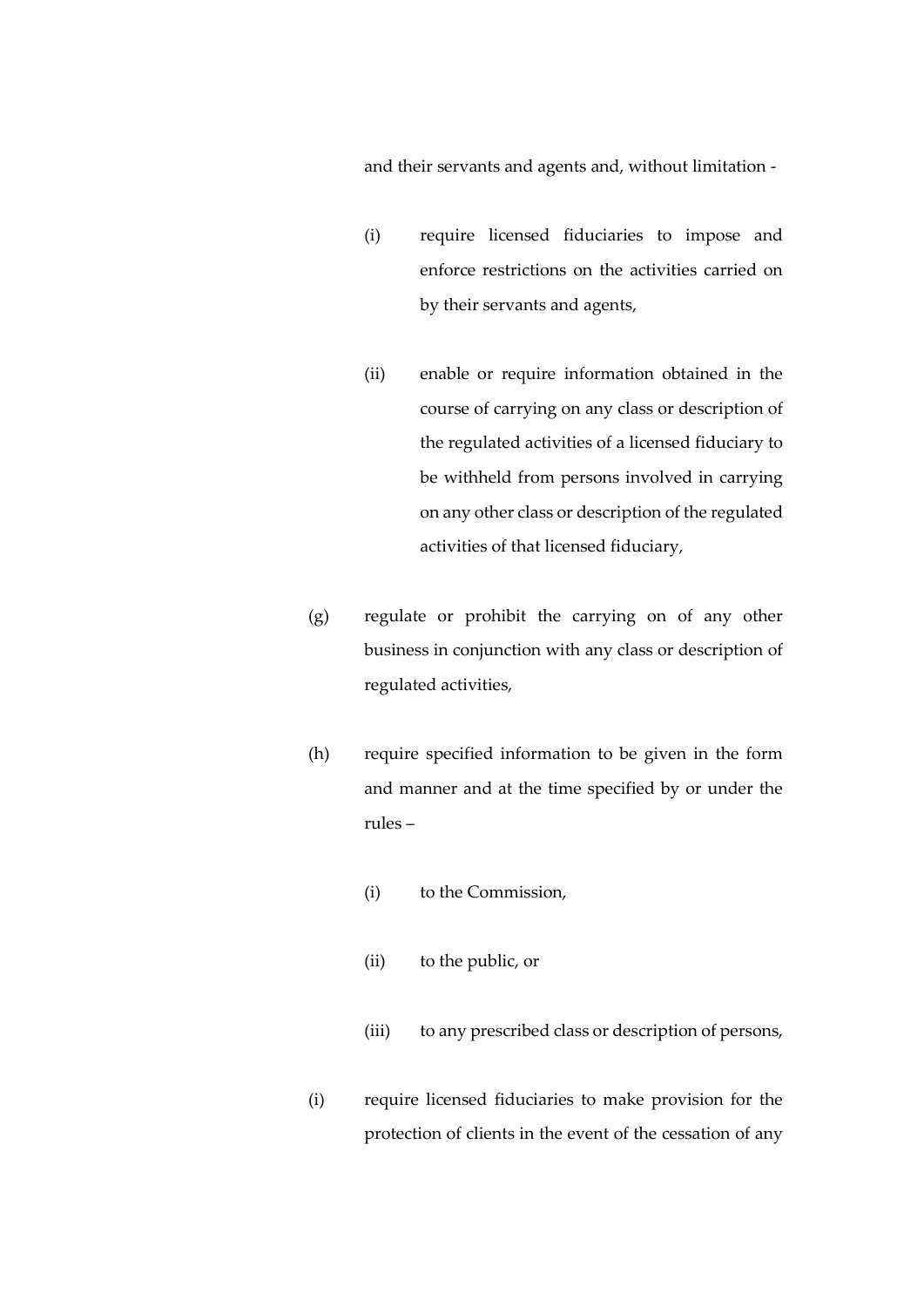and their servants and agents and, without limitation -

(i) require licensed fiduciaries to impose and enforce restrictions on the activities carried on by their servants and agents,

(ii) enable or require information obtained in the course of carrying on any class or description of the regulated activities of a licensed fiduciary to be withheld from persons involved in carrying on any other class or description of the regulated activities of that licensed fiduciary,

(g) regulate or prohibit the carrying on of any other business in conjunction with any class or description of regulated activities,

(h) require specified information to be given in the form and manner and at the time specified by or under the rules –

(i) to the Commission,

(ii) to the public, or

(iii) to any prescribed class or description of persons,

(i) require licensed fiduciaries to make provision for the protection of clients in the event of the cessation of any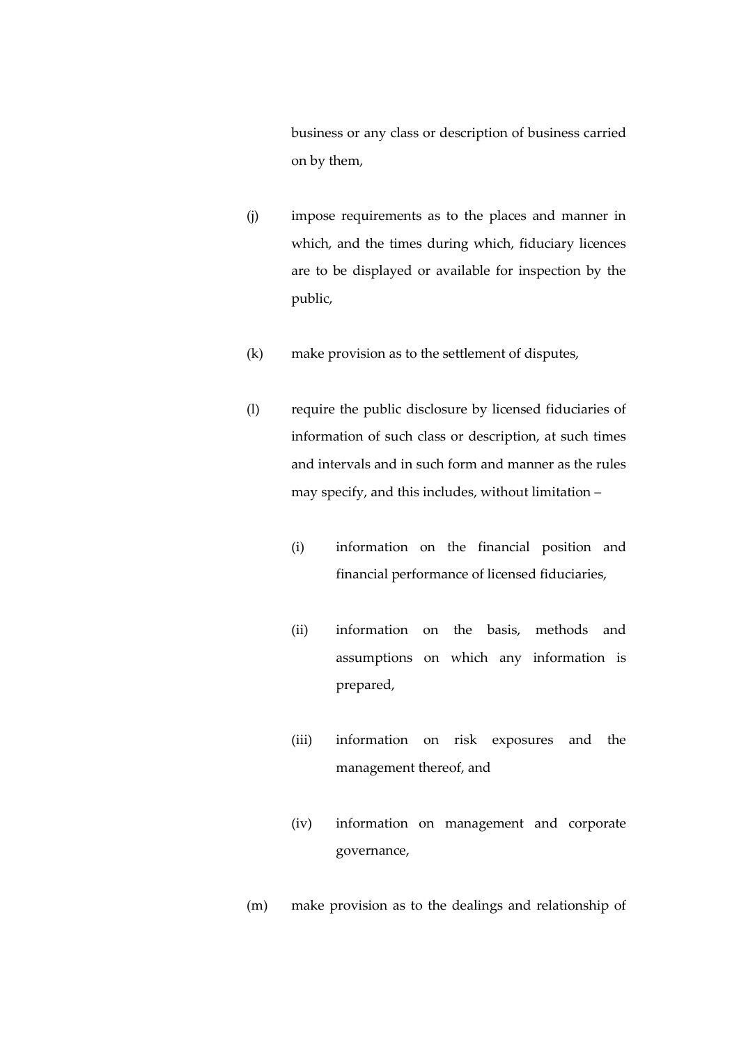business or any class or description of business carried on by them,

(j) impose requirements as to the places and manner in which, and the times during which, fiduciary licences are to be displayed or available for inspection by the public,

(k) make provision as to the settlement of disputes,

(l) require the public disclosure by licensed fiduciaries of information of such class or description, at such times and intervals and in such form and manner as the rules may specify, and this includes, without limitation –

(i) information on the financial position and financial performance of licensed fiduciaries,

(ii) information on the basis, methods and assumptions on which any information is prepared,

(iii) information on risk exposures and the management thereof, and

(iv) information on management and corporate governance,

(m) make provision as to the dealings and relationship of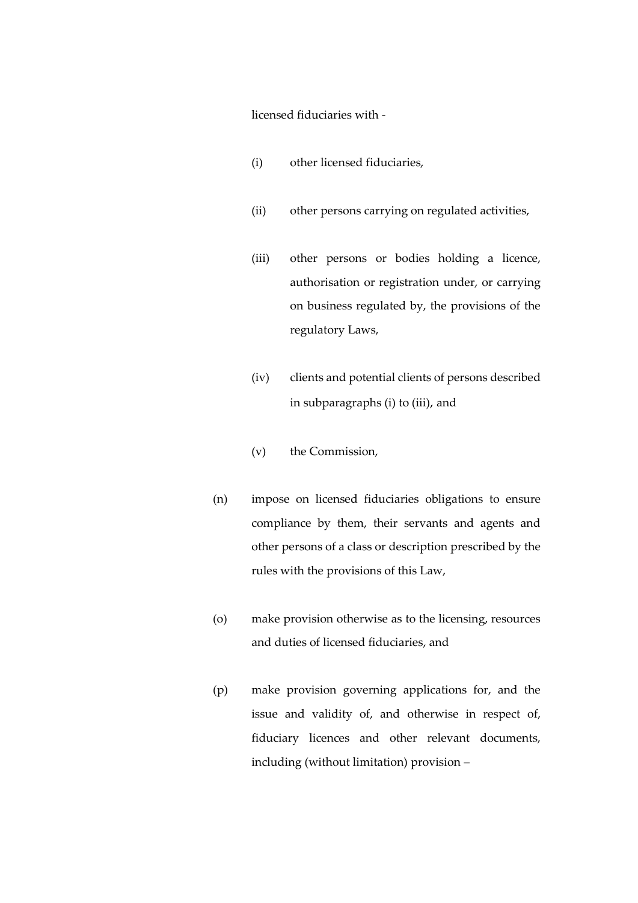licensed fiduciaries with -

(i) other licensed fiduciaries,

(ii) other persons carrying on regulated activities,

(iii) other persons or bodies holding a licence, authorisation or registration under, or carrying on business regulated by, the provisions of the regulatory Laws,

(iv) clients and potential clients of persons described in subparagraphs (i) to (iii), and

(v) the Commission,

(n) impose on licensed fiduciaries obligations to ensure compliance by them, their servants and agents and other persons of a class or description prescribed by the rules with the provisions of this Law,

(o) make provision otherwise as to the licensing, resources and duties of licensed fiduciaries, and

(p) make provision governing applications for, and the issue and validity of, and otherwise in respect of, fiduciary licences and other relevant documents, including (without limitation) provision –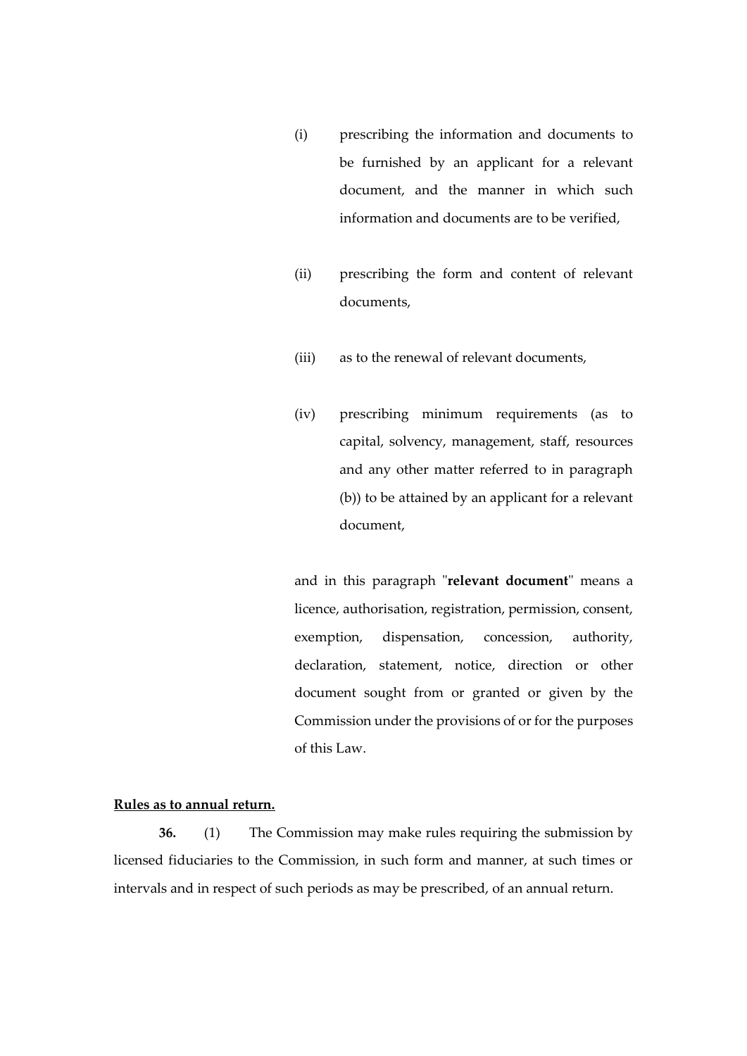(i) prescribing the information and documents to be furnished by an applicant for a relevant document, and the manner in which such information and documents are to be verified,

(ii) prescribing the form and content of relevant documents,

(iii) as to the renewal of relevant documents,

(iv) prescribing minimum requirements (as to capital, solvency, management, staff, resources and any other matter referred to in paragraph (b)) to be attained by an applicant for a relevant document,

and in this paragraph "**relevant document**" means a licence, authorisation, registration, permission, consent, exemption, dispensation, concession, authority, declaration, statement, notice, direction or other document sought from or granted or given by the Commission under the provisions of or for the purposes of this Law.

**Rules as to annual return.**

**36.** (1) The Commission may make rules requiring the submission by licensed fiduciaries to the Commission, in such form and manner, at such times or intervals and in respect of such periods as may be prescribed, of an annual return.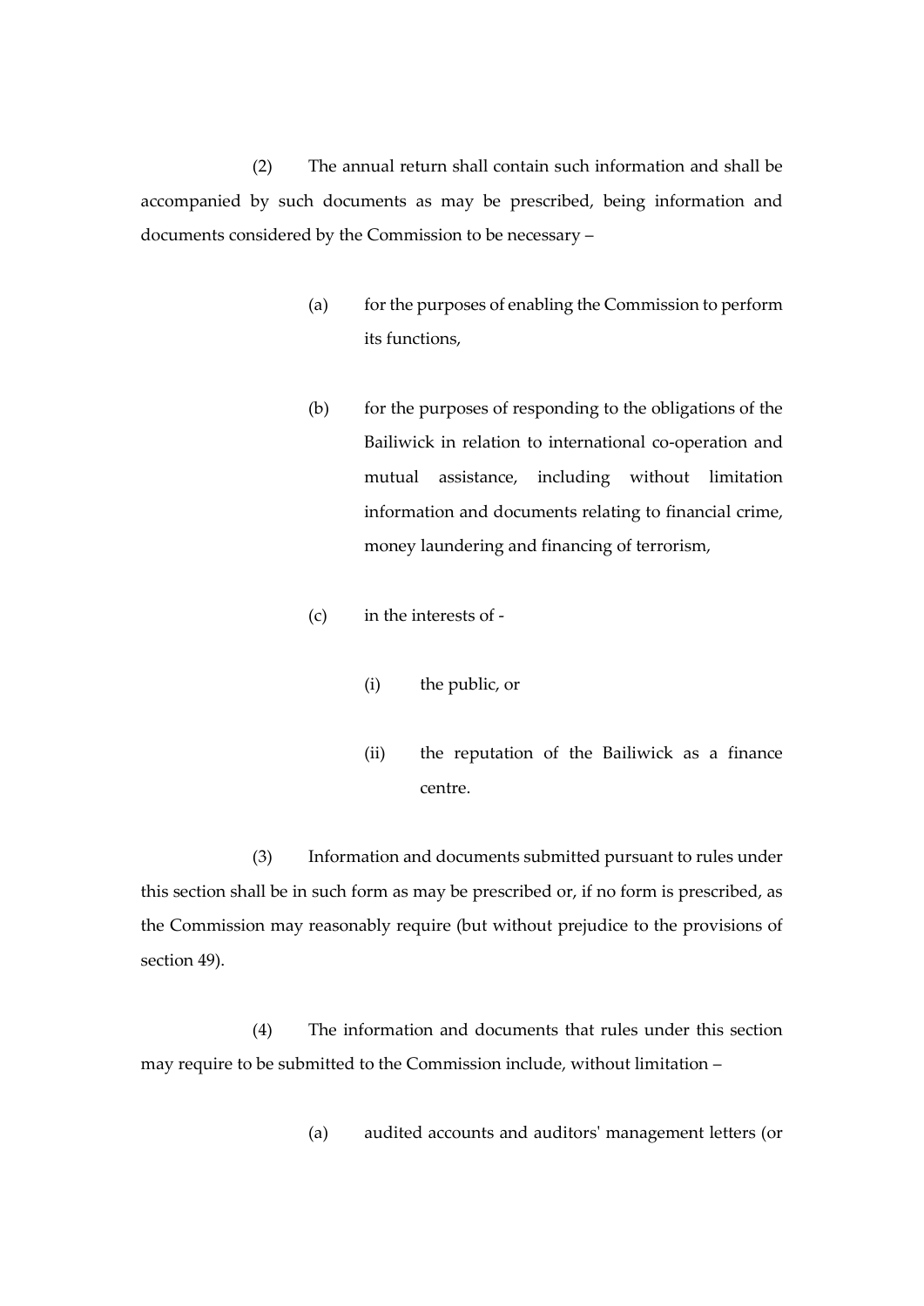(2) The annual return shall contain such information and shall be accompanied by such documents as may be prescribed, being information and documents considered by the Commission to be necessary –

> (a) for the purposes of enabling the Commission to perform its functions,
>
> (b) for the purposes of responding to the obligations of the Bailiwick in relation to international co-operation and mutual assistance, including without limitation information and documents relating to financial crime, money laundering and financing of terrorism,
>
> (c) in the interests of -
>
> > (i) the public, or
> >
> > (ii) the reputation of the Bailiwick as a finance centre.

(3) Information and documents submitted pursuant to rules under this section shall be in such form as may be prescribed or, if no form is prescribed, as the Commission may reasonably require (but without prejudice to the provisions of section 49).

(4) The information and documents that rules under this section may require to be submitted to the Commission include, without limitation –

> (a) audited accounts and auditors' management letters (or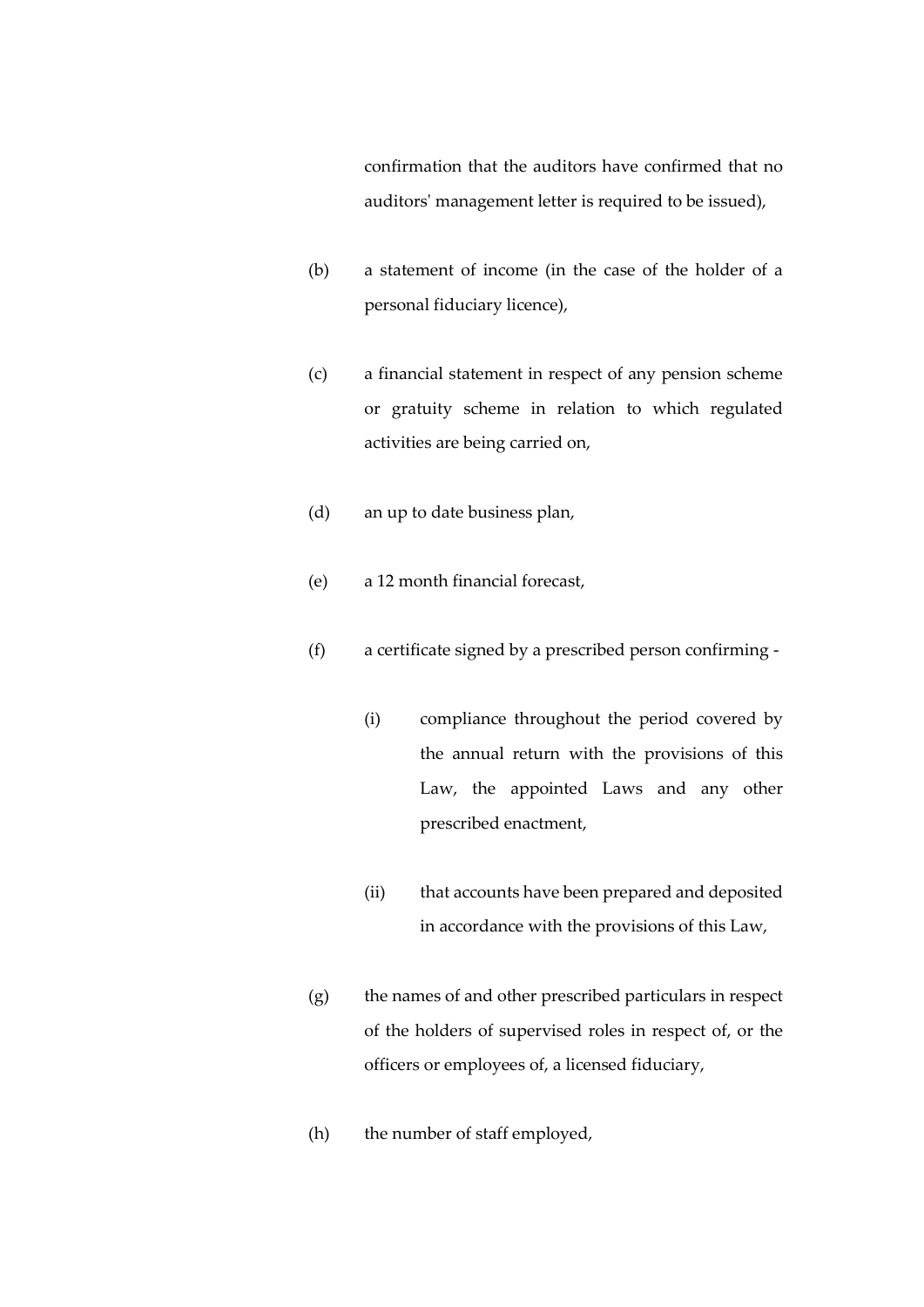confirmation that the auditors have confirmed that no auditors' management letter is required to be issued),

(b) a statement of income (in the case of the holder of a personal fiduciary licence),

(c) a financial statement in respect of any pension scheme or gratuity scheme in relation to which regulated activities are being carried on,

(d) an up to date business plan,

(e) a 12 month financial forecast,

(f) a certificate signed by a prescribed person confirming -

(i) compliance throughout the period covered by the annual return with the provisions of this Law, the appointed Laws and any other prescribed enactment,

(ii) that accounts have been prepared and deposited in accordance with the provisions of this Law,

(g) the names of and other prescribed particulars in respect of the holders of supervised roles in respect of, or the officers or employees of, a licensed fiduciary,

(h) the number of staff employed,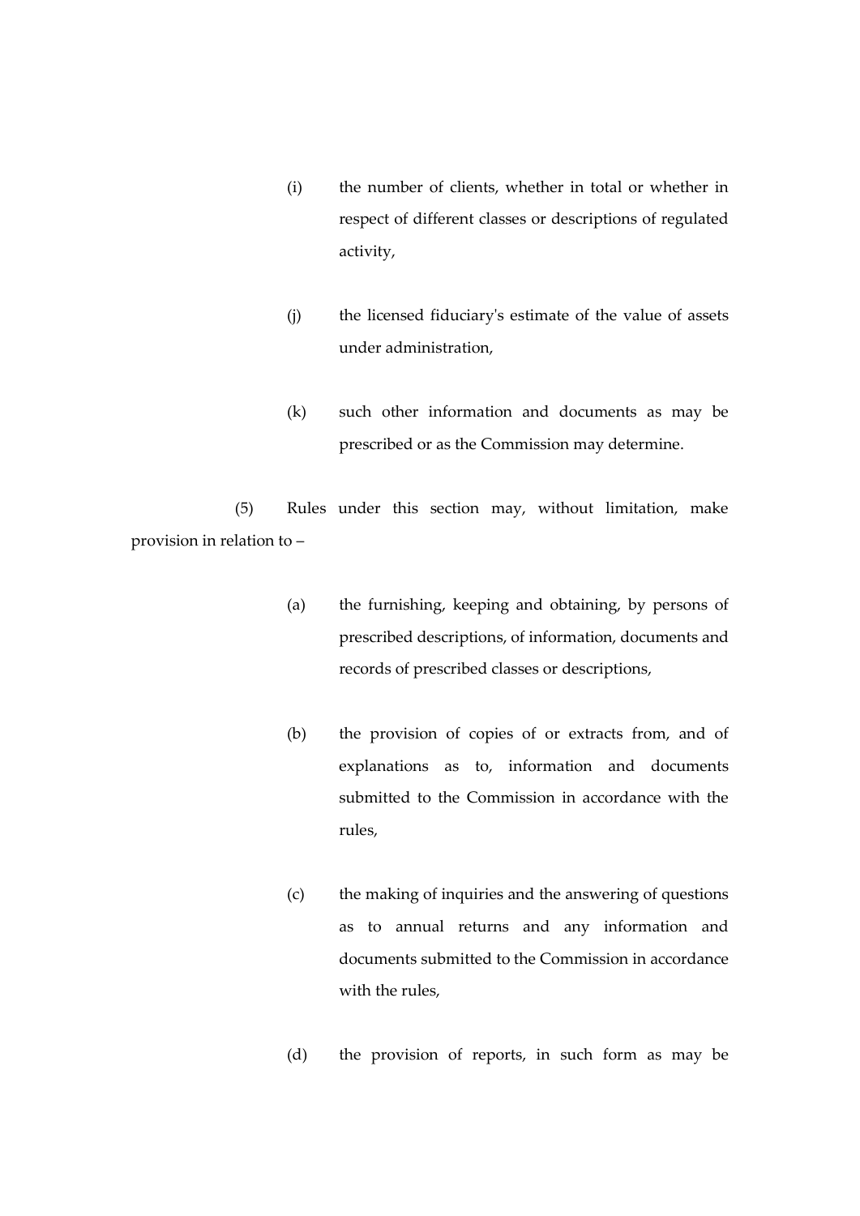(i) the number of clients, whether in total or whether in respect of different classes or descriptions of regulated activity,

(j) the licensed fiduciary's estimate of the value of assets under administration,

(k) such other information and documents as may be prescribed or as the Commission may determine.

(5) Rules under this section may, without limitation, make provision in relation to –

(a) the furnishing, keeping and obtaining, by persons of prescribed descriptions, of information, documents and records of prescribed classes or descriptions,

(b) the provision of copies of or extracts from, and of explanations as to, information and documents submitted to the Commission in accordance with the rules,

(c) the making of inquiries and the answering of questions as to annual returns and any information and documents submitted to the Commission in accordance with the rules,

(d) the provision of reports, in such form as may be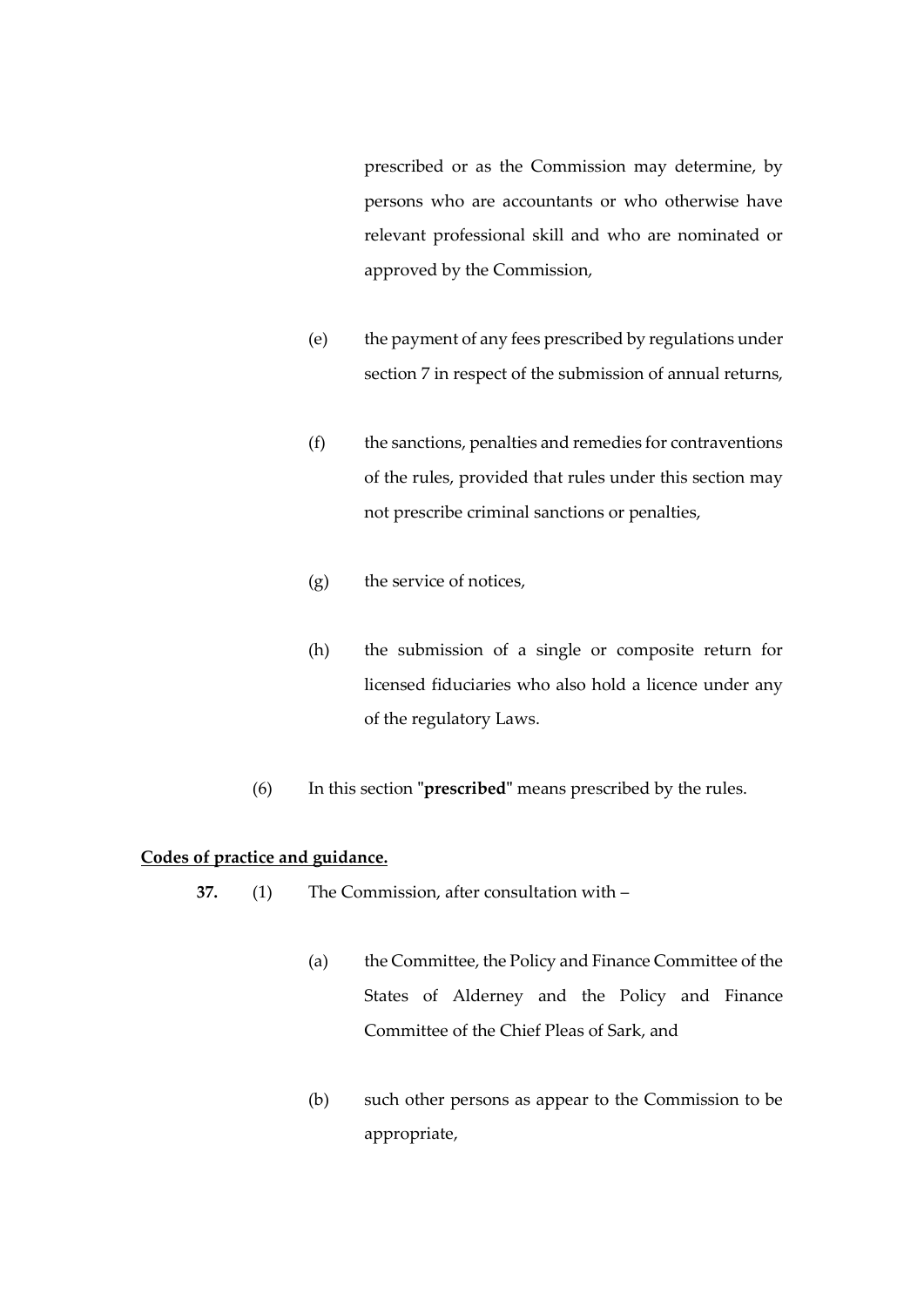prescribed or as the Commission may determine, by persons who are accountants or who otherwise have relevant professional skill and who are nominated or approved by the Commission,

(e) the payment of any fees prescribed by regulations under section 7 in respect of the submission of annual returns,

(f) the sanctions, penalties and remedies for contraventions of the rules, provided that rules under this section may not prescribe criminal sanctions or penalties,

(g) the service of notices,

(h) the submission of a single or composite return for licensed fiduciaries who also hold a licence under any of the regulatory Laws.

(6) In this section "**prescribed**" means prescribed by the rules.

**Codes of practice and guidance.**

**37.** (1) The Commission, after consultation with –

(a) the Committee, the Policy and Finance Committee of the States of Alderney and the Policy and Finance Committee of the Chief Pleas of Sark, and

(b) such other persons as appear to the Commission to be appropriate,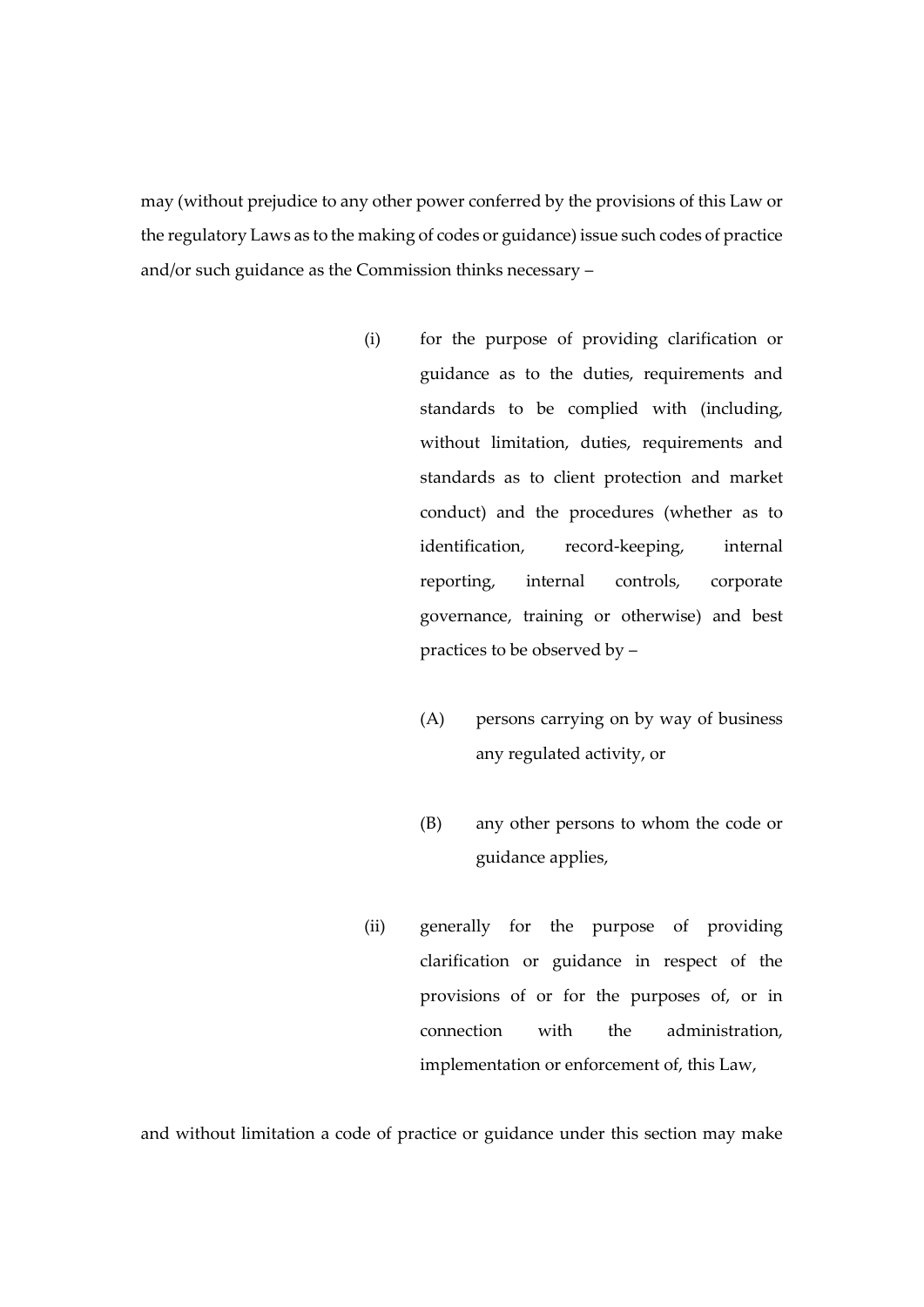may (without prejudice to any other power conferred by the provisions of this Law or the regulatory Laws as to the making of codes or guidance) issue such codes of practice and/or such guidance as the Commission thinks necessary –

(i) for the purpose of providing clarification or guidance as to the duties, requirements and standards to be complied with (including, without limitation, duties, requirements and standards as to client protection and market conduct) and the procedures (whether as to identification, record-keeping, internal reporting, internal controls, corporate governance, training or otherwise) and best practices to be observed by –

(A) persons carrying on by way of business any regulated activity, or

(B) any other persons to whom the code or guidance applies,

(ii) generally for the purpose of providing clarification or guidance in respect of the provisions of or for the purposes of, or in connection with the administration, implementation or enforcement of, this Law,

and without limitation a code of practice or guidance under this section may make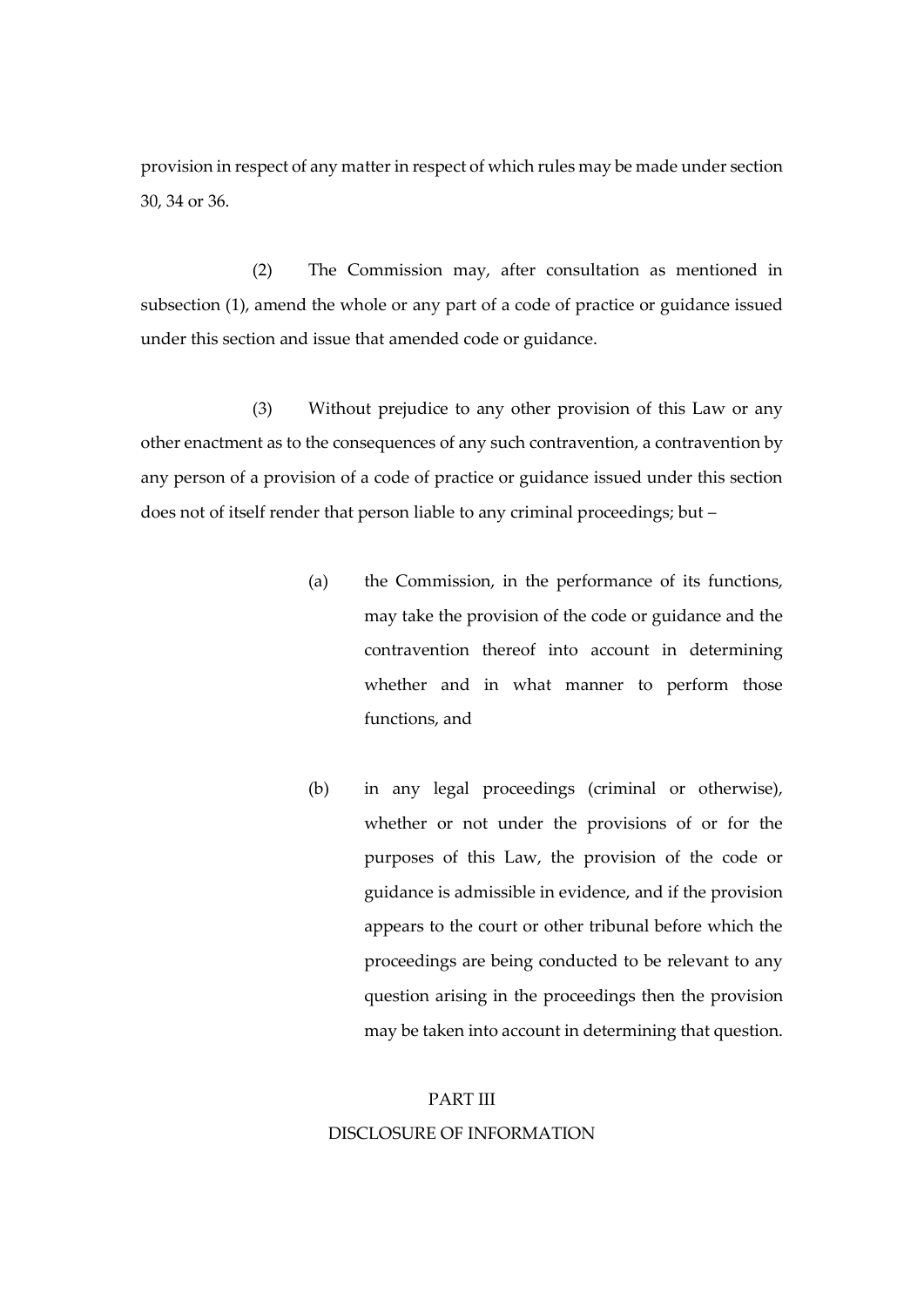provision in respect of any matter in respect of which rules may be made under section 30, 34 or 36.

(2) The Commission may, after consultation as mentioned in subsection (1), amend the whole or any part of a code of practice or guidance issued under this section and issue that amended code or guidance.

(3) Without prejudice to any other provision of this Law or any other enactment as to the consequences of any such contravention, a contravention by any person of a provision of a code of practice or guidance issued under this section does not of itself render that person liable to any criminal proceedings; but –

(a) the Commission, in the performance of its functions, may take the provision of the code or guidance and the contravention thereof into account in determining whether and in what manner to perform those functions, and

(b) in any legal proceedings (criminal or otherwise), whether or not under the provisions of or for the purposes of this Law, the provision of the code or guidance is admissible in evidence, and if the provision appears to the court or other tribunal before which the proceedings are being conducted to be relevant to any question arising in the proceedings then the provision may be taken into account in determining that question.

## PART III
## DISCLOSURE OF INFORMATION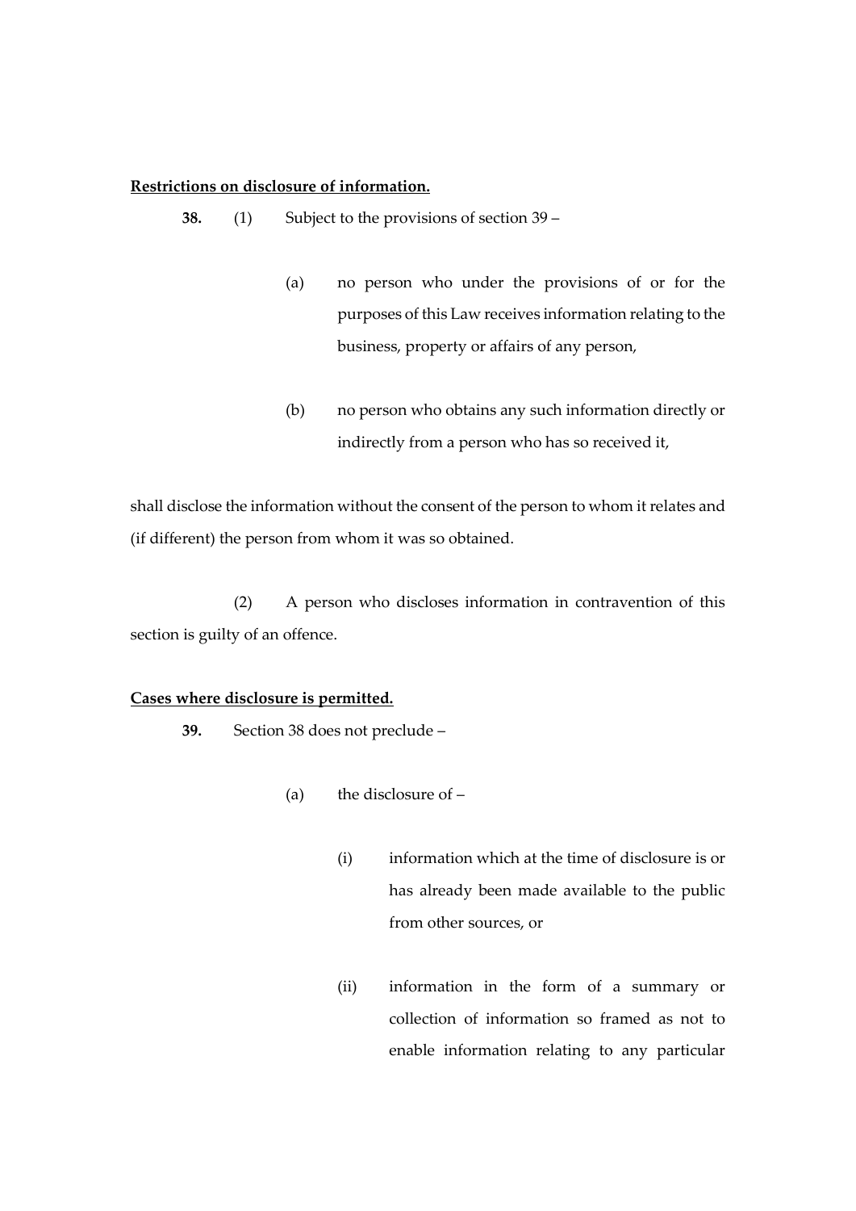**<u>Restrictions on disclosure of information.</u>**

**38.** (1) Subject to the provisions of section 39 –

(a) no person who under the provisions of or for the purposes of this Law receives information relating to the business, property or affairs of any person,

(b) no person who obtains any such information directly or indirectly from a person who has so received it,

shall disclose the information without the consent of the person to whom it relates and (if different) the person from whom it was so obtained.

(2) A person who discloses information in contravention of this section is guilty of an offence.

**<u>Cases where disclosure is permitted.</u>**

**39.** Section 38 does not preclude –

(a) the disclosure of –

(i) information which at the time of disclosure is or has already been made available to the public from other sources, or

(ii) information in the form of a summary or collection of information so framed as not to enable information relating to any particular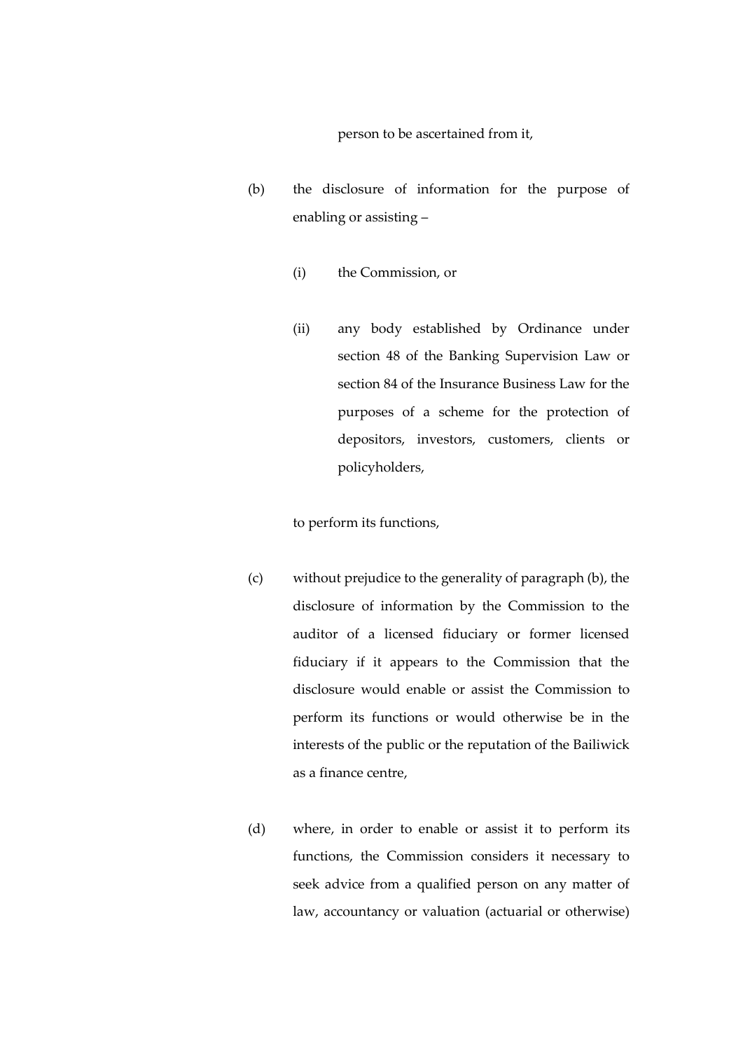person to be ascertained from it,

(b) the disclosure of information for the purpose of enabling or assisting –

(i) the Commission, or

(ii) any body established by Ordinance under section 48 of the Banking Supervision Law or section 84 of the Insurance Business Law for the purposes of a scheme for the protection of depositors, investors, customers, clients or policyholders,

to perform its functions,

(c) without prejudice to the generality of paragraph (b), the disclosure of information by the Commission to the auditor of a licensed fiduciary or former licensed fiduciary if it appears to the Commission that the disclosure would enable or assist the Commission to perform its functions or would otherwise be in the interests of the public or the reputation of the Bailiwick as a finance centre,

(d) where, in order to enable or assist it to perform its functions, the Commission considers it necessary to seek advice from a qualified person on any matter of law, accountancy or valuation (actuarial or otherwise)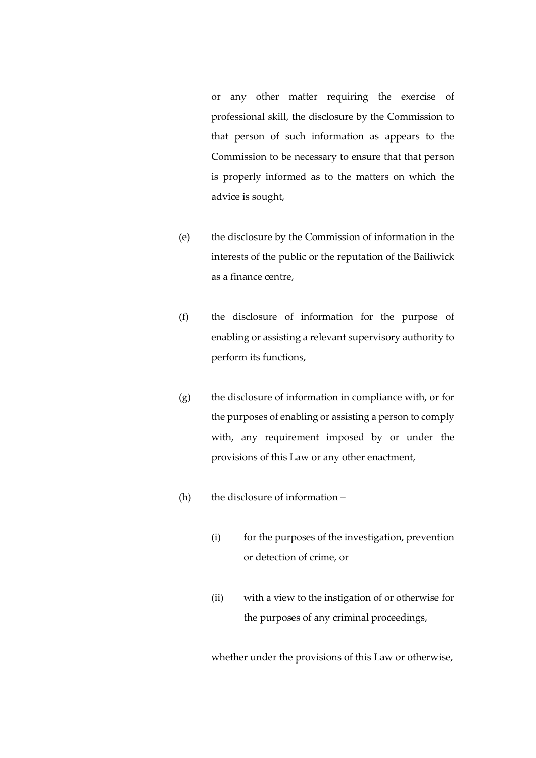or any other matter requiring the exercise of professional skill, the disclosure by the Commission to that person of such information as appears to the Commission to be necessary to ensure that that person is properly informed as to the matters on which the advice is sought,

(e) the disclosure by the Commission of information in the interests of the public or the reputation of the Bailiwick as a finance centre,

(f) the disclosure of information for the purpose of enabling or assisting a relevant supervisory authority to perform its functions,

(g) the disclosure of information in compliance with, or for the purposes of enabling or assisting a person to comply with, any requirement imposed by or under the provisions of this Law or any other enactment,

(h) the disclosure of information –

(i) for the purposes of the investigation, prevention or detection of crime, or

(ii) with a view to the instigation of or otherwise for the purposes of any criminal proceedings,

whether under the provisions of this Law or otherwise,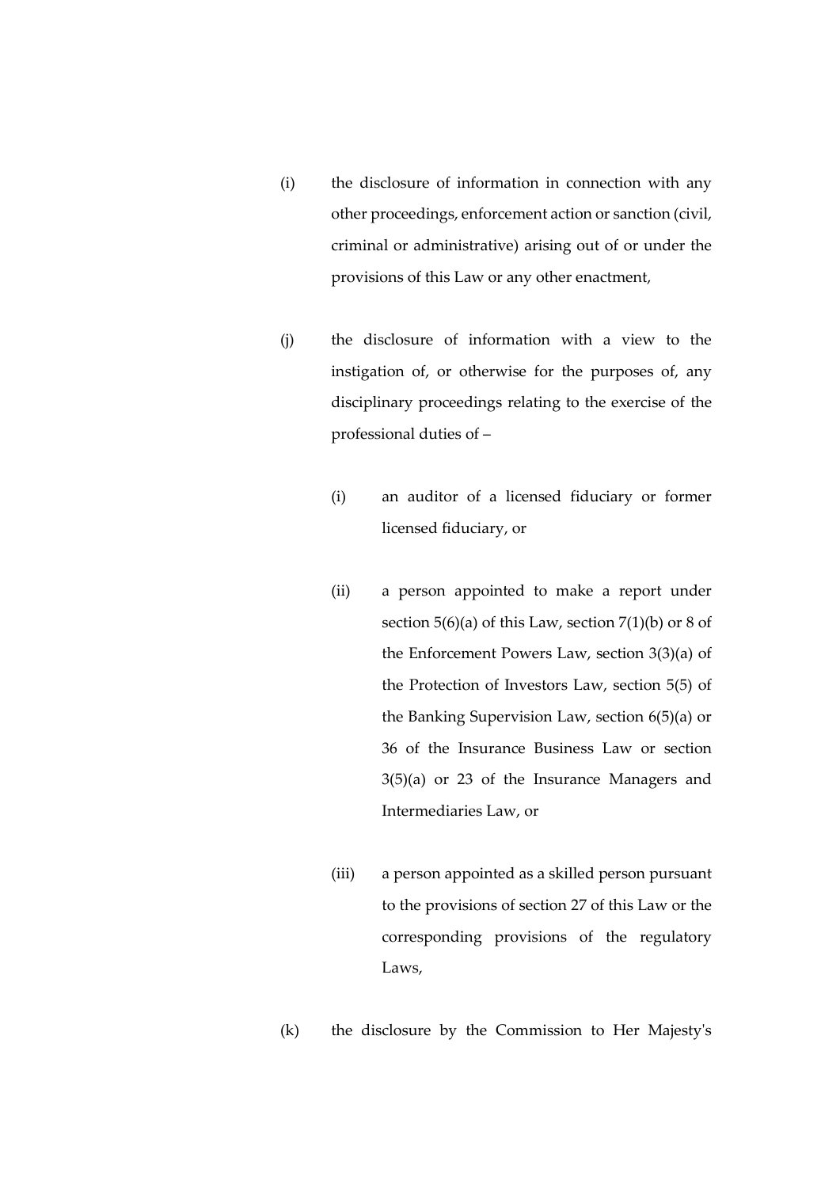(i) the disclosure of information in connection with any other proceedings, enforcement action or sanction (civil, criminal or administrative) arising out of or under the provisions of this Law or any other enactment,

(j) the disclosure of information with a view to the instigation of, or otherwise for the purposes of, any disciplinary proceedings relating to the exercise of the professional duties of –

 (i) an auditor of a licensed fiduciary or former licensed fiduciary, or

 (ii) a person appointed to make a report under section 5(6)(a) of this Law, section 7(1)(b) or 8 of the Enforcement Powers Law, section 3(3)(a) of the Protection of Investors Law, section 5(5) of the Banking Supervision Law, section 6(5)(a) or 36 of the Insurance Business Law or section 3(5)(a) or 23 of the Insurance Managers and Intermediaries Law, or

 (iii) a person appointed as a skilled person pursuant to the provisions of section 27 of this Law or the corresponding provisions of the regulatory Laws,

(k) the disclosure by the Commission to Her Majesty's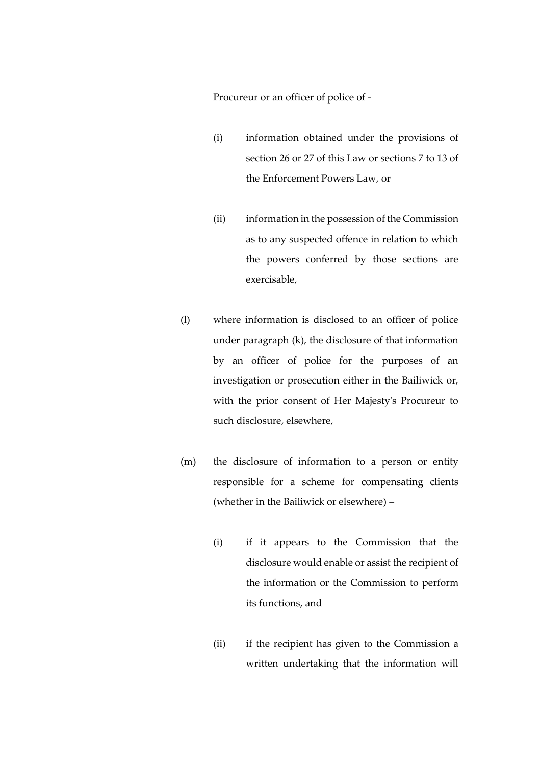Procureur or an officer of police of -

(i) information obtained under the provisions of section 26 or 27 of this Law or sections 7 to 13 of the Enforcement Powers Law, or

(ii) information in the possession of the Commission as to any suspected offence in relation to which the powers conferred by those sections are exercisable,

(l) where information is disclosed to an officer of police under paragraph (k), the disclosure of that information by an officer of police for the purposes of an investigation or prosecution either in the Bailiwick or, with the prior consent of Her Majesty's Procureur to such disclosure, elsewhere,

(m) the disclosure of information to a person or entity responsible for a scheme for compensating clients (whether in the Bailiwick or elsewhere) –

(i) if it appears to the Commission that the disclosure would enable or assist the recipient of the information or the Commission to perform its functions, and

(ii) if the recipient has given to the Commission a written undertaking that the information will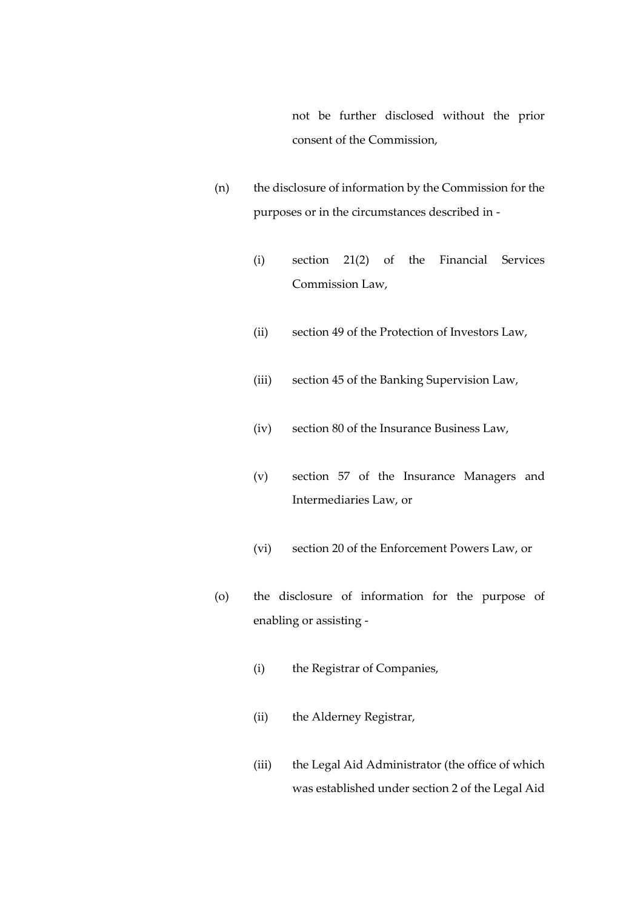not be further disclosed without the prior consent of the Commission,

(n) the disclosure of information by the Commission for the purposes or in the circumstances described in -

(i) section 21(2) of the Financial Services Commission Law,

(ii) section 49 of the Protection of Investors Law,

(iii) section 45 of the Banking Supervision Law,

(iv) section 80 of the Insurance Business Law,

(v) section 57 of the Insurance Managers and Intermediaries Law, or

(vi) section 20 of the Enforcement Powers Law, or

(o) the disclosure of information for the purpose of enabling or assisting -

(i) the Registrar of Companies,

(ii) the Alderney Registrar,

(iii) the Legal Aid Administrator (the office of which was established under section 2 of the Legal Aid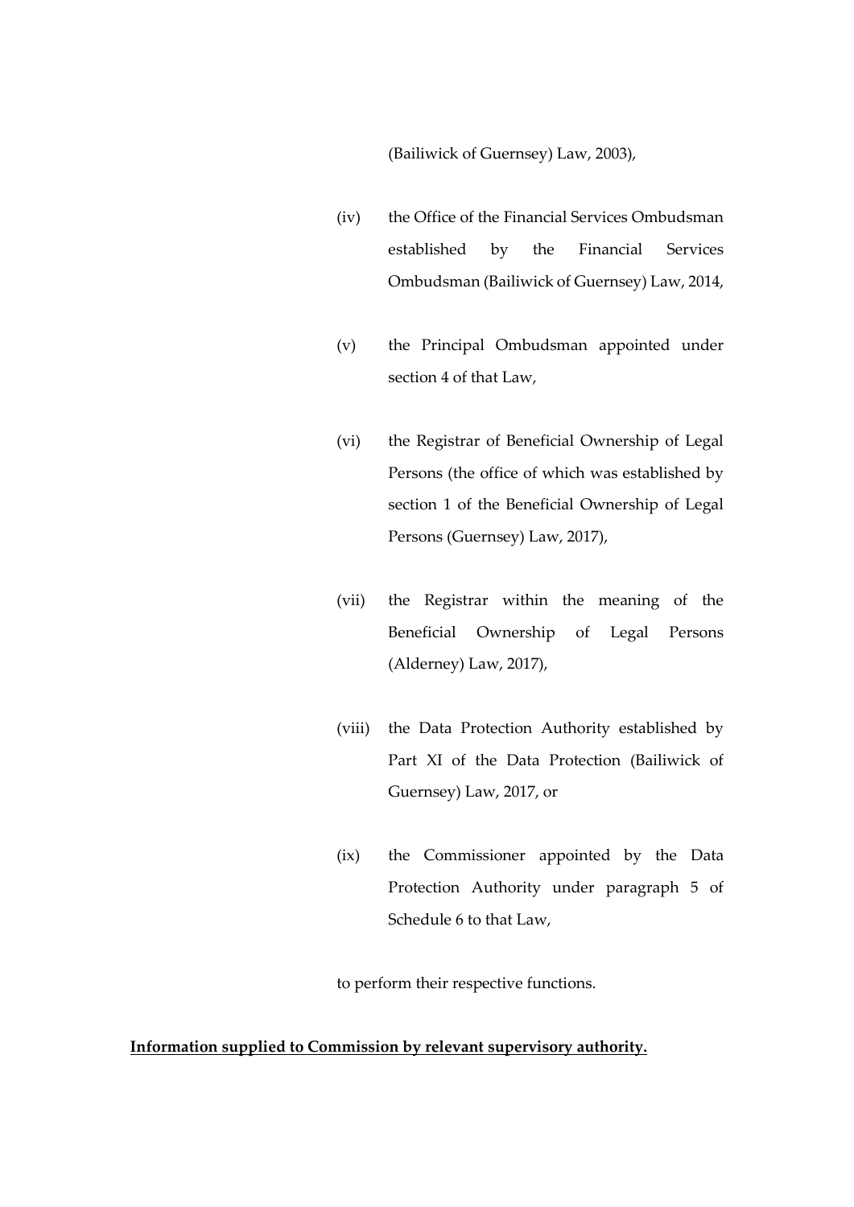(Bailiwick of Guernsey) Law, 2003),

(iv) the Office of the Financial Services Ombudsman established by the Financial Services Ombudsman (Bailiwick of Guernsey) Law, 2014,

(v) the Principal Ombudsman appointed under section 4 of that Law,

(vi) the Registrar of Beneficial Ownership of Legal Persons (the office of which was established by section 1 of the Beneficial Ownership of Legal Persons (Guernsey) Law, 2017),

(vii) the Registrar within the meaning of the Beneficial Ownership of Legal Persons (Alderney) Law, 2017),

(viii) the Data Protection Authority established by Part XI of the Data Protection (Bailiwick of Guernsey) Law, 2017, or

(ix) the Commissioner appointed by the Data Protection Authority under paragraph 5 of Schedule 6 to that Law,

to perform their respective functions.

**Information supplied to Commission by relevant supervisory authority.**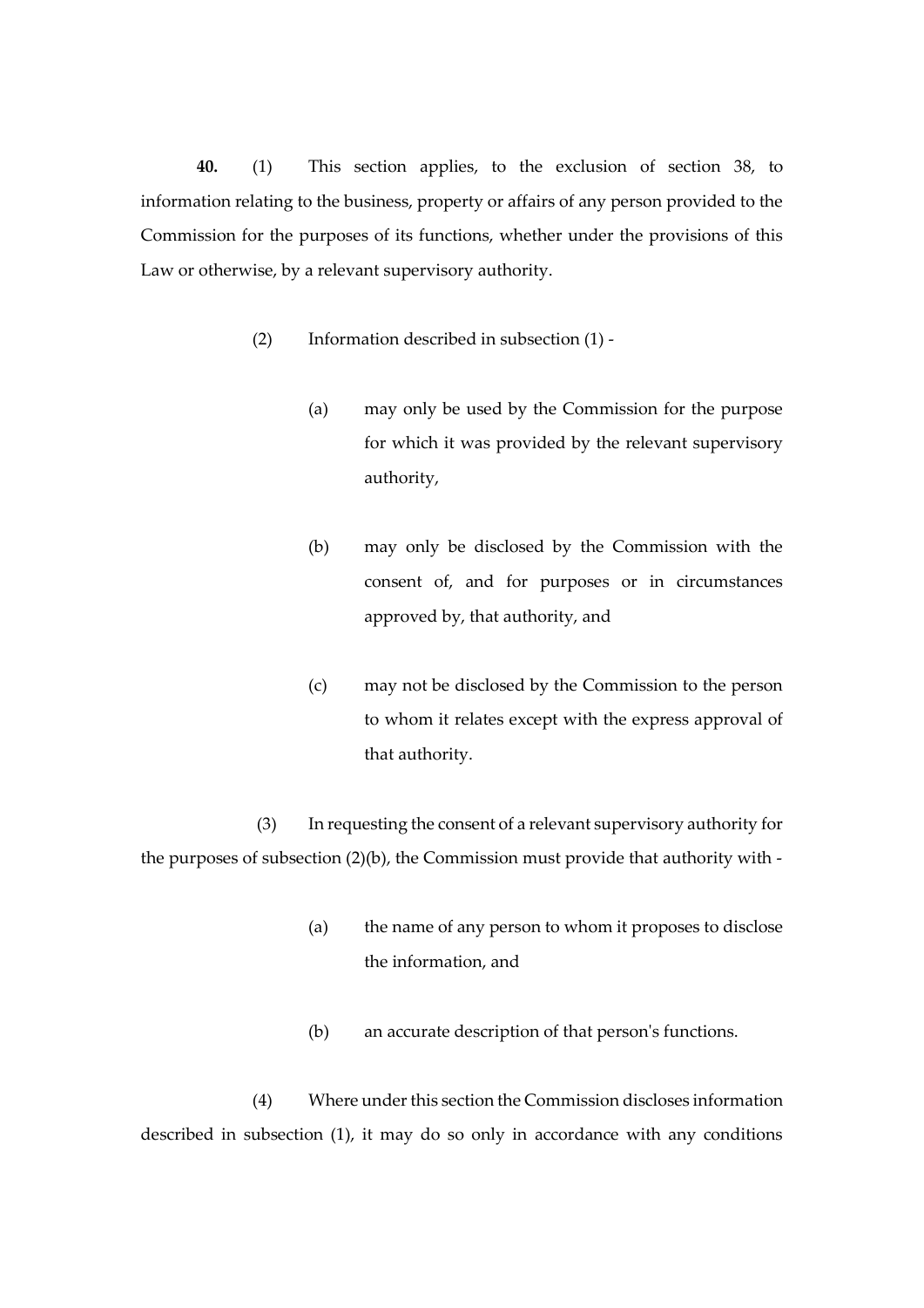**40.** (1) This section applies, to the exclusion of section 38, to information relating to the business, property or affairs of any person provided to the Commission for the purposes of its functions, whether under the provisions of this Law or otherwise, by a relevant supervisory authority.

(2) Information described in subsection (1) -

(a) may only be used by the Commission for the purpose for which it was provided by the relevant supervisory authority,

(b) may only be disclosed by the Commission with the consent of, and for purposes or in circumstances approved by, that authority, and

(c) may not be disclosed by the Commission to the person to whom it relates except with the express approval of that authority.

(3) In requesting the consent of a relevant supervisory authority for the purposes of subsection (2)(b), the Commission must provide that authority with -

(a) the name of any person to whom it proposes to disclose the information, and

(b) an accurate description of that person's functions.

(4) Where under this section the Commission discloses information described in subsection (1), it may do so only in accordance with any conditions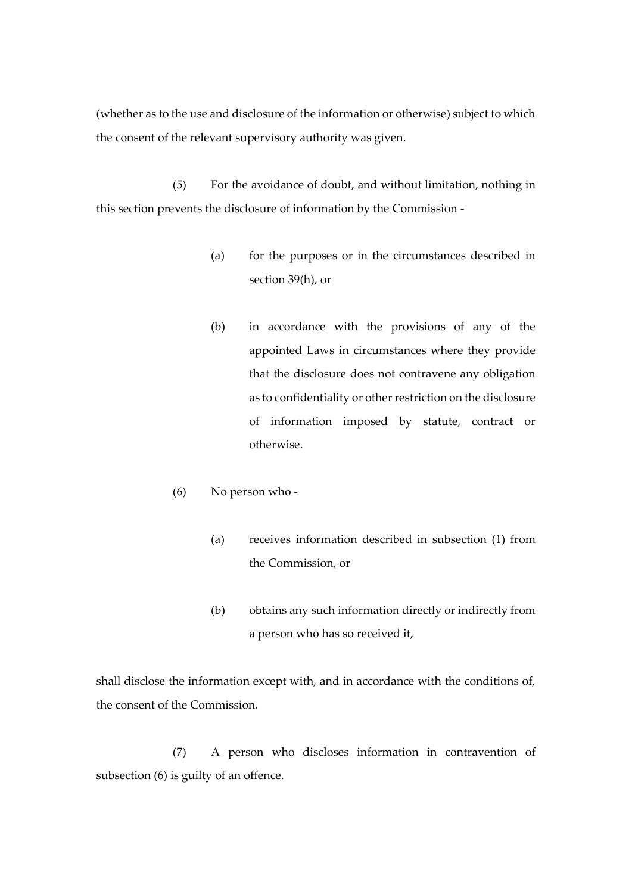(whether as to the use and disclosure of the information or otherwise) subject to which the consent of the relevant supervisory authority was given.

(5) For the avoidance of doubt, and without limitation, nothing in this section prevents the disclosure of information by the Commission -

(a) for the purposes or in the circumstances described in section 39(h), or

(b) in accordance with the provisions of any of the appointed Laws in circumstances where they provide that the disclosure does not contravene any obligation as to confidentiality or other restriction on the disclosure of information imposed by statute, contract or otherwise.

(6) No person who -

(a) receives information described in subsection (1) from the Commission, or

(b) obtains any such information directly or indirectly from a person who has so received it,

shall disclose the information except with, and in accordance with the conditions of, the consent of the Commission.

(7) A person who discloses information in contravention of subsection (6) is guilty of an offence.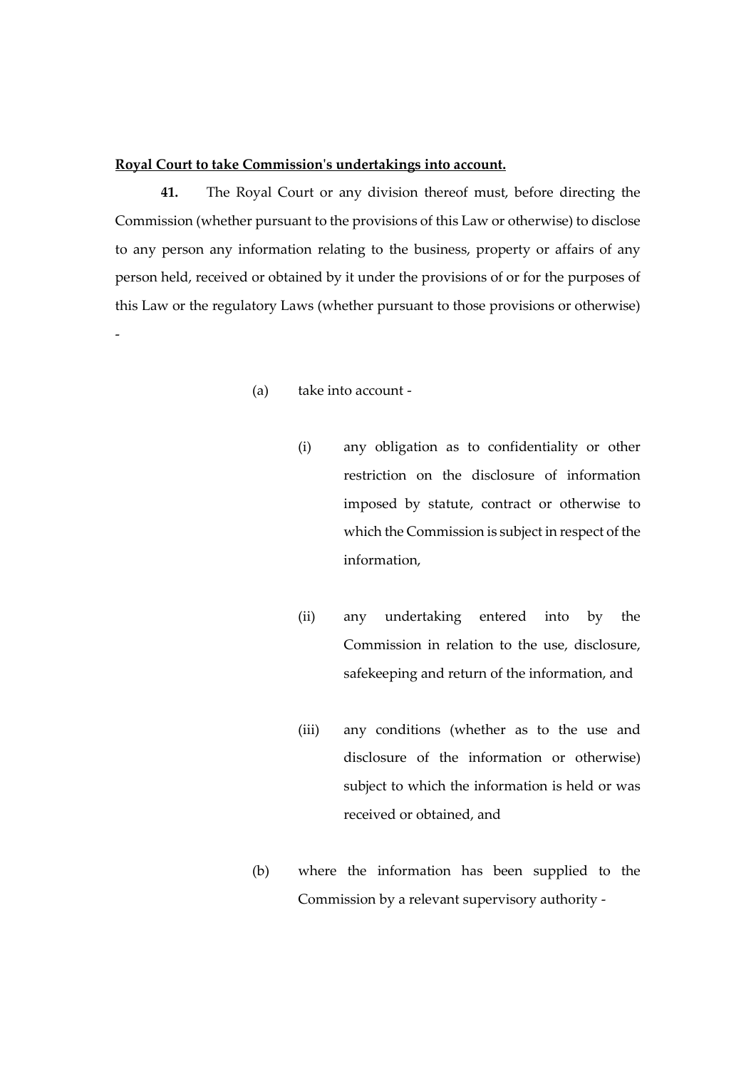**Royal Court to take Commission's undertakings into account.**

**41.** The Royal Court or any division thereof must, before directing the Commission (whether pursuant to the provisions of this Law or otherwise) to disclose to any person any information relating to the business, property or affairs of any person held, received or obtained by it under the provisions of or for the purposes of this Law or the regulatory Laws (whether pursuant to those provisions or otherwise) -

(a) take into account -

(i) any obligation as to confidentiality or other restriction on the disclosure of information imposed by statute, contract or otherwise to which the Commission is subject in respect of the information,

(ii) any undertaking entered into by the Commission in relation to the use, disclosure, safekeeping and return of the information, and

(iii) any conditions (whether as to the use and disclosure of the information or otherwise) subject to which the information is held or was received or obtained, and

(b) where the information has been supplied to the Commission by a relevant supervisory authority -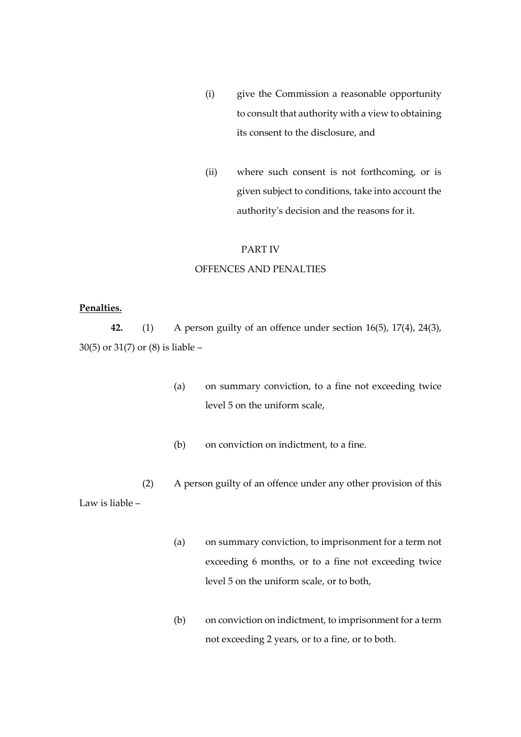(i) give the Commission a reasonable opportunity to consult that authority with a view to obtaining its consent to the disclosure, and

(ii) where such consent is not forthcoming, or is given subject to conditions, take into account the authority's decision and the reasons for it.

## PART IV

## OFFENCES AND PENALTIES

**Penalties.**

**42.** (1) A person guilty of an offence under section 16(5), 17(4), 24(3), 30(5) or 31(7) or (8) is liable –

(a) on summary conviction, to a fine not exceeding twice level 5 on the uniform scale,

(b) on conviction on indictment, to a fine.

(2) A person guilty of an offence under any other provision of this Law is liable –

(a) on summary conviction, to imprisonment for a term not exceeding 6 months, or to a fine not exceeding twice level 5 on the uniform scale, or to both,

(b) on conviction on indictment, to imprisonment for a term not exceeding 2 years, or to a fine, or to both.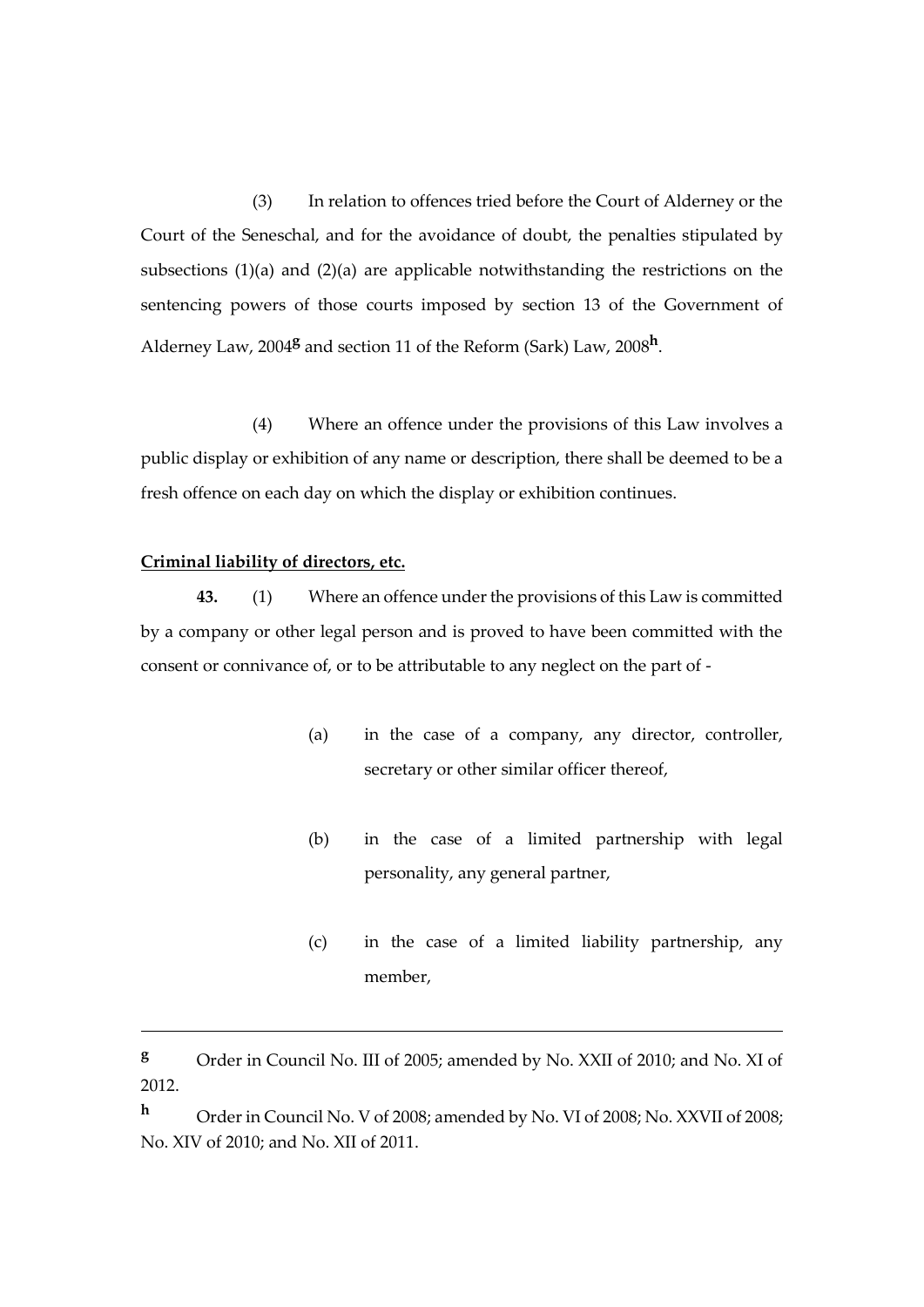(3) In relation to offences tried before the Court of Alderney or the Court of the Seneschal, and for the avoidance of doubt, the penalties stipulated by subsections (1)(a) and (2)(a) are applicable notwithstanding the restrictions on the sentencing powers of those courts imposed by section 13 of the Government of Alderney Law, 2004[g] and section 11 of the Reform (Sark) Law, 2008[h].

(4) Where an offence under the provisions of this Law involves a public display or exhibition of any name or description, there shall be deemed to be a fresh offence on each day on which the display or exhibition continues.

**Criminal liability of directors, etc.**

**43.** (1) Where an offence under the provisions of this Law is committed by a company or other legal person and is proved to have been committed with the consent or connivance of, or to be attributable to any neglect on the part of -

(a) in the case of a company, any director, controller, secretary or other similar officer thereof,

(b) in the case of a limited partnership with legal personality, any general partner,

(c) in the case of a limited liability partnership, any member,

---

[g] Order in Council No. III of 2005; amended by No. XXII of 2010; and No. XI of 2012.

[h] Order in Council No. V of 2008; amended by No. VI of 2008; No. XXVII of 2008; No. XIV of 2010; and No. XII of 2011.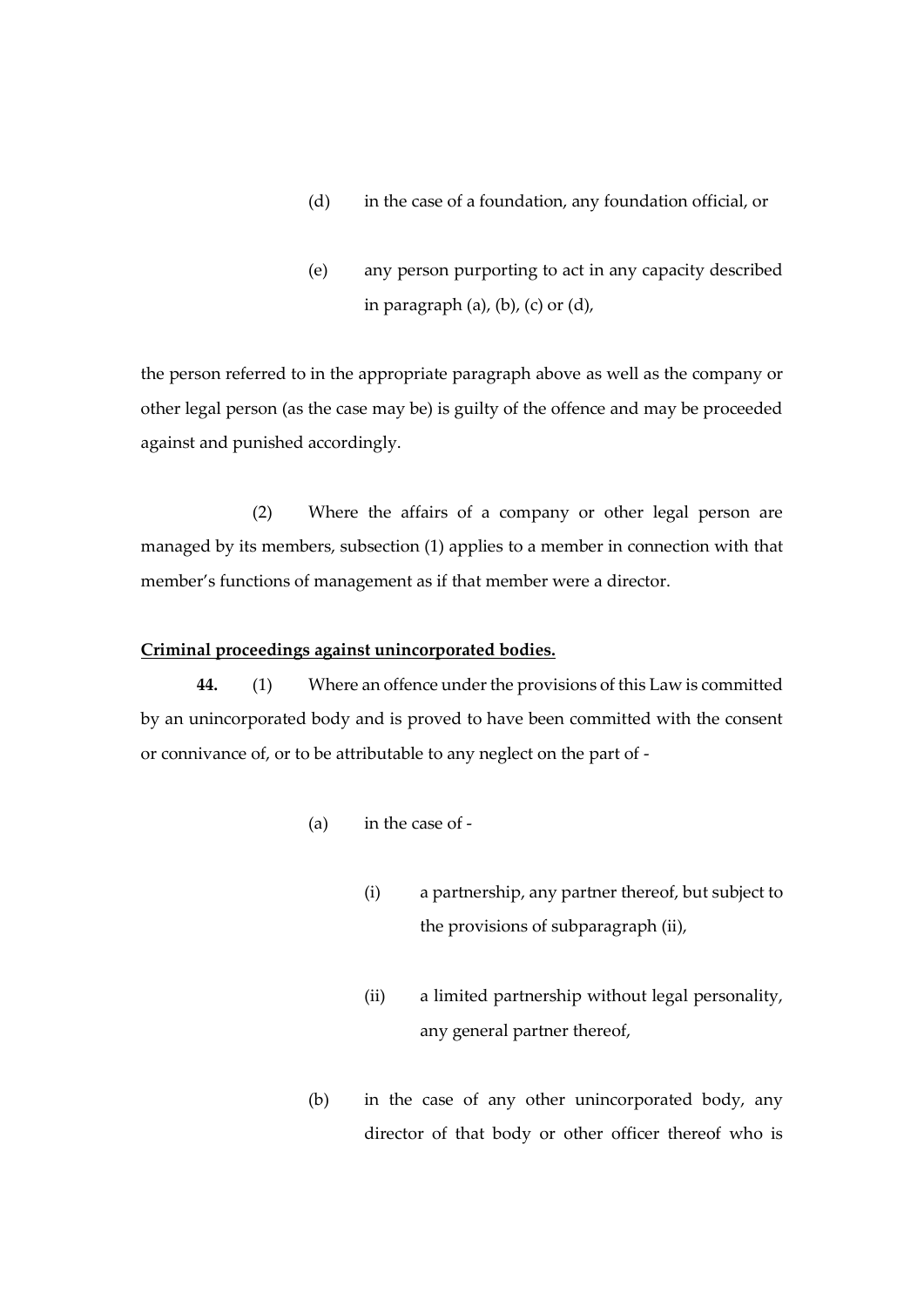(d) in the case of a foundation, any foundation official, or

(e) any person purporting to act in any capacity described in paragraph (a), (b), (c) or (d),

the person referred to in the appropriate paragraph above as well as the company or other legal person (as the case may be) is guilty of the offence and may be proceeded against and punished accordingly.

(2) Where the affairs of a company or other legal person are managed by its members, subsection (1) applies to a member in connection with that member's functions of management as if that member were a director.

**Criminal proceedings against unincorporated bodies.**

**44.** (1) Where an offence under the provisions of this Law is committed by an unincorporated body and is proved to have been committed with the consent or connivance of, or to be attributable to any neglect on the part of -

(a) in the case of -

(i) a partnership, any partner thereof, but subject to the provisions of subparagraph (ii),

(ii) a limited partnership without legal personality, any general partner thereof,

(b) in the case of any other unincorporated body, any director of that body or other officer thereof who is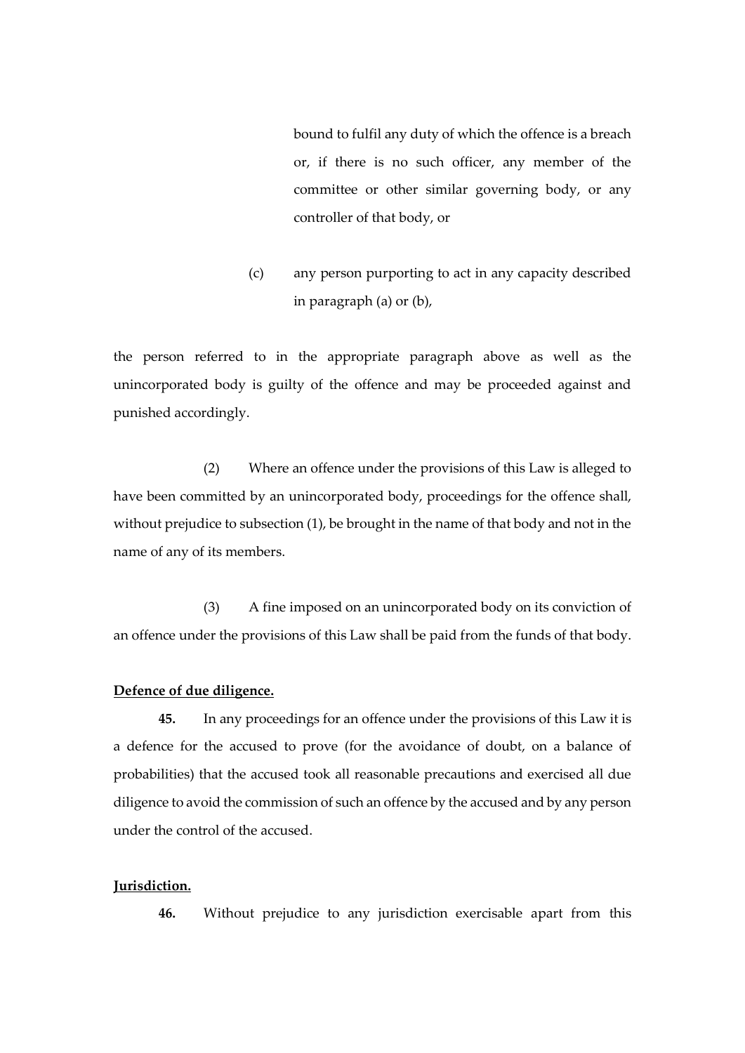bound to fulfil any duty of which the offence is a breach or, if there is no such officer, any member of the committee or other similar governing body, or any controller of that body, or

(c) any person purporting to act in any capacity described in paragraph (a) or (b),

the person referred to in the appropriate paragraph above as well as the unincorporated body is guilty of the offence and may be proceeded against and punished accordingly.

(2) Where an offence under the provisions of this Law is alleged to have been committed by an unincorporated body, proceedings for the offence shall, without prejudice to subsection (1), be brought in the name of that body and not in the name of any of its members.

(3) A fine imposed on an unincorporated body on its conviction of an offence under the provisions of this Law shall be paid from the funds of that body.

**Defence of due diligence.**

**45.** In any proceedings for an offence under the provisions of this Law it is a defence for the accused to prove (for the avoidance of doubt, on a balance of probabilities) that the accused took all reasonable precautions and exercised all due diligence to avoid the commission of such an offence by the accused and by any person under the control of the accused.

**Jurisdiction.**

**46.** Without prejudice to any jurisdiction exercisable apart from this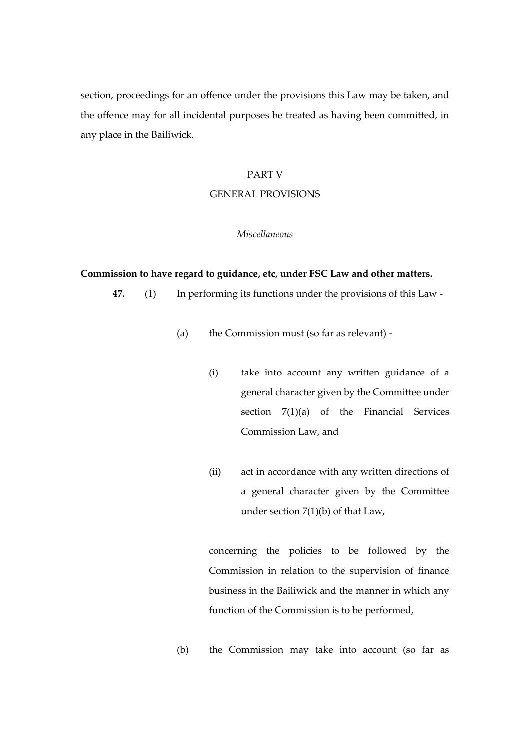section, proceedings for an offence under the provisions this Law may be taken, and the offence may for all incidental purposes be treated as having been committed, in any place in the Bailiwick.

## PART V

## GENERAL PROVISIONS

*Miscellaneous*

**Commission to have regard to guidance, etc, under FSC Law and other matters.**

**47.** (1) In performing its functions under the provisions of this Law -

(a) the Commission must (so far as relevant) -

(i) take into account any written guidance of a general character given by the Committee under section 7(1)(a) of the Financial Services Commission Law, and

(ii) act in accordance with any written directions of a general character given by the Committee under section 7(1)(b) of that Law,

concerning the policies to be followed by the Commission in relation to the supervision of finance business in the Bailiwick and the manner in which any function of the Commission is to be performed,

(b) the Commission may take into account (so far as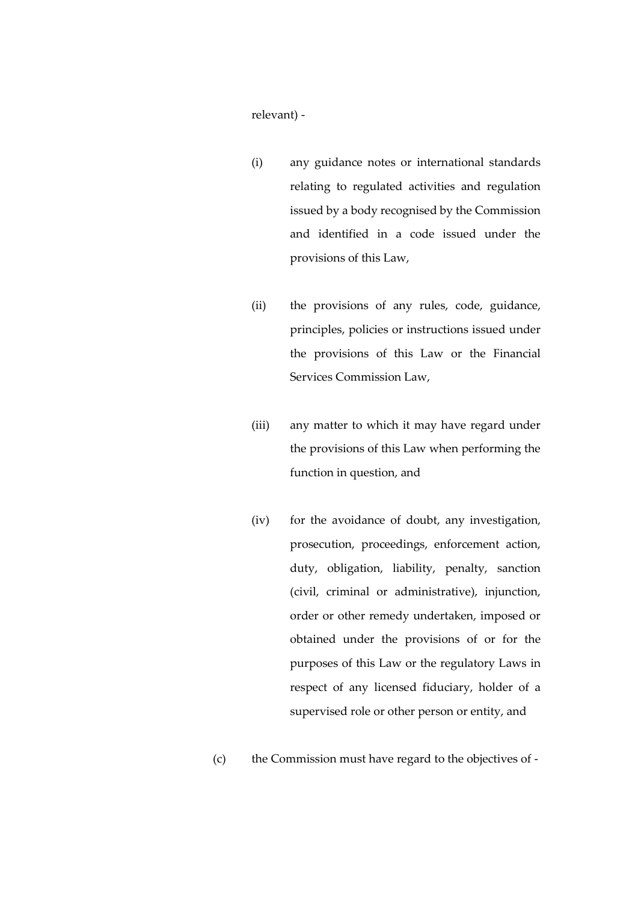relevant) -

(i) any guidance notes or international standards relating to regulated activities and regulation issued by a body recognised by the Commission and identified in a code issued under the provisions of this Law,

(ii) the provisions of any rules, code, guidance, principles, policies or instructions issued under the provisions of this Law or the Financial Services Commission Law,

(iii) any matter to which it may have regard under the provisions of this Law when performing the function in question, and

(iv) for the avoidance of doubt, any investigation, prosecution, proceedings, enforcement action, duty, obligation, liability, penalty, sanction (civil, criminal or administrative), injunction, order or other remedy undertaken, imposed or obtained under the provisions of or for the purposes of this Law or the regulatory Laws in respect of any licensed fiduciary, holder of a supervised role or other person or entity, and

(c) the Commission must have regard to the objectives of -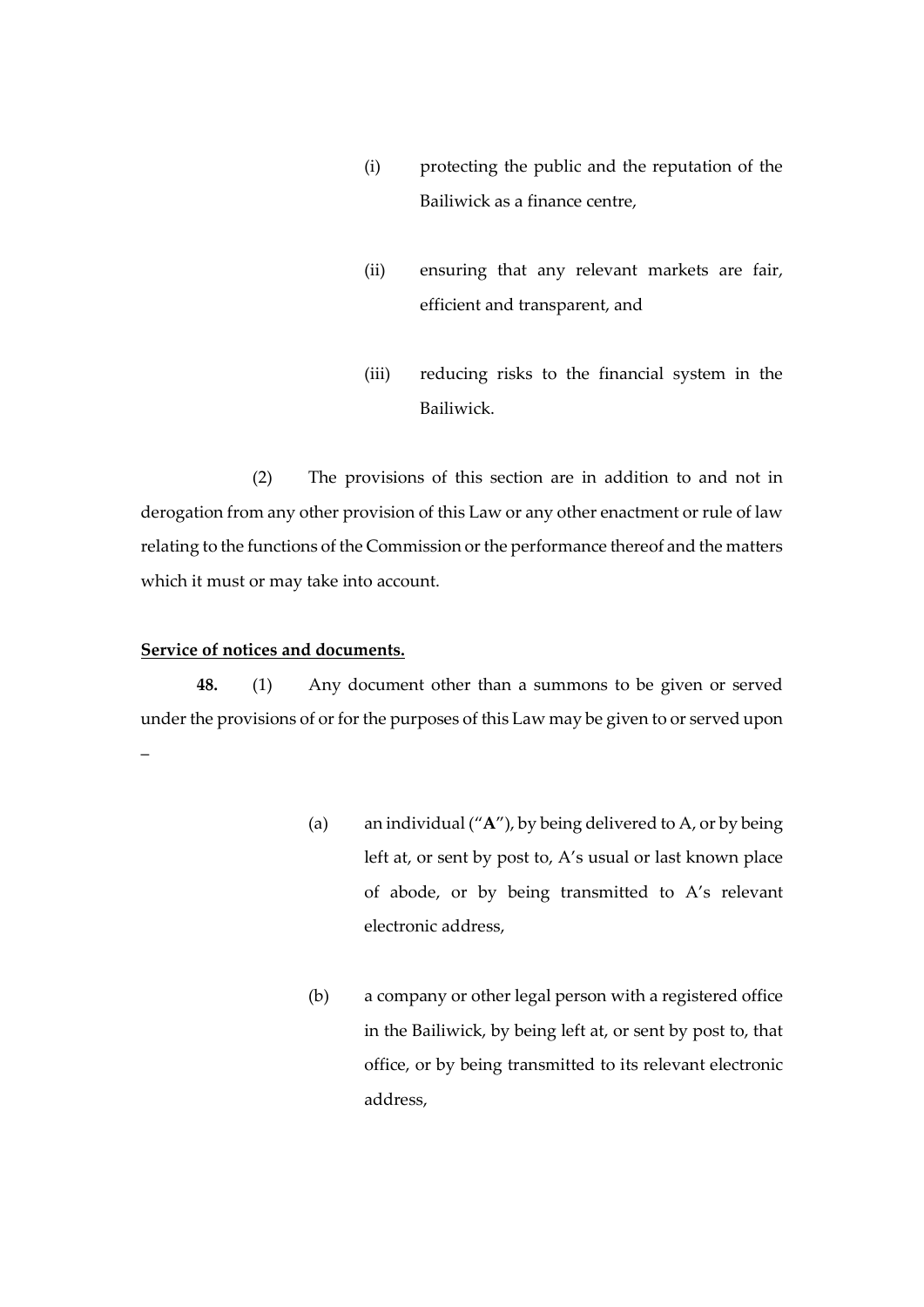(i) protecting the public and the reputation of the Bailiwick as a finance centre,

(ii) ensuring that any relevant markets are fair, efficient and transparent, and

(iii) reducing risks to the financial system in the Bailiwick.

(2) The provisions of this section are in addition to and not in derogation from any other provision of this Law or any other enactment or rule of law relating to the functions of the Commission or the performance thereof and the matters which it must or may take into account.

**Service of notices and documents.**

**48.** (1) Any document other than a summons to be given or served under the provisions of or for the purposes of this Law may be given to or served upon –

(a) an individual ("**A**"), by being delivered to A, or by being left at, or sent by post to, A's usual or last known place of abode, or by being transmitted to A's relevant electronic address,

(b) a company or other legal person with a registered office in the Bailiwick, by being left at, or sent by post to, that office, or by being transmitted to its relevant electronic address,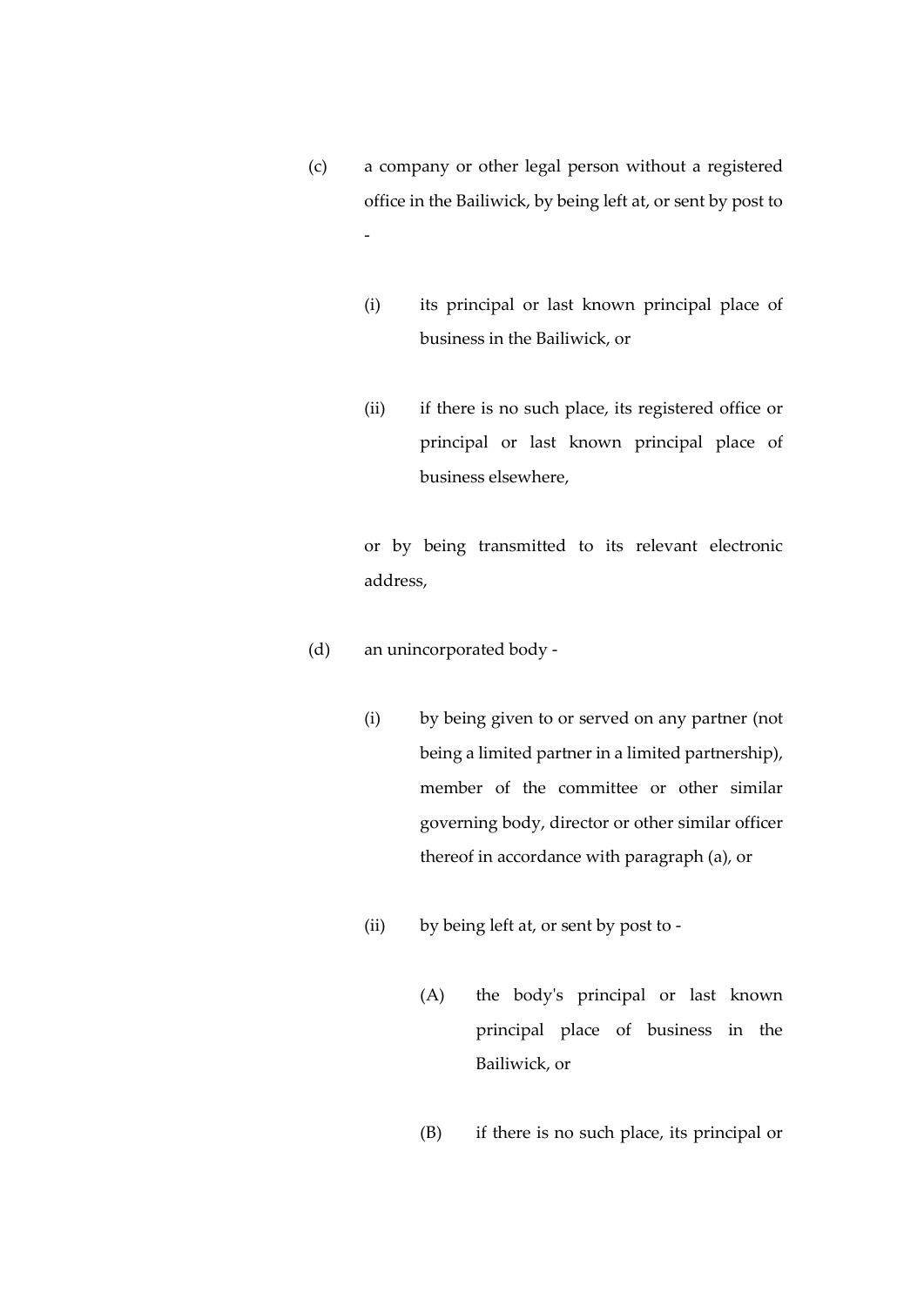(c) a company or other legal person without a registered office in the Bailiwick, by being left at, or sent by post to -

    (i) its principal or last known principal place of business in the Bailiwick, or

    (ii) if there is no such place, its registered office or principal or last known principal place of business elsewhere,

  or by being transmitted to its relevant electronic address,

(d) an unincorporated body -

    (i) by being given to or served on any partner (not being a limited partner in a limited partnership), member of the committee or other similar governing body, director or other similar officer thereof in accordance with paragraph (a), or

    (ii) by being left at, or sent by post to -

        (A) the body's principal or last known principal place of business in the Bailiwick, or

        (B) if there is no such place, its principal or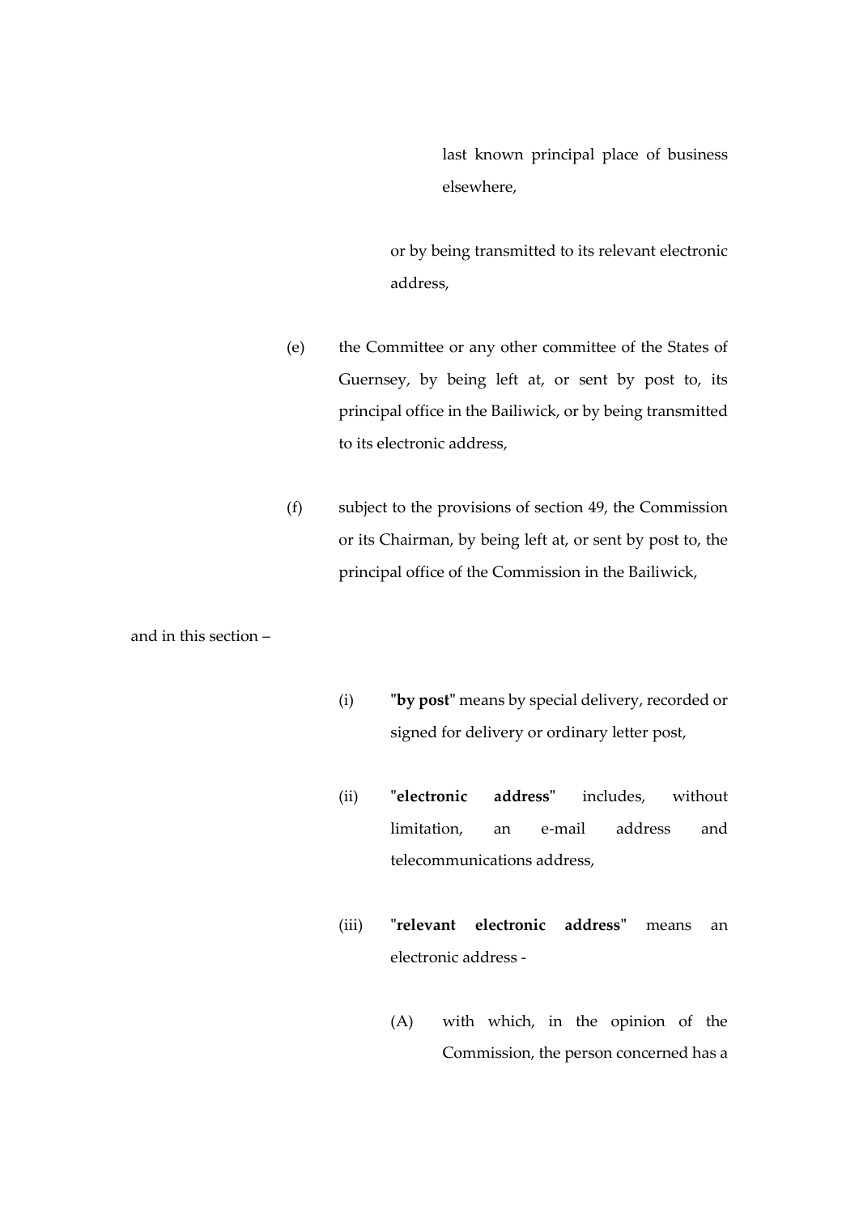last known principal place of business elsewhere,

or by being transmitted to its relevant electronic address,

(e) the Committee or any other committee of the States of Guernsey, by being left at, or sent by post to, its principal office in the Bailiwick, or by being transmitted to its electronic address,

(f) subject to the provisions of section 49, the Commission or its Chairman, by being left at, or sent by post to, the principal office of the Commission in the Bailiwick,

and in this section –

(i) "**by post**" means by special delivery, recorded or signed for delivery or ordinary letter post,

(ii) "**electronic address**" includes, without limitation, an e-mail address and telecommunications address,

(iii) "**relevant electronic address**" means an electronic address -

(A) with which, in the opinion of the Commission, the person concerned has a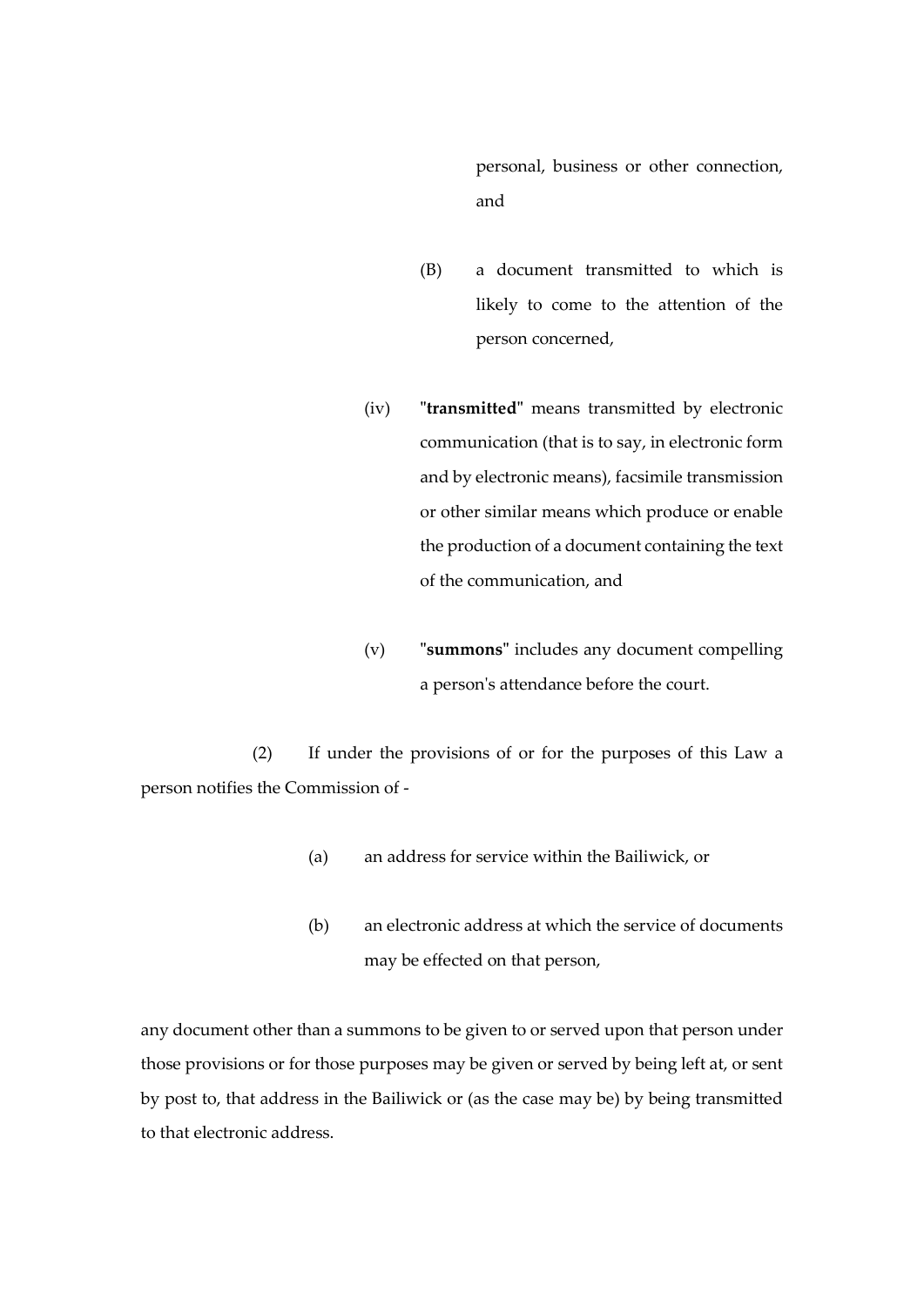personal, business or other connection, and

(B) a document transmitted to which is likely to come to the attention of the person concerned,

(iv) "**transmitted**" means transmitted by electronic communication (that is to say, in electronic form and by electronic means), facsimile transmission or other similar means which produce or enable the production of a document containing the text of the communication, and

(v) "**summons**" includes any document compelling a person's attendance before the court.

(2) If under the provisions of or for the purposes of this Law a person notifies the Commission of -

(a) an address for service within the Bailiwick, or

(b) an electronic address at which the service of documents may be effected on that person,

any document other than a summons to be given to or served upon that person under those provisions or for those purposes may be given or served by being left at, or sent by post to, that address in the Bailiwick or (as the case may be) by being transmitted to that electronic address.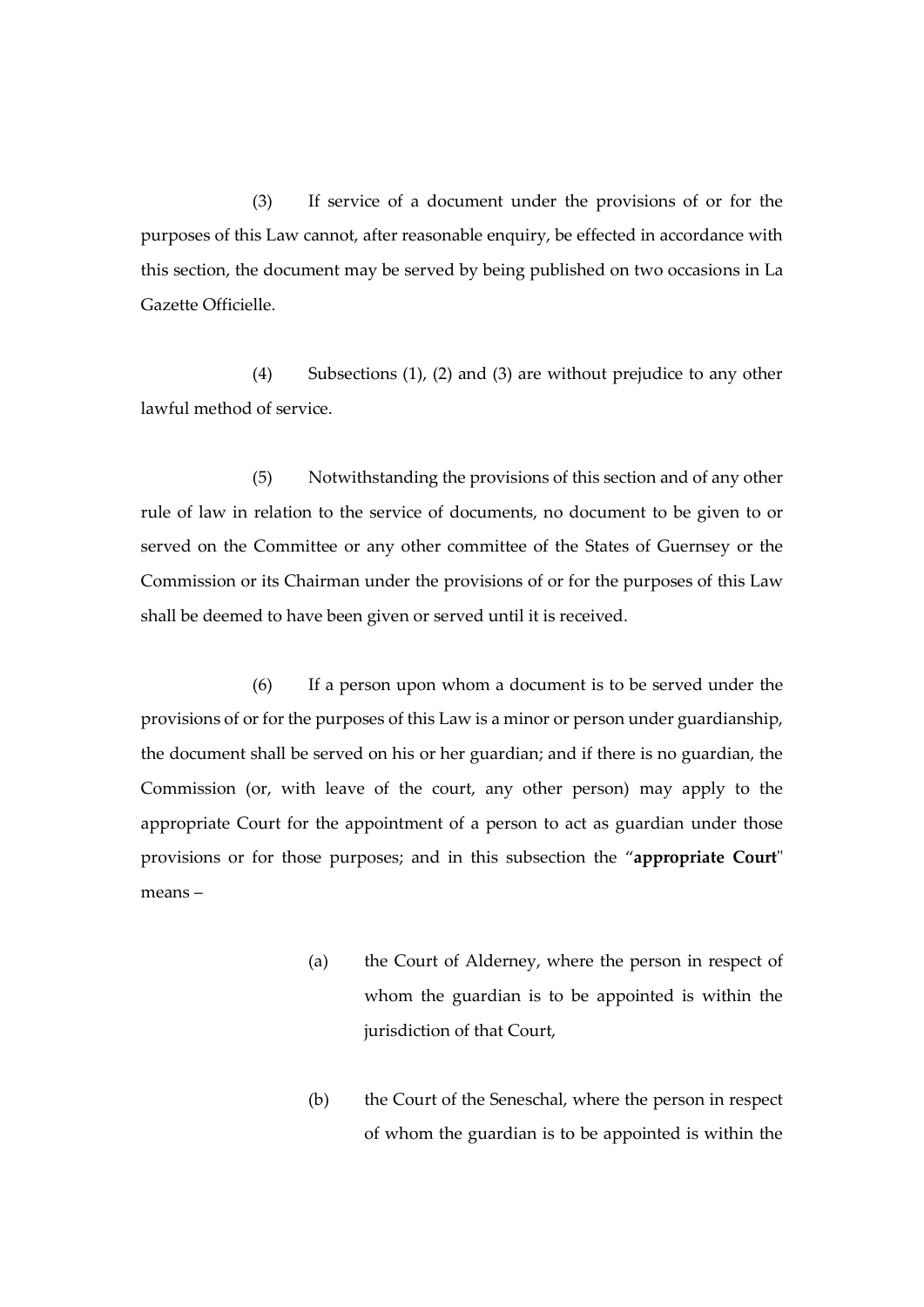(3) If service of a document under the provisions of or for the purposes of this Law cannot, after reasonable enquiry, be effected in accordance with this section, the document may be served by being published on two occasions in La Gazette Officielle.

(4) Subsections (1), (2) and (3) are without prejudice to any other lawful method of service.

(5) Notwithstanding the provisions of this section and of any other rule of law in relation to the service of documents, no document to be given to or served on the Committee or any other committee of the States of Guernsey or the Commission or its Chairman under the provisions of or for the purposes of this Law shall be deemed to have been given or served until it is received.

(6) If a person upon whom a document is to be served under the provisions of or for the purposes of this Law is a minor or person under guardianship, the document shall be served on his or her guardian; and if there is no guardian, the Commission (or, with leave of the court, any other person) may apply to the appropriate Court for the appointment of a person to act as guardian under those provisions or for those purposes; and in this subsection the "**appropriate Court**" means –

(a) the Court of Alderney, where the person in respect of whom the guardian is to be appointed is within the jurisdiction of that Court,

(b) the Court of the Seneschal, where the person in respect of whom the guardian is to be appointed is within the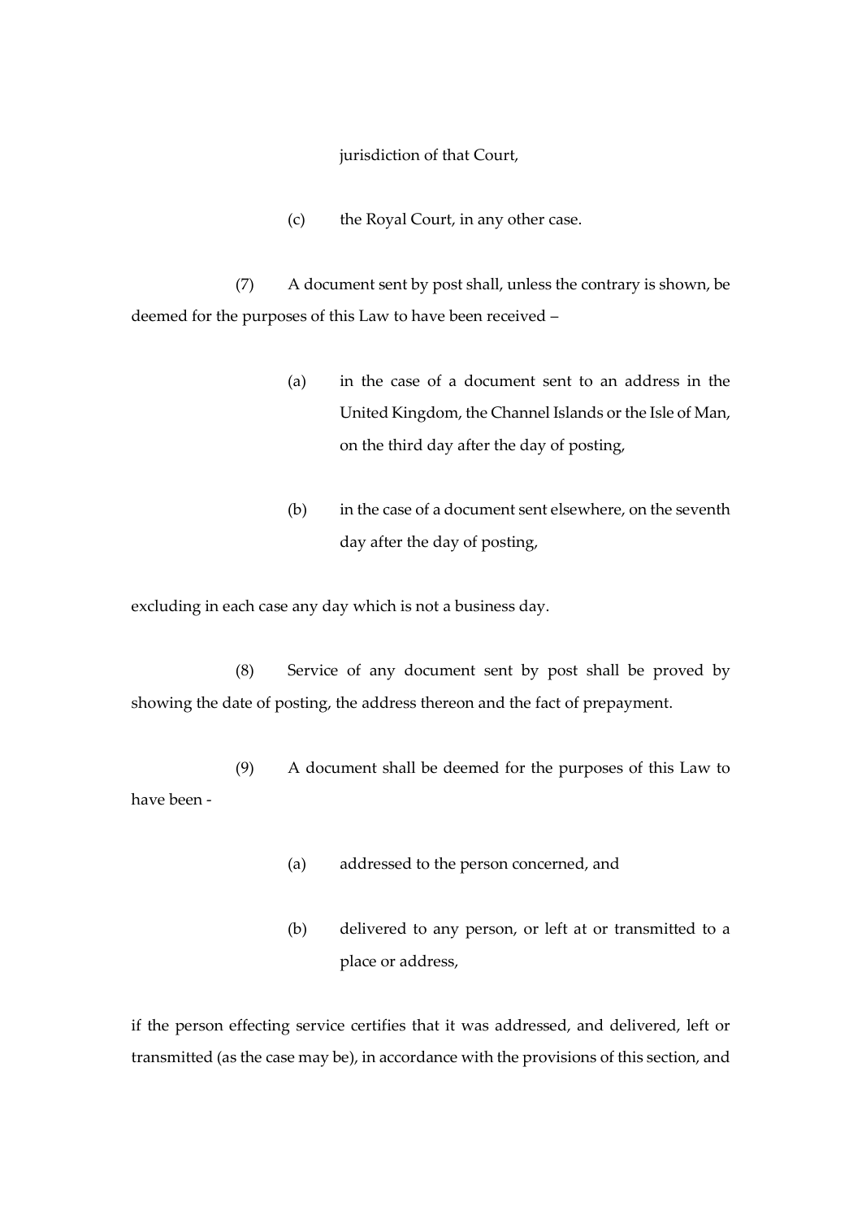jurisdiction of that Court,

(c) the Royal Court, in any other case.

(7) A document sent by post shall, unless the contrary is shown, be deemed for the purposes of this Law to have been received –

(a) in the case of a document sent to an address in the United Kingdom, the Channel Islands or the Isle of Man, on the third day after the day of posting,

(b) in the case of a document sent elsewhere, on the seventh day after the day of posting,

excluding in each case any day which is not a business day.

(8) Service of any document sent by post shall be proved by showing the date of posting, the address thereon and the fact of prepayment.

(9) A document shall be deemed for the purposes of this Law to have been -

(a) addressed to the person concerned, and

(b) delivered to any person, or left at or transmitted to a place or address,

if the person effecting service certifies that it was addressed, and delivered, left or transmitted (as the case may be), in accordance with the provisions of this section, and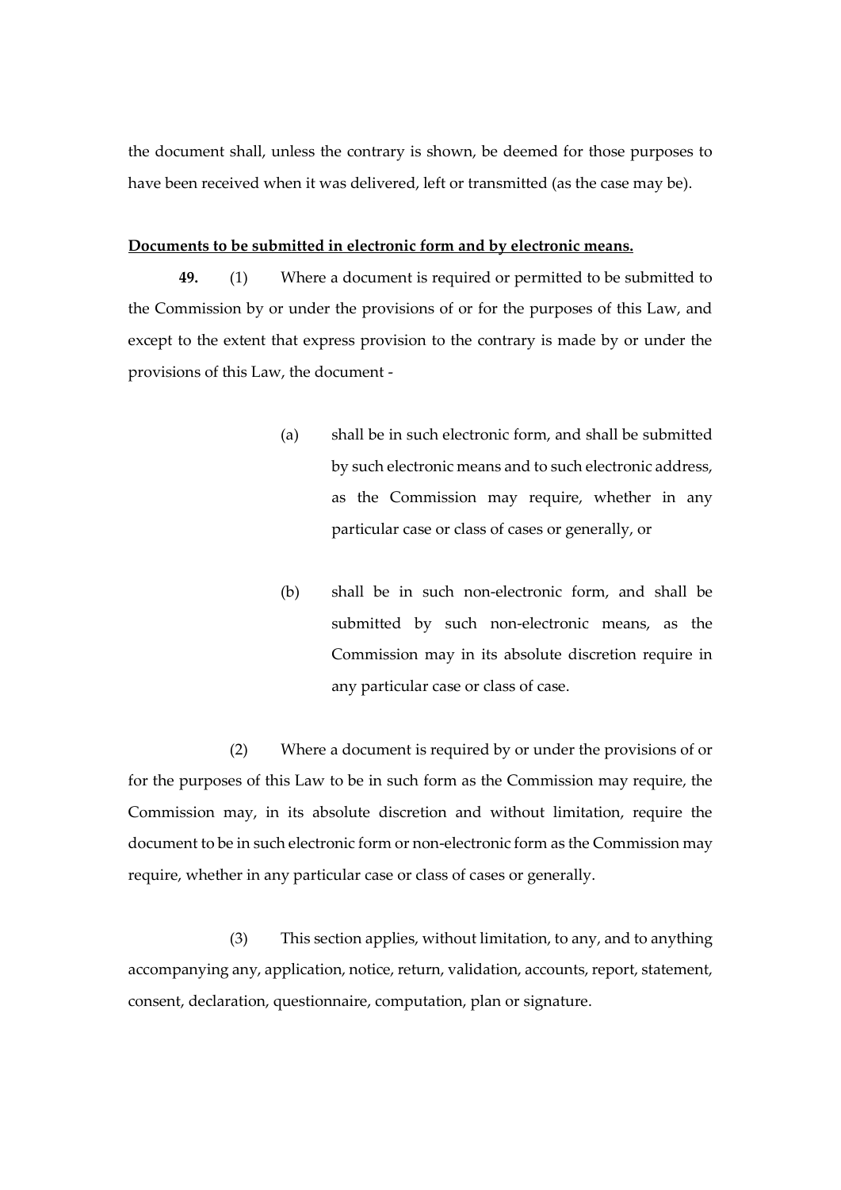the document shall, unless the contrary is shown, be deemed for those purposes to have been received when it was delivered, left or transmitted (as the case may be).

**Documents to be submitted in electronic form and by electronic means.**

**49.** (1) Where a document is required or permitted to be submitted to the Commission by or under the provisions of or for the purposes of this Law, and except to the extent that express provision to the contrary is made by or under the provisions of this Law, the document -

(a) shall be in such electronic form, and shall be submitted by such electronic means and to such electronic address, as the Commission may require, whether in any particular case or class of cases or generally, or

(b) shall be in such non-electronic form, and shall be submitted by such non-electronic means, as the Commission may in its absolute discretion require in any particular case or class of case.

(2) Where a document is required by or under the provisions of or for the purposes of this Law to be in such form as the Commission may require, the Commission may, in its absolute discretion and without limitation, require the document to be in such electronic form or non-electronic form as the Commission may require, whether in any particular case or class of cases or generally.

(3) This section applies, without limitation, to any, and to anything accompanying any, application, notice, return, validation, accounts, report, statement, consent, declaration, questionnaire, computation, plan or signature.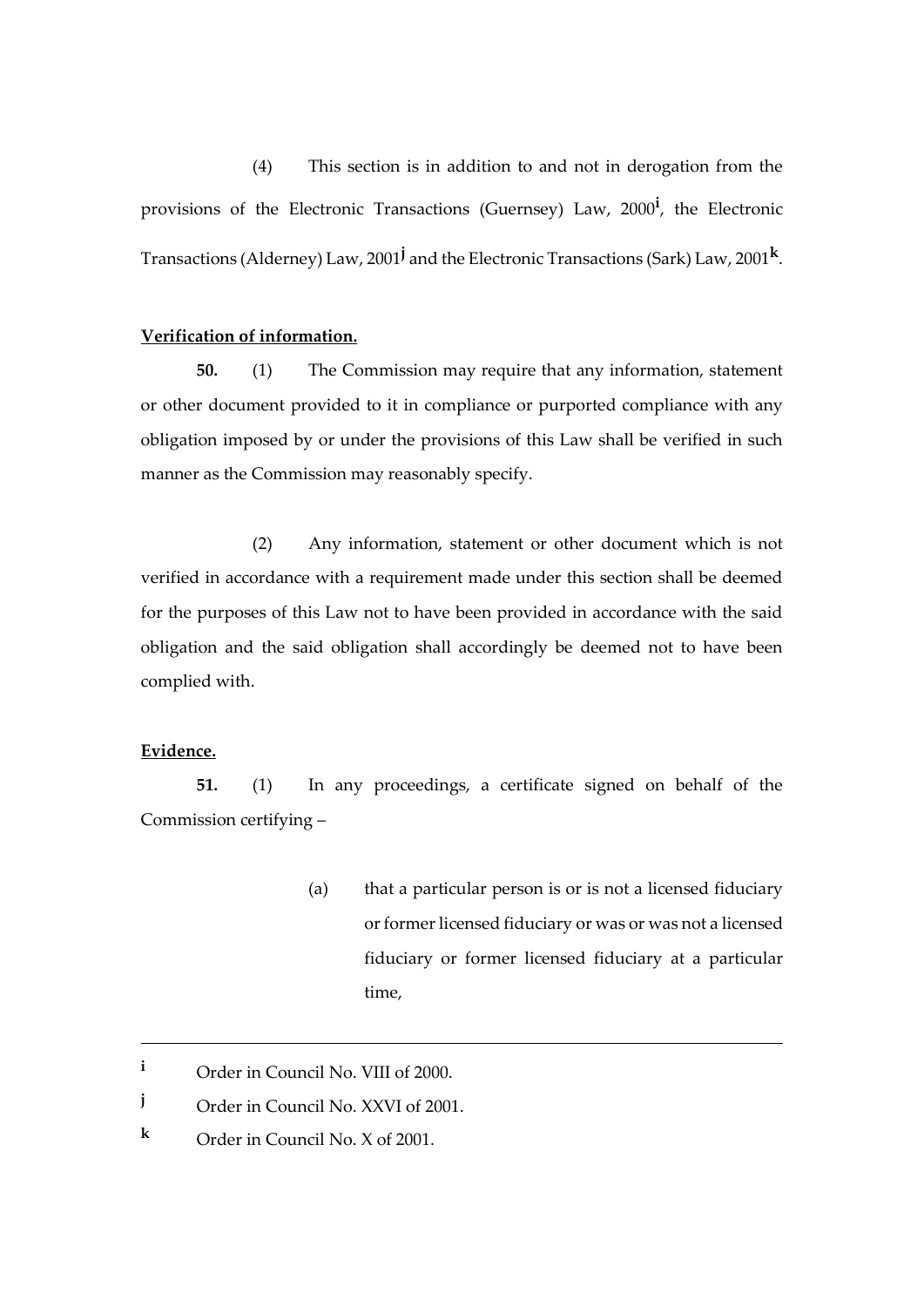(4) This section is in addition to and not in derogation from the provisions of the Electronic Transactions (Guernsey) Law, 2000[i], the Electronic Transactions (Alderney) Law, 2001[j] and the Electronic Transactions (Sark) Law, 2001[k].

**Verification of information.**

**50.** (1) The Commission may require that any information, statement or other document provided to it in compliance or purported compliance with any obligation imposed by or under the provisions of this Law shall be verified in such manner as the Commission may reasonably specify.

(2) Any information, statement or other document which is not verified in accordance with a requirement made under this section shall be deemed for the purposes of this Law not to have been provided in accordance with the said obligation and the said obligation shall accordingly be deemed not to have been complied with.

**Evidence.**

**51.** (1) In any proceedings, a certificate signed on behalf of the Commission certifying –

(a) that a particular person is or is not a licensed fiduciary or former licensed fiduciary or was or was not a licensed fiduciary or former licensed fiduciary at a particular time,

---

[i] Order in Council No. VIII of 2000.

[j] Order in Council No. XXVI of 2001.

[k] Order in Council No. X of 2001.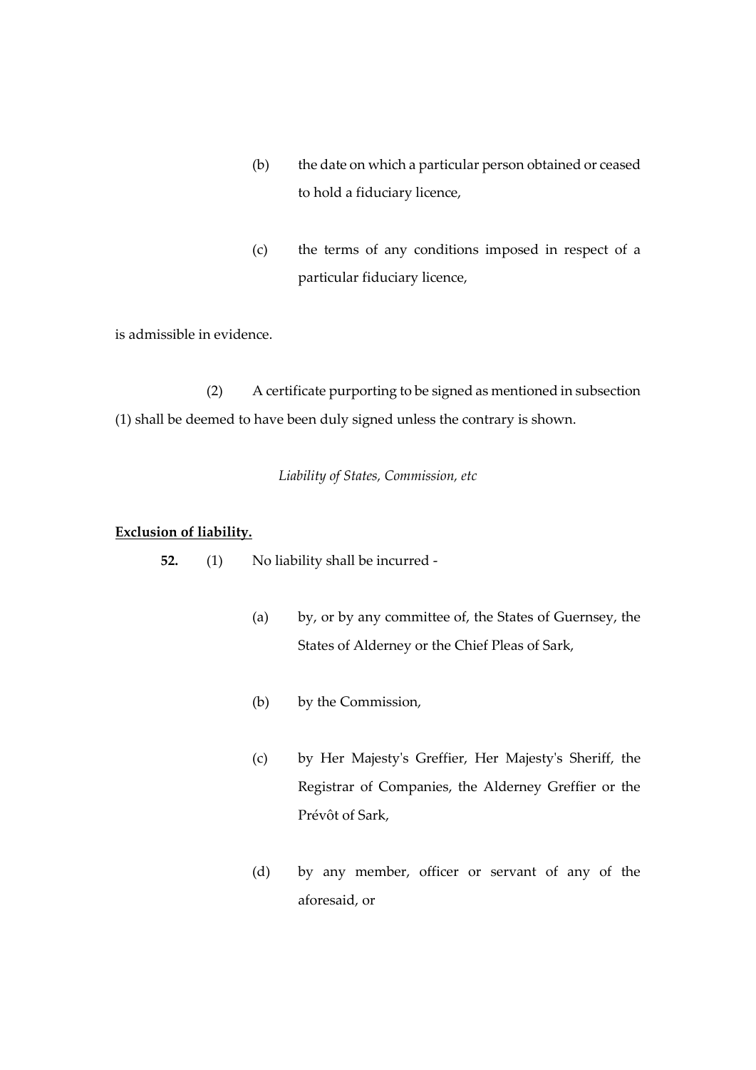(b) the date on which a particular person obtained or ceased to hold a fiduciary licence,

(c) the terms of any conditions imposed in respect of a particular fiduciary licence,

is admissible in evidence.

(2) A certificate purporting to be signed as mentioned in subsection (1) shall be deemed to have been duly signed unless the contrary is shown.

*Liability of States, Commission, etc*

**Exclusion of liability.**

**52.** (1) No liability shall be incurred -

(a) by, or by any committee of, the States of Guernsey, the States of Alderney or the Chief Pleas of Sark,

(b) by the Commission,

(c) by Her Majesty's Greffier, Her Majesty's Sheriff, the Registrar of Companies, the Alderney Greffier or the Prévôt of Sark,

(d) by any member, officer or servant of any of the aforesaid, or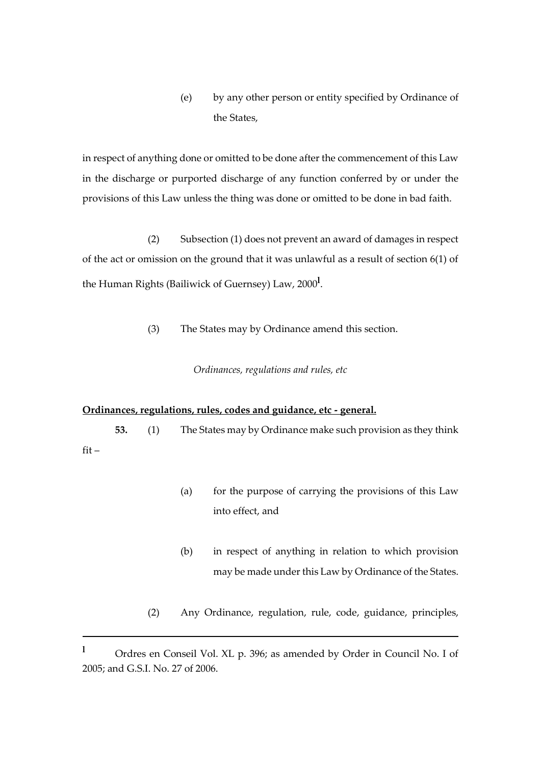(e) by any other person or entity specified by Ordinance of the States,

in respect of anything done or omitted to be done after the commencement of this Law in the discharge or purported discharge of any function conferred by or under the provisions of this Law unless the thing was done or omitted to be done in bad faith.

(2) Subsection (1) does not prevent an award of damages in respect of the act or omission on the ground that it was unlawful as a result of section 6(1) of the Human Rights (Bailiwick of Guernsey) Law, 2000[l].

(3) The States may by Ordinance amend this section.

*Ordinances, regulations and rules, etc*

**Ordinances, regulations, rules, codes and guidance, etc - general.**

**53.** (1) The States may by Ordinance make such provision as they think fit –

(a) for the purpose of carrying the provisions of this Law into effect, and

(b) in respect of anything in relation to which provision may be made under this Law by Ordinance of the States.

(2) Any Ordinance, regulation, rule, code, guidance, principles,

---

[l] Ordres en Conseil Vol. XL p. 396; as amended by Order in Council No. I of 2005; and G.S.I. No. 27 of 2006.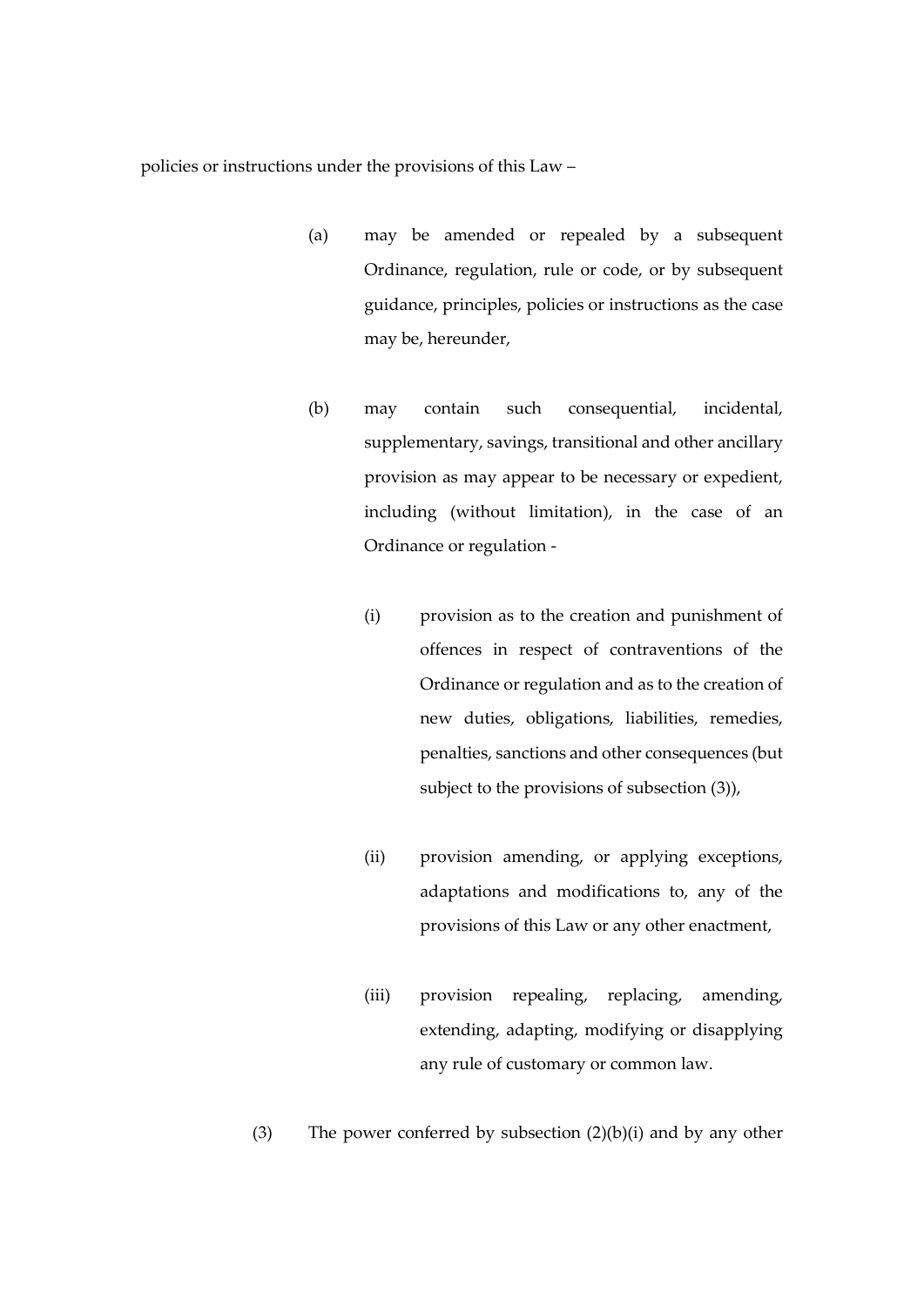policies or instructions under the provisions of this Law –

(a) may be amended or repealed by a subsequent Ordinance, regulation, rule or code, or by subsequent guidance, principles, policies or instructions as the case may be, hereunder,

(b) may contain such consequential, incidental, supplementary, savings, transitional and other ancillary provision as may appear to be necessary or expedient, including (without limitation), in the case of an Ordinance or regulation -

(i) provision as to the creation and punishment of offences in respect of contraventions of the Ordinance or regulation and as to the creation of new duties, obligations, liabilities, remedies, penalties, sanctions and other consequences (but subject to the provisions of subsection (3)),

(ii) provision amending, or applying exceptions, adaptations and modifications to, any of the provisions of this Law or any other enactment,

(iii) provision repealing, replacing, amending, extending, adapting, modifying or disapplying any rule of customary or common law.

(3) The power conferred by subsection (2)(b)(i) and by any other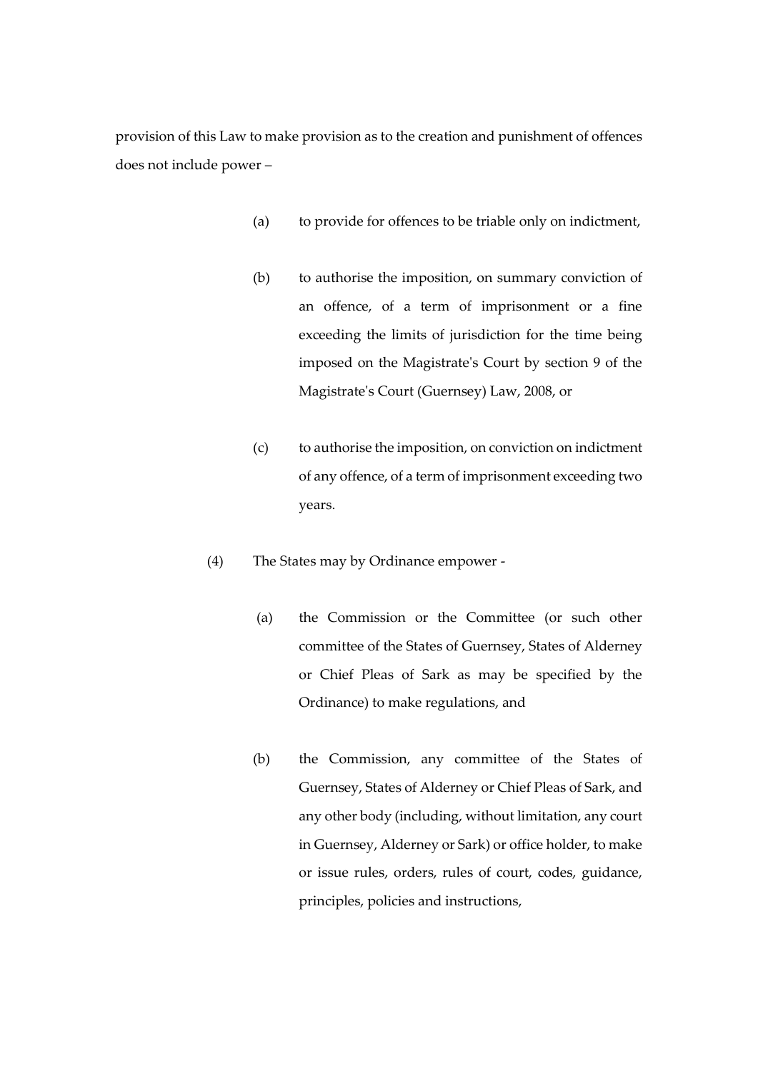provision of this Law to make provision as to the creation and punishment of offences does not include power –

(a) to provide for offences to be triable only on indictment,

(b) to authorise the imposition, on summary conviction of an offence, of a term of imprisonment or a fine exceeding the limits of jurisdiction for the time being imposed on the Magistrate's Court by section 9 of the Magistrate's Court (Guernsey) Law, 2008, or

(c) to authorise the imposition, on conviction on indictment of any offence, of a term of imprisonment exceeding two years.

(4) The States may by Ordinance empower -

(a) the Commission or the Committee (or such other committee of the States of Guernsey, States of Alderney or Chief Pleas of Sark as may be specified by the Ordinance) to make regulations, and

(b) the Commission, any committee of the States of Guernsey, States of Alderney or Chief Pleas of Sark, and any other body (including, without limitation, any court in Guernsey, Alderney or Sark) or office holder, to make or issue rules, orders, rules of court, codes, guidance, principles, policies and instructions,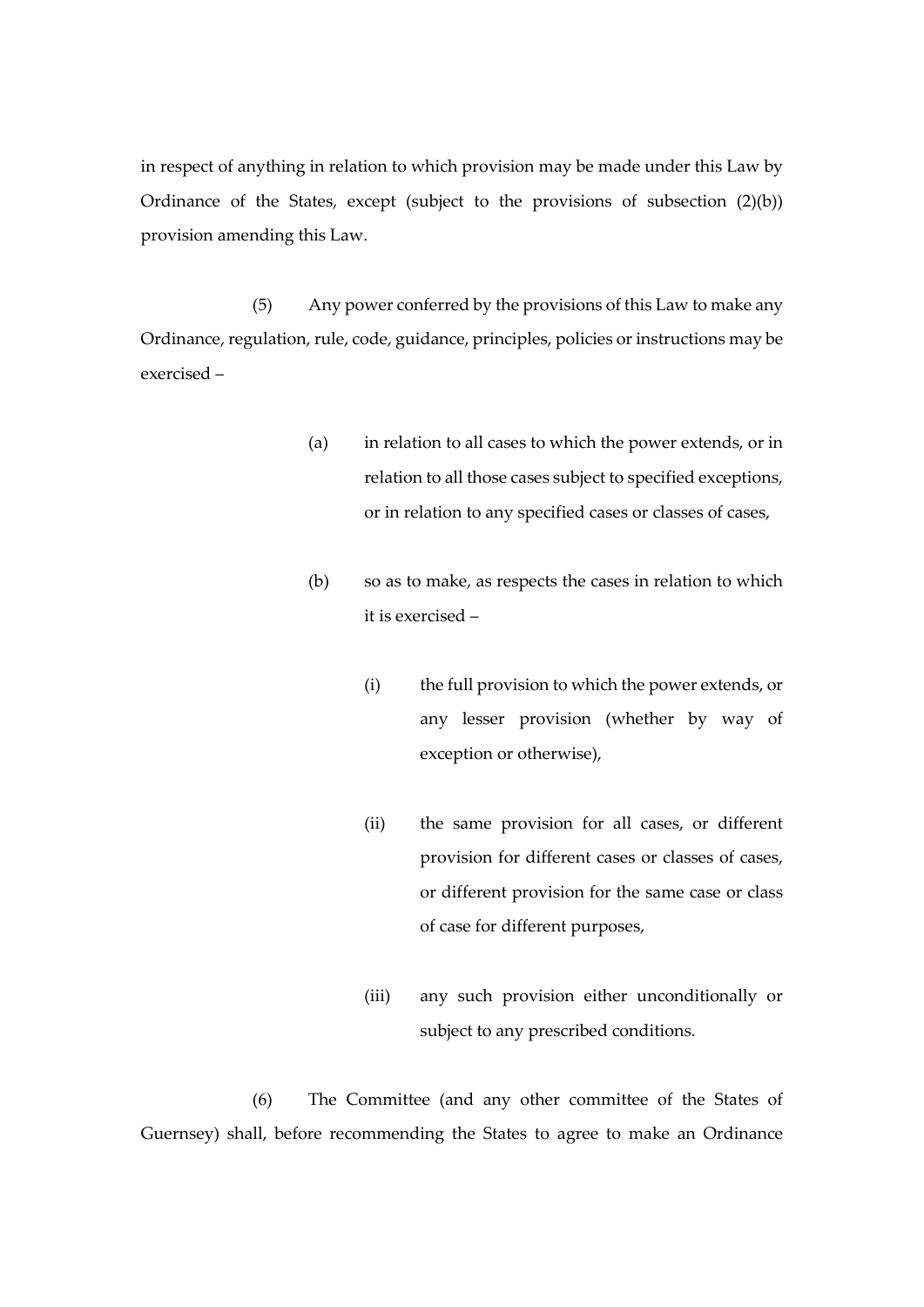in respect of anything in relation to which provision may be made under this Law by Ordinance of the States, except (subject to the provisions of subsection (2)(b)) provision amending this Law.

(5) Any power conferred by the provisions of this Law to make any Ordinance, regulation, rule, code, guidance, principles, policies or instructions may be exercised –

(a) in relation to all cases to which the power extends, or in relation to all those cases subject to specified exceptions, or in relation to any specified cases or classes of cases,

(b) so as to make, as respects the cases in relation to which it is exercised –

(i) the full provision to which the power extends, or any lesser provision (whether by way of exception or otherwise),

(ii) the same provision for all cases, or different provision for different cases or classes of cases, or different provision for the same case or class of case for different purposes,

(iii) any such provision either unconditionally or subject to any prescribed conditions.

(6) The Committee (and any other committee of the States of Guernsey) shall, before recommending the States to agree to make an Ordinance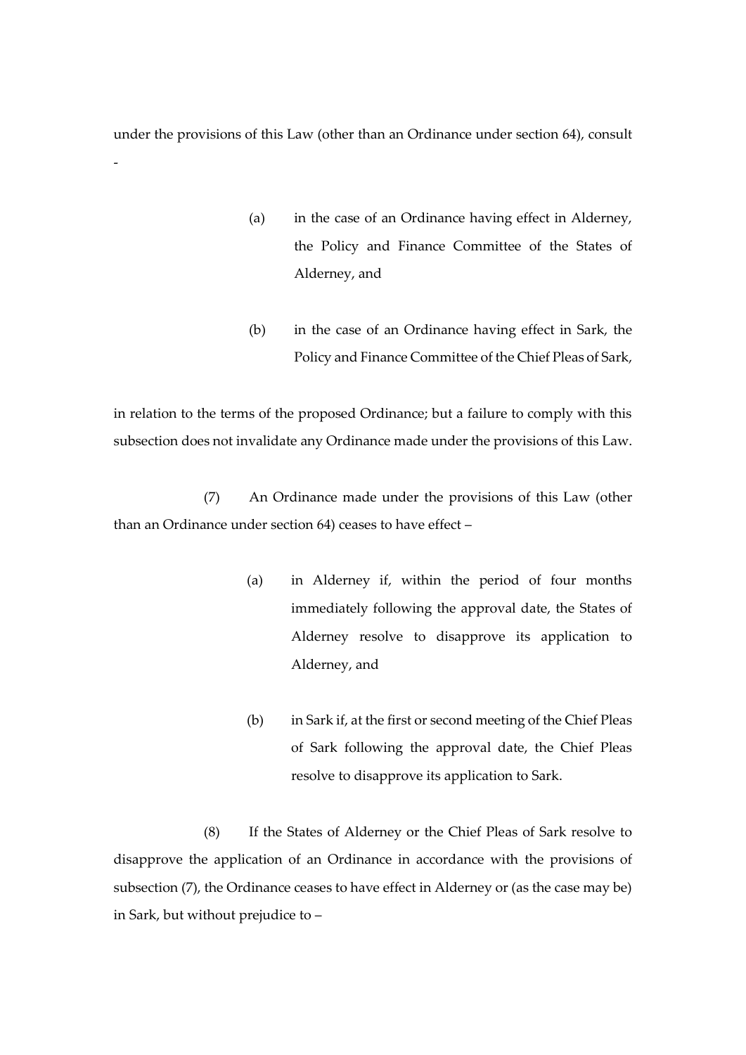under the provisions of this Law (other than an Ordinance under section 64), consult -

(a) in the case of an Ordinance having effect in Alderney, the Policy and Finance Committee of the States of Alderney, and

(b) in the case of an Ordinance having effect in Sark, the Policy and Finance Committee of the Chief Pleas of Sark,

in relation to the terms of the proposed Ordinance; but a failure to comply with this subsection does not invalidate any Ordinance made under the provisions of this Law.

(7) An Ordinance made under the provisions of this Law (other than an Ordinance under section 64) ceases to have effect –

(a) in Alderney if, within the period of four months immediately following the approval date, the States of Alderney resolve to disapprove its application to Alderney, and

(b) in Sark if, at the first or second meeting of the Chief Pleas of Sark following the approval date, the Chief Pleas resolve to disapprove its application to Sark.

(8) If the States of Alderney or the Chief Pleas of Sark resolve to disapprove the application of an Ordinance in accordance with the provisions of subsection (7), the Ordinance ceases to have effect in Alderney or (as the case may be) in Sark, but without prejudice to –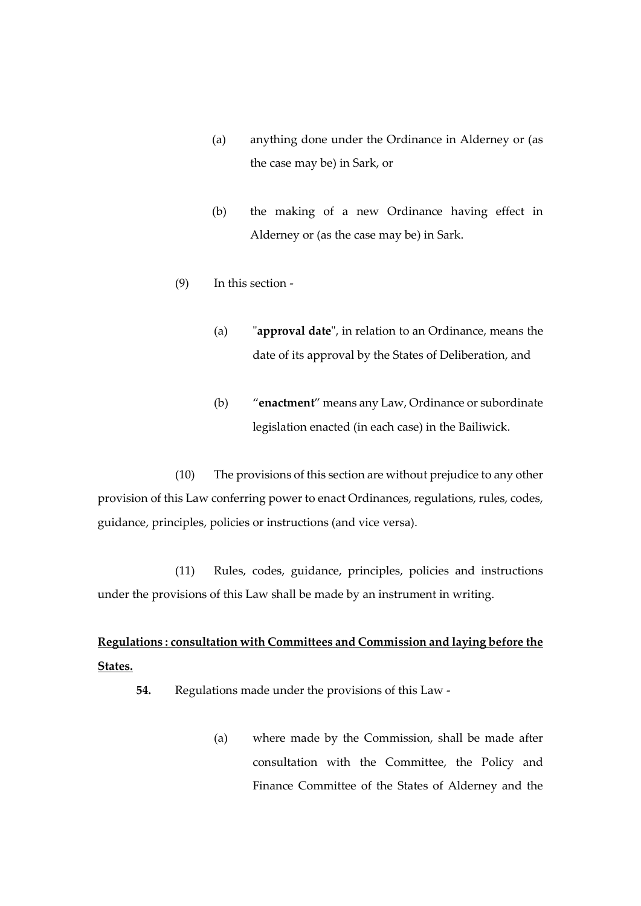(a) anything done under the Ordinance in Alderney or (as the case may be) in Sark, or

(b) the making of a new Ordinance having effect in Alderney or (as the case may be) in Sark.

(9) In this section -

(a) "**approval date**", in relation to an Ordinance, means the date of its approval by the States of Deliberation, and

(b) "**enactment**" means any Law, Ordinance or subordinate legislation enacted (in each case) in the Bailiwick.

(10) The provisions of this section are without prejudice to any other provision of this Law conferring power to enact Ordinances, regulations, rules, codes, guidance, principles, policies or instructions (and vice versa).

(11) Rules, codes, guidance, principles, policies and instructions under the provisions of this Law shall be made by an instrument in writing.

**Regulations : consultation with Committees and Commission and laying before the States.**

**54.** Regulations made under the provisions of this Law -

(a) where made by the Commission, shall be made after consultation with the Committee, the Policy and Finance Committee of the States of Alderney and the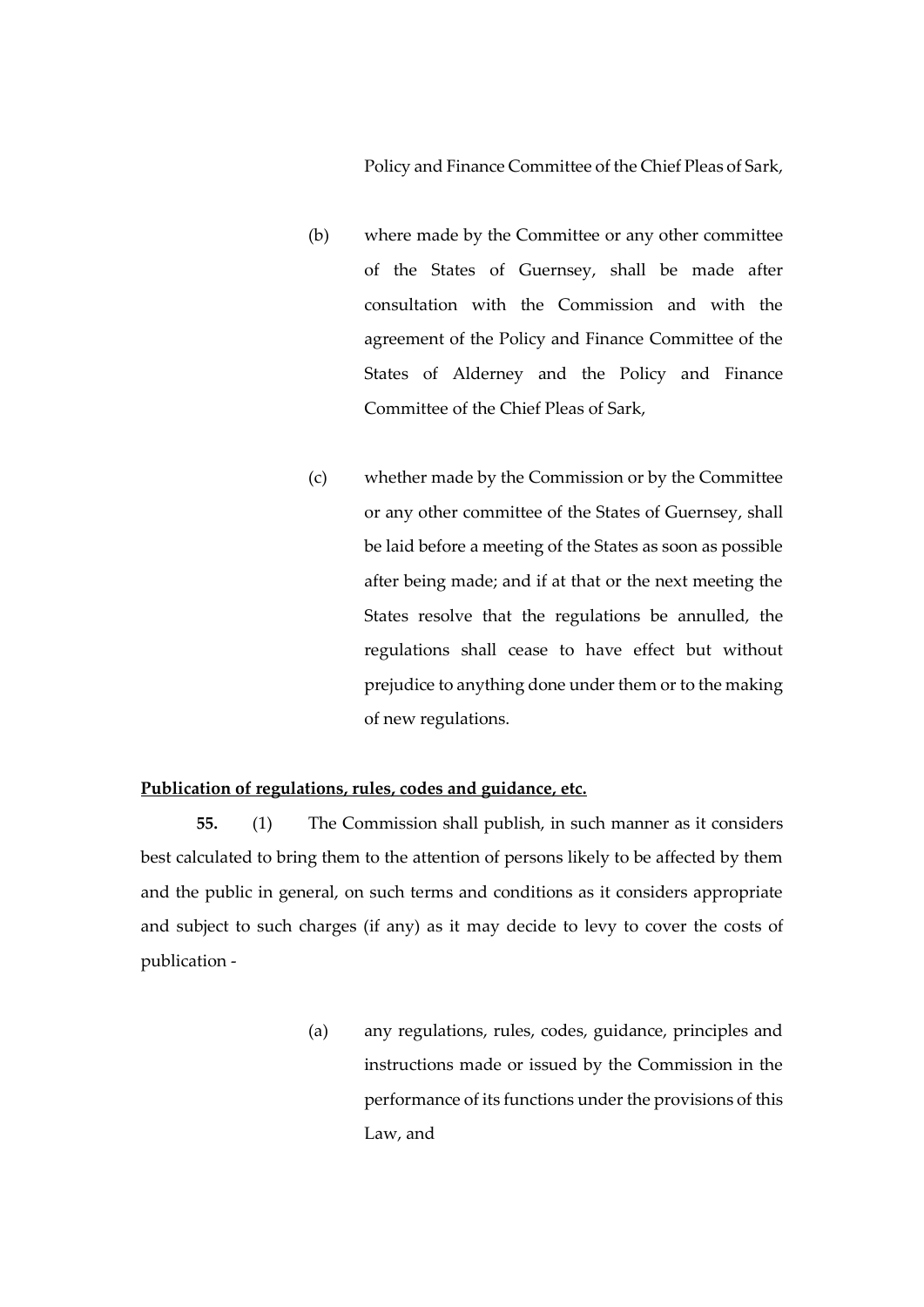Policy and Finance Committee of the Chief Pleas of Sark,

(b) where made by the Committee or any other committee of the States of Guernsey, shall be made after consultation with the Commission and with the agreement of the Policy and Finance Committee of the States of Alderney and the Policy and Finance Committee of the Chief Pleas of Sark,

(c) whether made by the Commission or by the Committee or any other committee of the States of Guernsey, shall be laid before a meeting of the States as soon as possible after being made; and if at that or the next meeting the States resolve that the regulations be annulled, the regulations shall cease to have effect but without prejudice to anything done under them or to the making of new regulations.

**Publication of regulations, rules, codes and guidance, etc.**

**55.** (1) The Commission shall publish, in such manner as it considers best calculated to bring them to the attention of persons likely to be affected by them and the public in general, on such terms and conditions as it considers appropriate and subject to such charges (if any) as it may decide to levy to cover the costs of publication -

(a) any regulations, rules, codes, guidance, principles and instructions made or issued by the Commission in the performance of its functions under the provisions of this Law, and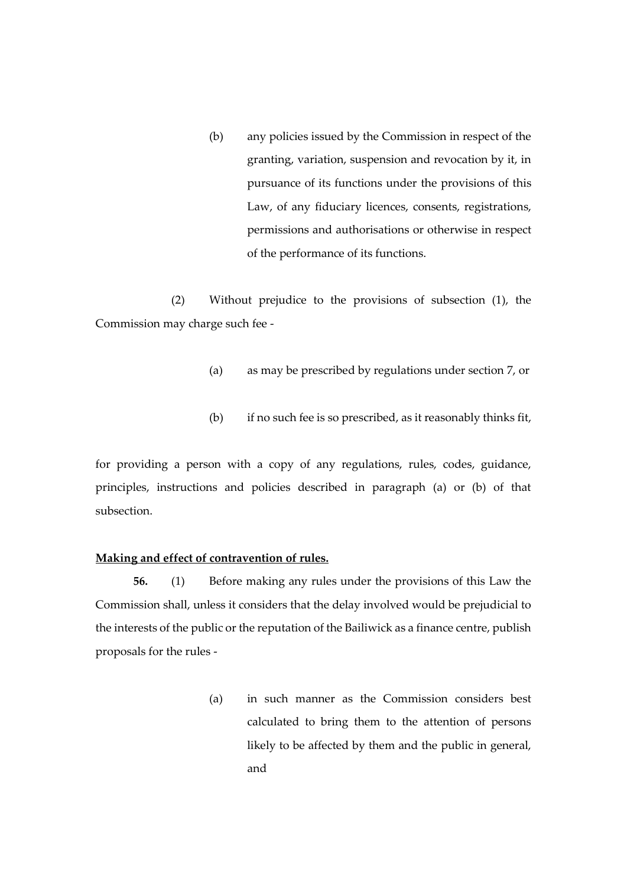(b) any policies issued by the Commission in respect of the granting, variation, suspension and revocation by it, in pursuance of its functions under the provisions of this Law, of any fiduciary licences, consents, registrations, permissions and authorisations or otherwise in respect of the performance of its functions.

(2) Without prejudice to the provisions of subsection (1), the Commission may charge such fee -

(a) as may be prescribed by regulations under section 7, or

(b) if no such fee is so prescribed, as it reasonably thinks fit,

for providing a person with a copy of any regulations, rules, codes, guidance, principles, instructions and policies described in paragraph (a) or (b) of that subsection.

**Making and effect of contravention of rules.**

**56.** (1) Before making any rules under the provisions of this Law the Commission shall, unless it considers that the delay involved would be prejudicial to the interests of the public or the reputation of the Bailiwick as a finance centre, publish proposals for the rules -

(a) in such manner as the Commission considers best calculated to bring them to the attention of persons likely to be affected by them and the public in general, and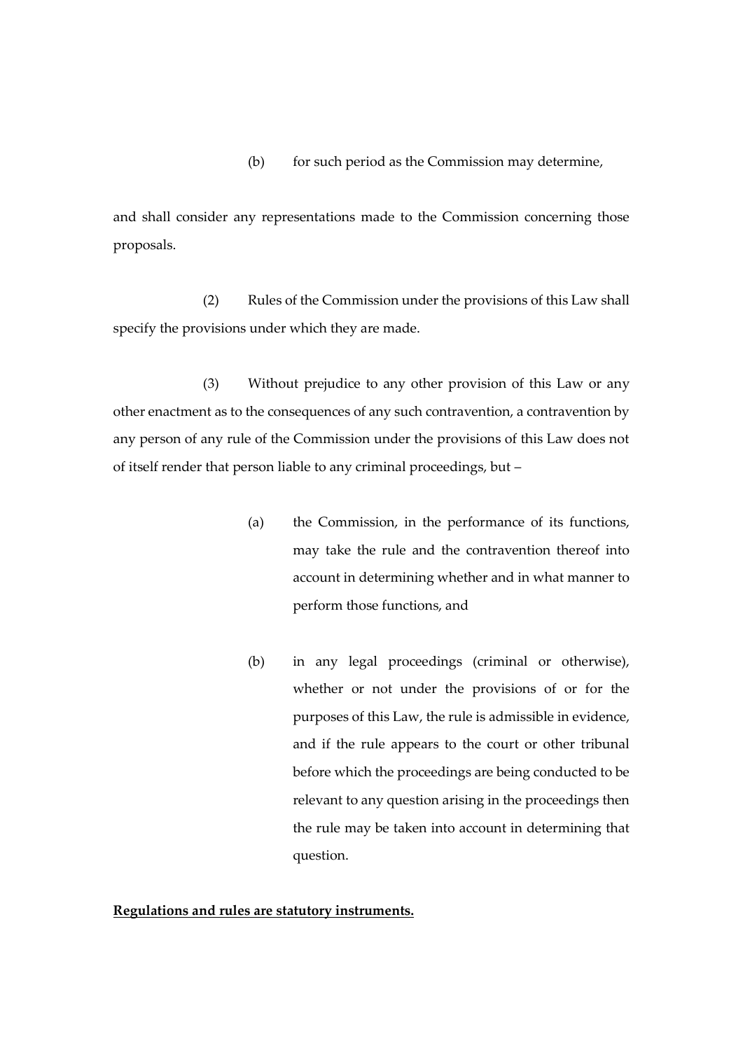(b) for such period as the Commission may determine,

and shall consider any representations made to the Commission concerning those proposals.

(2) Rules of the Commission under the provisions of this Law shall specify the provisions under which they are made.

(3) Without prejudice to any other provision of this Law or any other enactment as to the consequences of any such contravention, a contravention by any person of any rule of the Commission under the provisions of this Law does not of itself render that person liable to any criminal proceedings, but –

(a) the Commission, in the performance of its functions, may take the rule and the contravention thereof into account in determining whether and in what manner to perform those functions, and

(b) in any legal proceedings (criminal or otherwise), whether or not under the provisions of or for the purposes of this Law, the rule is admissible in evidence, and if the rule appears to the court or other tribunal before which the proceedings are being conducted to be relevant to any question arising in the proceedings then the rule may be taken into account in determining that question.

**Regulations and rules are statutory instruments.**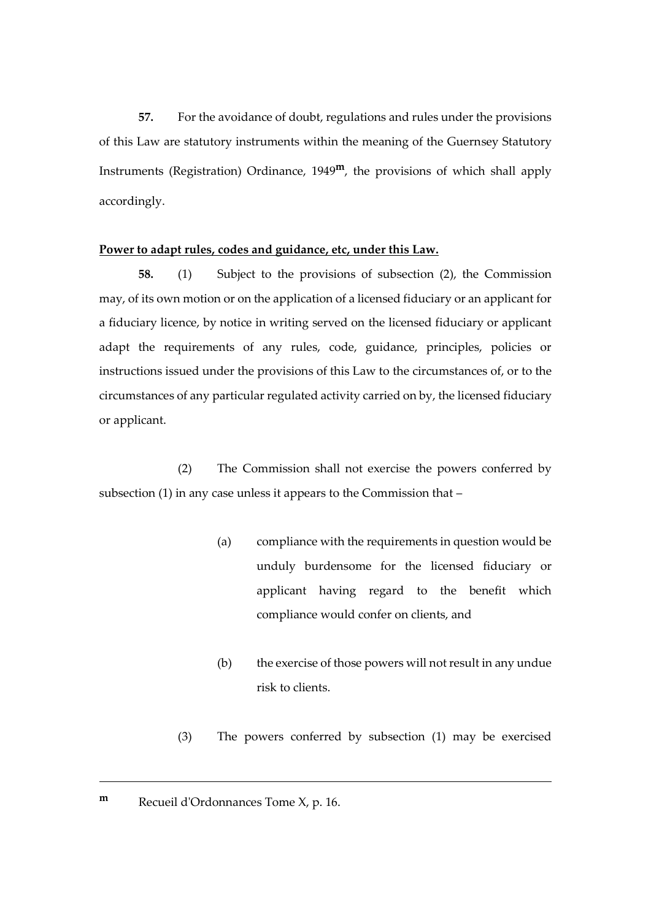**57.** For the avoidance of doubt, regulations and rules under the provisions of this Law are statutory instruments within the meaning of the Guernsey Statutory Instruments (Registration) Ordinance, 1949[m], the provisions of which shall apply accordingly.

**Power to adapt rules, codes and guidance, etc, under this Law.**

**58.** (1) Subject to the provisions of subsection (2), the Commission may, of its own motion or on the application of a licensed fiduciary or an applicant for a fiduciary licence, by notice in writing served on the licensed fiduciary or applicant adapt the requirements of any rules, code, guidance, principles, policies or instructions issued under the provisions of this Law to the circumstances of, or to the circumstances of any particular regulated activity carried on by, the licensed fiduciary or applicant.

(2) The Commission shall not exercise the powers conferred by subsection (1) in any case unless it appears to the Commission that –

(a) compliance with the requirements in question would be unduly burdensome for the licensed fiduciary or applicant having regard to the benefit which compliance would confer on clients, and

(b) the exercise of those powers will not result in any undue risk to clients.

(3) The powers conferred by subsection (1) may be exercised

---

[m] Recueil d'Ordonnances Tome X, p. 16.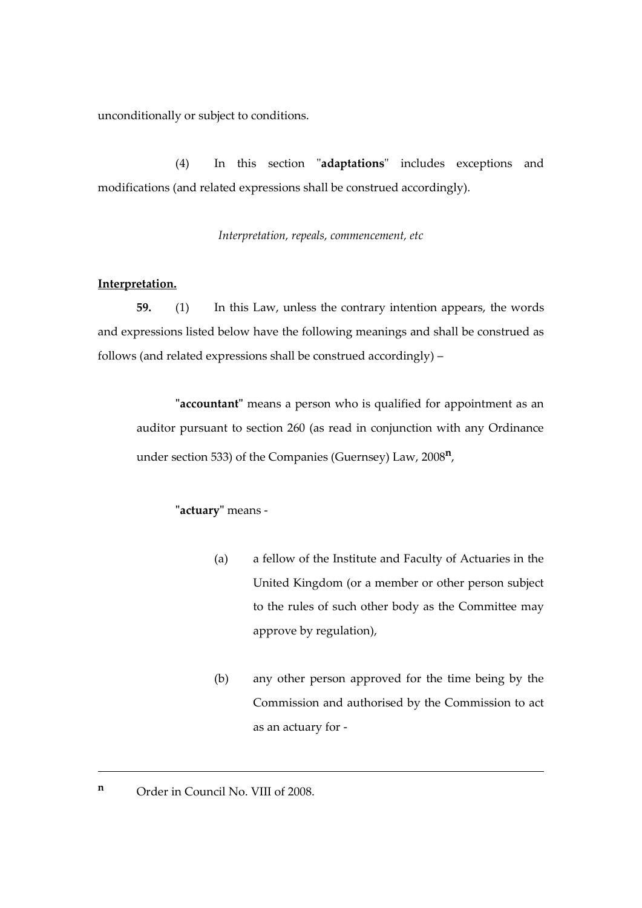unconditionally or subject to conditions.

(4) In this section "**adaptations**" includes exceptions and modifications (and related expressions shall be construed accordingly).

*Interpretation, repeals, commencement, etc*

**Interpretation.**

**59.** (1) In this Law, unless the contrary intention appears, the words and expressions listed below have the following meanings and shall be construed as follows (and related expressions shall be construed accordingly) –

"**accountant**" means a person who is qualified for appointment as an auditor pursuant to section 260 (as read in conjunction with any Ordinance under section 533) of the Companies (Guernsey) Law, 2008[n],

"**actuary**" means -

(a) a fellow of the Institute and Faculty of Actuaries in the United Kingdom (or a member or other person subject to the rules of such other body as the Committee may approve by regulation),

(b) any other person approved for the time being by the Commission and authorised by the Commission to act as an actuary for -

---

[n] Order in Council No. VIII of 2008.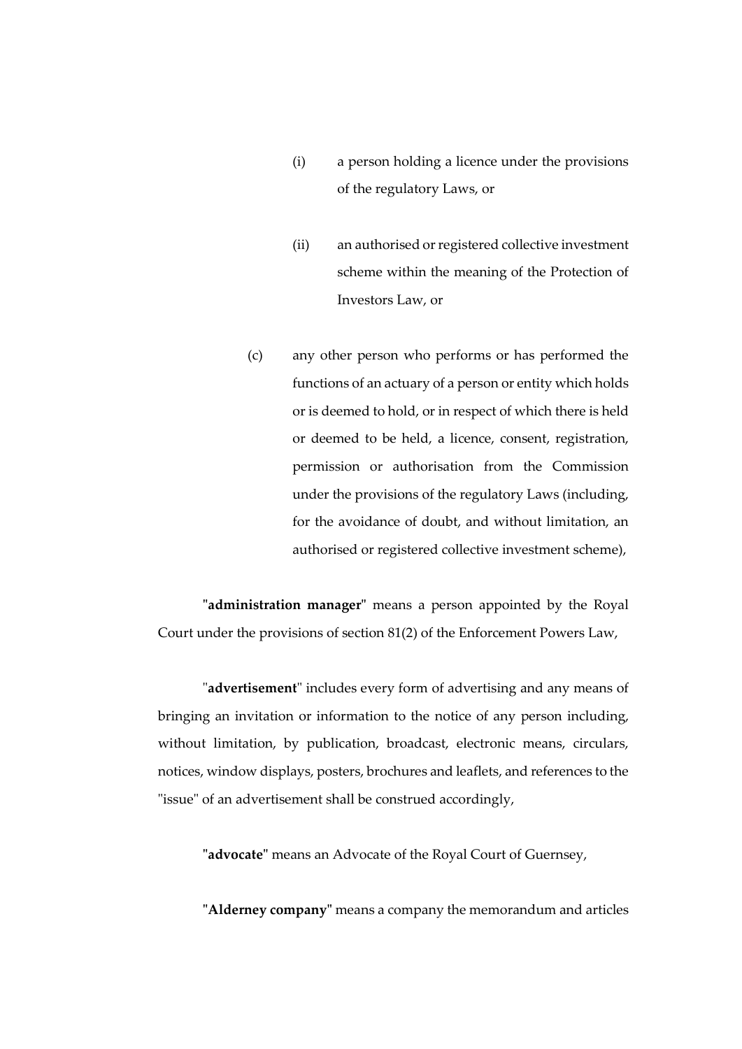(i) a person holding a licence under the provisions of the regulatory Laws, or

(ii) an authorised or registered collective investment scheme within the meaning of the Protection of Investors Law, or

(c) any other person who performs or has performed the functions of an actuary of a person or entity which holds or is deemed to hold, or in respect of which there is held or deemed to be held, a licence, consent, registration, permission or authorisation from the Commission under the provisions of the regulatory Laws (including, for the avoidance of doubt, and without limitation, an authorised or registered collective investment scheme),

"**administration manager**" means a person appointed by the Royal Court under the provisions of section 81(2) of the Enforcement Powers Law,

"**advertisement**" includes every form of advertising and any means of bringing an invitation or information to the notice of any person including, without limitation, by publication, broadcast, electronic means, circulars, notices, window displays, posters, brochures and leaflets, and references to the "issue" of an advertisement shall be construed accordingly,

"**advocate**" means an Advocate of the Royal Court of Guernsey,

"**Alderney company**" means a company the memorandum and articles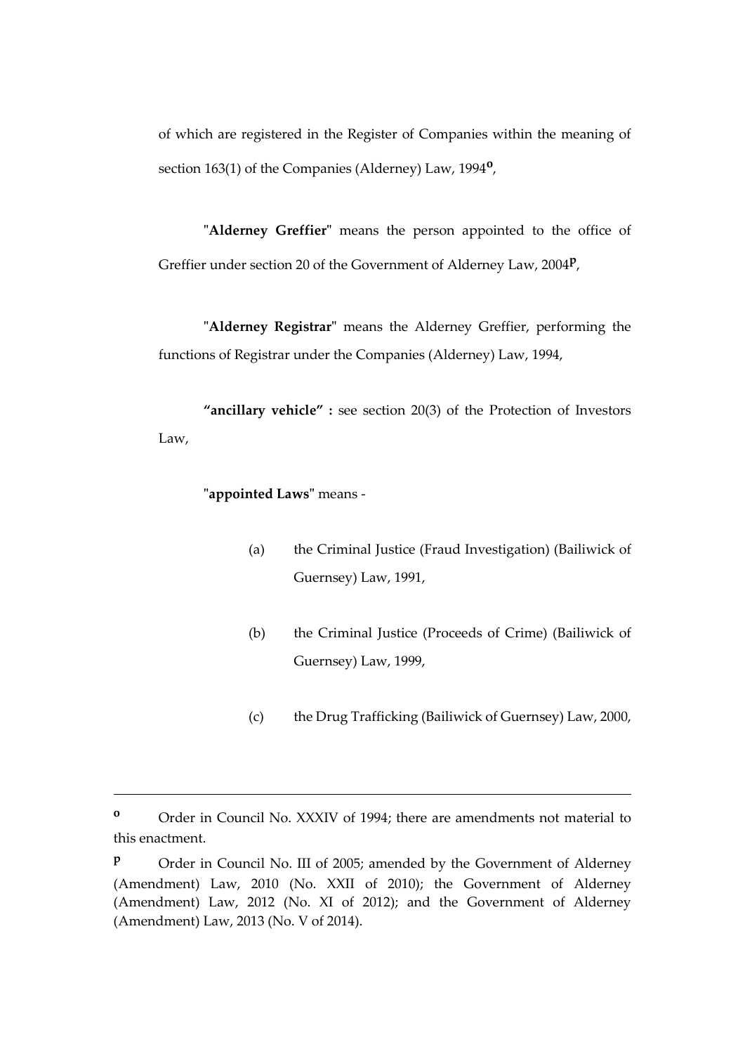of which are registered in the Register of Companies within the meaning of section 163(1) of the Companies (Alderney) Law, 1994[o],

"**Alderney Greffier**" means the person appointed to the office of Greffier under section 20 of the Government of Alderney Law, 2004[p],

"**Alderney Registrar**" means the Alderney Greffier, performing the functions of Registrar under the Companies (Alderney) Law, 1994,

**"ancillary vehicle" :** see section 20(3) of the Protection of Investors Law,

"**appointed Laws**" means -

(a) the Criminal Justice (Fraud Investigation) (Bailiwick of Guernsey) Law, 1991,

(b) the Criminal Justice (Proceeds of Crime) (Bailiwick of Guernsey) Law, 1999,

(c) the Drug Trafficking (Bailiwick of Guernsey) Law, 2000,

---

[o] Order in Council No. XXXIV of 1994; there are amendments not material to this enactment.

[p] Order in Council No. III of 2005; amended by the Government of Alderney (Amendment) Law, 2010 (No. XXII of 2010); the Government of Alderney (Amendment) Law, 2012 (No. XI of 2012); and the Government of Alderney (Amendment) Law, 2013 (No. V of 2014).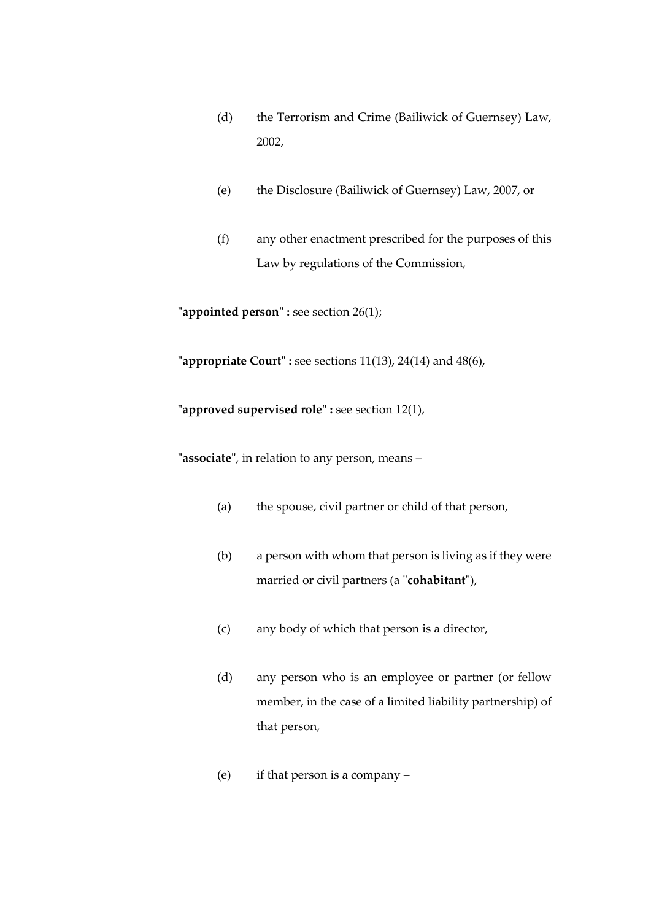(d) the Terrorism and Crime (Bailiwick of Guernsey) Law, 2002,

(e) the Disclosure (Bailiwick of Guernsey) Law, 2007, or

(f) any other enactment prescribed for the purposes of this Law by regulations of the Commission,

"**appointed person**" **:** see section 26(1);

"**appropriate Court**" **:** see sections 11(13), 24(14) and 48(6),

"**approved supervised role**" **:** see section 12(1),

"**associate**", in relation to any person, means –

(a) the spouse, civil partner or child of that person,

(b) a person with whom that person is living as if they were married or civil partners (a "**cohabitant**"),

(c) any body of which that person is a director,

(d) any person who is an employee or partner (or fellow member, in the case of a limited liability partnership) of that person,

(e) if that person is a company –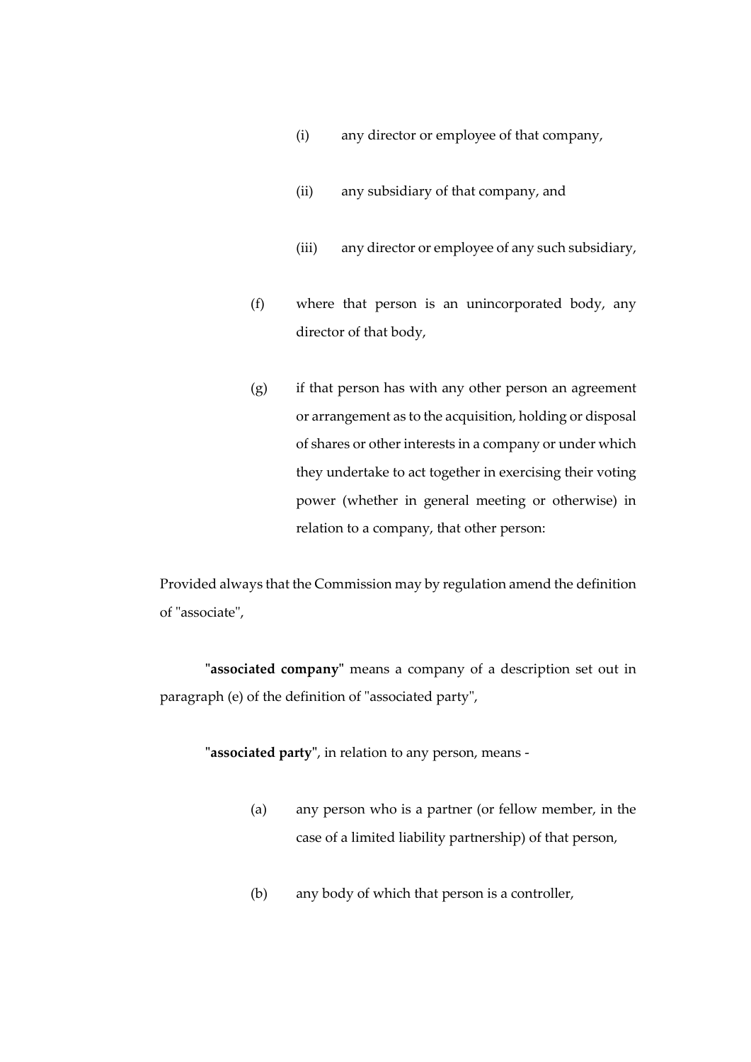(i) any director or employee of that company,

(ii) any subsidiary of that company, and

(iii) any director or employee of any such subsidiary,

(f) where that person is an unincorporated body, any director of that body,

(g) if that person has with any other person an agreement or arrangement as to the acquisition, holding or disposal of shares or other interests in a company or under which they undertake to act together in exercising their voting power (whether in general meeting or otherwise) in relation to a company, that other person:

Provided always that the Commission may by regulation amend the definition of "associate",

"**associated company**" means a company of a description set out in paragraph (e) of the definition of "associated party",

"**associated party**", in relation to any person, means -

(a) any person who is a partner (or fellow member, in the case of a limited liability partnership) of that person,

(b) any body of which that person is a controller,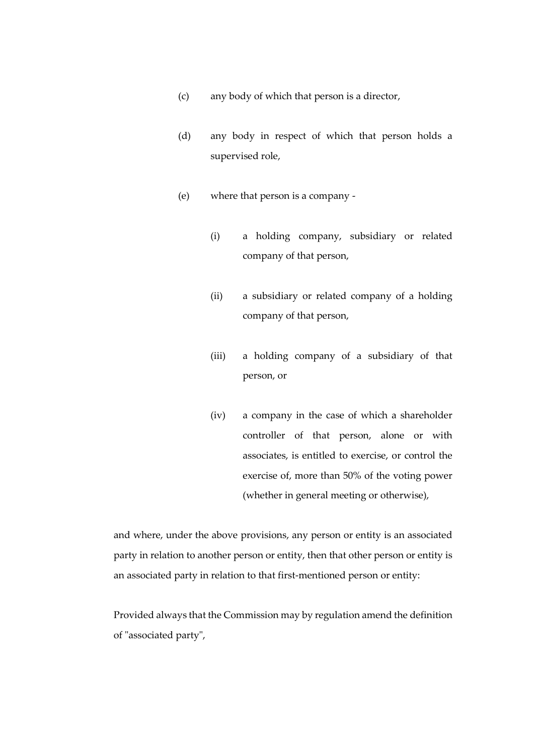(c) any body of which that person is a director,

(d) any body in respect of which that person holds a supervised role,

(e) where that person is a company -

   (i) a holding company, subsidiary or related company of that person,

   (ii) a subsidiary or related company of a holding company of that person,

   (iii) a holding company of a subsidiary of that person, or

   (iv) a company in the case of which a shareholder controller of that person, alone or with associates, is entitled to exercise, or control the exercise of, more than 50% of the voting power (whether in general meeting or otherwise),

and where, under the above provisions, any person or entity is an associated party in relation to another person or entity, then that other person or entity is an associated party in relation to that first-mentioned person or entity:

Provided always that the Commission may by regulation amend the definition of "associated party",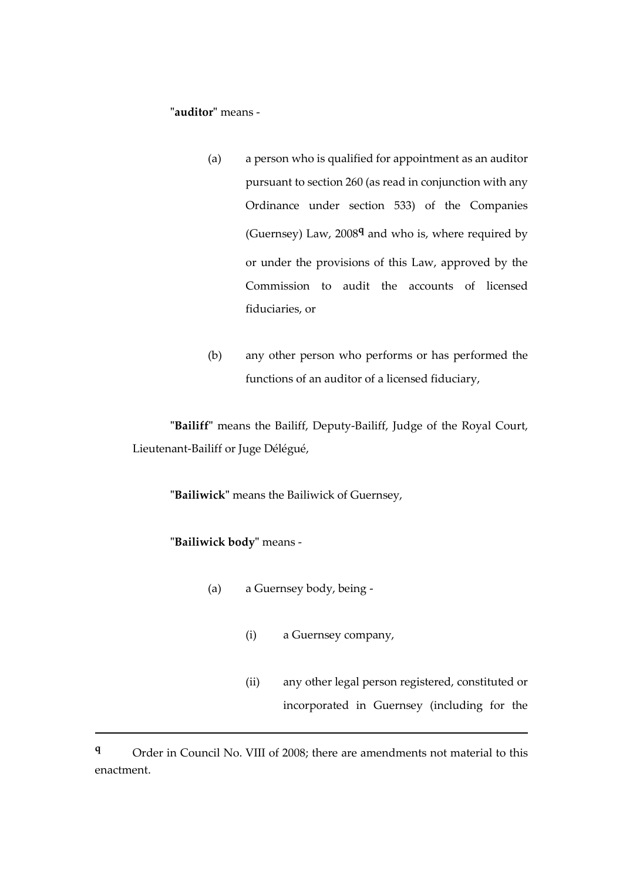"**auditor**" means -

(a) a person who is qualified for appointment as an auditor pursuant to section 260 (as read in conjunction with any Ordinance under section 533) of the Companies (Guernsey) Law, 2008[q] and who is, where required by or under the provisions of this Law, approved by the Commission to audit the accounts of licensed fiduciaries, or

(b) any other person who performs or has performed the functions of an auditor of a licensed fiduciary,

"**Bailiff**" means the Bailiff, Deputy-Bailiff, Judge of the Royal Court, Lieutenant-Bailiff or Juge Délégué,

"**Bailiwick**" means the Bailiwick of Guernsey,

"**Bailiwick body**" means -

(a) a Guernsey body, being -

(i) a Guernsey company,

(ii) any other legal person registered, constituted or incorporated in Guernsey (including for the

---

[q] Order in Council No. VIII of 2008; there are amendments not material to this enactment.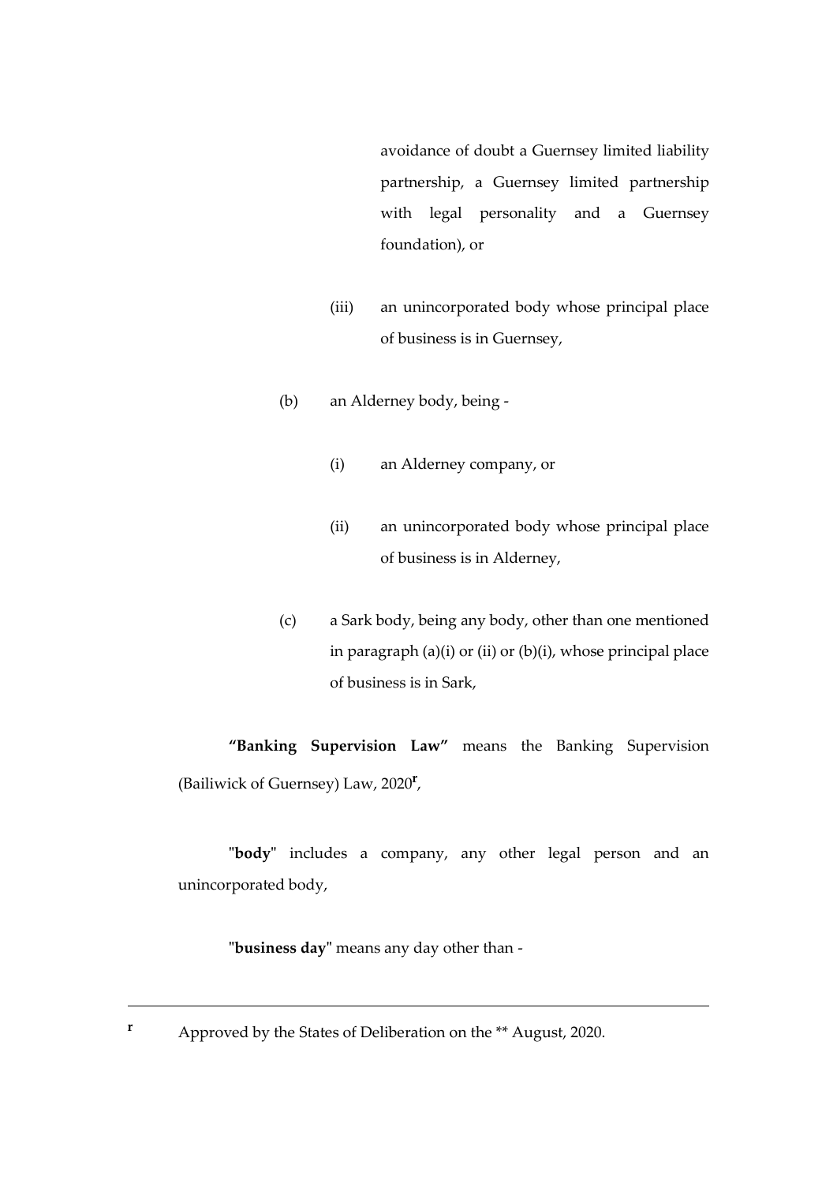avoidance of doubt a Guernsey limited liability partnership, a Guernsey limited partnership with legal personality and a Guernsey foundation), or

(iii) an unincorporated body whose principal place of business is in Guernsey,

(b) an Alderney body, being -

(i) an Alderney company, or

(ii) an unincorporated body whose principal place of business is in Alderney,

(c) a Sark body, being any body, other than one mentioned in paragraph (a)(i) or (ii) or (b)(i), whose principal place of business is in Sark,

**"Banking Supervision Law"** means the Banking Supervision (Bailiwick of Guernsey) Law, 2020[r],

"**body**" includes a company, any other legal person and an unincorporated body,

"**business day**" means any day other than -

---

[r] Approved by the States of Deliberation on the ** August, 2020.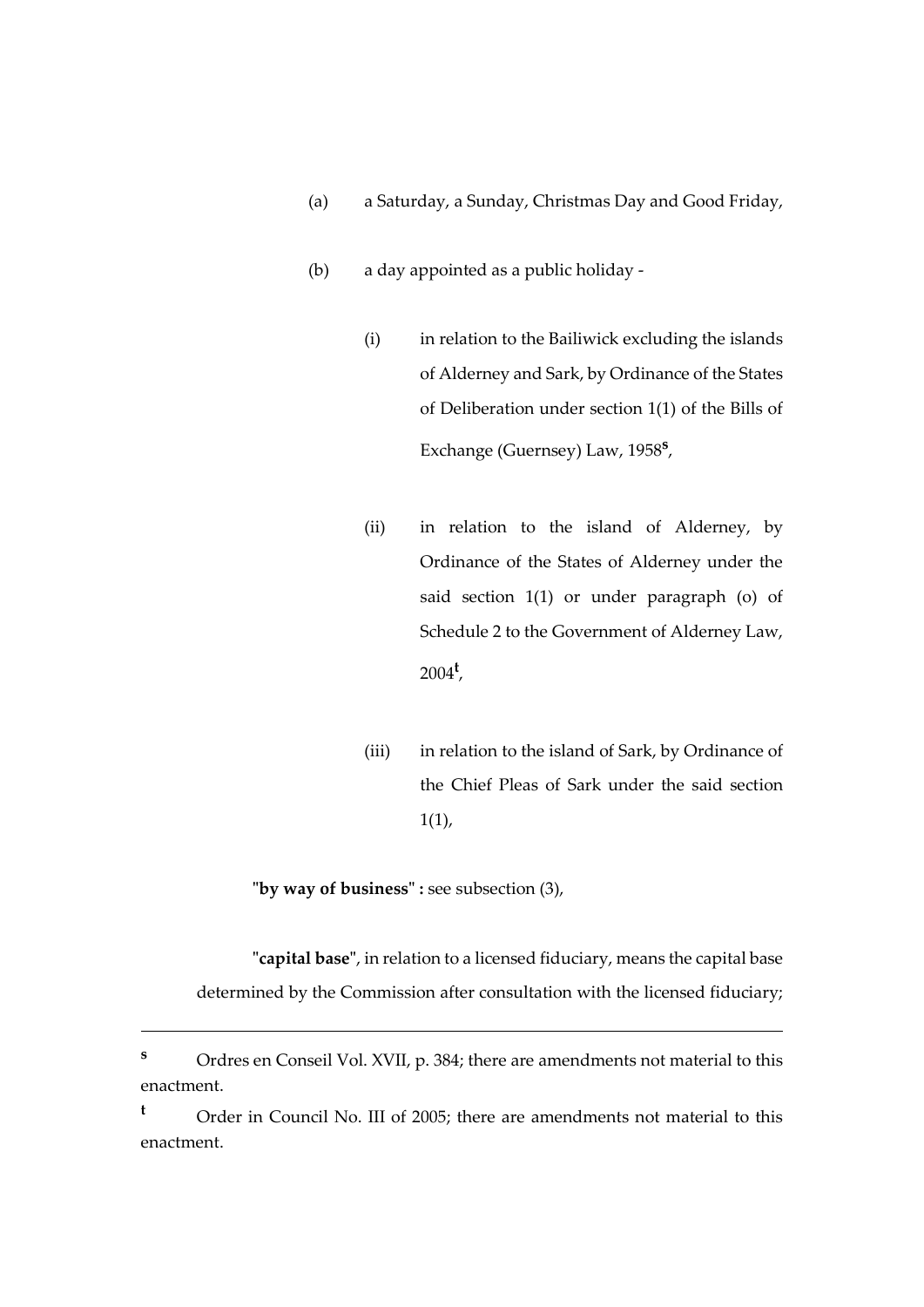(a) a Saturday, a Sunday, Christmas Day and Good Friday,

(b) a day appointed as a public holiday -

(i) in relation to the Bailiwick excluding the islands of Alderney and Sark, by Ordinance of the States of Deliberation under section 1(1) of the Bills of Exchange (Guernsey) Law, 1958[s],

(ii) in relation to the island of Alderney, by Ordinance of the States of Alderney under the said section 1(1) or under paragraph (o) of Schedule 2 to the Government of Alderney Law, 2004[t],

(iii) in relation to the island of Sark, by Ordinance of the Chief Pleas of Sark under the said section 1(1),

"**by way of business**" **:** see subsection (3),

"**capital base**", in relation to a licensed fiduciary, means the capital base determined by the Commission after consultation with the licensed fiduciary;

---

[s] Ordres en Conseil Vol. XVII, p. 384; there are amendments not material to this enactment.

[t] Order in Council No. III of 2005; there are amendments not material to this enactment.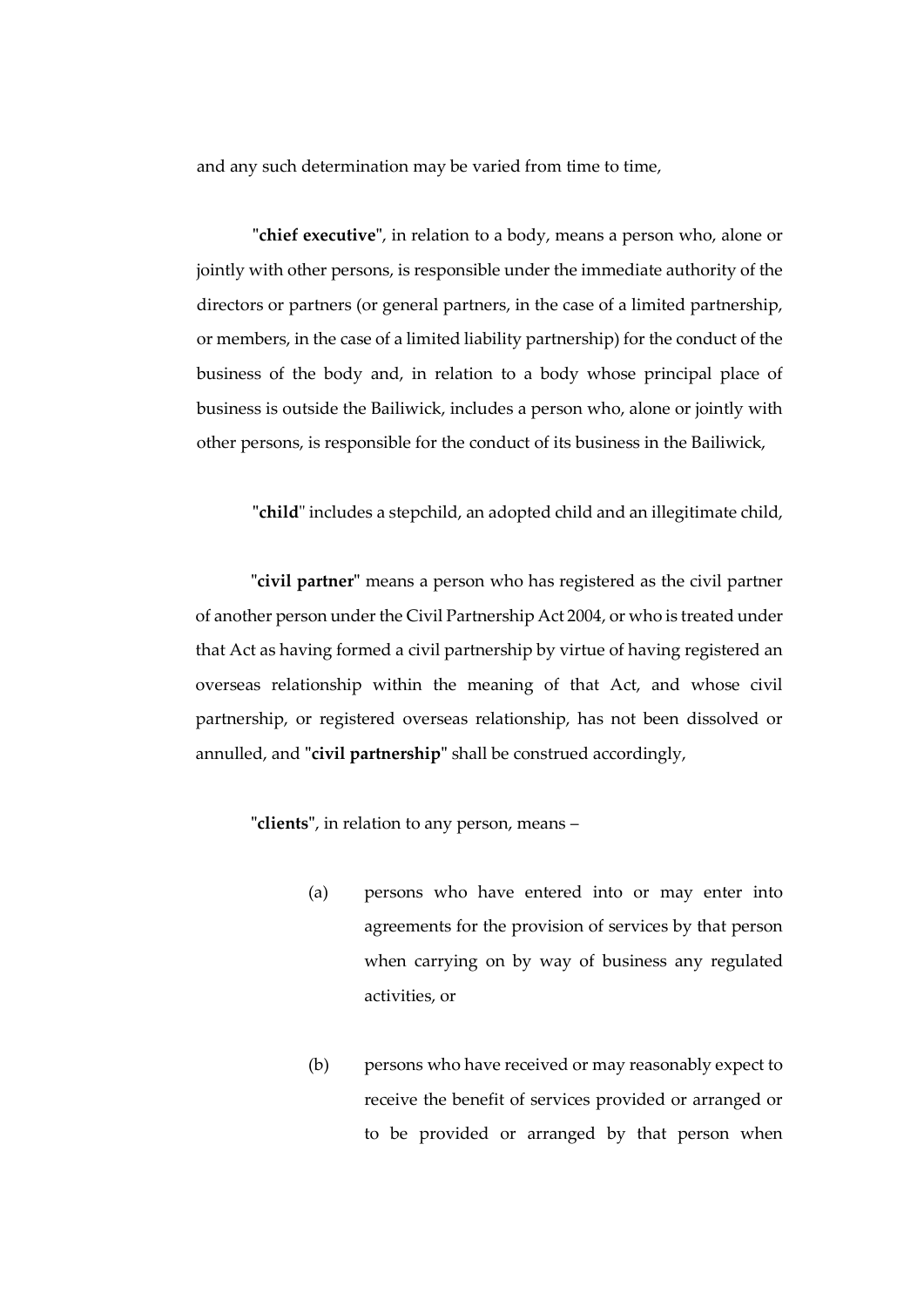and any such determination may be varied from time to time,

"**chief executive**", in relation to a body, means a person who, alone or jointly with other persons, is responsible under the immediate authority of the directors or partners (or general partners, in the case of a limited partnership, or members, in the case of a limited liability partnership) for the conduct of the business of the body and, in relation to a body whose principal place of business is outside the Bailiwick, includes a person who, alone or jointly with other persons, is responsible for the conduct of its business in the Bailiwick,

"**child**" includes a stepchild, an adopted child and an illegitimate child,

"**civil partner**" means a person who has registered as the civil partner of another person under the Civil Partnership Act 2004, or who is treated under that Act as having formed a civil partnership by virtue of having registered an overseas relationship within the meaning of that Act, and whose civil partnership, or registered overseas relationship, has not been dissolved or annulled, and "**civil partnership**" shall be construed accordingly,

"**clients**", in relation to any person, means –

(a) persons who have entered into or may enter into agreements for the provision of services by that person when carrying on by way of business any regulated activities, or

(b) persons who have received or may reasonably expect to receive the benefit of services provided or arranged or to be provided or arranged by that person when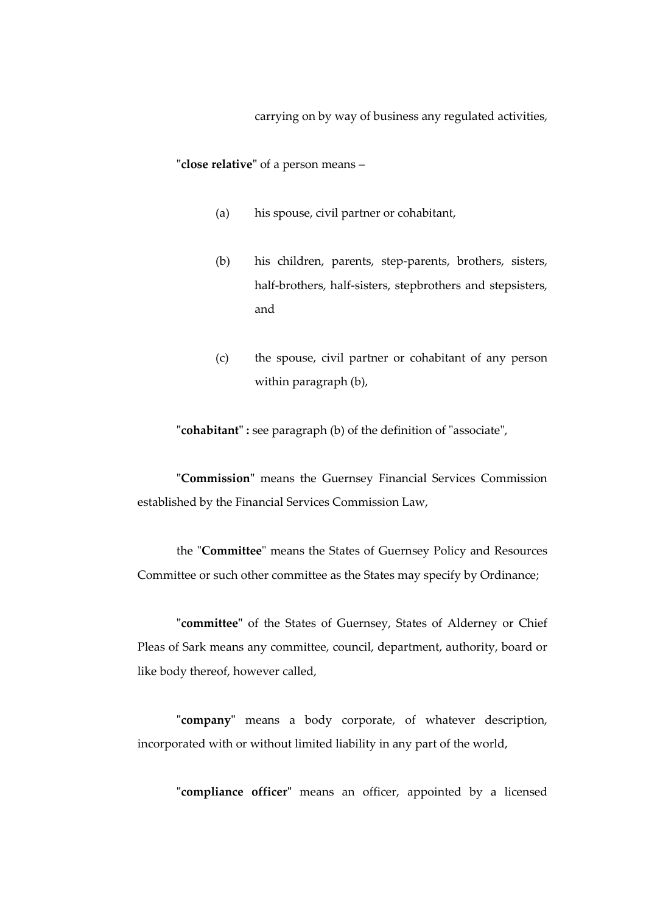carrying on by way of business any regulated activities,

"**close relative**" of a person means –

(a) his spouse, civil partner or cohabitant,

(b) his children, parents, step-parents, brothers, sisters, half-brothers, half-sisters, stepbrothers and stepsisters, and

(c) the spouse, civil partner or cohabitant of any person within paragraph (b),

"**cohabitant**" **:** see paragraph (b) of the definition of "associate",

"**Commission**" means the Guernsey Financial Services Commission established by the Financial Services Commission Law,

the "**Committee**" means the States of Guernsey Policy and Resources Committee or such other committee as the States may specify by Ordinance;

"**committee**" of the States of Guernsey, States of Alderney or Chief Pleas of Sark means any committee, council, department, authority, board or like body thereof, however called,

"**company**" means a body corporate, of whatever description, incorporated with or without limited liability in any part of the world,

"**compliance officer**" means an officer, appointed by a licensed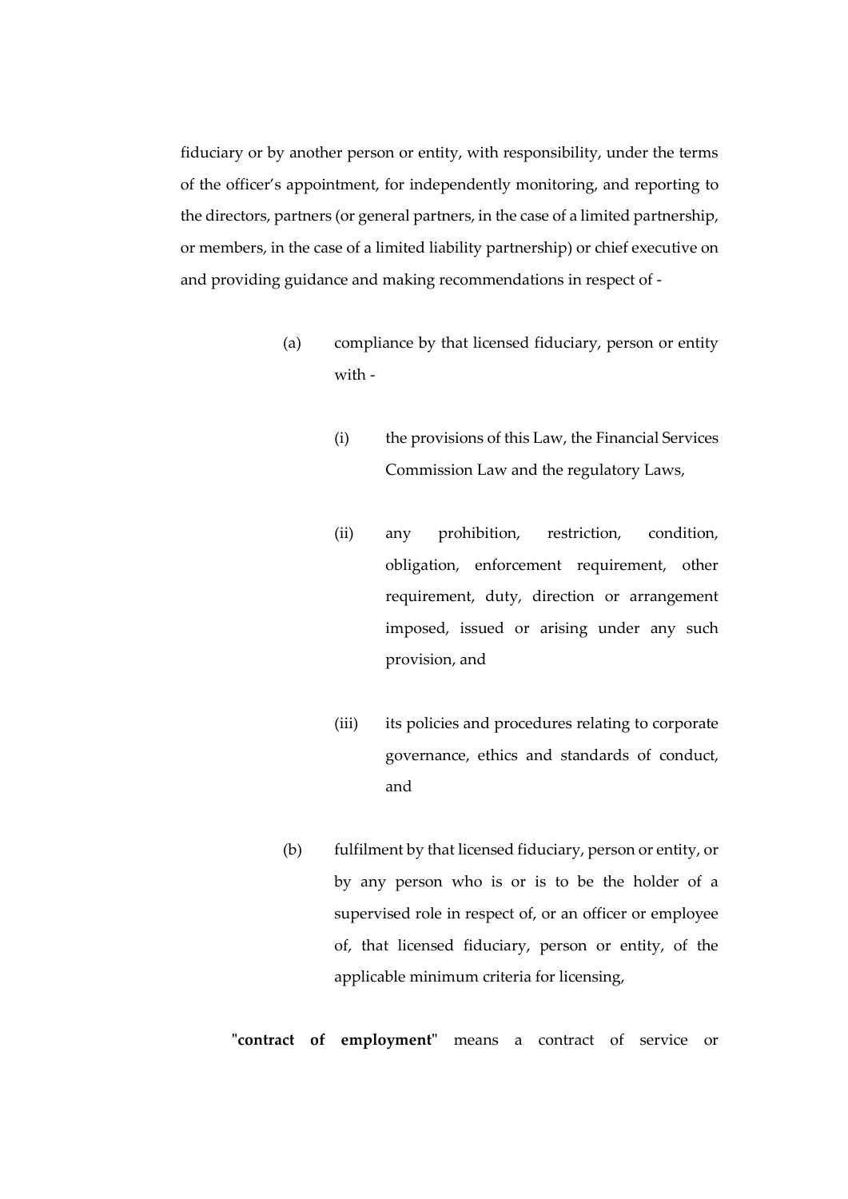fiduciary or by another person or entity, with responsibility, under the terms of the officer's appointment, for independently monitoring, and reporting to the directors, partners (or general partners, in the case of a limited partnership, or members, in the case of a limited liability partnership) or chief executive on and providing guidance and making recommendations in respect of -

(a) compliance by that licensed fiduciary, person or entity with -

(i) the provisions of this Law, the Financial Services Commission Law and the regulatory Laws,

(ii) any prohibition, restriction, condition, obligation, enforcement requirement, other requirement, duty, direction or arrangement imposed, issued or arising under any such provision, and

(iii) its policies and procedures relating to corporate governance, ethics and standards of conduct, and

(b) fulfilment by that licensed fiduciary, person or entity, or by any person who is or is to be the holder of a supervised role in respect of, or an officer or employee of, that licensed fiduciary, person or entity, of the applicable minimum criteria for licensing,

"**contract of employment**" means a contract of service or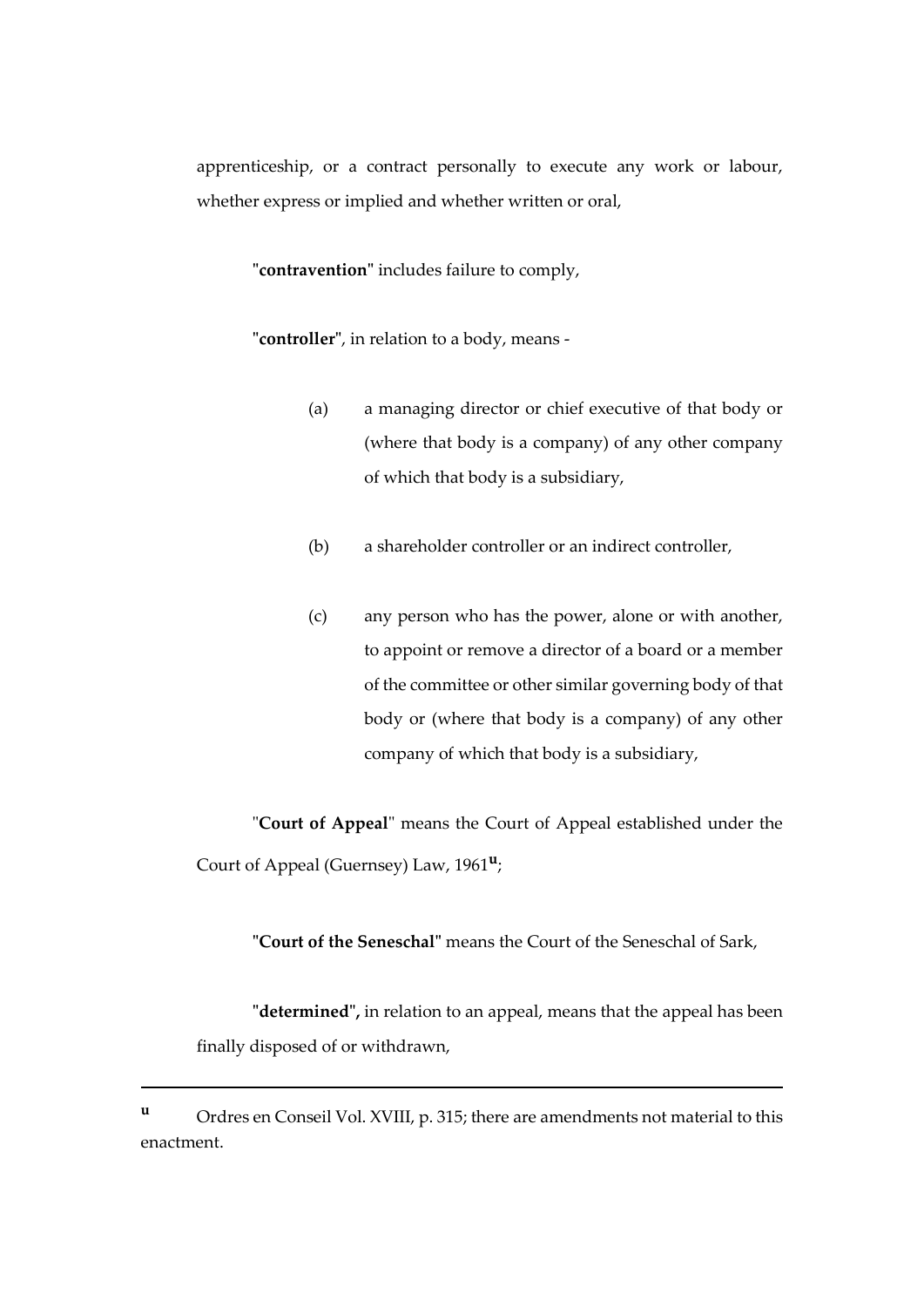apprenticeship, or a contract personally to execute any work or labour, whether express or implied and whether written or oral,

"**contravention**" includes failure to comply,

"**controller**", in relation to a body, means -

(a) a managing director or chief executive of that body or (where that body is a company) of any other company of which that body is a subsidiary,

(b) a shareholder controller or an indirect controller,

(c) any person who has the power, alone or with another, to appoint or remove a director of a board or a member of the committee or other similar governing body of that body or (where that body is a company) of any other company of which that body is a subsidiary,

"**Court of Appeal**" means the Court of Appeal established under the Court of Appeal (Guernsey) Law, 1961[u];

"**Court of the Seneschal**" means the Court of the Seneschal of Sark,

"**determined**"**,** in relation to an appeal, means that the appeal has been finally disposed of or withdrawn,

---

[u] Ordres en Conseil Vol. XVIII, p. 315; there are amendments not material to this enactment.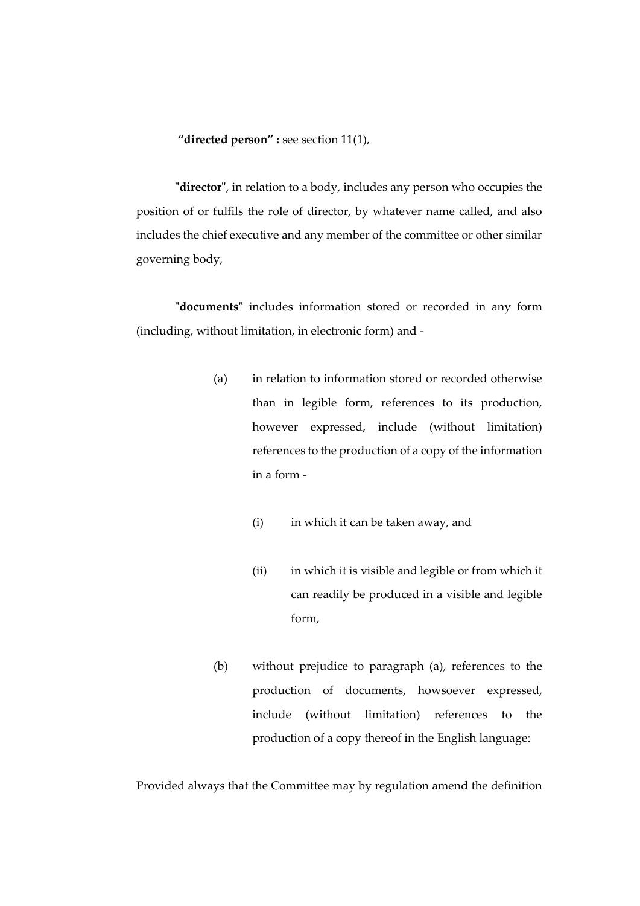**"directed person" :** see section 11(1),

"**director**", in relation to a body, includes any person who occupies the position of or fulfils the role of director, by whatever name called, and also includes the chief executive and any member of the committee or other similar governing body,

"**documents**" includes information stored or recorded in any form (including, without limitation, in electronic form) and -

(a) in relation to information stored or recorded otherwise than in legible form, references to its production, however expressed, include (without limitation) references to the production of a copy of the information in a form -

(i) in which it can be taken away, and

(ii) in which it is visible and legible or from which it can readily be produced in a visible and legible form,

(b) without prejudice to paragraph (a), references to the production of documents, howsoever expressed, include (without limitation) references to the production of a copy thereof in the English language:

Provided always that the Committee may by regulation amend the definition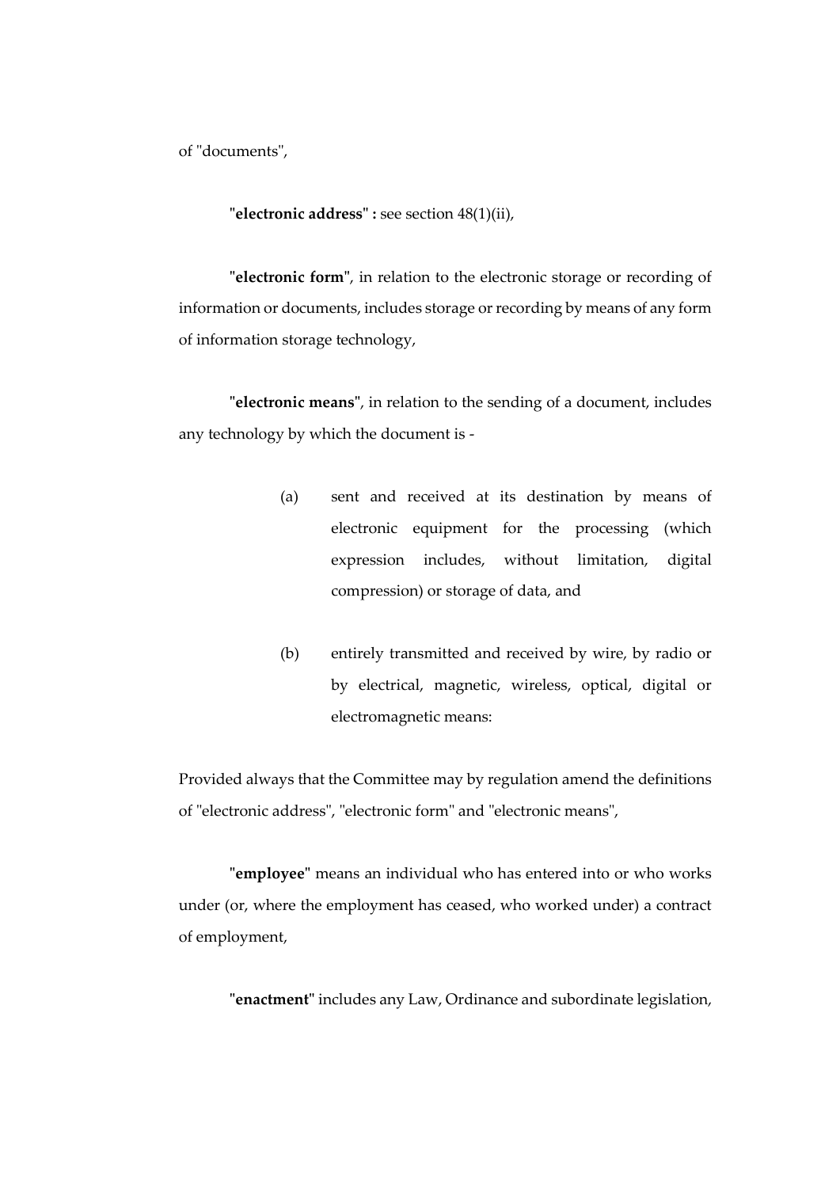of "documents",

"**electronic address**" **:** see section 48(1)(ii),

"**electronic form**", in relation to the electronic storage or recording of information or documents, includes storage or recording by means of any form of information storage technology,

"**electronic means**", in relation to the sending of a document, includes any technology by which the document is -

(a) sent and received at its destination by means of electronic equipment for the processing (which expression includes, without limitation, digital compression) or storage of data, and

(b) entirely transmitted and received by wire, by radio or by electrical, magnetic, wireless, optical, digital or electromagnetic means:

Provided always that the Committee may by regulation amend the definitions of "electronic address", "electronic form" and "electronic means",

"**employee**" means an individual who has entered into or who works under (or, where the employment has ceased, who worked under) a contract of employment,

"**enactment**" includes any Law, Ordinance and subordinate legislation,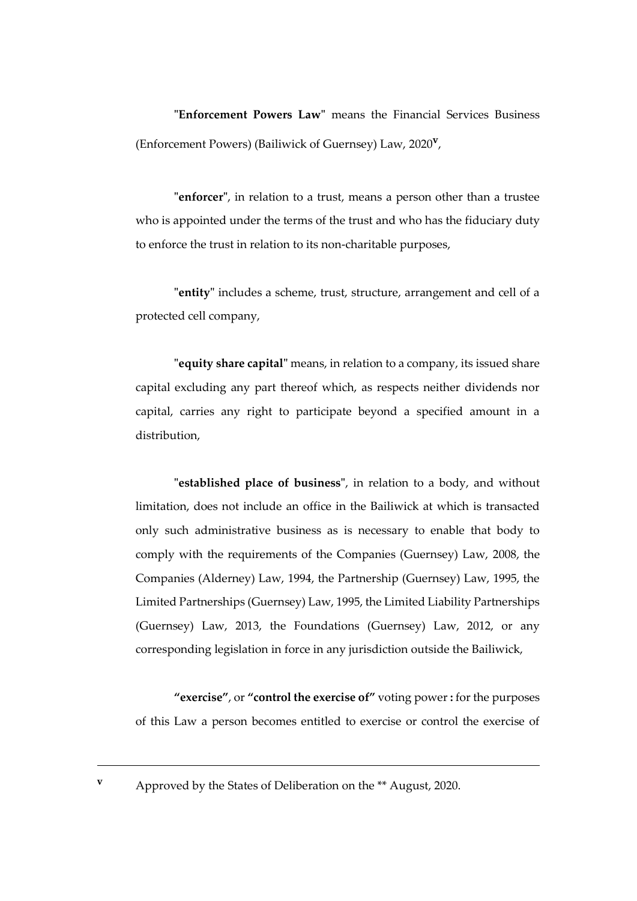"**Enforcement Powers Law**" means the Financial Services Business (Enforcement Powers) (Bailiwick of Guernsey) Law, 2020[v],

"**enforcer**", in relation to a trust, means a person other than a trustee who is appointed under the terms of the trust and who has the fiduciary duty to enforce the trust in relation to its non-charitable purposes,

"**entity**" includes a scheme, trust, structure, arrangement and cell of a protected cell company,

"**equity share capital**" means, in relation to a company, its issued share capital excluding any part thereof which, as respects neither dividends nor capital, carries any right to participate beyond a specified amount in a distribution,

"**established place of business**", in relation to a body, and without limitation, does not include an office in the Bailiwick at which is transacted only such administrative business as is necessary to enable that body to comply with the requirements of the Companies (Guernsey) Law, 2008, the Companies (Alderney) Law, 1994, the Partnership (Guernsey) Law, 1995, the Limited Partnerships (Guernsey) Law, 1995, the Limited Liability Partnerships (Guernsey) Law, 2013, the Foundations (Guernsey) Law, 2012, or any corresponding legislation in force in any jurisdiction outside the Bailiwick,

**"exercise"**, or **"control the exercise of"** voting power **:** for the purposes of this Law a person becomes entitled to exercise or control the exercise of

---

[v] Approved by the States of Deliberation on the ** August, 2020.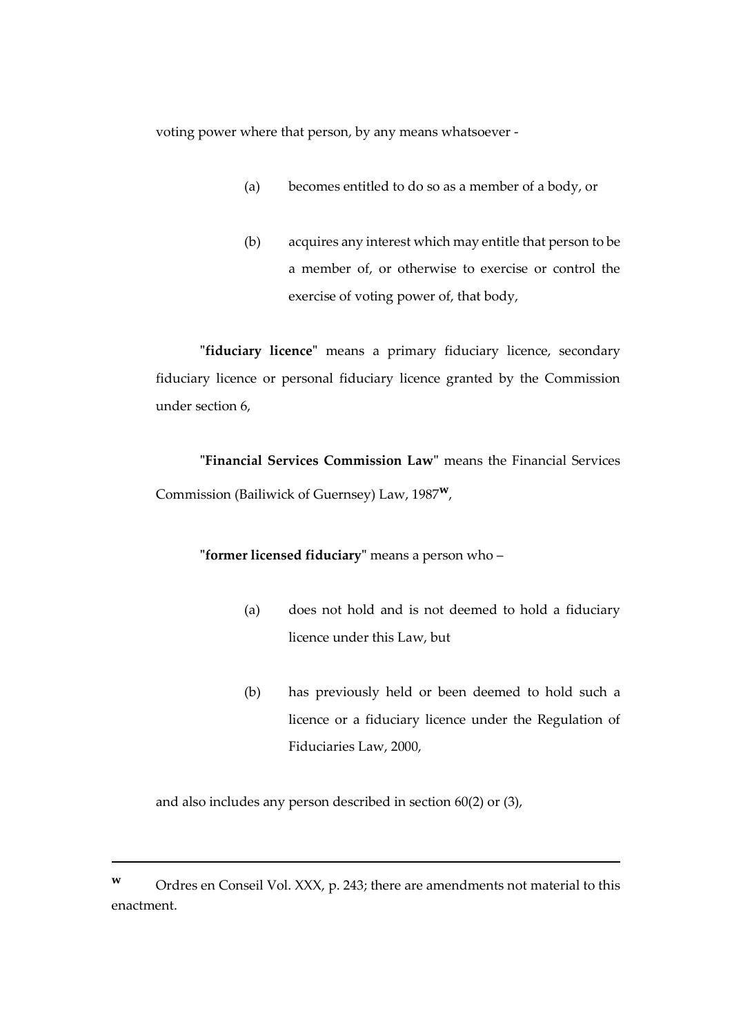voting power where that person, by any means whatsoever -

(a) becomes entitled to do so as a member of a body, or

(b) acquires any interest which may entitle that person to be a member of, or otherwise to exercise or control the exercise of voting power of, that body,

"**fiduciary licence**" means a primary fiduciary licence, secondary fiduciary licence or personal fiduciary licence granted by the Commission under section 6,

"**Financial Services Commission Law**" means the Financial Services Commission (Bailiwick of Guernsey) Law, 1987[w],

"**former licensed fiduciary**" means a person who –

(a) does not hold and is not deemed to hold a fiduciary licence under this Law, but

(b) has previously held or been deemed to hold such a licence or a fiduciary licence under the Regulation of Fiduciaries Law, 2000,

and also includes any person described in section 60(2) or (3),

---

[w] Ordres en Conseil Vol. XXX, p. 243; there are amendments not material to this enactment.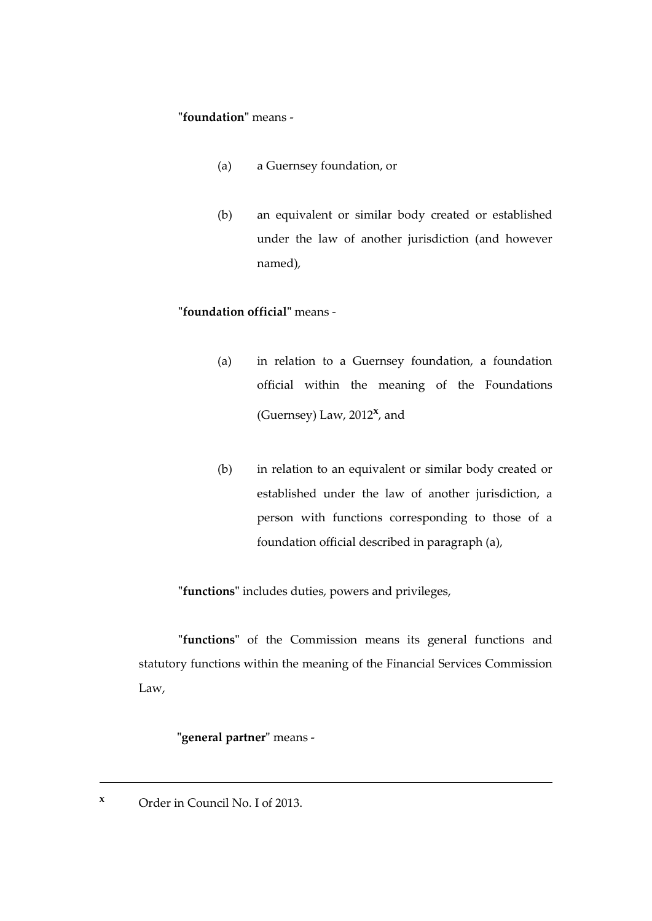"**foundation**" means -

(a) a Guernsey foundation, or

(b) an equivalent or similar body created or established under the law of another jurisdiction (and however named),

"**foundation official**" means -

(a) in relation to a Guernsey foundation, a foundation official within the meaning of the Foundations (Guernsey) Law, 2012[x], and

(b) in relation to an equivalent or similar body created or established under the law of another jurisdiction, a person with functions corresponding to those of a foundation official described in paragraph (a),

"**functions**" includes duties, powers and privileges,

"**functions**" of the Commission means its general functions and statutory functions within the meaning of the Financial Services Commission Law,

"**general partner**" means -

---

[x] Order in Council No. I of 2013.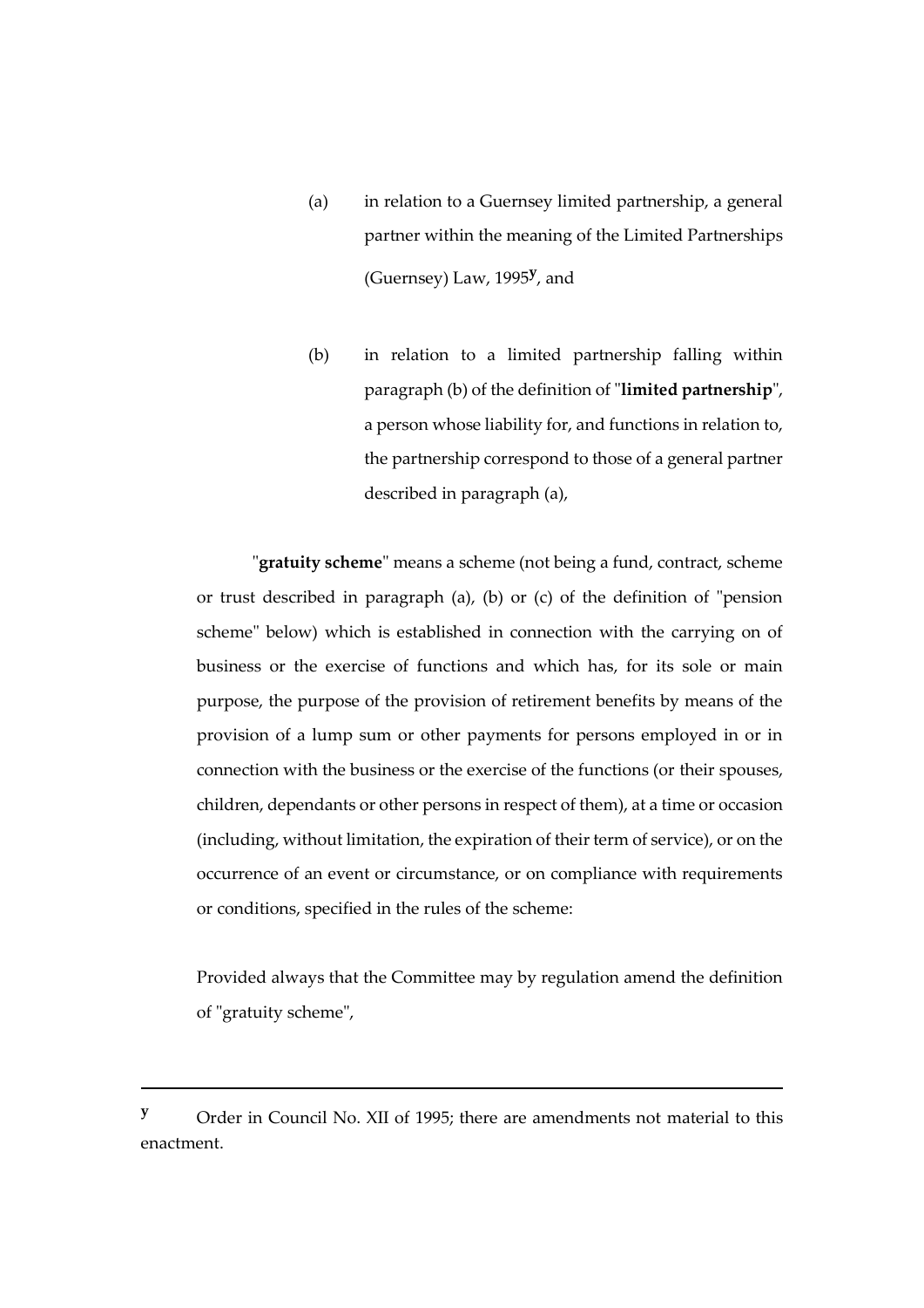(a) in relation to a Guernsey limited partnership, a general partner within the meaning of the Limited Partnerships (Guernsey) Law, 1995[y], and

(b) in relation to a limited partnership falling within paragraph (b) of the definition of "**limited partnership**", a person whose liability for, and functions in relation to, the partnership correspond to those of a general partner described in paragraph (a),

"**gratuity scheme**" means a scheme (not being a fund, contract, scheme or trust described in paragraph (a), (b) or (c) of the definition of "pension scheme" below) which is established in connection with the carrying on of business or the exercise of functions and which has, for its sole or main purpose, the purpose of the provision of retirement benefits by means of the provision of a lump sum or other payments for persons employed in or in connection with the business or the exercise of the functions (or their spouses, children, dependants or other persons in respect of them), at a time or occasion (including, without limitation, the expiration of their term of service), or on the occurrence of an event or circumstance, or on compliance with requirements or conditions, specified in the rules of the scheme:

Provided always that the Committee may by regulation amend the definition of "gratuity scheme",

---

[y] Order in Council No. XII of 1995; there are amendments not material to this enactment.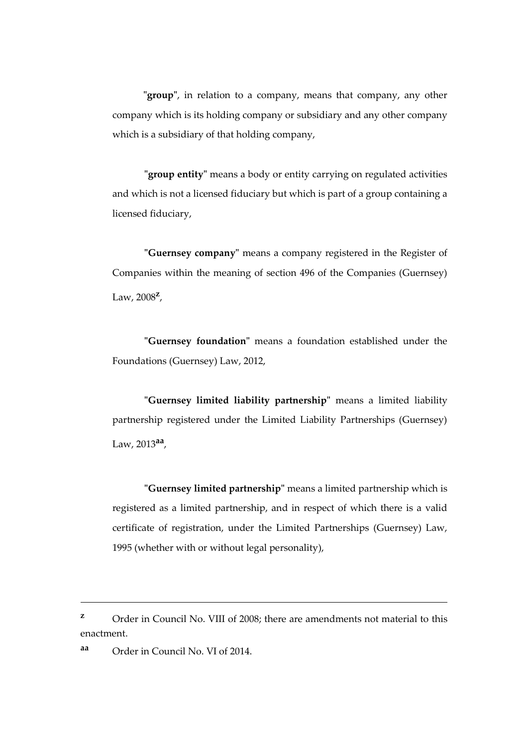"**group**", in relation to a company, means that company, any other company which is its holding company or subsidiary and any other company which is a subsidiary of that holding company,

"**group entity**" means a body or entity carrying on regulated activities and which is not a licensed fiduciary but which is part of a group containing a licensed fiduciary,

"**Guernsey company**" means a company registered in the Register of Companies within the meaning of section 496 of the Companies (Guernsey) Law, 2008[z],

"**Guernsey foundation**" means a foundation established under the Foundations (Guernsey) Law, 2012,

"**Guernsey limited liability partnership**" means a limited liability partnership registered under the Limited Liability Partnerships (Guernsey) Law, 2013[aa],

"**Guernsey limited partnership**" means a limited partnership which is registered as a limited partnership, and in respect of which there is a valid certificate of registration, under the Limited Partnerships (Guernsey) Law, 1995 (whether with or without legal personality),

---

**z** Order in Council No. VIII of 2008; there are amendments not material to this enactment.

**aa** Order in Council No. VI of 2014.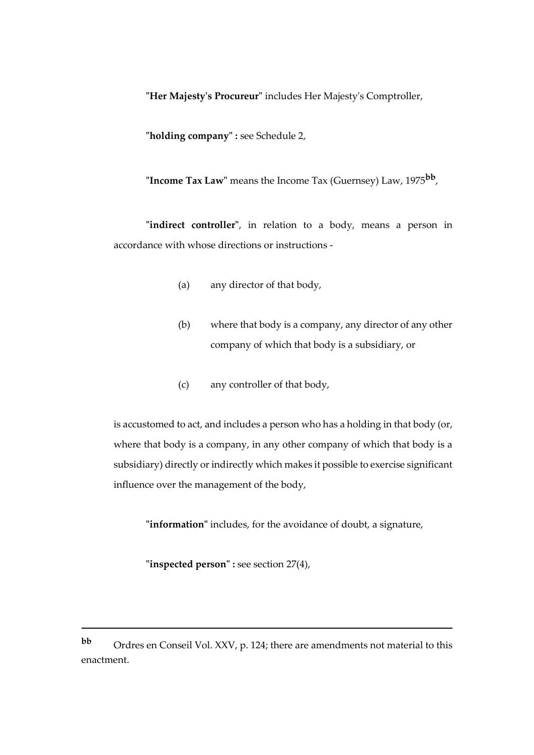"**Her Majesty's Procureur**" includes Her Majesty's Comptroller,

"**holding company**" **:** see Schedule 2,

"**Income Tax Law**" means the Income Tax (Guernsey) Law, 1975[bb],

"**indirect controller**", in relation to a body, means a person in accordance with whose directions or instructions -

(a) any director of that body,

(b) where that body is a company, any director of any other company of which that body is a subsidiary, or

(c) any controller of that body,

is accustomed to act, and includes a person who has a holding in that body (or, where that body is a company, in any other company of which that body is a subsidiary) directly or indirectly which makes it possible to exercise significant influence over the management of the body,

"**information**" includes, for the avoidance of doubt, a signature,

"**inspected person**" **:** see section 27(4),

---

**bb** Ordres en Conseil Vol. XXV, p. 124; there are amendments not material to this enactment.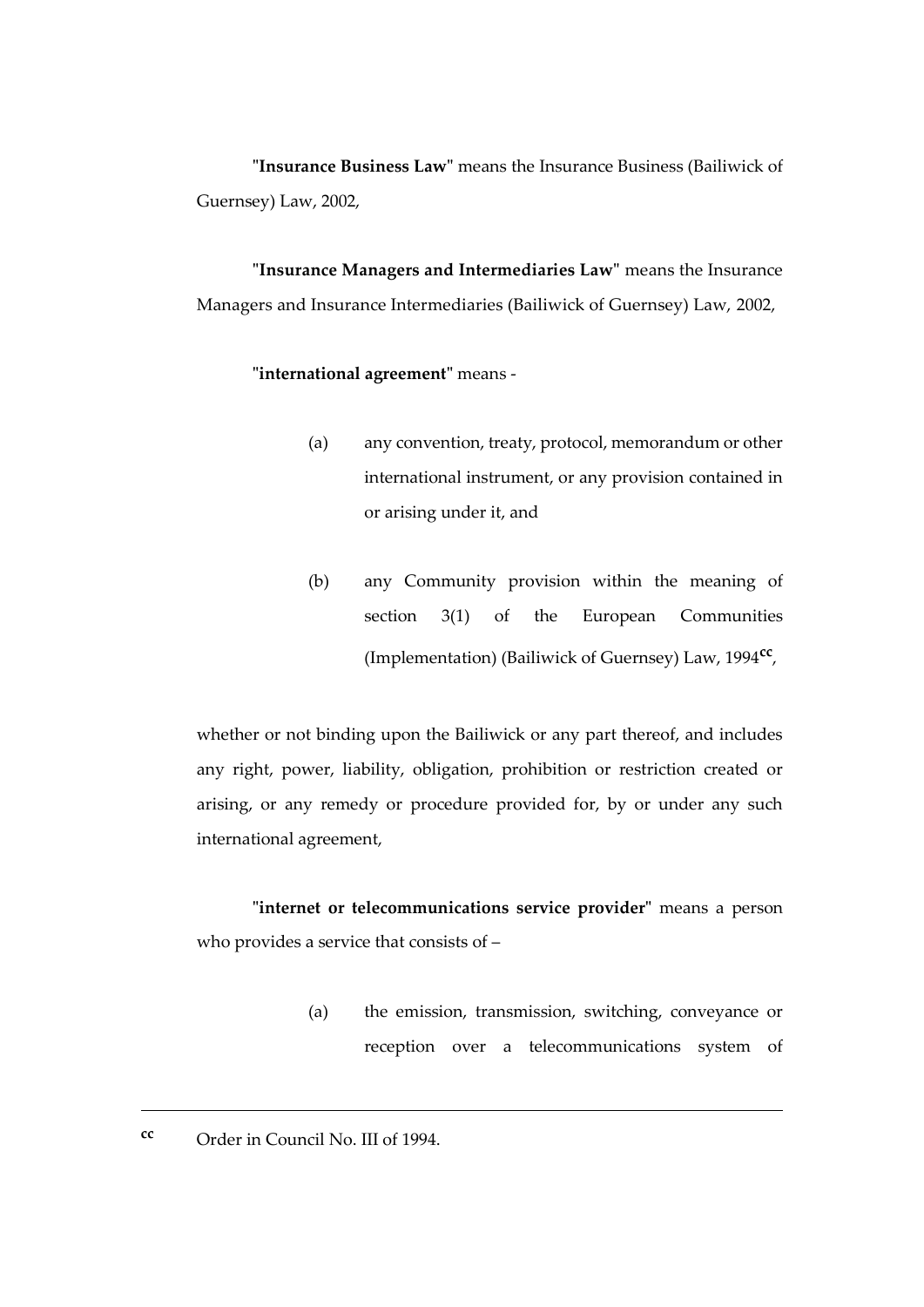"**Insurance Business Law**" means the Insurance Business (Bailiwick of Guernsey) Law, 2002,

"**Insurance Managers and Intermediaries Law**" means the Insurance Managers and Insurance Intermediaries (Bailiwick of Guernsey) Law, 2002,

"**international agreement**" means -

(a) any convention, treaty, protocol, memorandum or other international instrument, or any provision contained in or arising under it, and

(b) any Community provision within the meaning of section 3(1) of the European Communities (Implementation) (Bailiwick of Guernsey) Law, 1994[cc],

whether or not binding upon the Bailiwick or any part thereof, and includes any right, power, liability, obligation, prohibition or restriction created or arising, or any remedy or procedure provided for, by or under any such international agreement,

"**internet or telecommunications service provider**" means a person who provides a service that consists of –

(a) the emission, transmission, switching, conveyance or reception over a telecommunications system of

---

[cc] Order in Council No. III of 1994.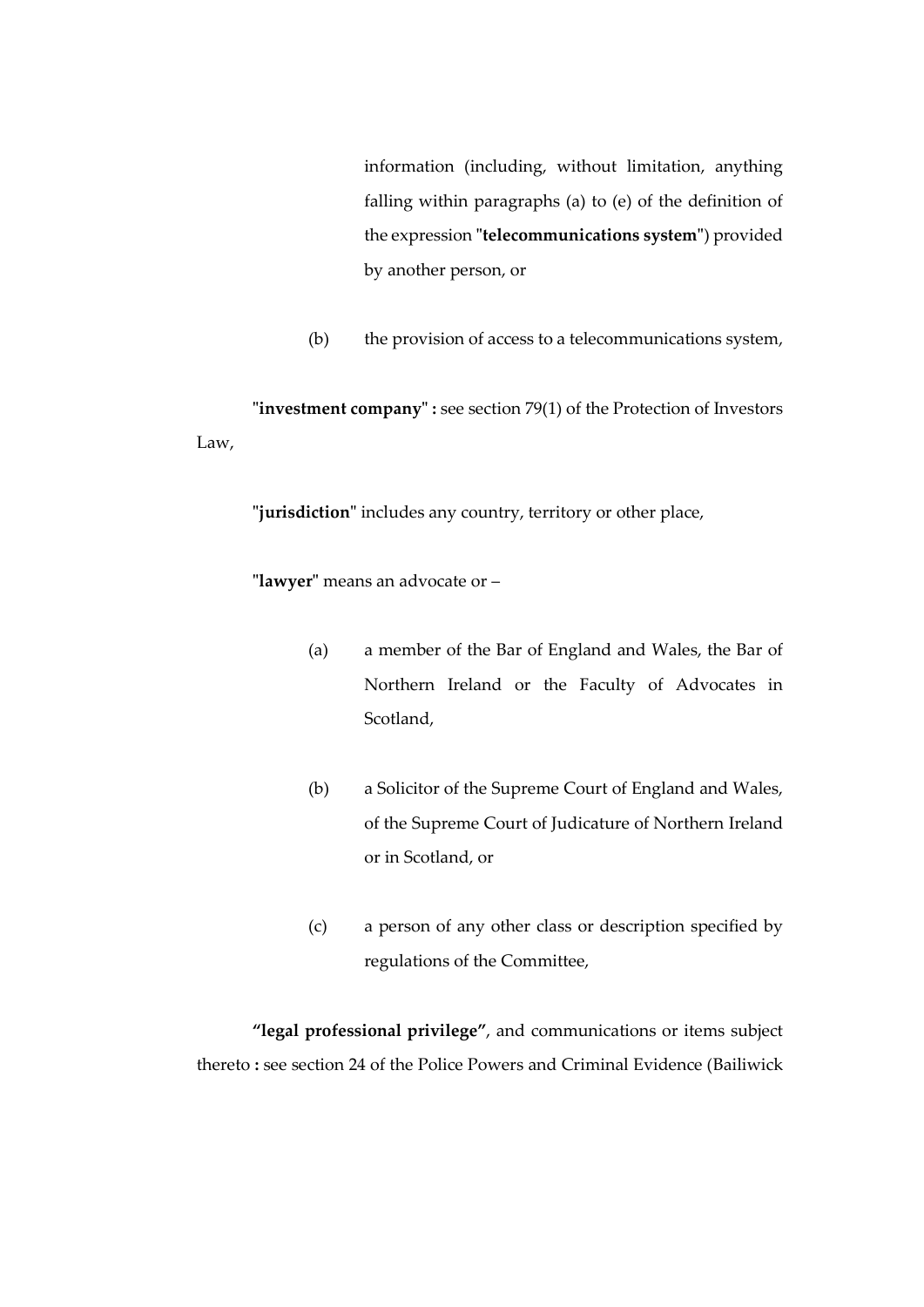information (including, without limitation, anything falling within paragraphs (a) to (e) of the definition of the expression "**telecommunications system**") provided by another person, or

(b) the provision of access to a telecommunications system,

"**investment company**" **:** see section 79(1) of the Protection of Investors Law,

"**jurisdiction**" includes any country, territory or other place,

"**lawyer**" means an advocate or –

(a) a member of the Bar of England and Wales, the Bar of Northern Ireland or the Faculty of Advocates in Scotland,

(b) a Solicitor of the Supreme Court of England and Wales, of the Supreme Court of Judicature of Northern Ireland or in Scotland, or

(c) a person of any other class or description specified by regulations of the Committee,

**"legal professional privilege"**, and communications or items subject thereto **:** see section 24 of the Police Powers and Criminal Evidence (Bailiwick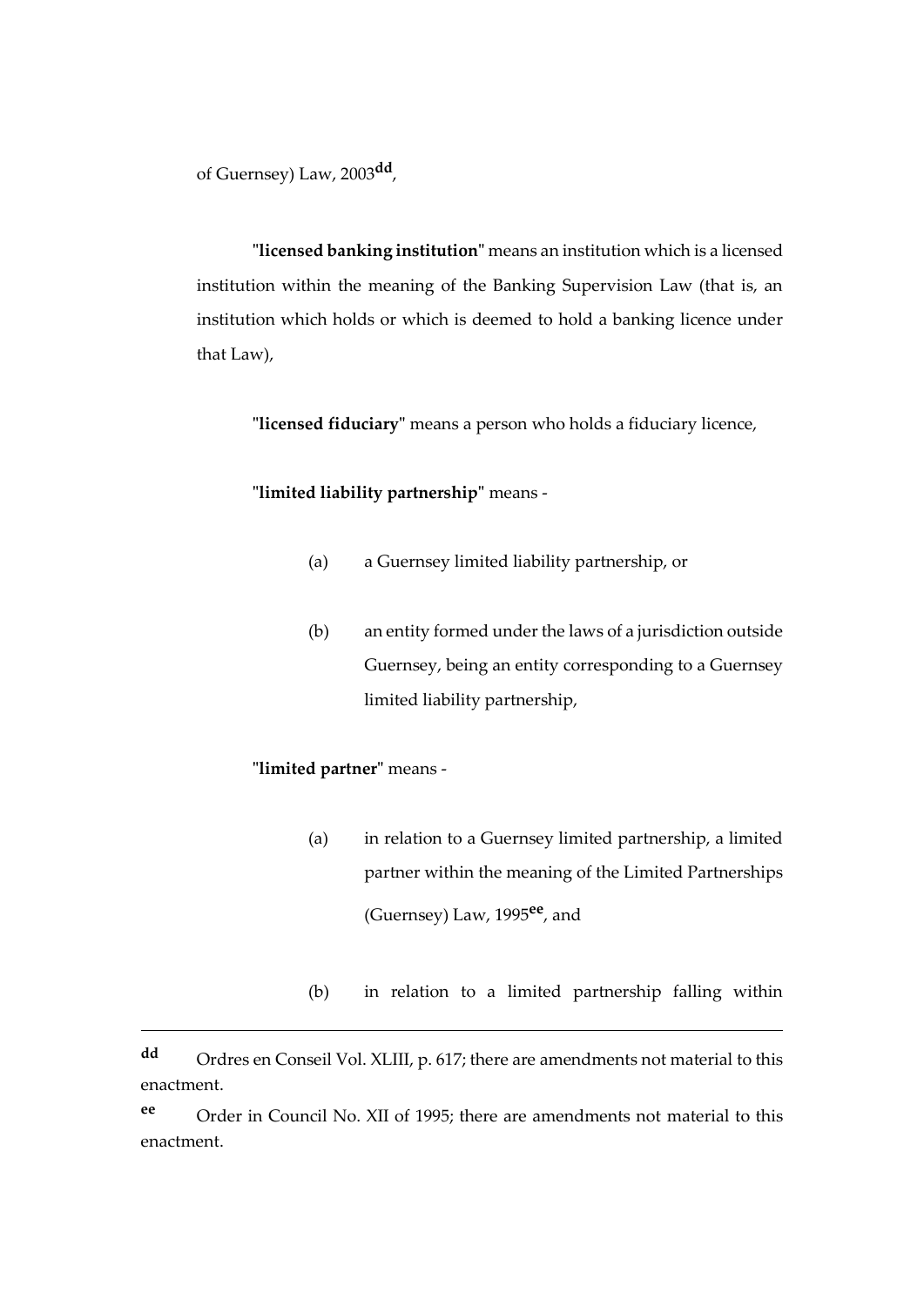of Guernsey) Law, 2003[dd],

"**licensed banking institution**" means an institution which is a licensed institution within the meaning of the Banking Supervision Law (that is, an institution which holds or which is deemed to hold a banking licence under that Law),

"**licensed fiduciary**" means a person who holds a fiduciary licence,

"**limited liability partnership**" means -

(a) a Guernsey limited liability partnership, or

(b) an entity formed under the laws of a jurisdiction outside Guernsey, being an entity corresponding to a Guernsey limited liability partnership,

"**limited partner**" means -

(a) in relation to a Guernsey limited partnership, a limited partner within the meaning of the Limited Partnerships (Guernsey) Law, 1995[ee], and

(b) in relation to a limited partnership falling within

---

[dd] Ordres en Conseil Vol. XLIII, p. 617; there are amendments not material to this enactment.

[ee] Order in Council No. XII of 1995; there are amendments not material to this enactment.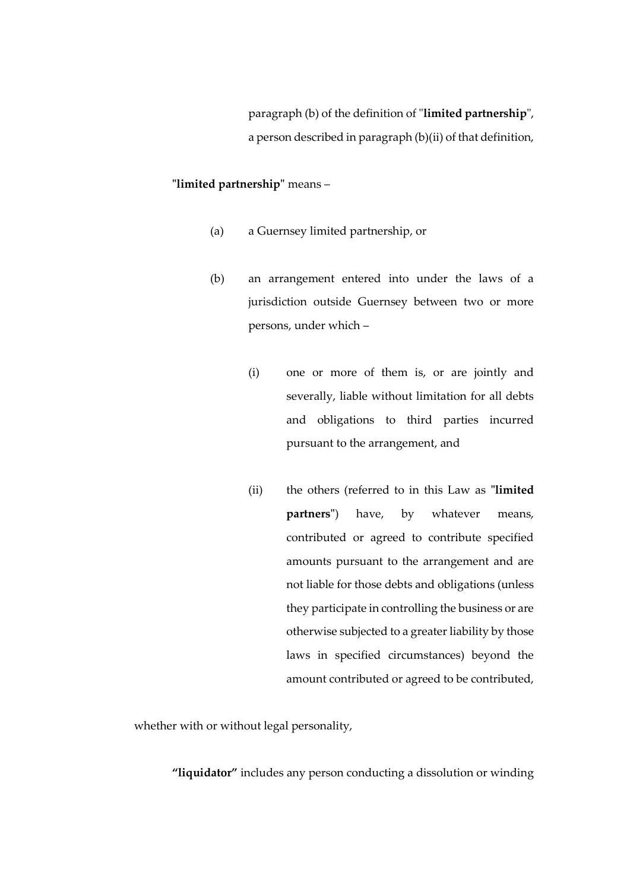paragraph (b) of the definition of "**limited partnership**", a person described in paragraph (b)(ii) of that definition,

"**limited partnership**" means –

(a) a Guernsey limited partnership, or

(b) an arrangement entered into under the laws of a jurisdiction outside Guernsey between two or more persons, under which –

   (i) one or more of them is, or are jointly and severally, liable without limitation for all debts and obligations to third parties incurred pursuant to the arrangement, and

   (ii) the others (referred to in this Law as "**limited partners**") have, by whatever means, contributed or agreed to contribute specified amounts pursuant to the arrangement and are not liable for those debts and obligations (unless they participate in controlling the business or are otherwise subjected to a greater liability by those laws in specified circumstances) beyond the amount contributed or agreed to be contributed,

whether with or without legal personality,

**"liquidator"** includes any person conducting a dissolution or winding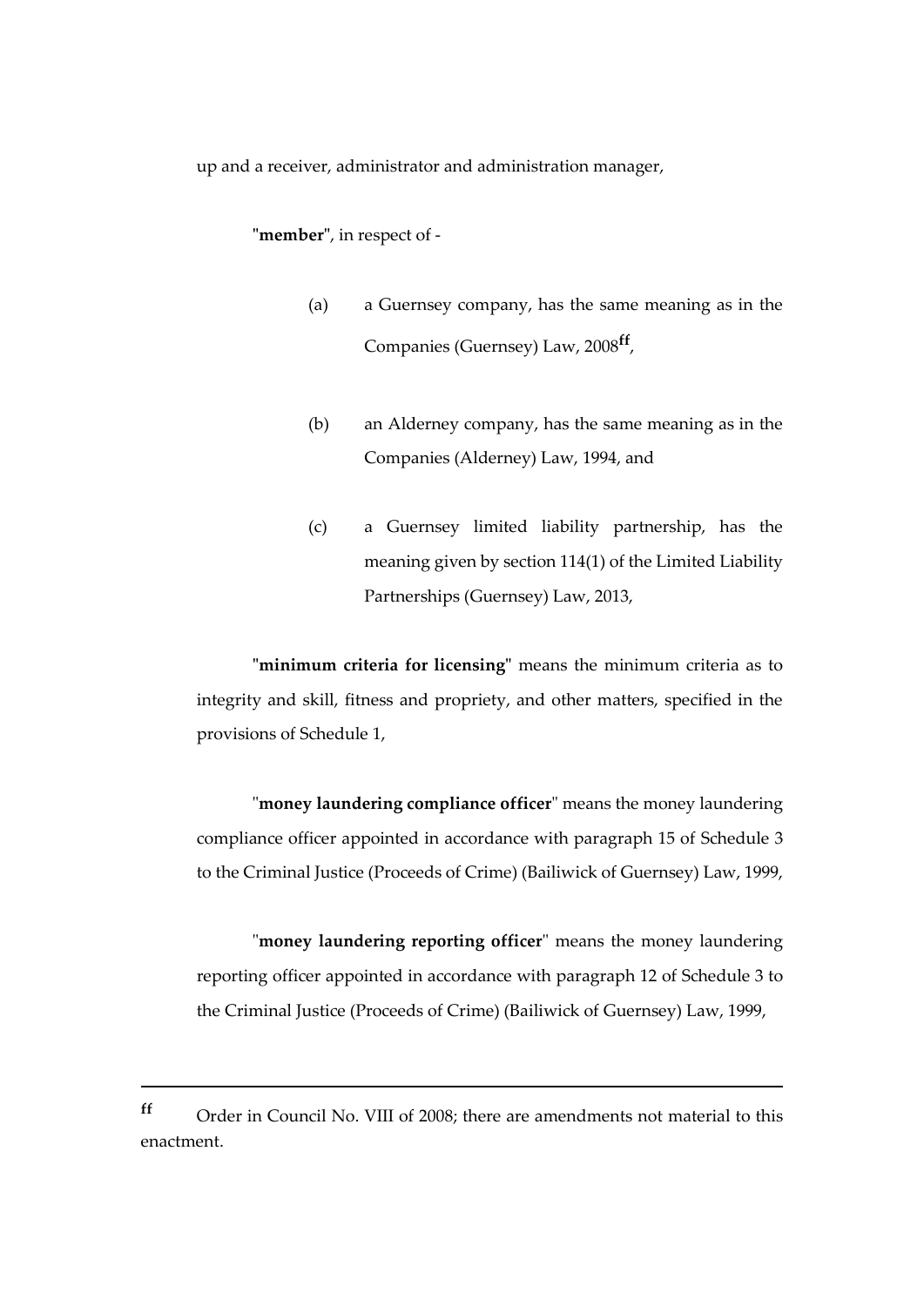up and a receiver, administrator and administration manager,

"**member**", in respect of -

(a) a Guernsey company, has the same meaning as in the Companies (Guernsey) Law, 2008[ff],

(b) an Alderney company, has the same meaning as in the Companies (Alderney) Law, 1994, and

(c) a Guernsey limited liability partnership, has the meaning given by section 114(1) of the Limited Liability Partnerships (Guernsey) Law, 2013,

"**minimum criteria for licensing**" means the minimum criteria as to integrity and skill, fitness and propriety, and other matters, specified in the provisions of Schedule 1,

"**money laundering compliance officer**" means the money laundering compliance officer appointed in accordance with paragraph 15 of Schedule 3 to the Criminal Justice (Proceeds of Crime) (Bailiwick of Guernsey) Law, 1999,

"**money laundering reporting officer**" means the money laundering reporting officer appointed in accordance with paragraph 12 of Schedule 3 to the Criminal Justice (Proceeds of Crime) (Bailiwick of Guernsey) Law, 1999,

---

[ff] Order in Council No. VIII of 2008; there are amendments not material to this enactment.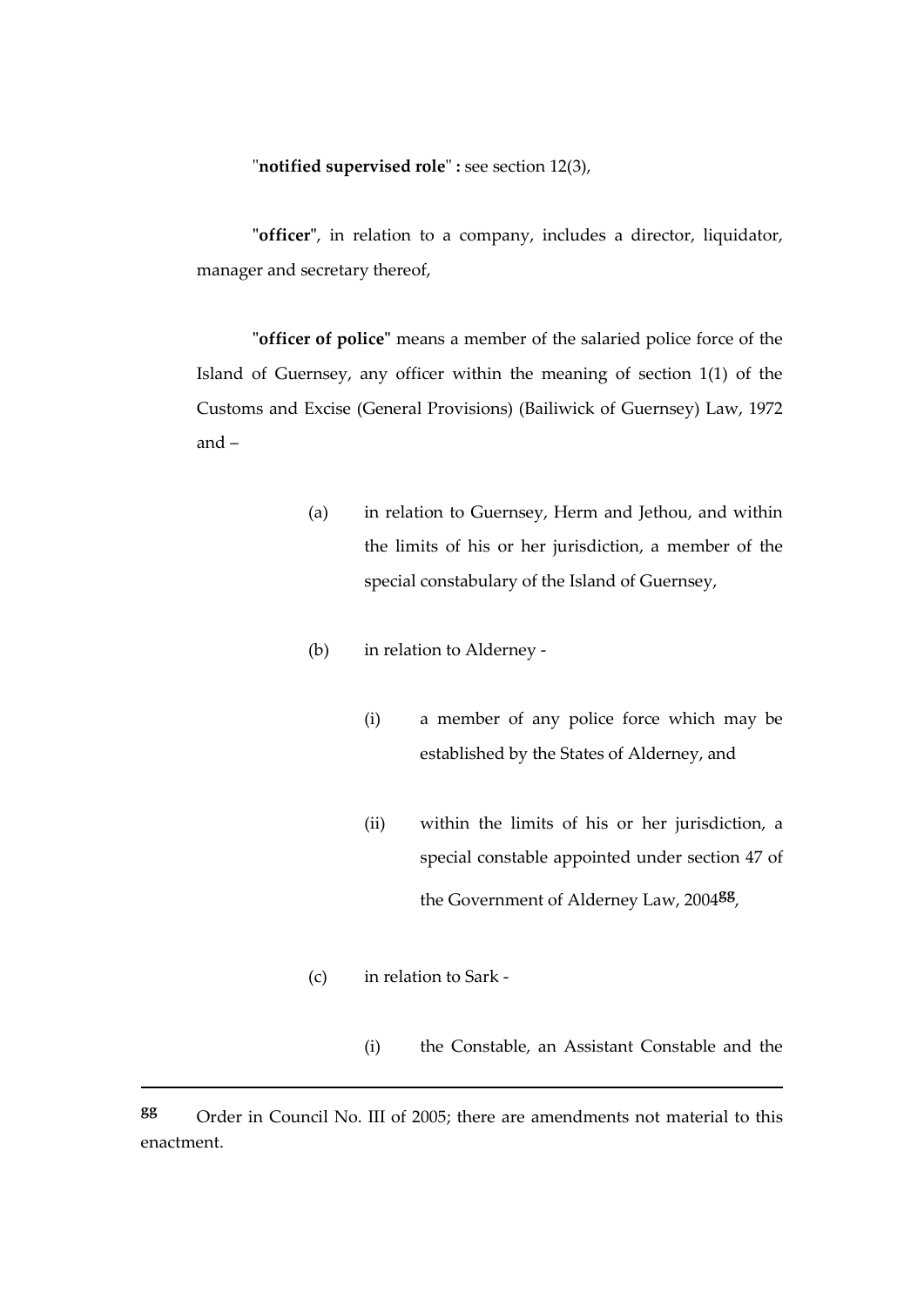"**notified supervised role**" **:** see section 12(3),

"**officer**", in relation to a company, includes a director, liquidator, manager and secretary thereof,

"**officer of police**" means a member of the salaried police force of the Island of Guernsey, any officer within the meaning of section 1(1) of the Customs and Excise (General Provisions) (Bailiwick of Guernsey) Law, 1972 and –

(a) in relation to Guernsey, Herm and Jethou, and within the limits of his or her jurisdiction, a member of the special constabulary of the Island of Guernsey,

(b) in relation to Alderney -

(i) a member of any police force which may be established by the States of Alderney, and

(ii) within the limits of his or her jurisdiction, a special constable appointed under section 47 of the Government of Alderney Law, 2004[gg],

(c) in relation to Sark -

(i) the Constable, an Assistant Constable and the

---

[gg] Order in Council No. III of 2005; there are amendments not material to this enactment.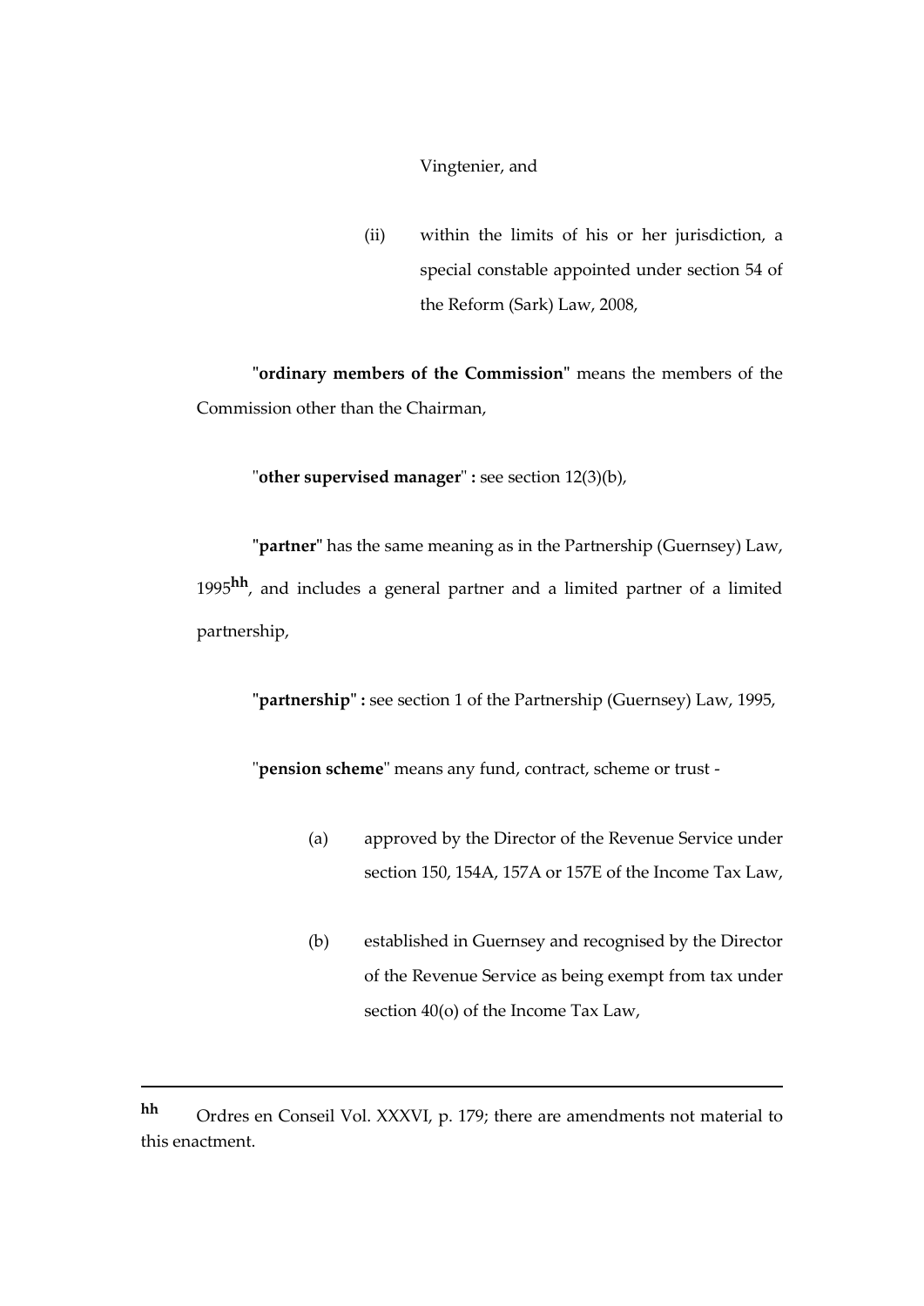Vingtenier, and

(ii) within the limits of his or her jurisdiction, a special constable appointed under section 54 of the Reform (Sark) Law, 2008,

"**ordinary members of the Commission**" means the members of the Commission other than the Chairman,

"**other supervised manager**" **:** see section 12(3)(b),

"**partner**" has the same meaning as in the Partnership (Guernsey) Law, 1995[hh], and includes a general partner and a limited partner of a limited partnership,

"**partnership**" **:** see section 1 of the Partnership (Guernsey) Law, 1995,

"**pension scheme**" means any fund, contract, scheme or trust -

(a) approved by the Director of the Revenue Service under section 150, 154A, 157A or 157E of the Income Tax Law,

(b) established in Guernsey and recognised by the Director of the Revenue Service as being exempt from tax under section 40(o) of the Income Tax Law,

---

**hh** Ordres en Conseil Vol. XXXVI, p. 179; there are amendments not material to this enactment.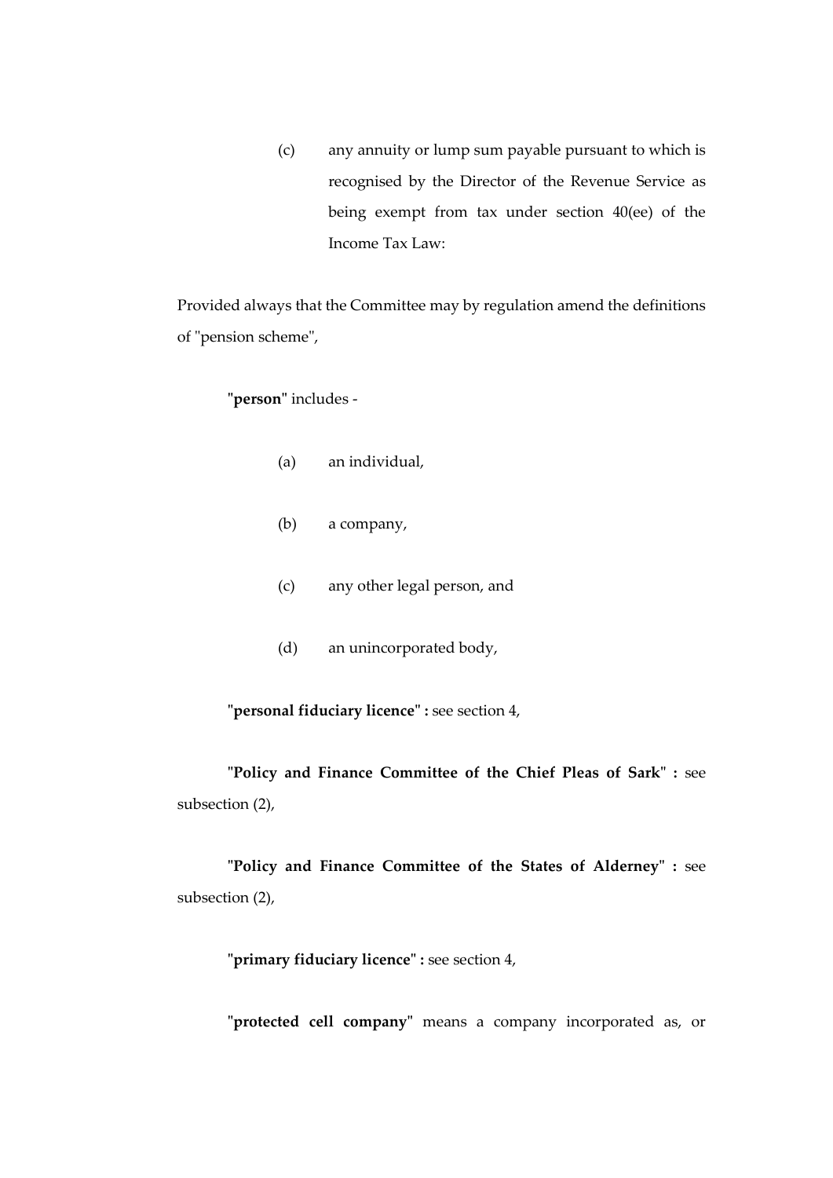(c) any annuity or lump sum payable pursuant to which is recognised by the Director of the Revenue Service as being exempt from tax under section 40(ee) of the Income Tax Law:

Provided always that the Committee may by regulation amend the definitions of "pension scheme",

"**person**" includes -

(a) an individual,

(b) a company,

(c) any other legal person, and

(d) an unincorporated body,

"**personal fiduciary licence**" **:** see section 4,

"**Policy and Finance Committee of the Chief Pleas of Sark**" **:** see subsection (2),

"**Policy and Finance Committee of the States of Alderney**" **:** see subsection (2),

"**primary fiduciary licence**" **:** see section 4,

"**protected cell company**" means a company incorporated as, or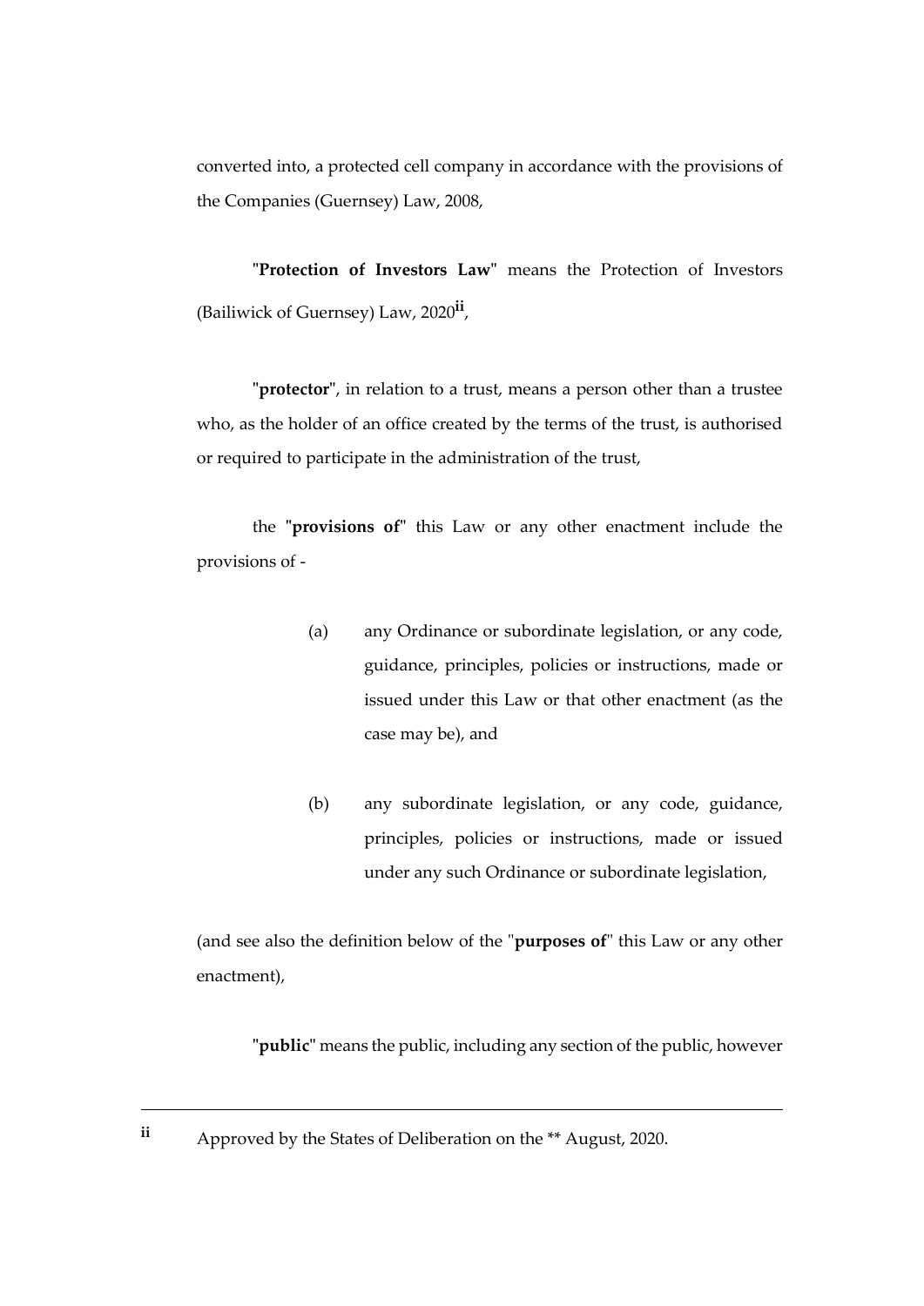converted into, a protected cell company in accordance with the provisions of the Companies (Guernsey) Law, 2008,

"**Protection of Investors Law**" means the Protection of Investors (Bailiwick of Guernsey) Law, 2020[ii],

"**protector**", in relation to a trust, means a person other than a trustee who, as the holder of an office created by the terms of the trust, is authorised or required to participate in the administration of the trust,

the "**provisions of**" this Law or any other enactment include the provisions of -

(a) any Ordinance or subordinate legislation, or any code, guidance, principles, policies or instructions, made or issued under this Law or that other enactment (as the case may be), and

(b) any subordinate legislation, or any code, guidance, principles, policies or instructions, made or issued under any such Ordinance or subordinate legislation,

(and see also the definition below of the "**purposes of**" this Law or any other enactment),

"**public**" means the public, including any section of the public, however

---

[ii] Approved by the States of Deliberation on the ** August, 2020.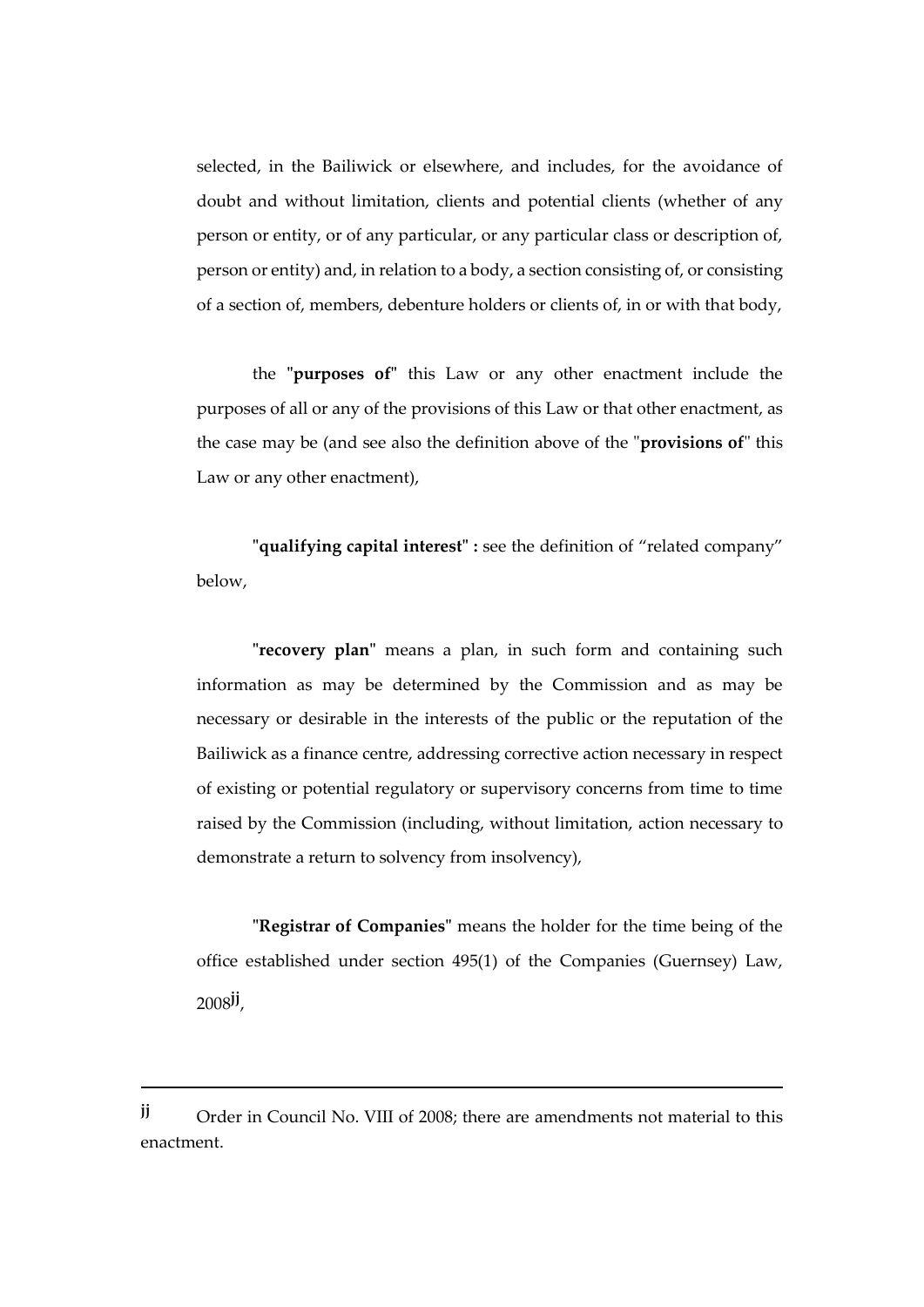selected, in the Bailiwick or elsewhere, and includes, for the avoidance of doubt and without limitation, clients and potential clients (whether of any person or entity, or of any particular, or any particular class or description of, person or entity) and, in relation to a body, a section consisting of, or consisting of a section of, members, debenture holders or clients of, in or with that body,

the "**purposes of**" this Law or any other enactment include the purposes of all or any of the provisions of this Law or that other enactment, as the case may be (and see also the definition above of the "**provisions of**" this Law or any other enactment),

"**qualifying capital interest**" **:** see the definition of "related company" below,

"**recovery plan**" means a plan, in such form and containing such information as may be determined by the Commission and as may be necessary or desirable in the interests of the public or the reputation of the Bailiwick as a finance centre, addressing corrective action necessary in respect of existing or potential regulatory or supervisory concerns from time to time raised by the Commission (including, without limitation, action necessary to demonstrate a return to solvency from insolvency),

"**Registrar of Companies**" means the holder for the time being of the office established under section 495(1) of the Companies (Guernsey) Law, 2008[jj],

---

[jj] Order in Council No. VIII of 2008; there are amendments not material to this enactment.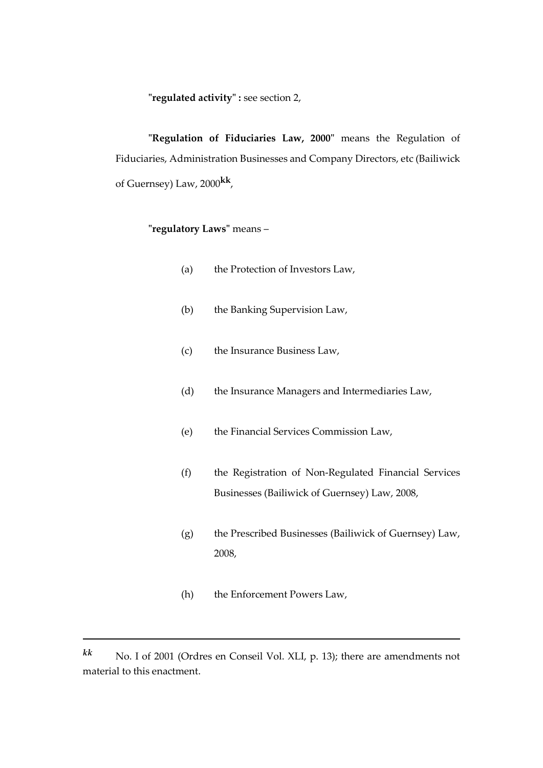"**regulated activity**" **:** see section 2,

"**Regulation of Fiduciaries Law, 2000**" means the Regulation of Fiduciaries, Administration Businesses and Company Directors, etc (Bailiwick of Guernsey) Law, 2000[kk],

"**regulatory Laws**" means –

(a) the Protection of Investors Law,

(b) the Banking Supervision Law,

(c) the Insurance Business Law,

(d) the Insurance Managers and Intermediaries Law,

(e) the Financial Services Commission Law,

(f) the Registration of Non-Regulated Financial Services Businesses (Bailiwick of Guernsey) Law, 2008,

(g) the Prescribed Businesses (Bailiwick of Guernsey) Law, 2008,

(h) the Enforcement Powers Law,

---

*kk* No. I of 2001 (Ordres en Conseil Vol. XLI, p. 13); there are amendments not material to this enactment.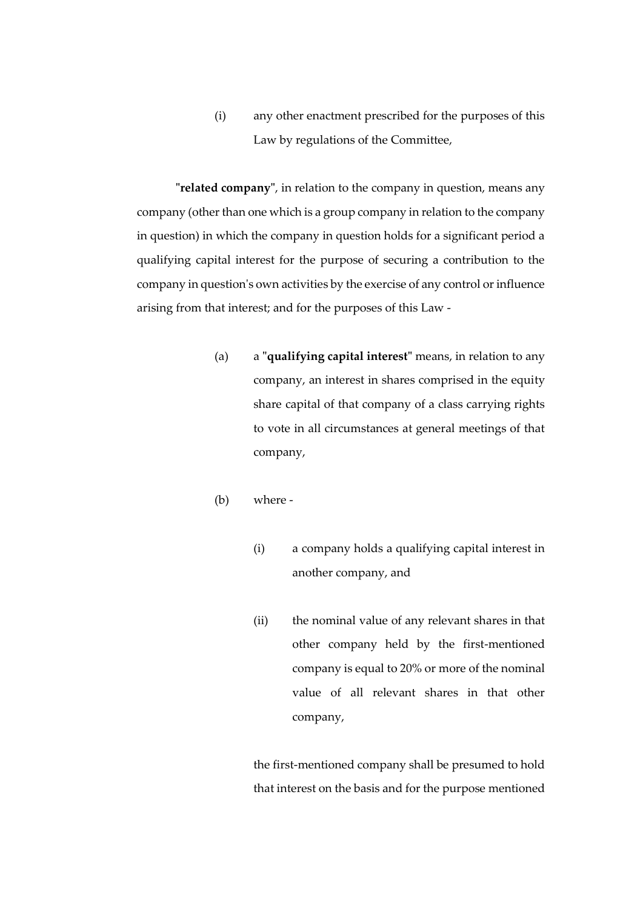(i) any other enactment prescribed for the purposes of this Law by regulations of the Committee,

"**related company**", in relation to the company in question, means any company (other than one which is a group company in relation to the company in question) in which the company in question holds for a significant period a qualifying capital interest for the purpose of securing a contribution to the company in question's own activities by the exercise of any control or influence arising from that interest; and for the purposes of this Law -

(a) a "**qualifying capital interest**" means, in relation to any company, an interest in shares comprised in the equity share capital of that company of a class carrying rights to vote in all circumstances at general meetings of that company,

(b) where -

(i) a company holds a qualifying capital interest in another company, and

(ii) the nominal value of any relevant shares in that other company held by the first-mentioned company is equal to 20% or more of the nominal value of all relevant shares in that other company,

the first-mentioned company shall be presumed to hold that interest on the basis and for the purpose mentioned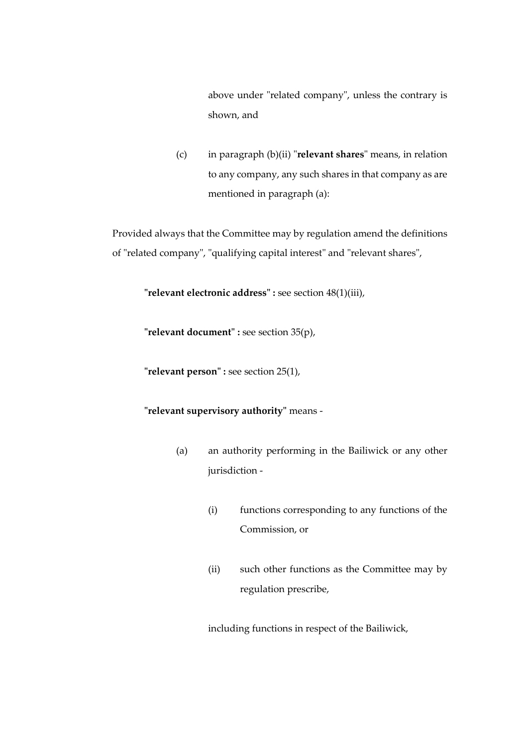above under "related company", unless the contrary is shown, and

(c) in paragraph (b)(ii) "**relevant shares**" means, in relation to any company, any such shares in that company as are mentioned in paragraph (a):

Provided always that the Committee may by regulation amend the definitions of "related company", "qualifying capital interest" and "relevant shares",

"**relevant electronic address**" **:** see section 48(1)(iii),

"**relevant document**" **:** see section 35(p),

"**relevant person**" **:** see section 25(1),

"**relevant supervisory authority**" means -

(a) an authority performing in the Bailiwick or any other jurisdiction -

(i) functions corresponding to any functions of the Commission, or

(ii) such other functions as the Committee may by regulation prescribe,

including functions in respect of the Bailiwick,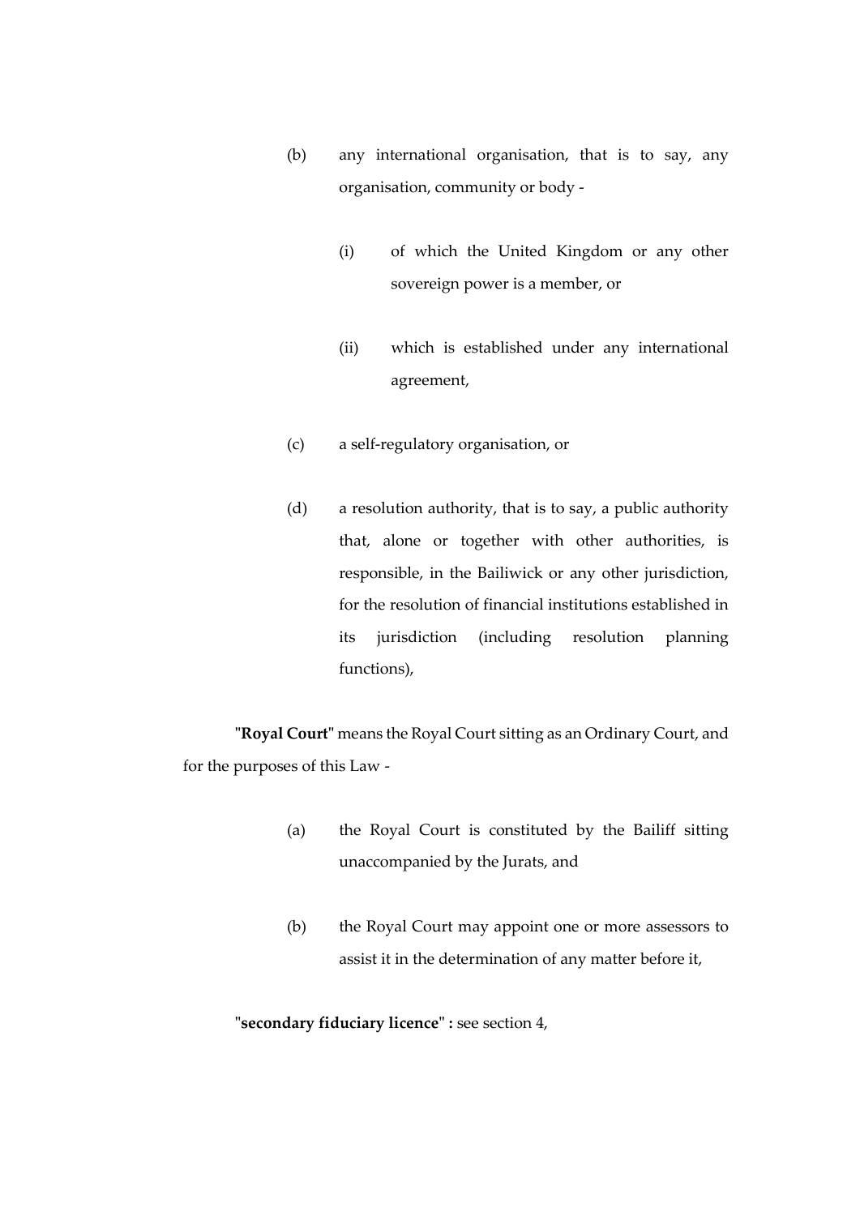(b) any international organisation, that is to say, any organisation, community or body -

  (i) of which the United Kingdom or any other sovereign power is a member, or

  (ii) which is established under any international agreement,

(c) a self-regulatory organisation, or

(d) a resolution authority, that is to say, a public authority that, alone or together with other authorities, is responsible, in the Bailiwick or any other jurisdiction, for the resolution of financial institutions established in its jurisdiction (including resolution planning functions),

"**Royal Court**" means the Royal Court sitting as an Ordinary Court, and for the purposes of this Law -

(a) the Royal Court is constituted by the Bailiff sitting unaccompanied by the Jurats, and

(b) the Royal Court may appoint one or more assessors to assist it in the determination of any matter before it,

"**secondary fiduciary licence**" **:** see section 4,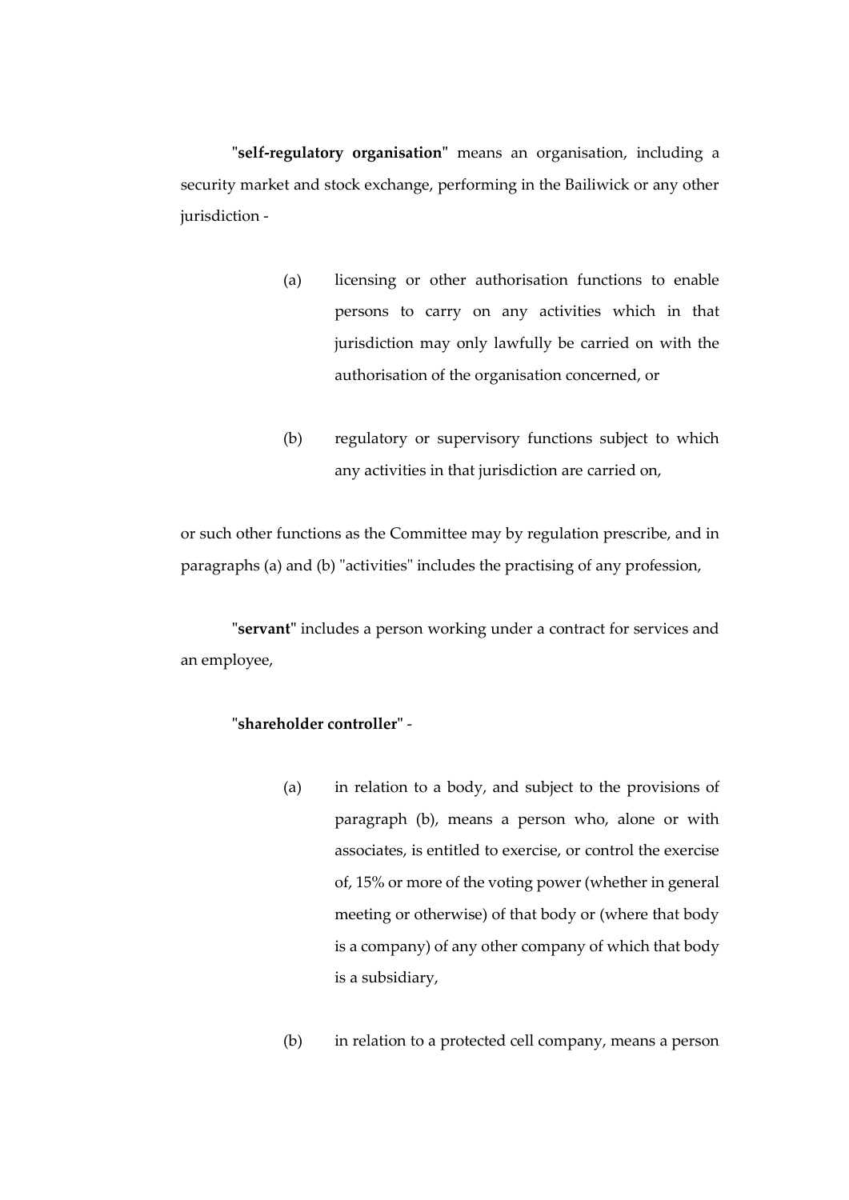"**self-regulatory organisation**" means an organisation, including a security market and stock exchange, performing in the Bailiwick or any other jurisdiction -

(a) licensing or other authorisation functions to enable persons to carry on any activities which in that jurisdiction may only lawfully be carried on with the authorisation of the organisation concerned, or

(b) regulatory or supervisory functions subject to which any activities in that jurisdiction are carried on,

or such other functions as the Committee may by regulation prescribe, and in paragraphs (a) and (b) "activities" includes the practising of any profession,

"**servant**" includes a person working under a contract for services and an employee,

"**shareholder controller**" -

(a) in relation to a body, and subject to the provisions of paragraph (b), means a person who, alone or with associates, is entitled to exercise, or control the exercise of, 15% or more of the voting power (whether in general meeting or otherwise) of that body or (where that body is a company) of any other company of which that body is a subsidiary,

(b) in relation to a protected cell company, means a person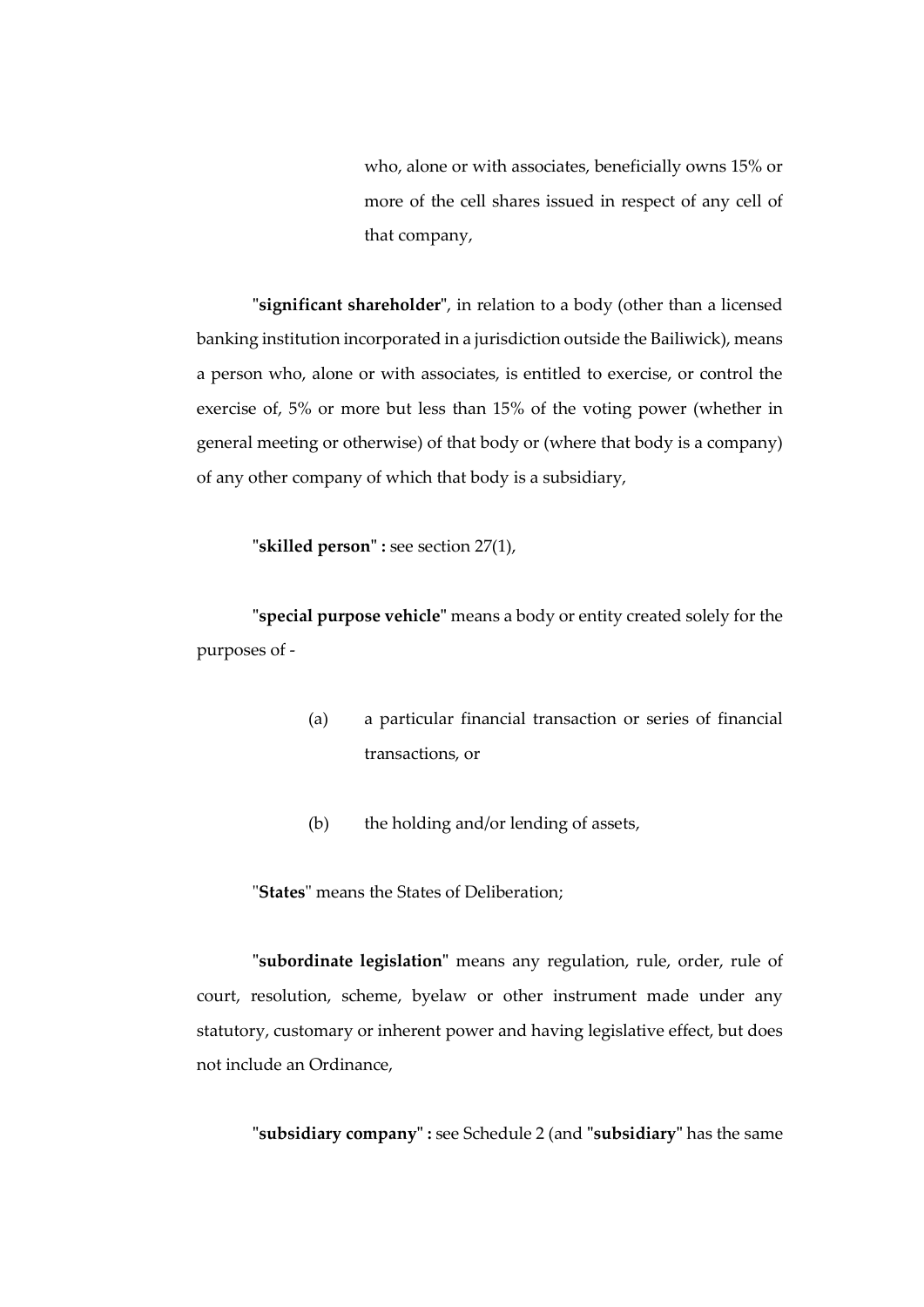who, alone or with associates, beneficially owns 15% or more of the cell shares issued in respect of any cell of that company,

"**significant shareholder**", in relation to a body (other than a licensed banking institution incorporated in a jurisdiction outside the Bailiwick), means a person who, alone or with associates, is entitled to exercise, or control the exercise of, 5% or more but less than 15% of the voting power (whether in general meeting or otherwise) of that body or (where that body is a company) of any other company of which that body is a subsidiary,

"**skilled person**" **:** see section 27(1),

"**special purpose vehicle**" means a body or entity created solely for the purposes of -

(a) a particular financial transaction or series of financial transactions, or

(b) the holding and/or lending of assets,

"**States**" means the States of Deliberation;

"**subordinate legislation**" means any regulation, rule, order, rule of court, resolution, scheme, byelaw or other instrument made under any statutory, customary or inherent power and having legislative effect, but does not include an Ordinance,

"**subsidiary company**" **:** see Schedule 2 (and "**subsidiary**" has the same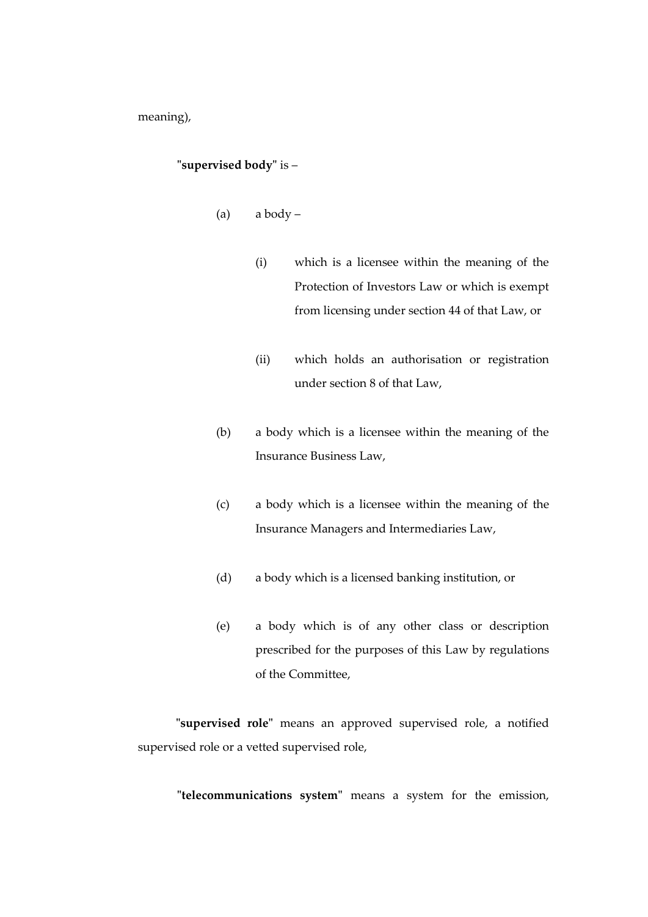meaning),

"**supervised body**" is –

(a) a body –

(i) which is a licensee within the meaning of the Protection of Investors Law or which is exempt from licensing under section 44 of that Law, or

(ii) which holds an authorisation or registration under section 8 of that Law,

(b) a body which is a licensee within the meaning of the Insurance Business Law,

(c) a body which is a licensee within the meaning of the Insurance Managers and Intermediaries Law,

(d) a body which is a licensed banking institution, or

(e) a body which is of any other class or description prescribed for the purposes of this Law by regulations of the Committee,

"**supervised role**" means an approved supervised role, a notified supervised role or a vetted supervised role,

"**telecommunications system**" means a system for the emission,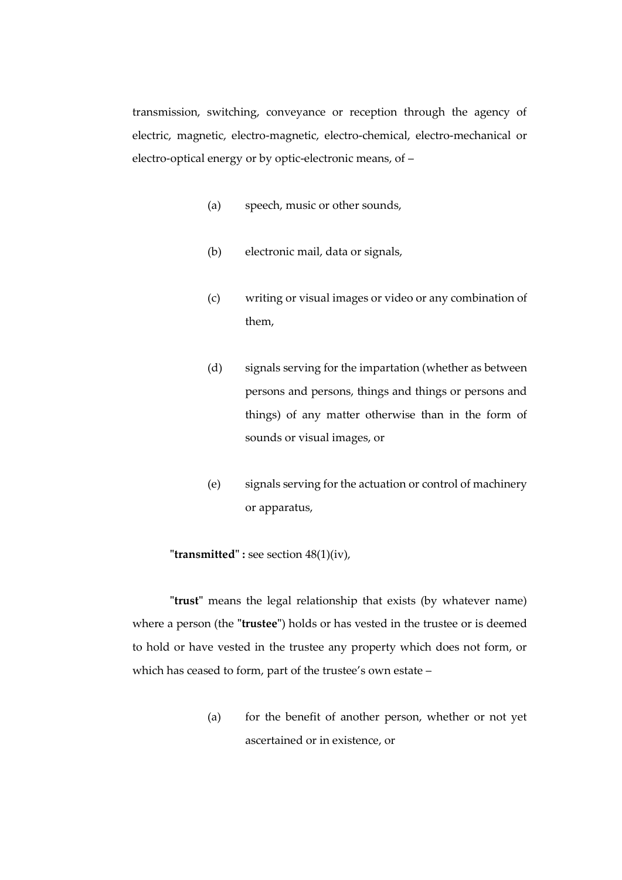transmission, switching, conveyance or reception through the agency of electric, magnetic, electro-magnetic, electro-chemical, electro-mechanical or electro-optical energy or by optic-electronic means, of –

(a) speech, music or other sounds,

(b) electronic mail, data or signals,

(c) writing or visual images or video or any combination of them,

(d) signals serving for the impartation (whether as between persons and persons, things and things or persons and things) of any matter otherwise than in the form of sounds or visual images, or

(e) signals serving for the actuation or control of machinery or apparatus,

"**transmitted**" **:** see section 48(1)(iv),

"**trust**" means the legal relationship that exists (by whatever name) where a person (the "**trustee**") holds or has vested in the trustee or is deemed to hold or have vested in the trustee any property which does not form, or which has ceased to form, part of the trustee's own estate –

(a) for the benefit of another person, whether or not yet ascertained or in existence, or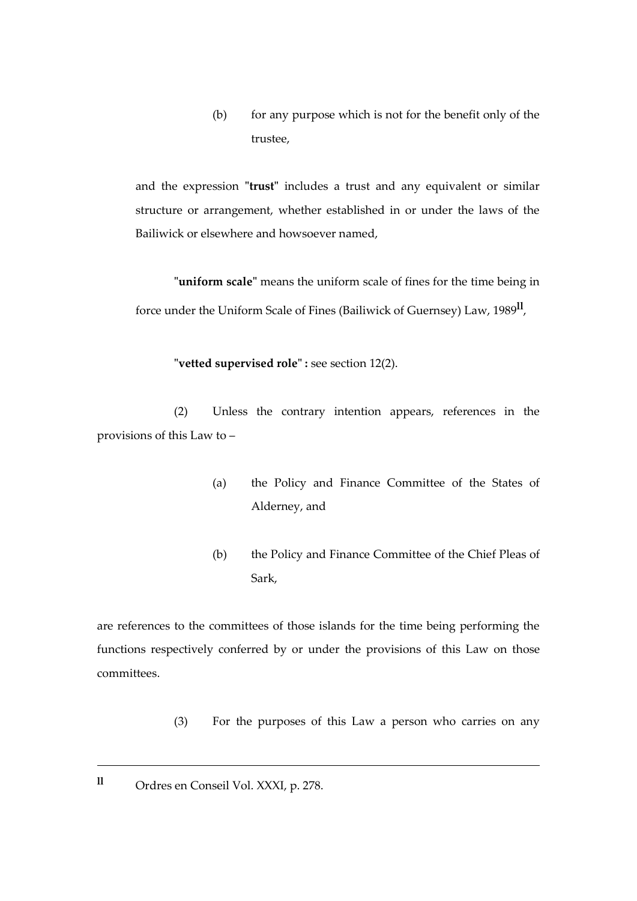(b) for any purpose which is not for the benefit only of the trustee,

and the expression "**trust**" includes a trust and any equivalent or similar structure or arrangement, whether established in or under the laws of the Bailiwick or elsewhere and howsoever named,

"**uniform scale**" means the uniform scale of fines for the time being in force under the Uniform Scale of Fines (Bailiwick of Guernsey) Law, 1989[ll],

"**vetted supervised role**" **:** see section 12(2).

(2) Unless the contrary intention appears, references in the provisions of this Law to –

(a) the Policy and Finance Committee of the States of Alderney, and

(b) the Policy and Finance Committee of the Chief Pleas of Sark,

are references to the committees of those islands for the time being performing the functions respectively conferred by or under the provisions of this Law on those committees.

(3) For the purposes of this Law a person who carries on any

---

[ll] Ordres en Conseil Vol. XXXI, p. 278.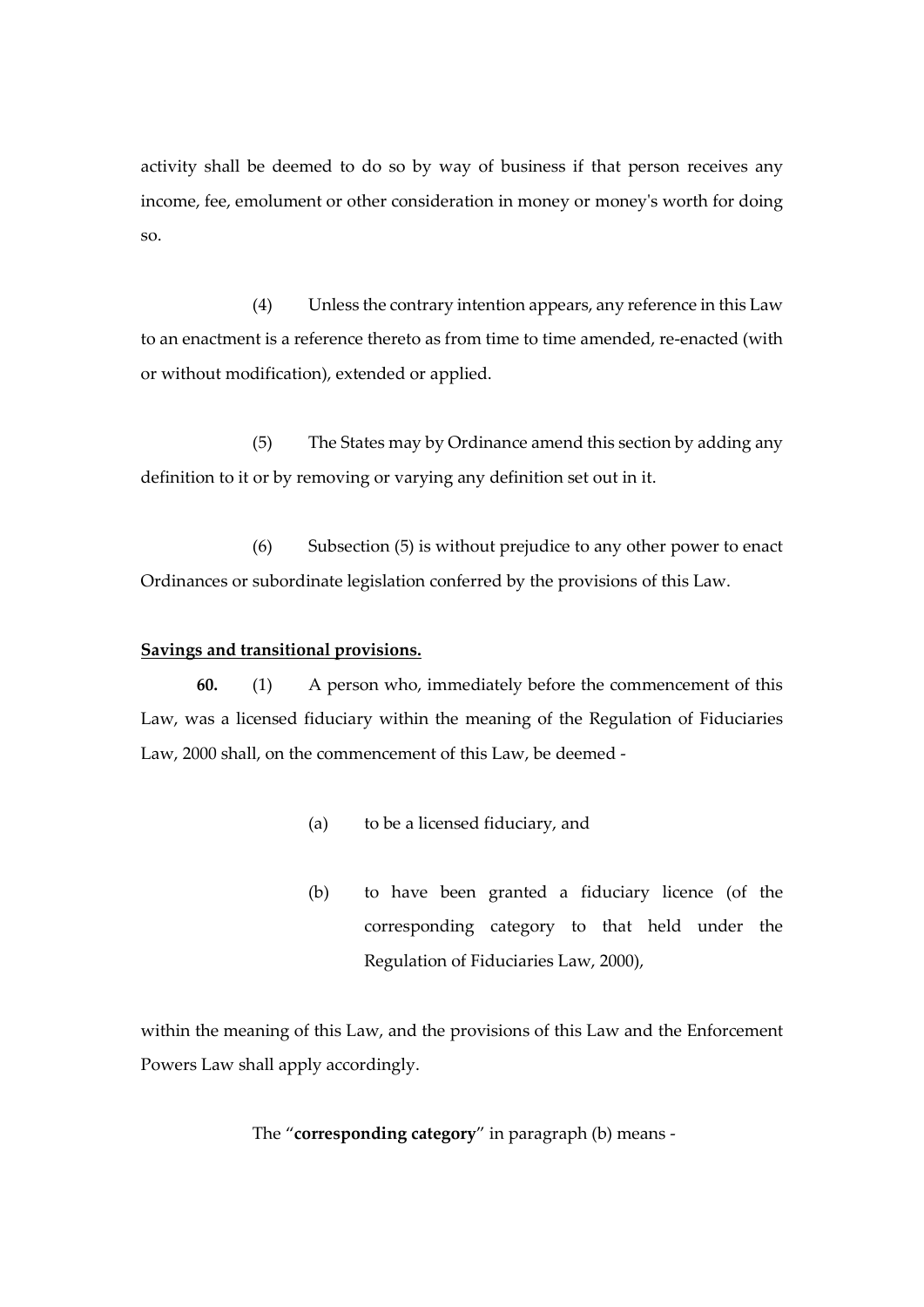activity shall be deemed to do so by way of business if that person receives any income, fee, emolument or other consideration in money or money's worth for doing so.

(4) Unless the contrary intention appears, any reference in this Law to an enactment is a reference thereto as from time to time amended, re-enacted (with or without modification), extended or applied.

(5) The States may by Ordinance amend this section by adding any definition to it or by removing or varying any definition set out in it.

(6) Subsection (5) is without prejudice to any other power to enact Ordinances or subordinate legislation conferred by the provisions of this Law.

**Savings and transitional provisions.**

**60.** (1) A person who, immediately before the commencement of this Law, was a licensed fiduciary within the meaning of the Regulation of Fiduciaries Law, 2000 shall, on the commencement of this Law, be deemed -

(a) to be a licensed fiduciary, and

(b) to have been granted a fiduciary licence (of the corresponding category to that held under the Regulation of Fiduciaries Law, 2000),

within the meaning of this Law, and the provisions of this Law and the Enforcement Powers Law shall apply accordingly.

The "**corresponding category**" in paragraph (b) means -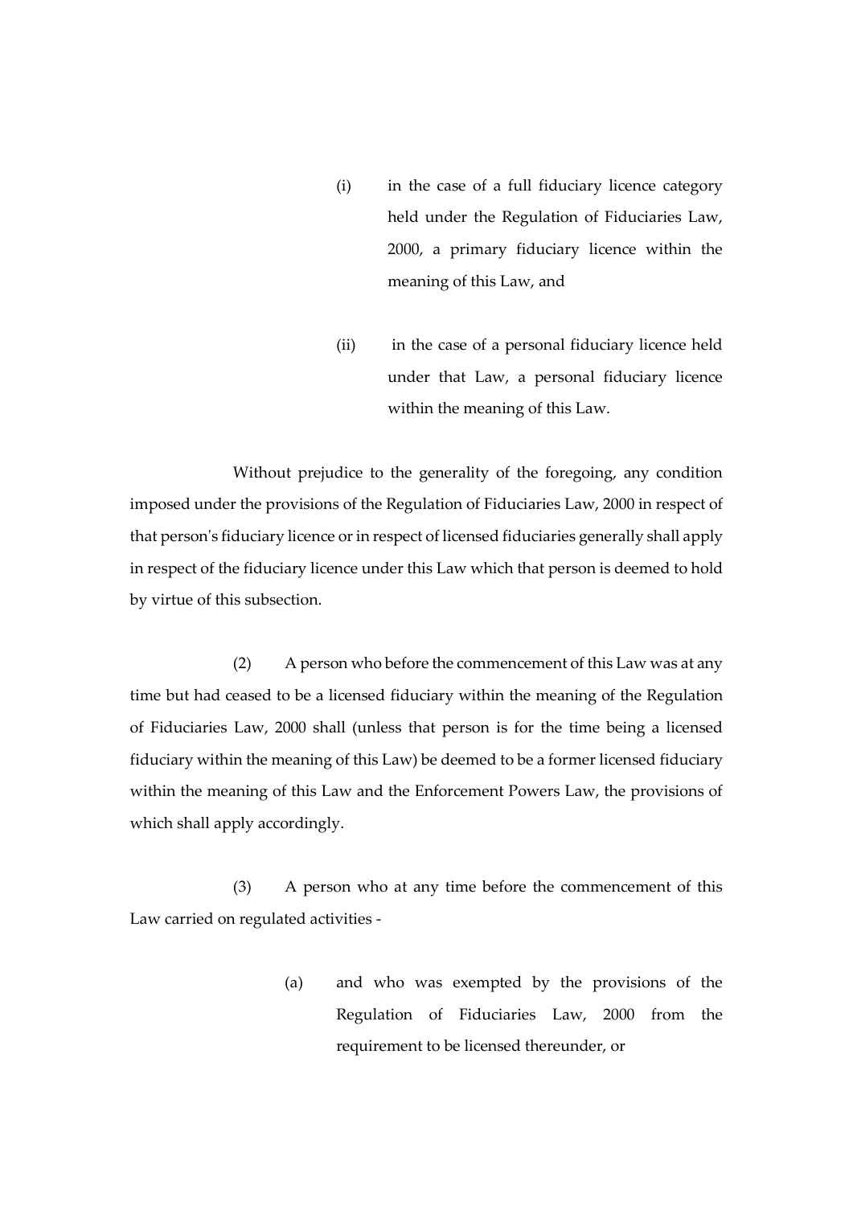(i) in the case of a full fiduciary licence category held under the Regulation of Fiduciaries Law, 2000, a primary fiduciary licence within the meaning of this Law, and

(ii) in the case of a personal fiduciary licence held under that Law, a personal fiduciary licence within the meaning of this Law.

Without prejudice to the generality of the foregoing, any condition imposed under the provisions of the Regulation of Fiduciaries Law, 2000 in respect of that person's fiduciary licence or in respect of licensed fiduciaries generally shall apply in respect of the fiduciary licence under this Law which that person is deemed to hold by virtue of this subsection.

(2) A person who before the commencement of this Law was at any time but had ceased to be a licensed fiduciary within the meaning of the Regulation of Fiduciaries Law, 2000 shall (unless that person is for the time being a licensed fiduciary within the meaning of this Law) be deemed to be a former licensed fiduciary within the meaning of this Law and the Enforcement Powers Law, the provisions of which shall apply accordingly.

(3) A person who at any time before the commencement of this Law carried on regulated activities -

(a) and who was exempted by the provisions of the Regulation of Fiduciaries Law, 2000 from the requirement to be licensed thereunder, or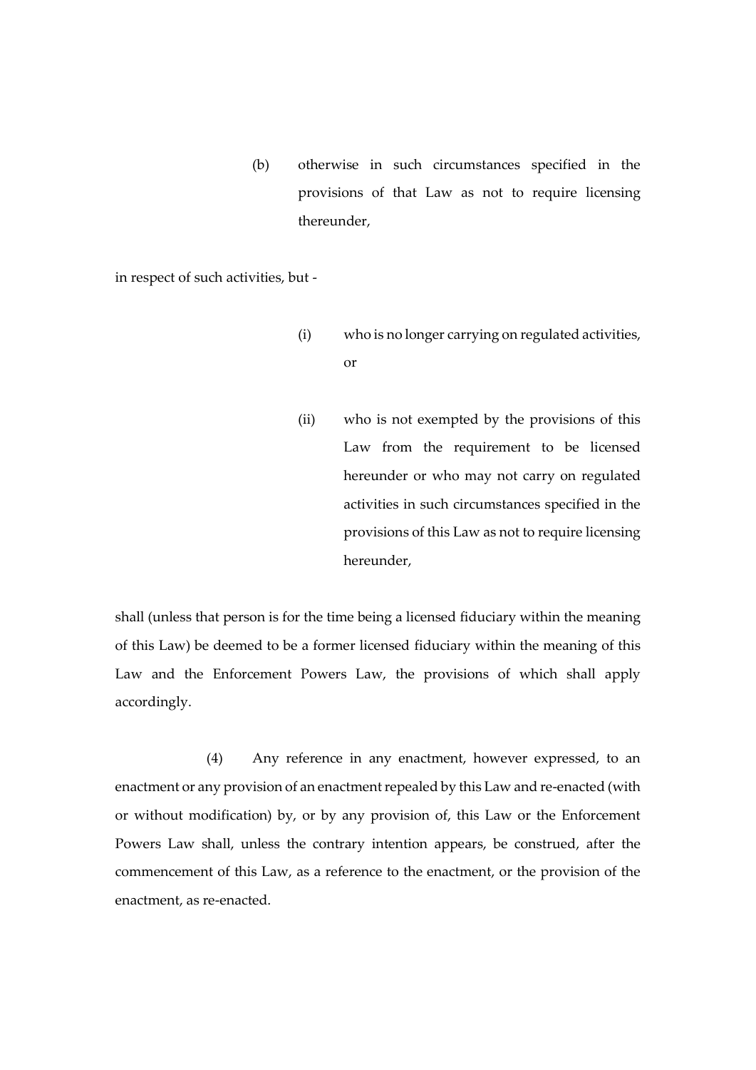(b) otherwise in such circumstances specified in the provisions of that Law as not to require licensing thereunder,

in respect of such activities, but -

(i) who is no longer carrying on regulated activities, or

(ii) who is not exempted by the provisions of this Law from the requirement to be licensed hereunder or who may not carry on regulated activities in such circumstances specified in the provisions of this Law as not to require licensing hereunder,

shall (unless that person is for the time being a licensed fiduciary within the meaning of this Law) be deemed to be a former licensed fiduciary within the meaning of this Law and the Enforcement Powers Law, the provisions of which shall apply accordingly.

(4) Any reference in any enactment, however expressed, to an enactment or any provision of an enactment repealed by this Law and re-enacted (with or without modification) by, or by any provision of, this Law or the Enforcement Powers Law shall, unless the contrary intention appears, be construed, after the commencement of this Law, as a reference to the enactment, or the provision of the enactment, as re-enacted.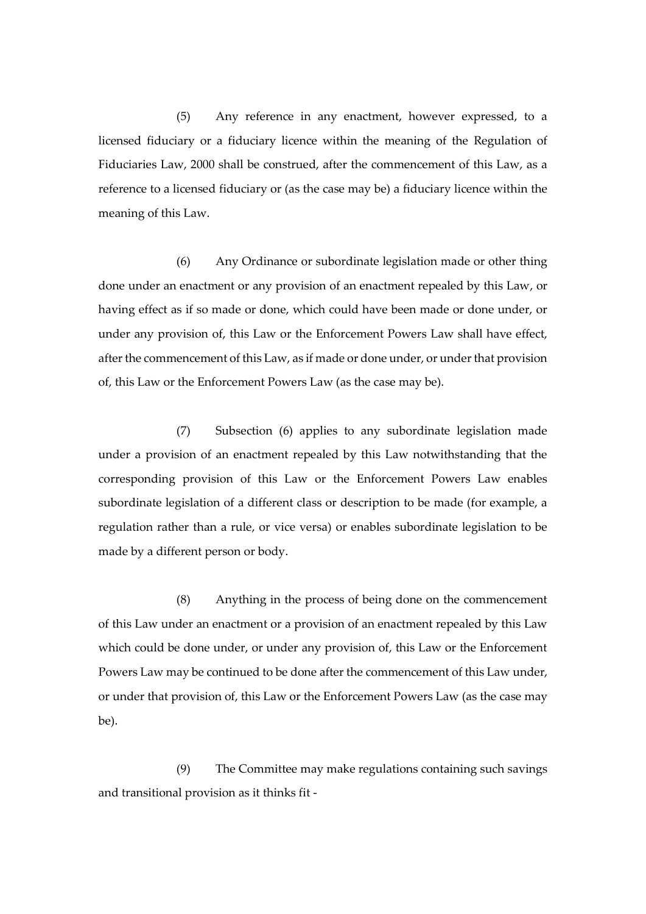(5) Any reference in any enactment, however expressed, to a licensed fiduciary or a fiduciary licence within the meaning of the Regulation of Fiduciaries Law, 2000 shall be construed, after the commencement of this Law, as a reference to a licensed fiduciary or (as the case may be) a fiduciary licence within the meaning of this Law.

(6) Any Ordinance or subordinate legislation made or other thing done under an enactment or any provision of an enactment repealed by this Law, or having effect as if so made or done, which could have been made or done under, or under any provision of, this Law or the Enforcement Powers Law shall have effect, after the commencement of this Law, as if made or done under, or under that provision of, this Law or the Enforcement Powers Law (as the case may be).

(7) Subsection (6) applies to any subordinate legislation made under a provision of an enactment repealed by this Law notwithstanding that the corresponding provision of this Law or the Enforcement Powers Law enables subordinate legislation of a different class or description to be made (for example, a regulation rather than a rule, or vice versa) or enables subordinate legislation to be made by a different person or body.

(8) Anything in the process of being done on the commencement of this Law under an enactment or a provision of an enactment repealed by this Law which could be done under, or under any provision of, this Law or the Enforcement Powers Law may be continued to be done after the commencement of this Law under, or under that provision of, this Law or the Enforcement Powers Law (as the case may be).

(9) The Committee may make regulations containing such savings and transitional provision as it thinks fit -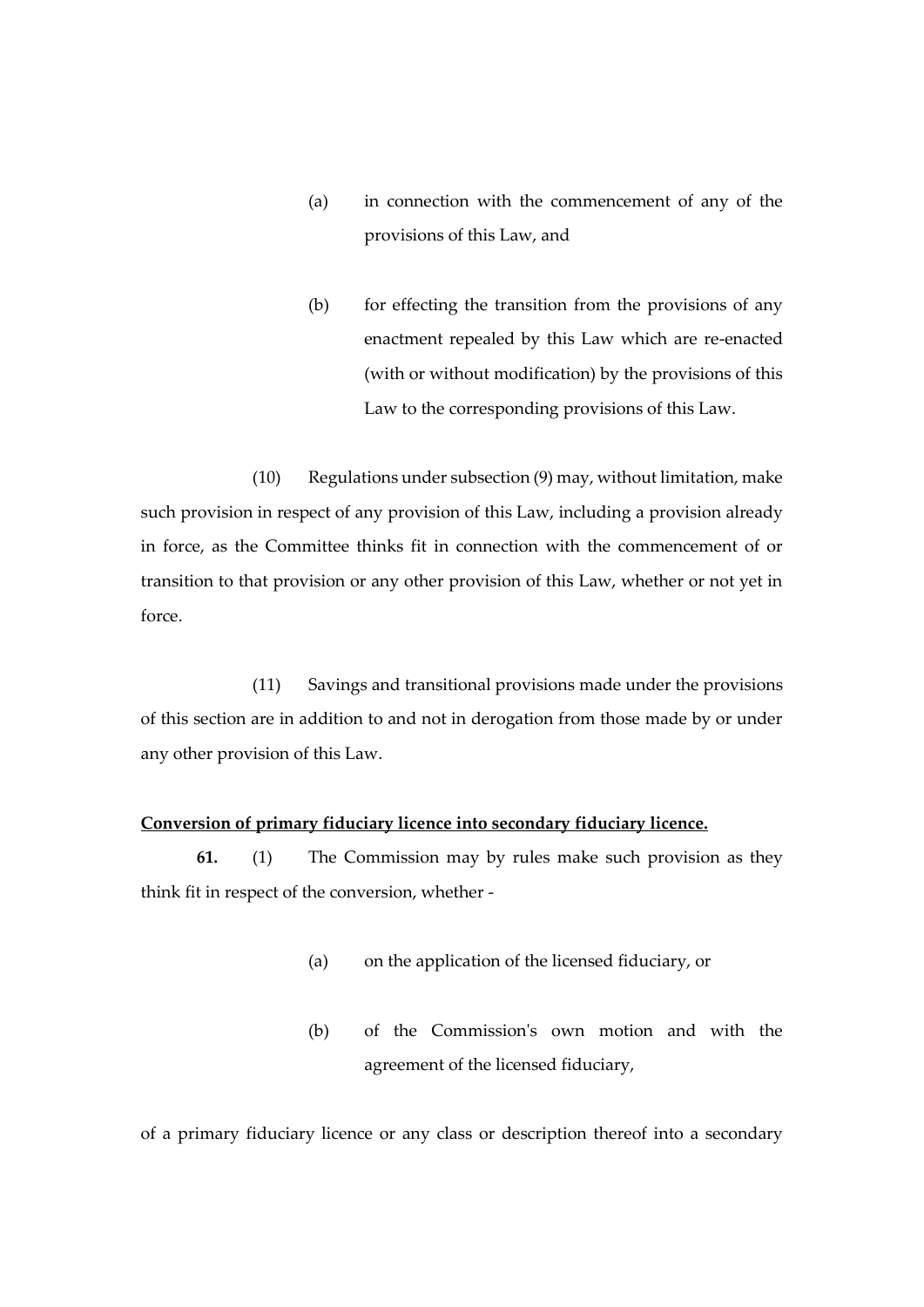(a) in connection with the commencement of any of the provisions of this Law, and

(b) for effecting the transition from the provisions of any enactment repealed by this Law which are re-enacted (with or without modification) by the provisions of this Law to the corresponding provisions of this Law.

(10) Regulations under subsection (9) may, without limitation, make such provision in respect of any provision of this Law, including a provision already in force, as the Committee thinks fit in connection with the commencement of or transition to that provision or any other provision of this Law, whether or not yet in force.

(11) Savings and transitional provisions made under the provisions of this section are in addition to and not in derogation from those made by or under any other provision of this Law.

**Conversion of primary fiduciary licence into secondary fiduciary licence.**

**61.** (1) The Commission may by rules make such provision as they think fit in respect of the conversion, whether -

(a) on the application of the licensed fiduciary, or

(b) of the Commission's own motion and with the agreement of the licensed fiduciary,

of a primary fiduciary licence or any class or description thereof into a secondary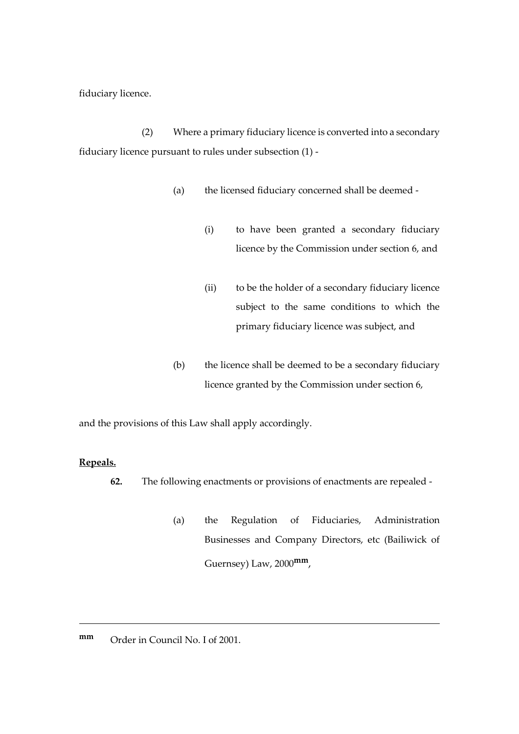fiduciary licence.

(2) Where a primary fiduciary licence is converted into a secondary fiduciary licence pursuant to rules under subsection (1) -

(a) the licensed fiduciary concerned shall be deemed -

(i) to have been granted a secondary fiduciary licence by the Commission under section 6, and

(ii) to be the holder of a secondary fiduciary licence subject to the same conditions to which the primary fiduciary licence was subject, and

(b) the licence shall be deemed to be a secondary fiduciary licence granted by the Commission under section 6,

and the provisions of this Law shall apply accordingly.

**Repeals.**

**62.** The following enactments or provisions of enactments are repealed -

(a) the Regulation of Fiduciaries, Administration Businesses and Company Directors, etc (Bailiwick of Guernsey) Law, 2000[mm],

---

[mm] Order in Council No. I of 2001.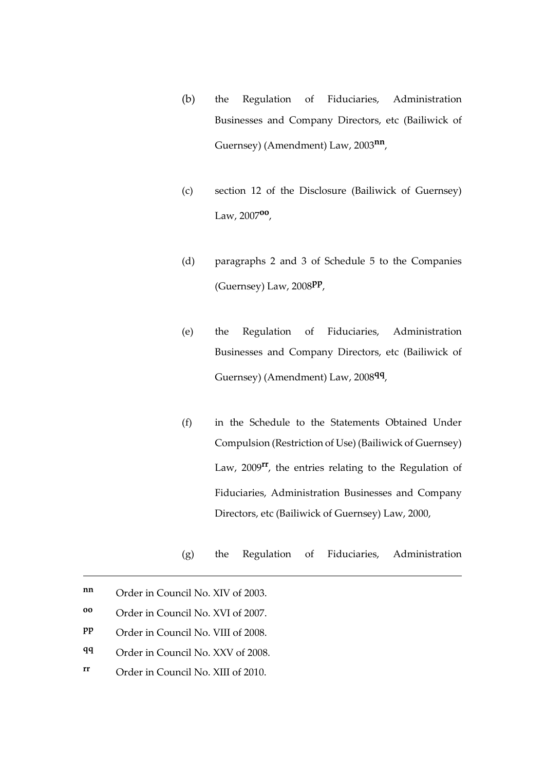(b) the Regulation of Fiduciaries, Administration Businesses and Company Directors, etc (Bailiwick of Guernsey) (Amendment) Law, 2003[nn],

(c) section 12 of the Disclosure (Bailiwick of Guernsey) Law, 2007[oo],

(d) paragraphs 2 and 3 of Schedule 5 to the Companies (Guernsey) Law, 2008[pp],

(e) the Regulation of Fiduciaries, Administration Businesses and Company Directors, etc (Bailiwick of Guernsey) (Amendment) Law, 2008[qq],

(f) in the Schedule to the Statements Obtained Under Compulsion (Restriction of Use) (Bailiwick of Guernsey) Law, 2009[rr], the entries relating to the Regulation of Fiduciaries, Administration Businesses and Company Directors, etc (Bailiwick of Guernsey) Law, 2000,

(g) the Regulation of Fiduciaries, Administration

---

[nn] Order in Council No. XIV of 2003.

[oo] Order in Council No. XVI of 2007.

[pp] Order in Council No. VIII of 2008.

[qq] Order in Council No. XXV of 2008.

[rr] Order in Council No. XIII of 2010.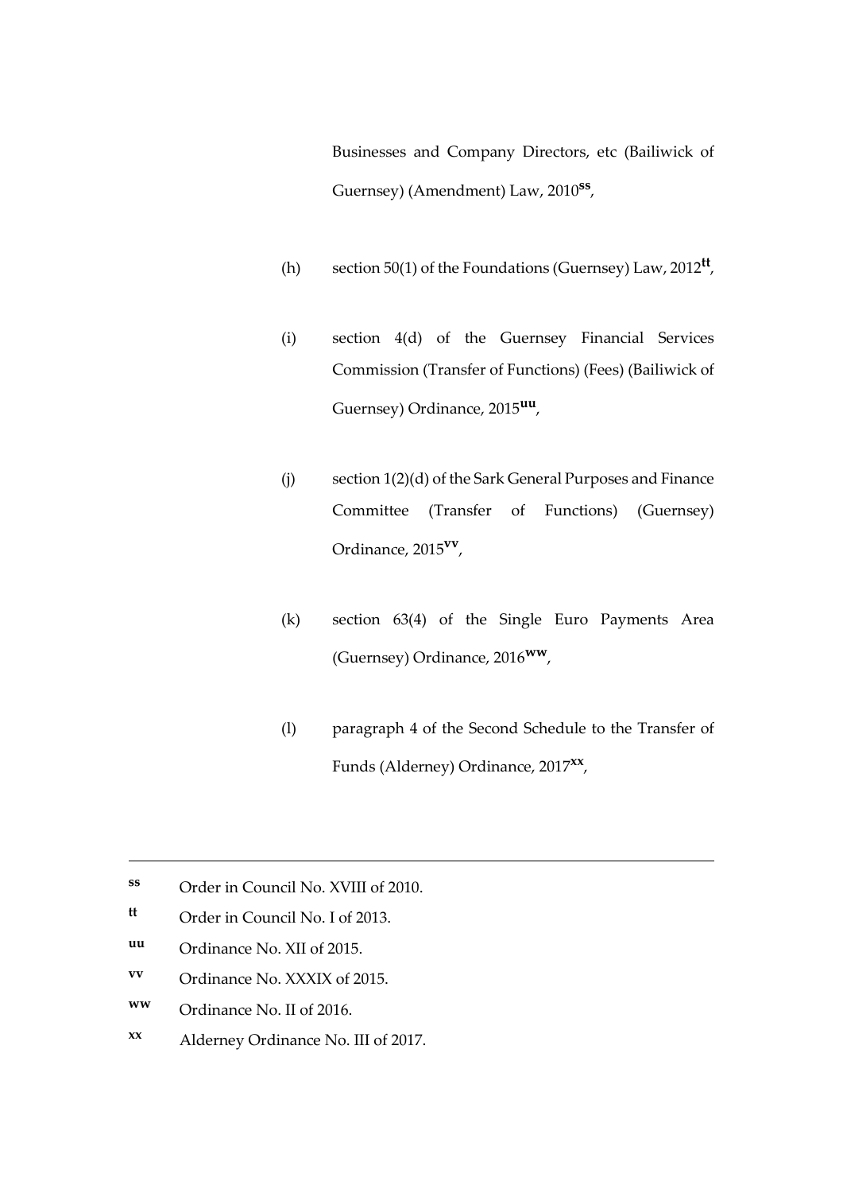Businesses and Company Directors, etc (Bailiwick of Guernsey) (Amendment) Law, 2010[ss],

(h) section 50(1) of the Foundations (Guernsey) Law, 2012[tt],

(i) section 4(d) of the Guernsey Financial Services Commission (Transfer of Functions) (Fees) (Bailiwick of Guernsey) Ordinance, 2015[uu],

(j) section 1(2)(d) of the Sark General Purposes and Finance Committee (Transfer of Functions) (Guernsey) Ordinance, 2015[vv],

(k) section 63(4) of the Single Euro Payments Area (Guernsey) Ordinance, 2016[ww],

(l) paragraph 4 of the Second Schedule to the Transfer of Funds (Alderney) Ordinance, 2017[xx],

---

[ss] Order in Council No. XVIII of 2010.

[tt] Order in Council No. I of 2013.

[uu] Ordinance No. XII of 2015.

[vv] Ordinance No. XXXIX of 2015.

[ww] Ordinance No. II of 2016.

[xx] Alderney Ordinance No. III of 2017.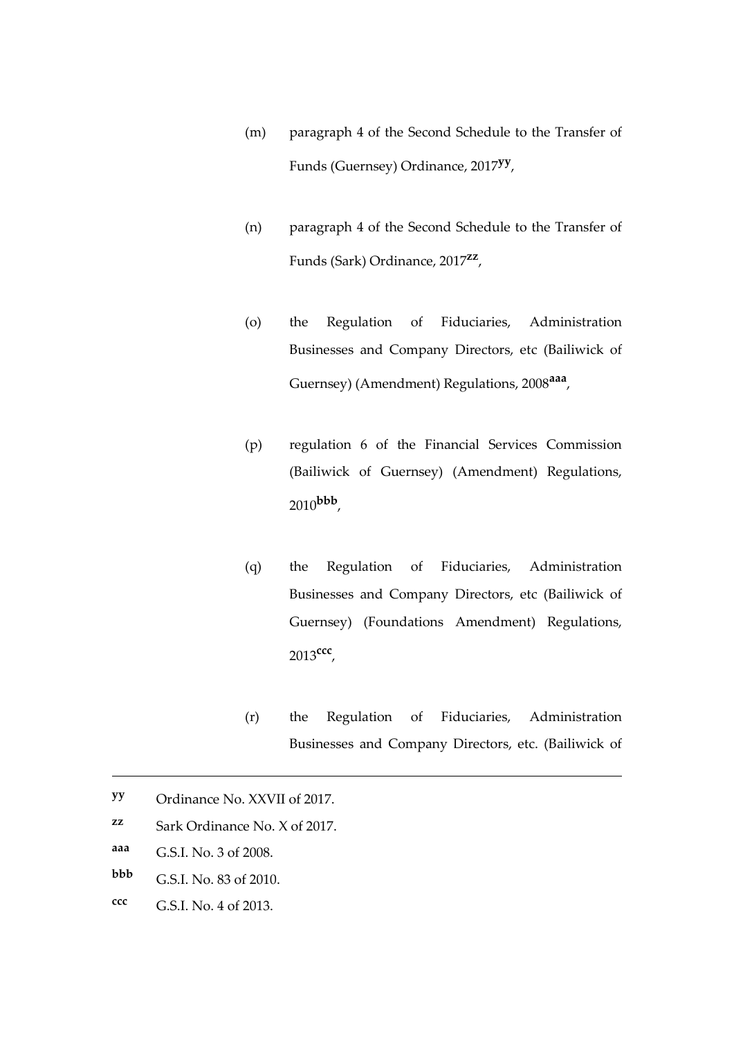(m) paragraph 4 of the Second Schedule to the Transfer of Funds (Guernsey) Ordinance, 2017[yy],

(n) paragraph 4 of the Second Schedule to the Transfer of Funds (Sark) Ordinance, 2017[zz],

(o) the Regulation of Fiduciaries, Administration Businesses and Company Directors, etc (Bailiwick of Guernsey) (Amendment) Regulations, 2008[aaa],

(p) regulation 6 of the Financial Services Commission (Bailiwick of Guernsey) (Amendment) Regulations, 2010[bbb],

(q) the Regulation of Fiduciaries, Administration Businesses and Company Directors, etc (Bailiwick of Guernsey) (Foundations Amendment) Regulations, 2013[ccc],

(r) the Regulation of Fiduciaries, Administration Businesses and Company Directors, etc. (Bailiwick of

---

[yy] Ordinance No. XXVII of 2017.

[zz] Sark Ordinance No. X of 2017.

[aaa] G.S.I. No. 3 of 2008.

[bbb] G.S.I. No. 83 of 2010.

[ccc] G.S.I. No. 4 of 2013.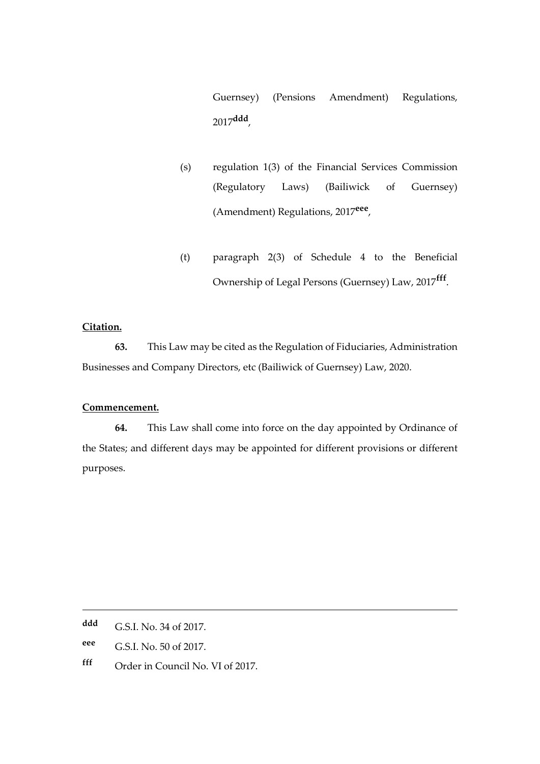Guernsey) (Pensions Amendment) Regulations, 2017[ddd],

(s) regulation 1(3) of the Financial Services Commission (Regulatory Laws) (Bailiwick of Guernsey) (Amendment) Regulations, 2017[eee],

(t) paragraph 2(3) of Schedule 4 to the Beneficial Ownership of Legal Persons (Guernsey) Law, 2017[fff].

**Citation.**

**63.** This Law may be cited as the Regulation of Fiduciaries, Administration Businesses and Company Directors, etc (Bailiwick of Guernsey) Law, 2020.

**Commencement.**

**64.** This Law shall come into force on the day appointed by Ordinance of the States; and different days may be appointed for different provisions or different purposes.

---

**ddd** G.S.I. No. 34 of 2017.

**eee** G.S.I. No. 50 of 2017.

**fff** Order in Council No. VI of 2017.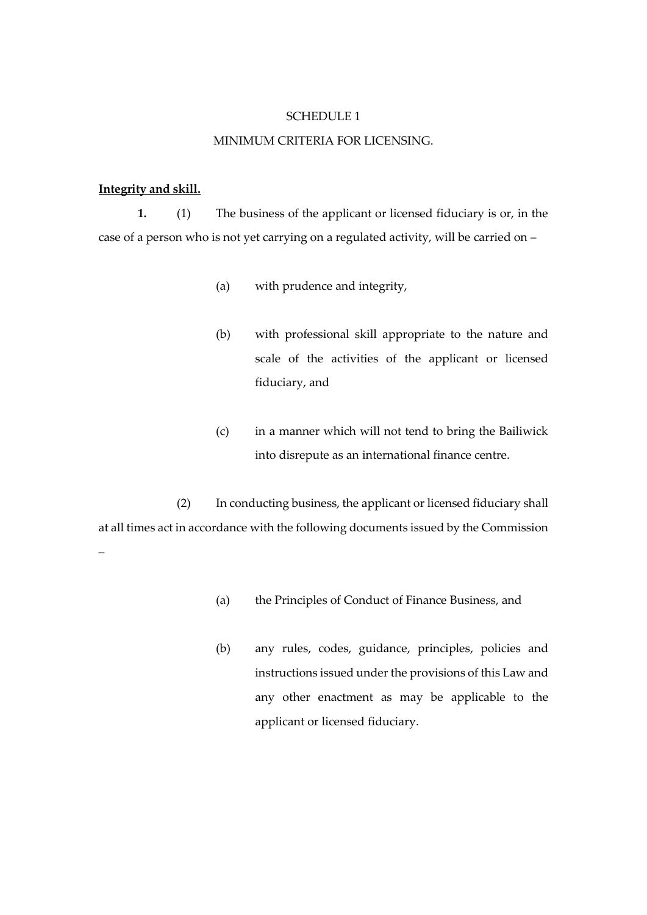SCHEDULE 1

MINIMUM CRITERIA FOR LICENSING.

**Integrity and skill.**

**1.** (1) The business of the applicant or licensed fiduciary is or, in the case of a person who is not yet carrying on a regulated activity, will be carried on –

(a) with prudence and integrity,

(b) with professional skill appropriate to the nature and scale of the activities of the applicant or licensed fiduciary, and

(c) in a manner which will not tend to bring the Bailiwick into disrepute as an international finance centre.

(2) In conducting business, the applicant or licensed fiduciary shall at all times act in accordance with the following documents issued by the Commission –

(a) the Principles of Conduct of Finance Business, and

(b) any rules, codes, guidance, principles, policies and instructions issued under the provisions of this Law and any other enactment as may be applicable to the applicant or licensed fiduciary.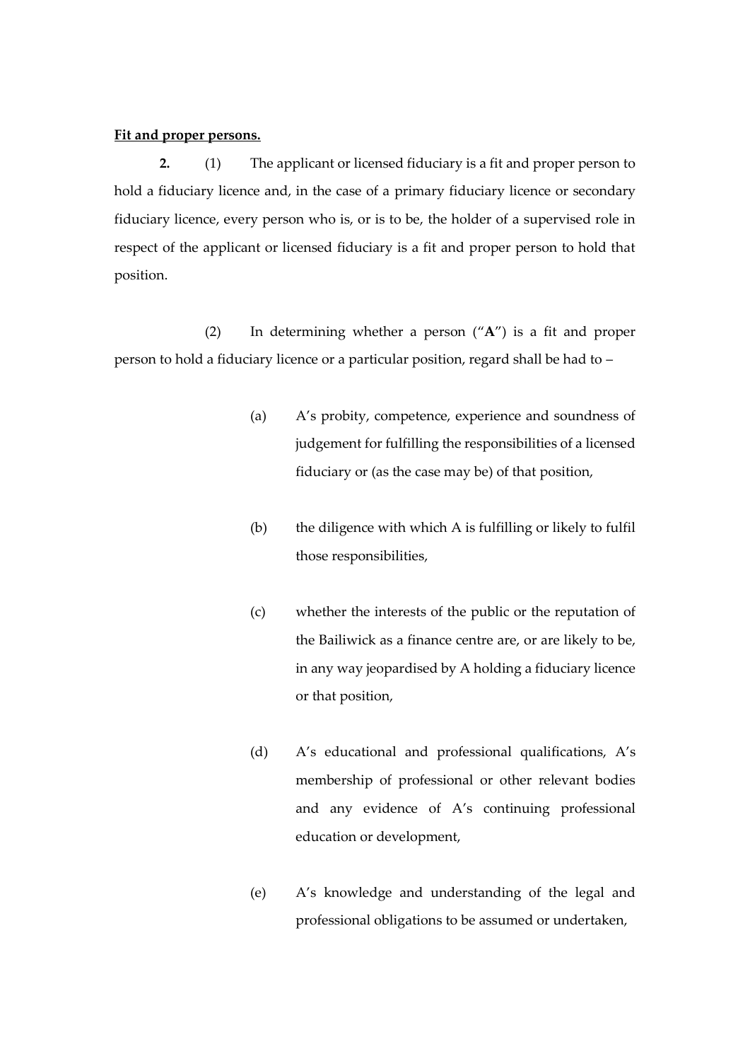**<u>Fit and proper persons.</u>**

**2.** (1) The applicant or licensed fiduciary is a fit and proper person to hold a fiduciary licence and, in the case of a primary fiduciary licence or secondary fiduciary licence, every person who is, or is to be, the holder of a supervised role in respect of the applicant or licensed fiduciary is a fit and proper person to hold that position.

(2) In determining whether a person ("**A**") is a fit and proper person to hold a fiduciary licence or a particular position, regard shall be had to –

(a) A's probity, competence, experience and soundness of judgement for fulfilling the responsibilities of a licensed fiduciary or (as the case may be) of that position,

(b) the diligence with which A is fulfilling or likely to fulfil those responsibilities,

(c) whether the interests of the public or the reputation of the Bailiwick as a finance centre are, or are likely to be, in any way jeopardised by A holding a fiduciary licence or that position,

(d) A's educational and professional qualifications, A's membership of professional or other relevant bodies and any evidence of A's continuing professional education or development,

(e) A's knowledge and understanding of the legal and professional obligations to be assumed or undertaken,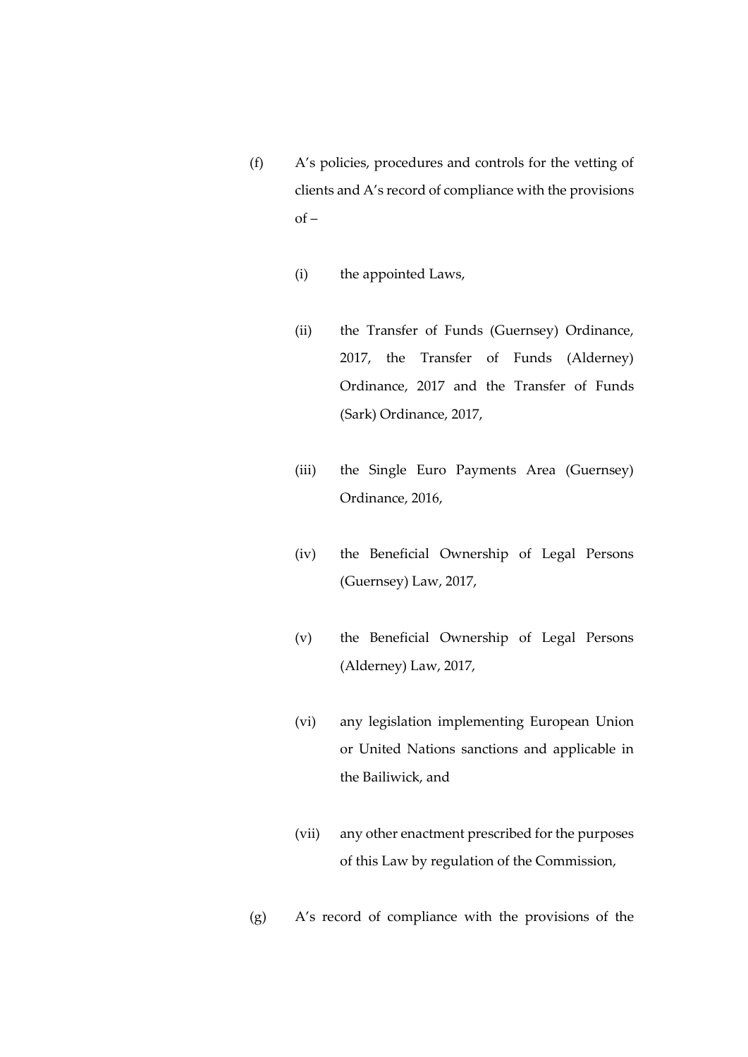(f) A's policies, procedures and controls for the vetting of clients and A's record of compliance with the provisions of –

  (i) the appointed Laws,

  (ii) the Transfer of Funds (Guernsey) Ordinance, 2017, the Transfer of Funds (Alderney) Ordinance, 2017 and the Transfer of Funds (Sark) Ordinance, 2017,

  (iii) the Single Euro Payments Area (Guernsey) Ordinance, 2016,

  (iv) the Beneficial Ownership of Legal Persons (Guernsey) Law, 2017,

  (v) the Beneficial Ownership of Legal Persons (Alderney) Law, 2017,

  (vi) any legislation implementing European Union or United Nations sanctions and applicable in the Bailiwick, and

  (vii) any other enactment prescribed for the purposes of this Law by regulation of the Commission,

(g) A's record of compliance with the provisions of the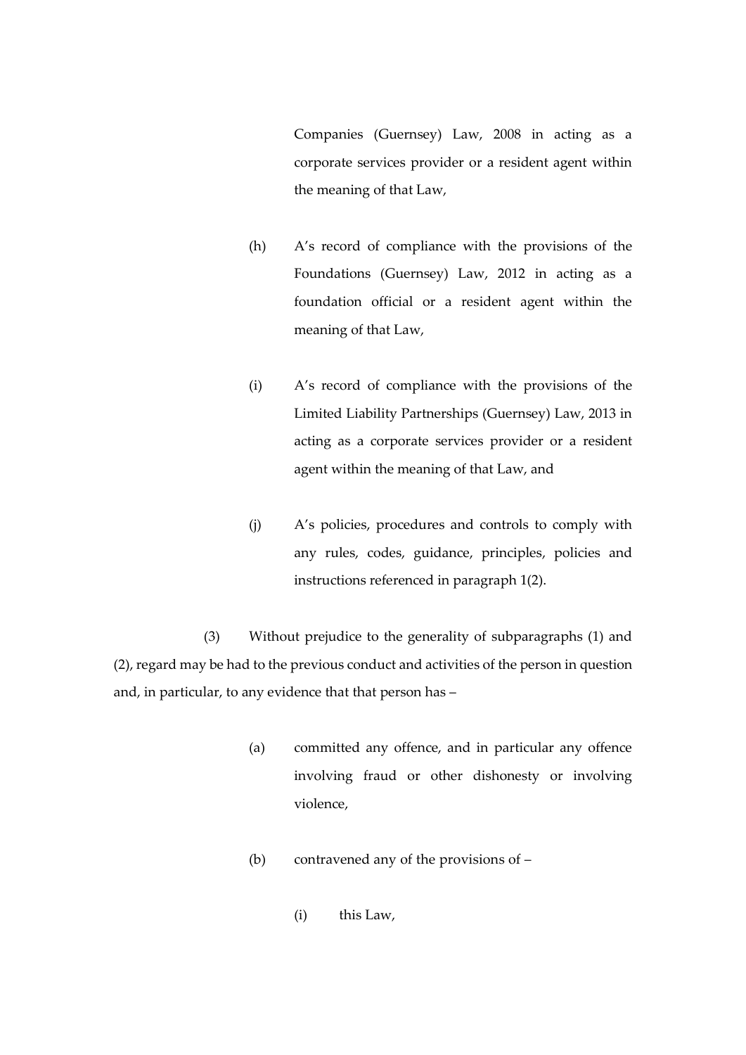Companies (Guernsey) Law, 2008 in acting as a corporate services provider or a resident agent within the meaning of that Law,

(h) A's record of compliance with the provisions of the Foundations (Guernsey) Law, 2012 in acting as a foundation official or a resident agent within the meaning of that Law,

(i) A's record of compliance with the provisions of the Limited Liability Partnerships (Guernsey) Law, 2013 in acting as a corporate services provider or a resident agent within the meaning of that Law, and

(j) A's policies, procedures and controls to comply with any rules, codes, guidance, principles, policies and instructions referenced in paragraph 1(2).

(3) Without prejudice to the generality of subparagraphs (1) and (2), regard may be had to the previous conduct and activities of the person in question and, in particular, to any evidence that that person has –

(a) committed any offence, and in particular any offence involving fraud or other dishonesty or involving violence,

(b) contravened any of the provisions of –

(i) this Law,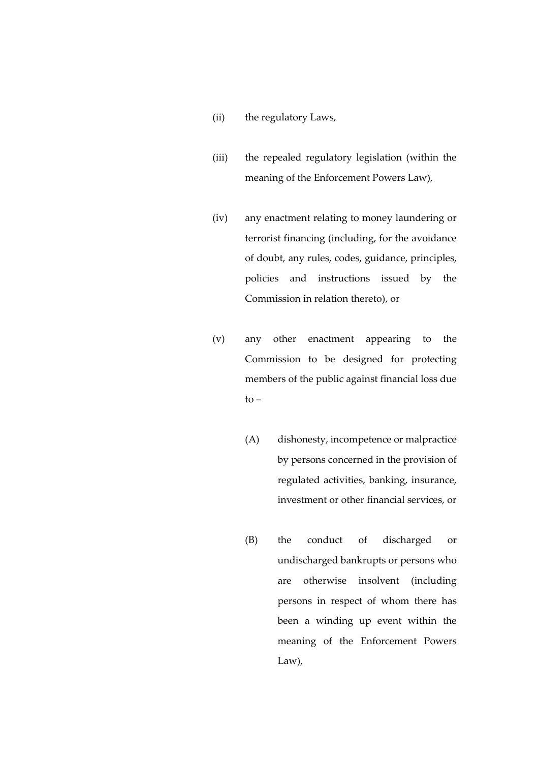(ii) the regulatory Laws,

(iii) the repealed regulatory legislation (within the meaning of the Enforcement Powers Law),

(iv) any enactment relating to money laundering or terrorist financing (including, for the avoidance of doubt, any rules, codes, guidance, principles, policies and instructions issued by the Commission in relation thereto), or

(v) any other enactment appearing to the Commission to be designed for protecting members of the public against financial loss due to –

(A) dishonesty, incompetence or malpractice by persons concerned in the provision of regulated activities, banking, insurance, investment or other financial services, or

(B) the conduct of discharged or undischarged bankrupts or persons who are otherwise insolvent (including persons in respect of whom there has been a winding up event within the meaning of the Enforcement Powers Law),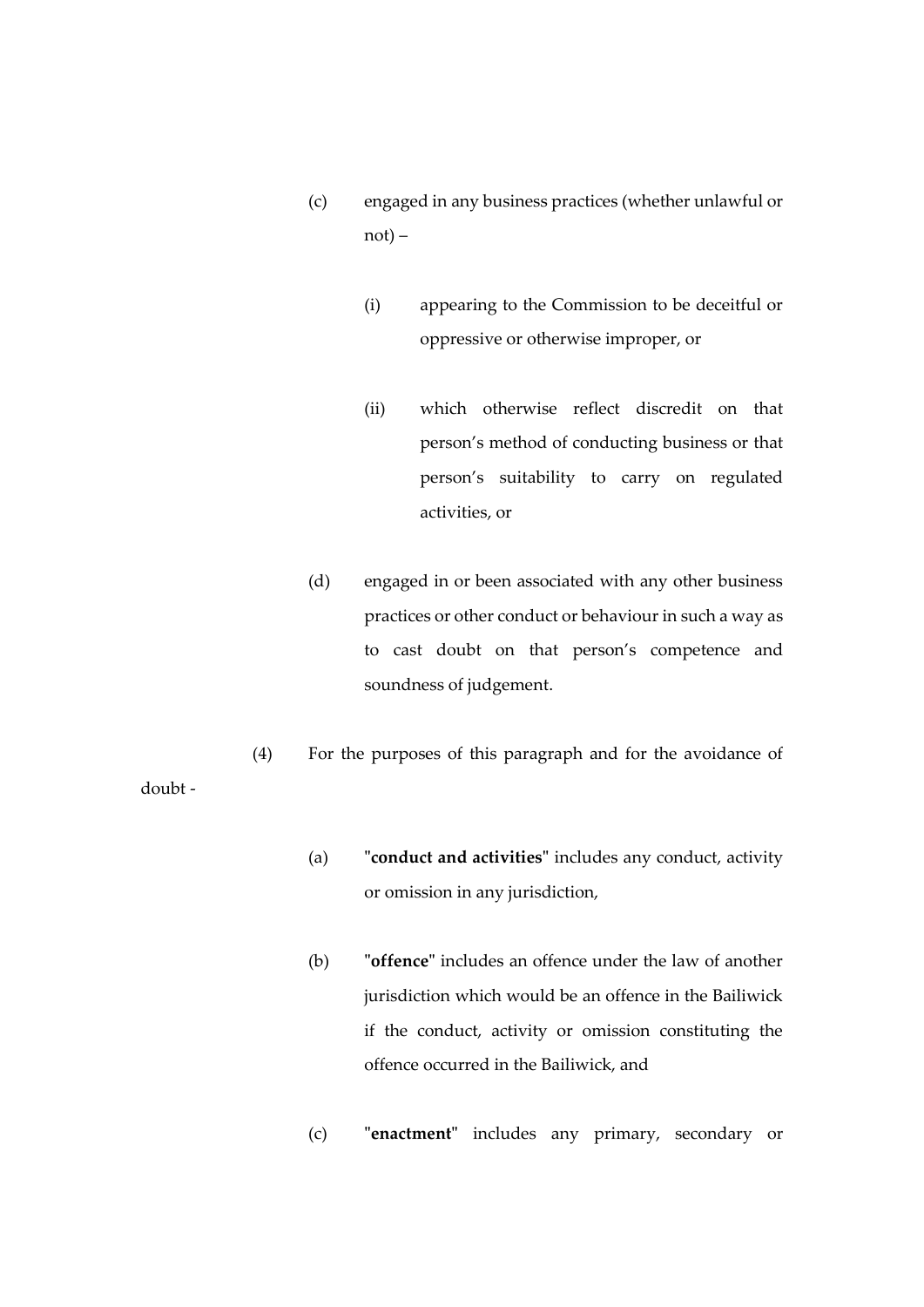(c) engaged in any business practices (whether unlawful or not) –

   (i) appearing to the Commission to be deceitful or oppressive or otherwise improper, or

   (ii) which otherwise reflect discredit on that person's method of conducting business or that person's suitability to carry on regulated activities, or

(d) engaged in or been associated with any other business practices or other conduct or behaviour in such a way as to cast doubt on that person's competence and soundness of judgement.

(4) For the purposes of this paragraph and for the avoidance of doubt -

(a) "**conduct and activities**" includes any conduct, activity or omission in any jurisdiction,

(b) "**offence**" includes an offence under the law of another jurisdiction which would be an offence in the Bailiwick if the conduct, activity or omission constituting the offence occurred in the Bailiwick, and

(c) "**enactment**" includes any primary, secondary or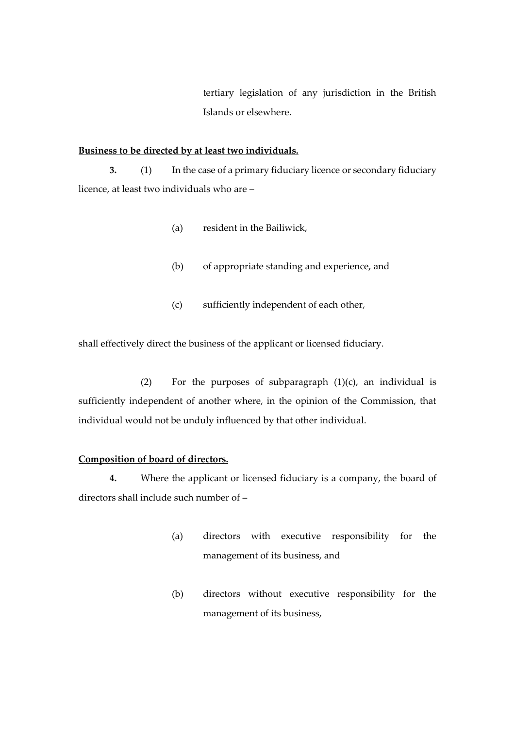tertiary legislation of any jurisdiction in the British Islands or elsewhere.

**Business to be directed by at least two individuals.**

**3.** (1) In the case of a primary fiduciary licence or secondary fiduciary licence, at least two individuals who are –

(a) resident in the Bailiwick,

(b) of appropriate standing and experience, and

(c) sufficiently independent of each other,

shall effectively direct the business of the applicant or licensed fiduciary.

(2) For the purposes of subparagraph (1)(c), an individual is sufficiently independent of another where, in the opinion of the Commission, that individual would not be unduly influenced by that other individual.

**Composition of board of directors.**

**4.** Where the applicant or licensed fiduciary is a company, the board of directors shall include such number of –

(a) directors with executive responsibility for the management of its business, and

(b) directors without executive responsibility for the management of its business,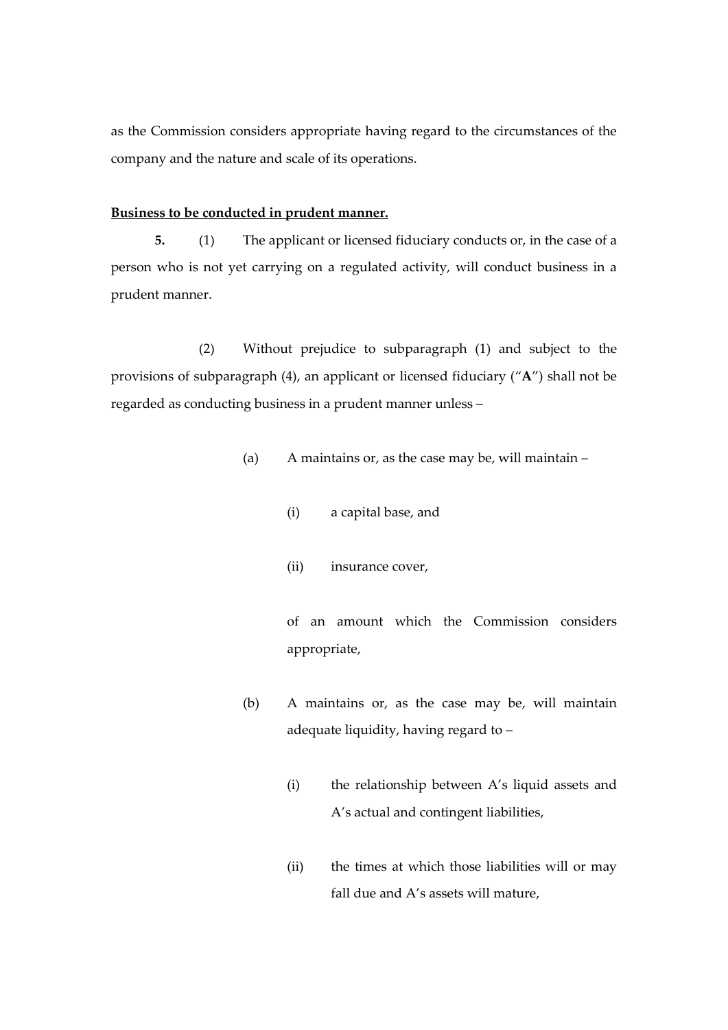as the Commission considers appropriate having regard to the circumstances of the company and the nature and scale of its operations.

**Business to be conducted in prudent manner.**

**5.** (1) The applicant or licensed fiduciary conducts or, in the case of a person who is not yet carrying on a regulated activity, will conduct business in a prudent manner.

(2) Without prejudice to subparagraph (1) and subject to the provisions of subparagraph (4), an applicant or licensed fiduciary ("**A**") shall not be regarded as conducting business in a prudent manner unless –

(a) A maintains or, as the case may be, will maintain –

(i) a capital base, and

(ii) insurance cover,

of an amount which the Commission considers appropriate,

(b) A maintains or, as the case may be, will maintain adequate liquidity, having regard to –

(i) the relationship between A's liquid assets and A's actual and contingent liabilities,

(ii) the times at which those liabilities will or may fall due and A's assets will mature,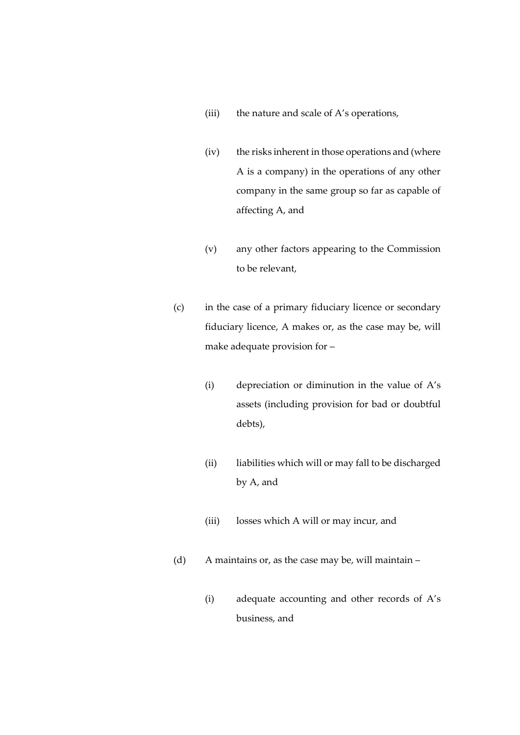(iii) the nature and scale of A's operations,

(iv) the risks inherent in those operations and (where A is a company) in the operations of any other company in the same group so far as capable of affecting A, and

(v) any other factors appearing to the Commission to be relevant,

(c) in the case of a primary fiduciary licence or secondary fiduciary licence, A makes or, as the case may be, will make adequate provision for –

(i) depreciation or diminution in the value of A's assets (including provision for bad or doubtful debts),

(ii) liabilities which will or may fall to be discharged by A, and

(iii) losses which A will or may incur, and

(d) A maintains or, as the case may be, will maintain –

(i) adequate accounting and other records of A's business, and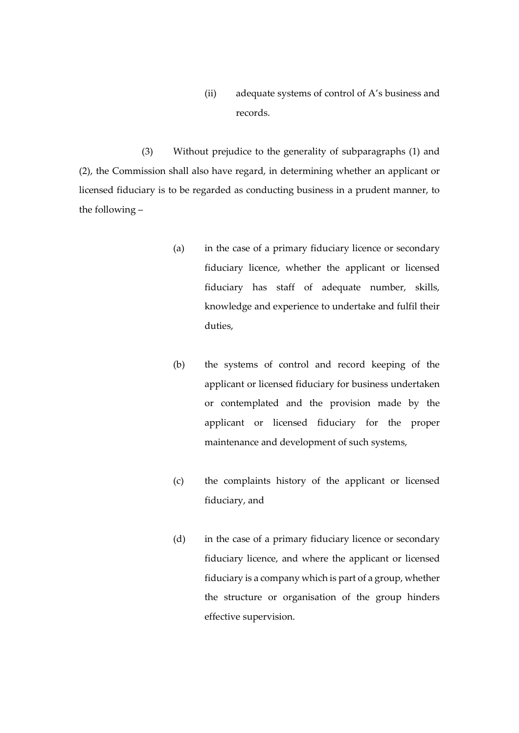(ii) adequate systems of control of A's business and records.

(3) Without prejudice to the generality of subparagraphs (1) and (2), the Commission shall also have regard, in determining whether an applicant or licensed fiduciary is to be regarded as conducting business in a prudent manner, to the following –

(a) in the case of a primary fiduciary licence or secondary fiduciary licence, whether the applicant or licensed fiduciary has staff of adequate number, skills, knowledge and experience to undertake and fulfil their duties,

(b) the systems of control and record keeping of the applicant or licensed fiduciary for business undertaken or contemplated and the provision made by the applicant or licensed fiduciary for the proper maintenance and development of such systems,

(c) the complaints history of the applicant or licensed fiduciary, and

(d) in the case of a primary fiduciary licence or secondary fiduciary licence, and where the applicant or licensed fiduciary is a company which is part of a group, whether the structure or organisation of the group hinders effective supervision.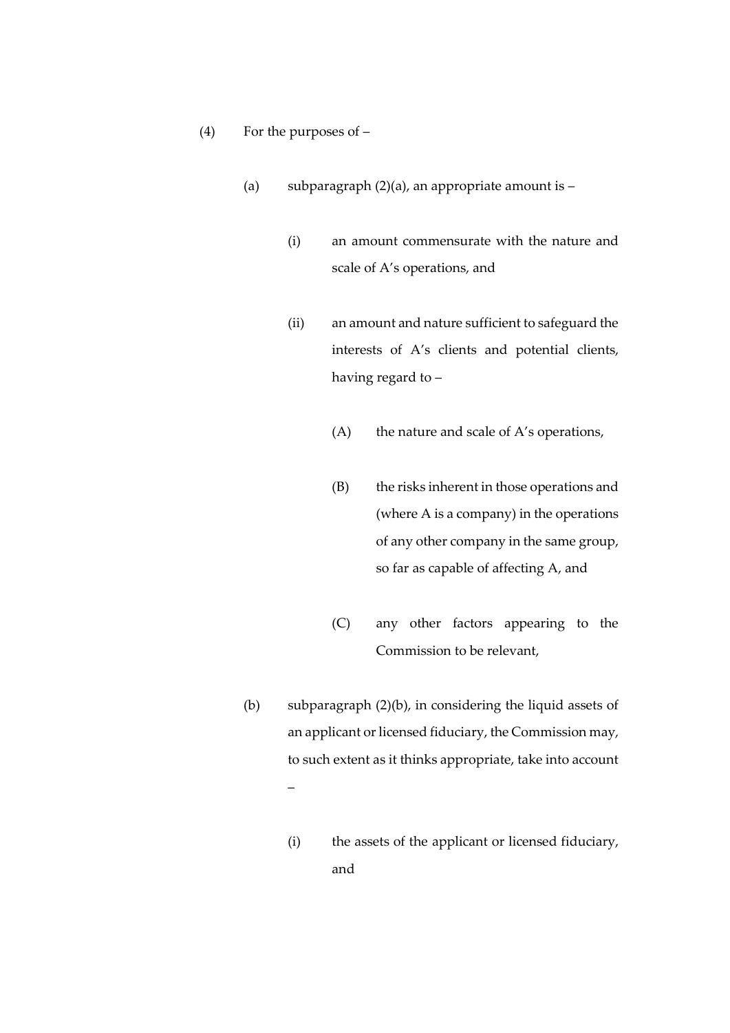(4) For the purposes of –

  (a) subparagraph (2)(a), an appropriate amount is –

    (i) an amount commensurate with the nature and scale of A's operations, and

    (ii) an amount and nature sufficient to safeguard the interests of A's clients and potential clients, having regard to –

      (A) the nature and scale of A's operations,

      (B) the risks inherent in those operations and (where A is a company) in the operations of any other company in the same group, so far as capable of affecting A, and

      (C) any other factors appearing to the Commission to be relevant,

  (b) subparagraph (2)(b), in considering the liquid assets of an applicant or licensed fiduciary, the Commission may, to such extent as it thinks appropriate, take into account –

    (i) the assets of the applicant or licensed fiduciary, and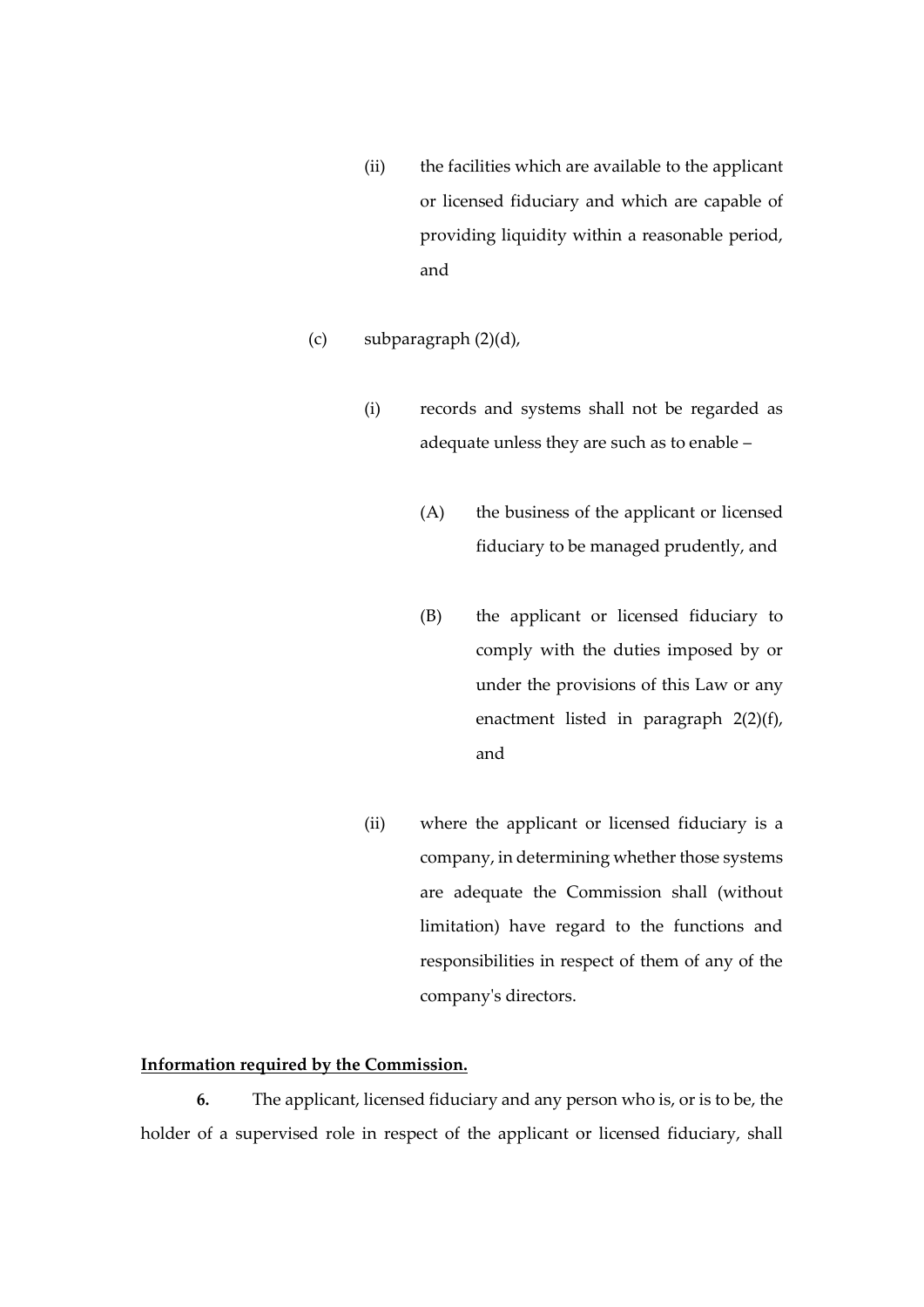(ii) the facilities which are available to the applicant or licensed fiduciary and which are capable of providing liquidity within a reasonable period, and

(c) subparagraph (2)(d),

(i) records and systems shall not be regarded as adequate unless they are such as to enable –

(A) the business of the applicant or licensed fiduciary to be managed prudently, and

(B) the applicant or licensed fiduciary to comply with the duties imposed by or under the provisions of this Law or any enactment listed in paragraph 2(2)(f), and

(ii) where the applicant or licensed fiduciary is a company, in determining whether those systems are adequate the Commission shall (without limitation) have regard to the functions and responsibilities in respect of them of any of the company's directors.

**Information required by the Commission.**

**6.** The applicant, licensed fiduciary and any person who is, or is to be, the holder of a supervised role in respect of the applicant or licensed fiduciary, shall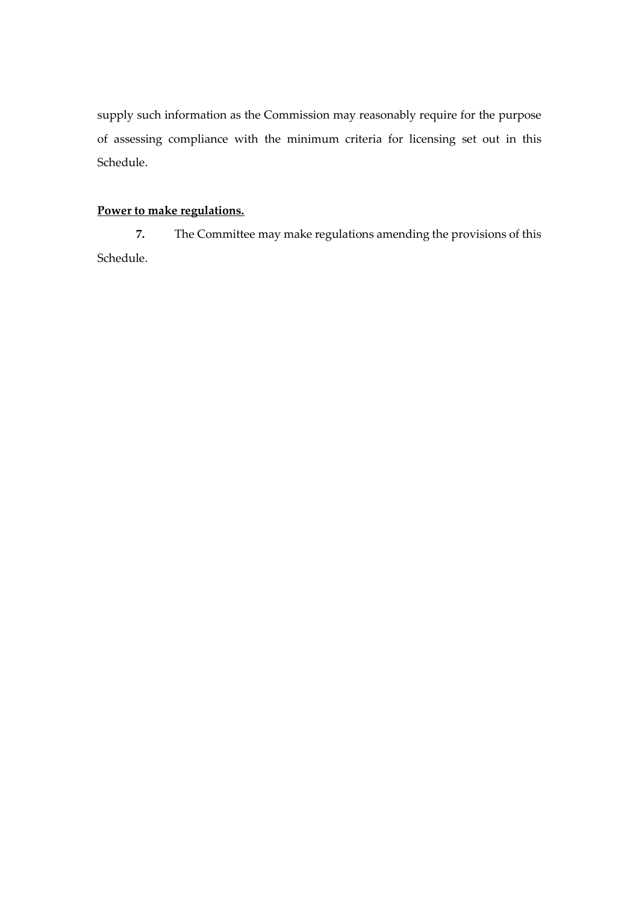supply such information as the Commission may reasonably require for the purpose of assessing compliance with the minimum criteria for licensing set out in this Schedule.

**Power to make regulations.**

**7.** The Committee may make regulations amending the provisions of this Schedule.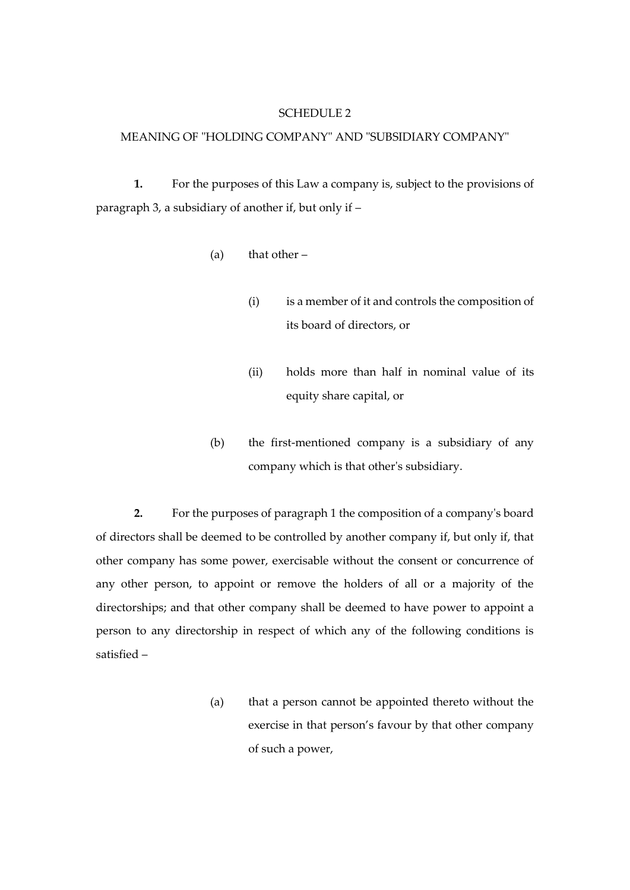# SCHEDULE 2

## MEANING OF "HOLDING COMPANY" AND "SUBSIDIARY COMPANY"

**1.** For the purposes of this Law a company is, subject to the provisions of paragraph 3, a subsidiary of another if, but only if –

(a) that other –

(i) is a member of it and controls the composition of its board of directors, or

(ii) holds more than half in nominal value of its equity share capital, or

(b) the first-mentioned company is a subsidiary of any company which is that other's subsidiary.

**2.** For the purposes of paragraph 1 the composition of a company's board of directors shall be deemed to be controlled by another company if, but only if, that other company has some power, exercisable without the consent or concurrence of any other person, to appoint or remove the holders of all or a majority of the directorships; and that other company shall be deemed to have power to appoint a person to any directorship in respect of which any of the following conditions is satisfied –

(a) that a person cannot be appointed thereto without the exercise in that person's favour by that other company of such a power,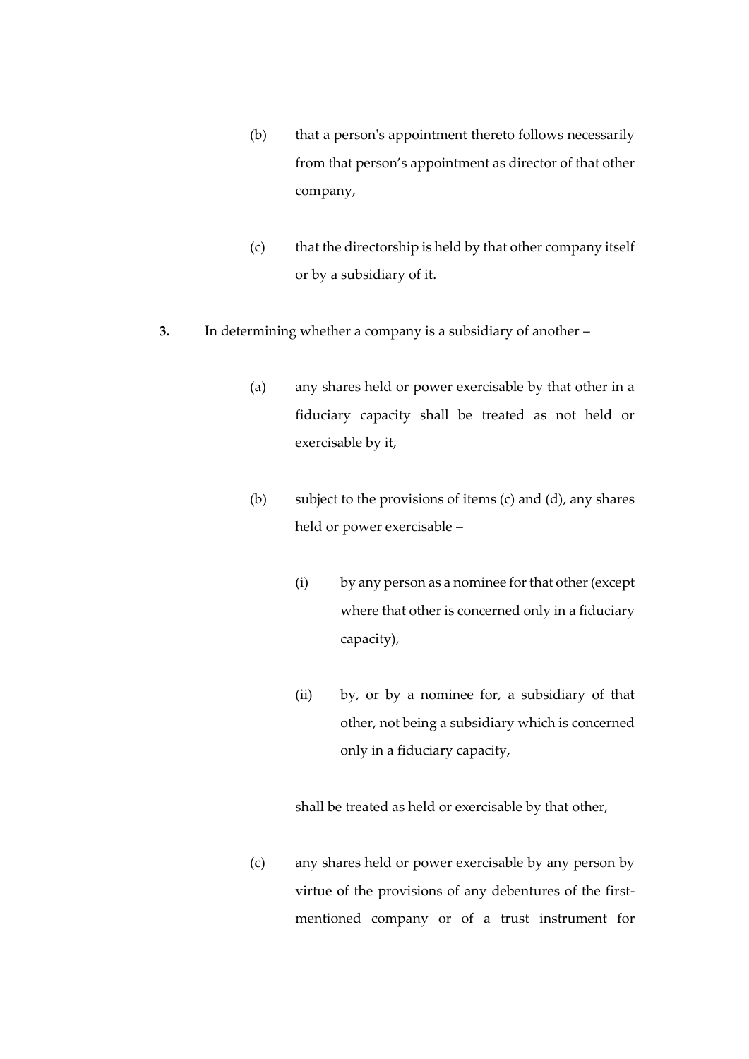(b) that a person's appointment thereto follows necessarily from that person's appointment as director of that other company,

(c) that the directorship is held by that other company itself or by a subsidiary of it.

**3.** In determining whether a company is a subsidiary of another –

(a) any shares held or power exercisable by that other in a fiduciary capacity shall be treated as not held or exercisable by it,

(b) subject to the provisions of items (c) and (d), any shares held or power exercisable –

(i) by any person as a nominee for that other (except where that other is concerned only in a fiduciary capacity),

(ii) by, or by a nominee for, a subsidiary of that other, not being a subsidiary which is concerned only in a fiduciary capacity,

shall be treated as held or exercisable by that other,

(c) any shares held or power exercisable by any person by virtue of the provisions of any debentures of the first-mentioned company or of a trust instrument for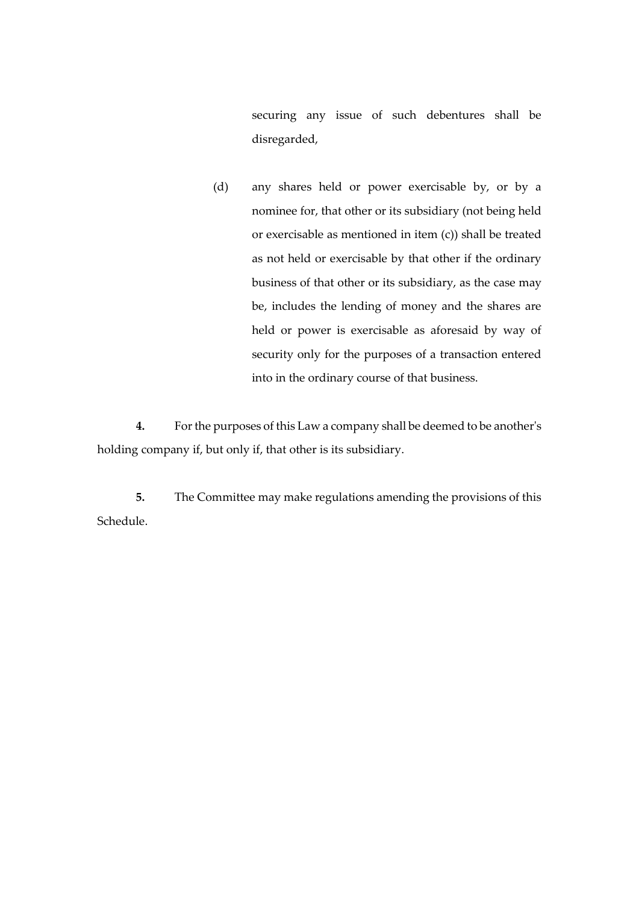securing any issue of such debentures shall be disregarded,

(d) any shares held or power exercisable by, or by a nominee for, that other or its subsidiary (not being held or exercisable as mentioned in item (c)) shall be treated as not held or exercisable by that other if the ordinary business of that other or its subsidiary, as the case may be, includes the lending of money and the shares are held or power is exercisable as aforesaid by way of security only for the purposes of a transaction entered into in the ordinary course of that business.

**4.** For the purposes of this Law a company shall be deemed to be another's holding company if, but only if, that other is its subsidiary.

**5.** The Committee may make regulations amending the provisions of this Schedule.